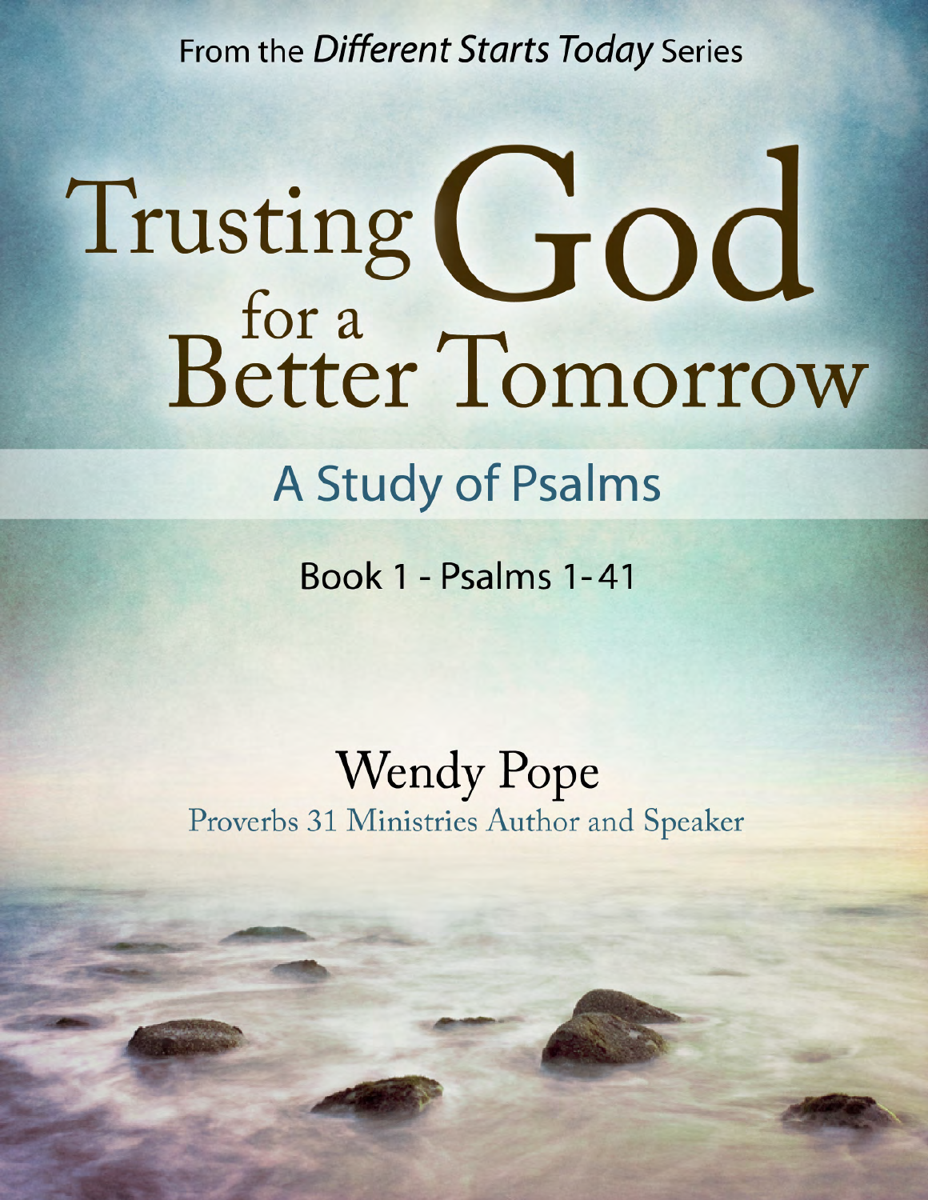From the *Different Starts Today* Series

# Trusting God for a Better Tomorrow

## A Study of Psalms

Book 1 - Psalms 1-41

Wendy Pope

Proverbs 31 Ministries Author and Speaker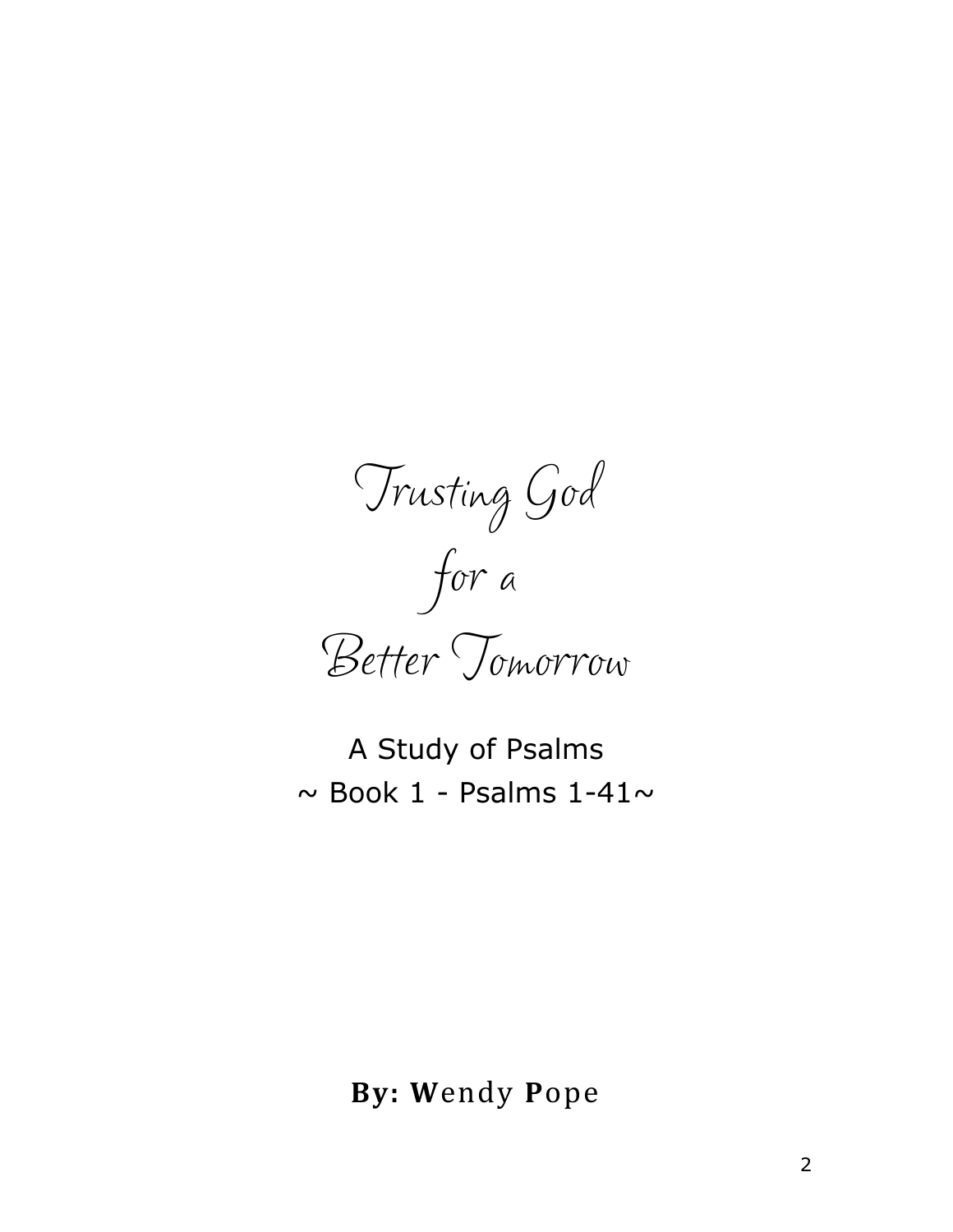# Trusting God for a Better Tomorrow

A Study of Psalms

~ Book 1 - Psalms 1-41~

**By: W**endy **P**ope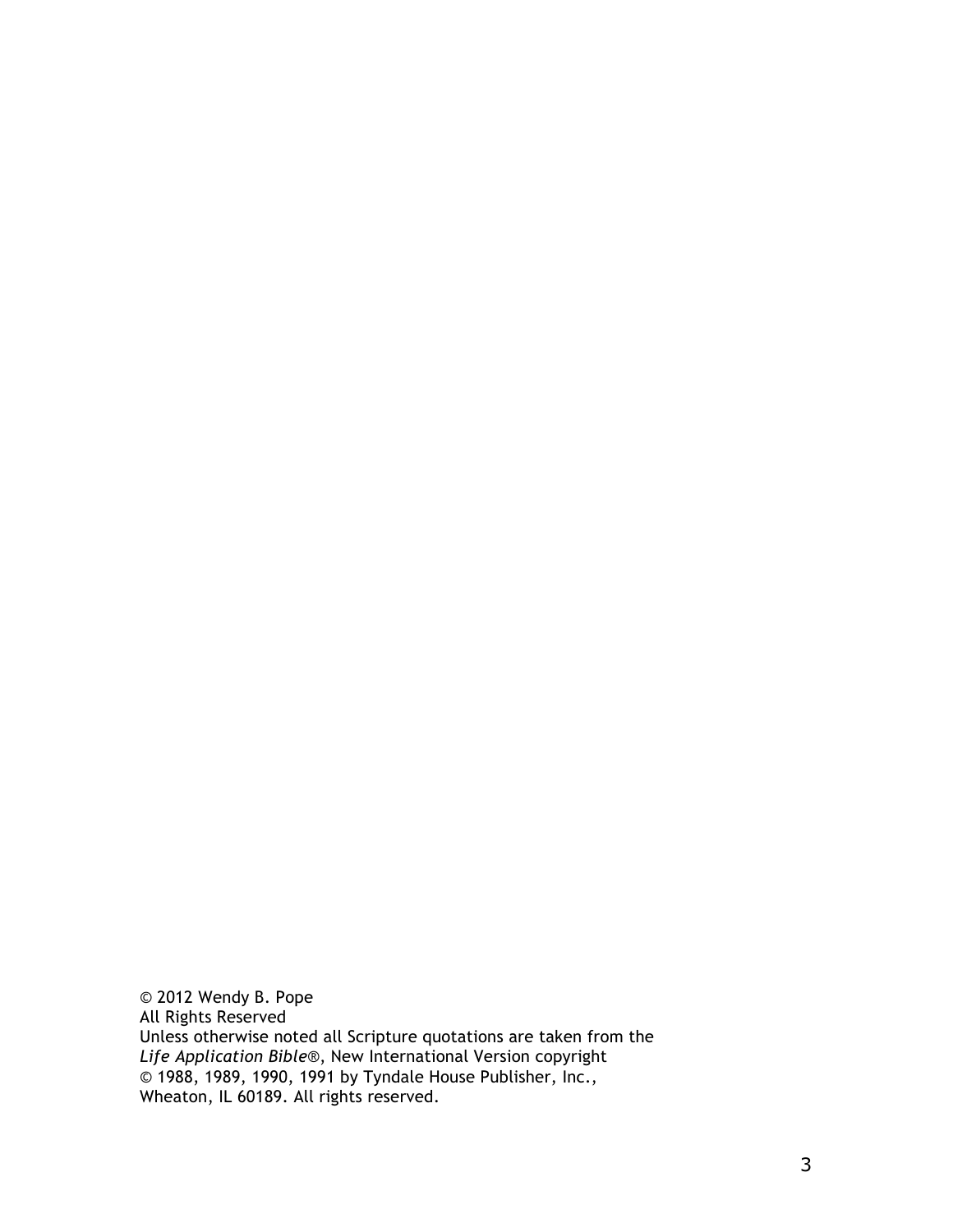© 2012 Wendy B. Pope
All Rights Reserved
Unless otherwise noted all Scripture quotations are taken from the *Life Application Bible*®, New International Version copyright © 1988, 1989, 1990, 1991 by Tyndale House Publisher, Inc., Wheaton, IL 60189. All rights reserved.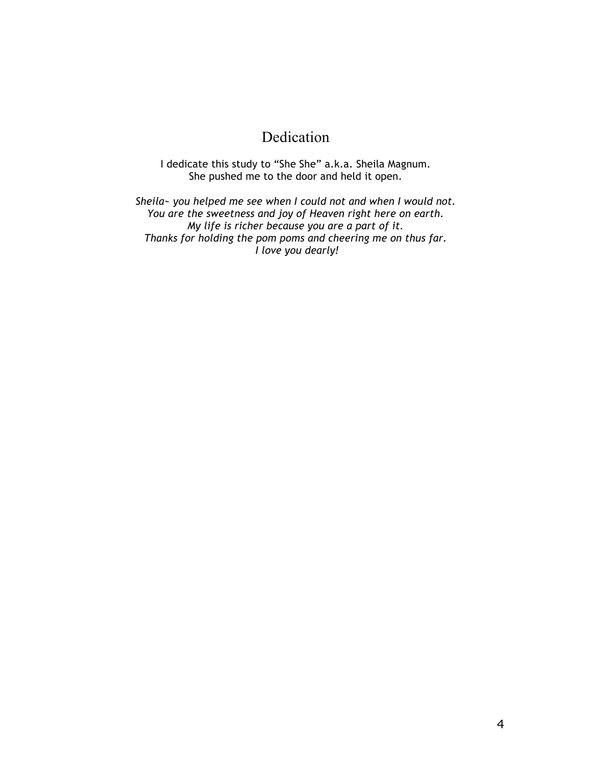# Dedication

I dedicate this study to "She She" a.k.a. Sheila Magnum.
She pushed me to the door and held it open.

*Sheila~ you helped me see when I could not and when I would not.*
*You are the sweetness and joy of Heaven right here on earth.*
*My life is richer because you are a part of it.*
*Thanks for holding the pom poms and cheering me on thus far.*
*I love you dearly!*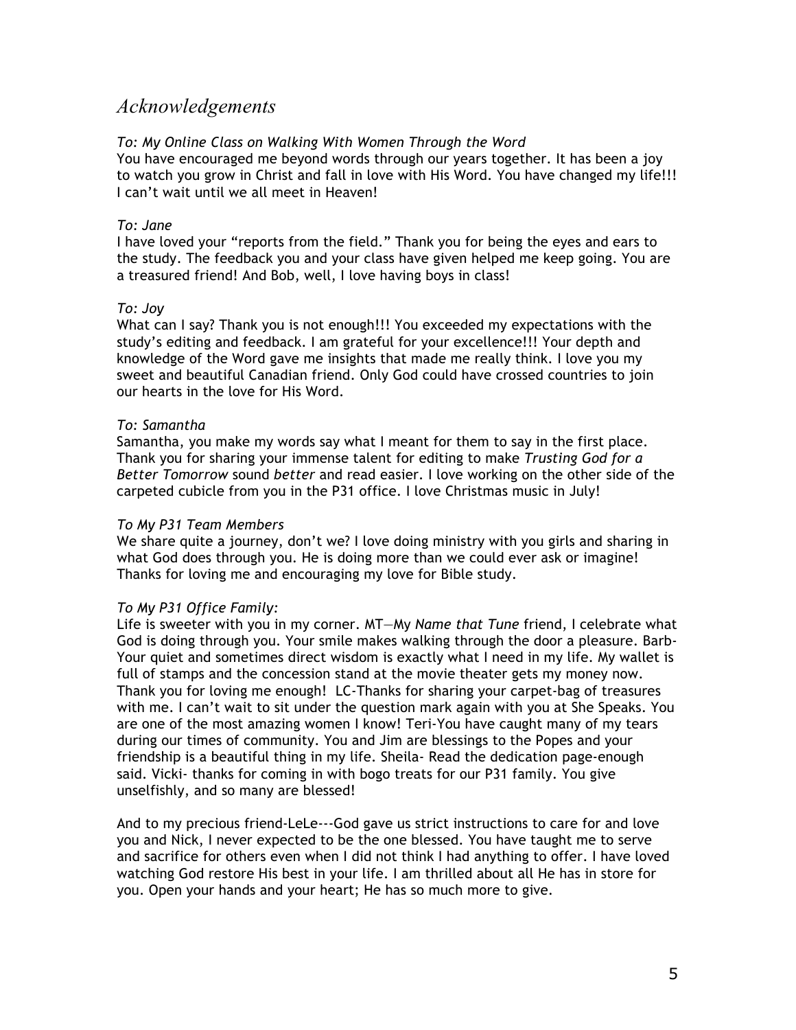# *Acknowledgements*

*To: My Online Class on Walking With Women Through the Word*
You have encouraged me beyond words through our years together. It has been a joy to watch you grow in Christ and fall in love with His Word. You have changed my life!!! I can't wait until we all meet in Heaven!

*To: Jane*
I have loved your "reports from the field." Thank you for being the eyes and ears to the study. The feedback you and your class have given helped me keep going. You are a treasured friend! And Bob, well, I love having boys in class!

*To: Joy*
What can I say? Thank you is not enough!!! You exceeded my expectations with the study's editing and feedback. I am grateful for your excellence!!! Your depth and knowledge of the Word gave me insights that made me really think. I love you my sweet and beautiful Canadian friend. Only God could have crossed countries to join our hearts in the love for His Word.

*To: Samantha*
Samantha, you make my words say what I meant for them to say in the first place. Thank you for sharing your immense talent for editing to make *Trusting God for a Better Tomorrow* sound *better* and read easier. I love working on the other side of the carpeted cubicle from you in the P31 office. I love Christmas music in July!

*To My P31 Team Members*
We share quite a journey, don't we? I love doing ministry with you girls and sharing in what God does through you. He is doing more than we could ever ask or imagine! Thanks for loving me and encouraging my love for Bible study.

*To My P31 Office Family:*
Life is sweeter with you in my corner. MT—My *Name that Tune* friend, I celebrate what God is doing through you. Your smile makes walking through the door a pleasure. Barb-Your quiet and sometimes direct wisdom is exactly what I need in my life. My wallet is full of stamps and the concession stand at the movie theater gets my money now. Thank you for loving me enough! LC-Thanks for sharing your carpet-bag of treasures with me. I can't wait to sit under the question mark again with you at She Speaks. You are one of the most amazing women I know! Teri-You have caught many of my tears during our times of community. You and Jim are blessings to the Popes and your friendship is a beautiful thing in my life. Sheila- Read the dedication page-enough said. Vicki- thanks for coming in with bogo treats for our P31 family. You give unselfishly, and so many are blessed!

And to my precious friend-LeLe---God gave us strict instructions to care for and love you and Nick, I never expected to be the one blessed. You have taught me to serve and sacrifice for others even when I did not think I had anything to offer. I have loved watching God restore His best in your life. I am thrilled about all He has in store for you. Open your hands and your heart; He has so much more to give.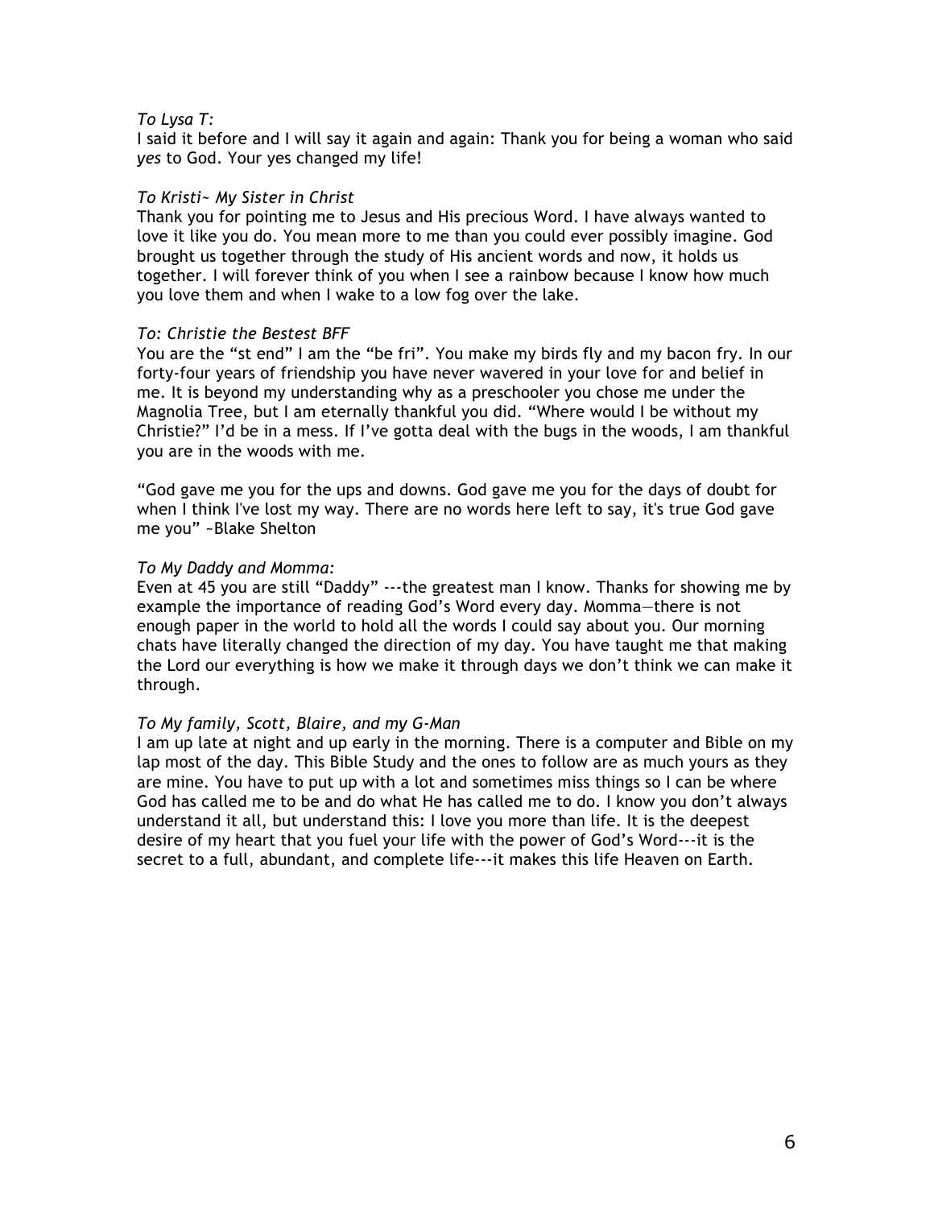*To Lysa T:*
I said it before and I will say it again and again: Thank you for being a woman who said *yes* to God. Your yes changed my life!

*To Kristi~ My Sister in Christ*
Thank you for pointing me to Jesus and His precious Word. I have always wanted to love it like you do. You mean more to me than you could ever possibly imagine. God brought us together through the study of His ancient words and now, it holds us together. I will forever think of you when I see a rainbow because I know how much you love them and when I wake to a low fog over the lake.

*To: Christie the Bestest BFF*
You are the "st end" I am the "be fri". You make my birds fly and my bacon fry. In our forty-four years of friendship you have never wavered in your love for and belief in me. It is beyond my understanding why as a preschooler you chose me under the Magnolia Tree, but I am eternally thankful you did. "Where would I be without my Christie?" I'd be in a mess. If I've gotta deal with the bugs in the woods, I am thankful you are in the woods with me.

"God gave me you for the ups and downs. God gave me you for the days of doubt for when I think I've lost my way. There are no words here left to say, it's true God gave me you" ~Blake Shelton

*To My Daddy and Momma:*
Even at 45 you are still "Daddy" ---the greatest man I know. Thanks for showing me by example the importance of reading God's Word every day. Momma—there is not enough paper in the world to hold all the words I could say about you. Our morning chats have literally changed the direction of my day. You have taught me that making the Lord our everything is how we make it through days we don't think we can make it through.

*To My family, Scott, Blaire, and my G-Man*
I am up late at night and up early in the morning. There is a computer and Bible on my lap most of the day. This Bible Study and the ones to follow are as much yours as they are mine. You have to put up with a lot and sometimes miss things so I can be where God has called me to be and do what He has called me to do. I know you don't always understand it all, but understand this: I love you more than life. It is the deepest desire of my heart that you fuel your life with the power of God's Word---it is the secret to a full, abundant, and complete life---it makes this life Heaven on Earth.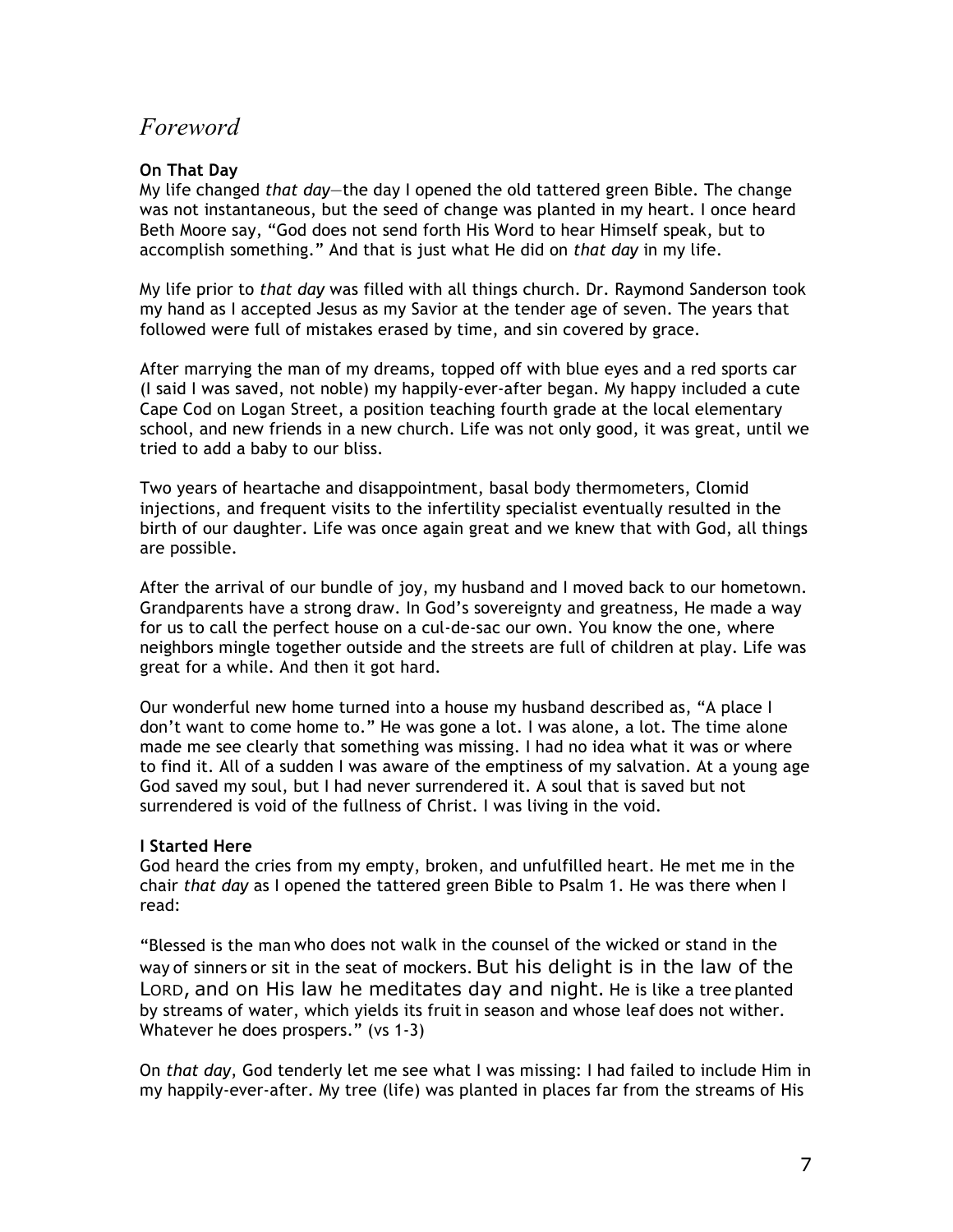# *Foreword*

**On That Day**
My life changed *that day*—the day I opened the old tattered green Bible. The change was not instantaneous, but the seed of change was planted in my heart. I once heard Beth Moore say, "God does not send forth His Word to hear Himself speak, but to accomplish something." And that is just what He did on *that day* in my life.

My life prior to *that day* was filled with all things church. Dr. Raymond Sanderson took my hand as I accepted Jesus as my Savior at the tender age of seven. The years that followed were full of mistakes erased by time, and sin covered by grace.

After marrying the man of my dreams, topped off with blue eyes and a red sports car (I said I was saved, not noble) my happily-ever-after began. My happy included a cute Cape Cod on Logan Street, a position teaching fourth grade at the local elementary school, and new friends in a new church. Life was not only good, it was great, until we tried to add a baby to our bliss.

Two years of heartache and disappointment, basal body thermometers, Clomid injections, and frequent visits to the infertility specialist eventually resulted in the birth of our daughter. Life was once again great and we knew that with God, all things are possible.

After the arrival of our bundle of joy, my husband and I moved back to our hometown. Grandparents have a strong draw. In God's sovereignty and greatness, He made a way for us to call the perfect house on a cul-de-sac our own. You know the one, where neighbors mingle together outside and the streets are full of children at play. Life was great for a while. And then it got hard.

Our wonderful new home turned into a house my husband described as, "A place I don't want to come home to." He was gone a lot. I was alone, a lot. The time alone made me see clearly that something was missing. I had no idea what it was or where to find it. All of a sudden I was aware of the emptiness of my salvation. At a young age God saved my soul, but I had never surrendered it. A soul that is saved but not surrendered is void of the fullness of Christ. I was living in the void.

**I Started Here**
God heard the cries from my empty, broken, and unfulfilled heart. He met me in the chair *that day* as I opened the tattered green Bible to Psalm 1. He was there when I read:

"Blessed is the man who does not walk in the counsel of the wicked or stand in the way of sinners or sit in the seat of mockers. But his delight is in the law of the LORD, and on His law he meditates day and night. He is like a tree planted by streams of water, which yields its fruit in season and whose leaf does not wither. Whatever he does prospers." (vs 1-3)

On *that day*, God tenderly let me see what I was missing: I had failed to include Him in my happily-ever-after. My tree (life) was planted in places far from the streams of His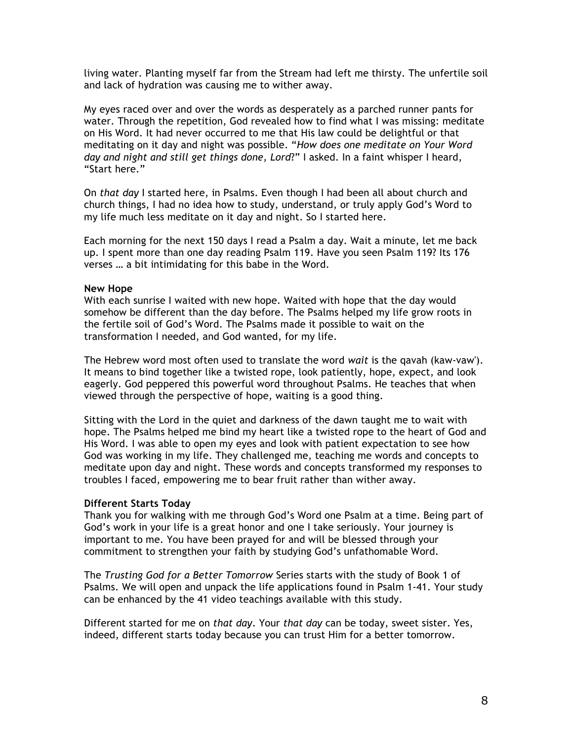living water. Planting myself far from the Stream had left me thirsty. The unfertile soil and lack of hydration was causing me to wither away.

My eyes raced over and over the words as desperately as a parched runner pants for water. Through the repetition, God revealed how to find what I was missing: meditate on His Word. It had never occurred to me that His law could be delightful or that meditating on it day and night was possible. "*How does one meditate on Your Word day and night and still get things done, Lord*?" I asked. In a faint whisper I heard, "Start here."

On *that day* I started here, in Psalms. Even though I had been all about church and church things, I had no idea how to study, understand, or truly apply God's Word to my life much less meditate on it day and night. So I started here.

Each morning for the next 150 days I read a Psalm a day. Wait a minute, let me back up. I spent more than one day reading Psalm 119. Have you seen Psalm 119? Its 176 verses … a bit intimidating for this babe in the Word.

**New Hope**

With each sunrise I waited with new hope. Waited with hope that the day would somehow be different than the day before. The Psalms helped my life grow roots in the fertile soil of God's Word. The Psalms made it possible to wait on the transformation I needed, and God wanted, for my life.

The Hebrew word most often used to translate the word *wait* is the qavah (kaw-vaw'). It means to bind together like a twisted rope, look patiently, hope, expect, and look eagerly. God peppered this powerful word throughout Psalms. He teaches that when viewed through the perspective of hope, waiting is a good thing.

Sitting with the Lord in the quiet and darkness of the dawn taught me to wait with hope. The Psalms helped me bind my heart like a twisted rope to the heart of God and His Word. I was able to open my eyes and look with patient expectation to see how God was working in my life. They challenged me, teaching me words and concepts to meditate upon day and night. These words and concepts transformed my responses to troubles I faced, empowering me to bear fruit rather than wither away.

**Different Starts Today**

Thank you for walking with me through God's Word one Psalm at a time. Being part of God's work in your life is a great honor and one I take seriously. Your journey is important to me. You have been prayed for and will be blessed through your commitment to strengthen your faith by studying God's unfathomable Word.

The *Trusting God for a Better Tomorrow* Series starts with the study of Book 1 of Psalms. We will open and unpack the life applications found in Psalm 1-41. Your study can be enhanced by the 41 video teachings available with this study.

Different started for me on *that day*. Your *that day* can be today, sweet sister. Yes, indeed, different starts today because you can trust Him for a better tomorrow.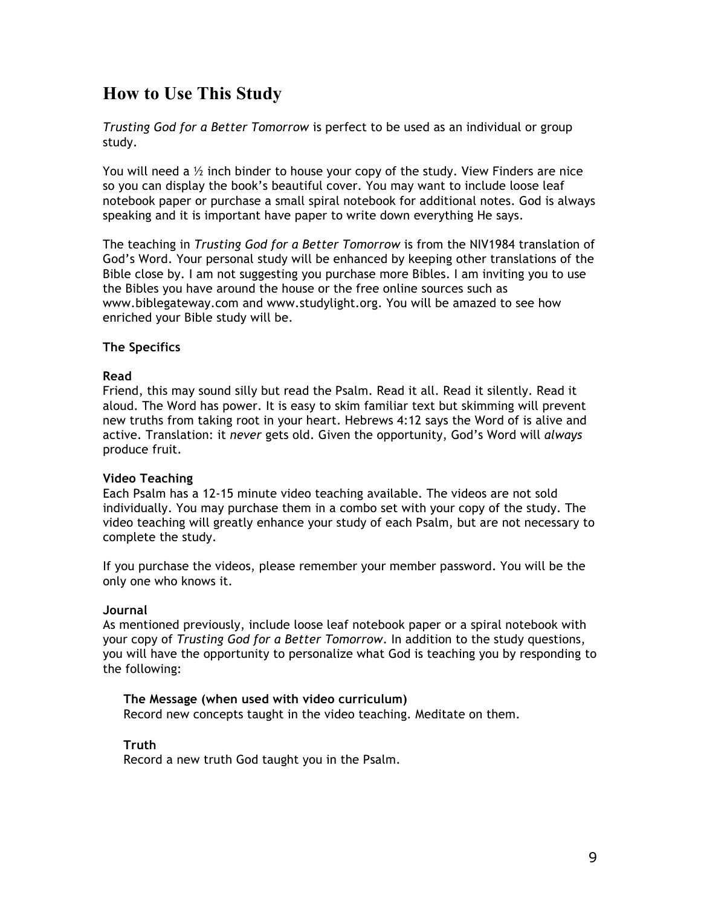## How to Use This Study

*Trusting God for a Better Tomorrow* is perfect to be used as an individual or group study.

You will need a ½ inch binder to house your copy of the study. View Finders are nice so you can display the book's beautiful cover. You may want to include loose leaf notebook paper or purchase a small spiral notebook for additional notes. God is always speaking and it is important have paper to write down everything He says.

The teaching in *Trusting God for a Better Tomorrow* is from the NIV1984 translation of God's Word. Your personal study will be enhanced by keeping other translations of the Bible close by. I am not suggesting you purchase more Bibles. I am inviting you to use the Bibles you have around the house or the free online sources such as www.biblegateway.com and www.studylight.org. You will be amazed to see how enriched your Bible study will be.

### The Specifics

**Read**

Friend, this may sound silly but read the Psalm. Read it all. Read it silently. Read it aloud. The Word has power. It is easy to skim familiar text but skimming will prevent new truths from taking root in your heart. Hebrews 4:12 says the Word of is alive and active. Translation: it *never* gets old. Given the opportunity, God's Word will *always* produce fruit.

**Video Teaching**

Each Psalm has a 12-15 minute video teaching available. The videos are not sold individually. You may purchase them in a combo set with your copy of the study. The video teaching will greatly enhance your study of each Psalm, but are not necessary to complete the study.

If you purchase the videos, please remember your member password. You will be the only one who knows it.

**Journal**

As mentioned previously, include loose leaf notebook paper or a spiral notebook with your copy of *Trusting God for a Better Tomorrow*. In addition to the study questions, you will have the opportunity to personalize what God is teaching you by responding to the following:

> **The Message (when used with video curriculum)**
> Record new concepts taught in the video teaching. Meditate on them.
>
> **Truth**
> Record a new truth God taught you in the Psalm.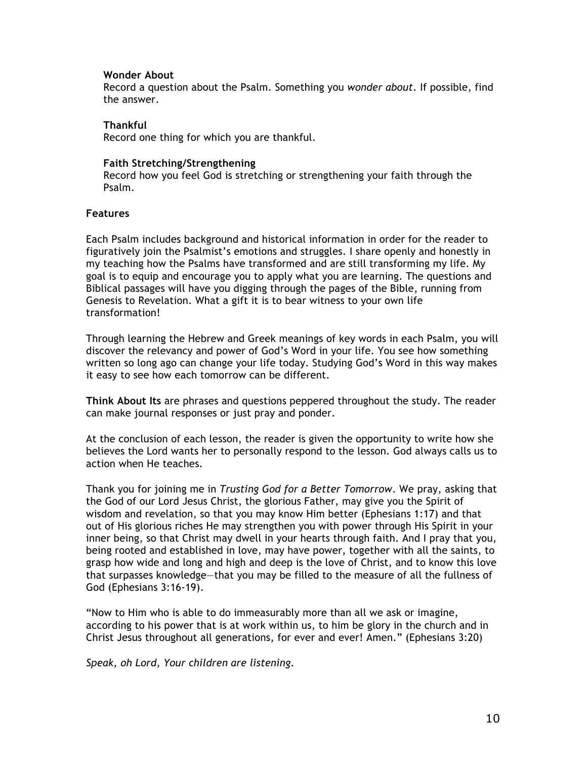**Wonder About**
Record a question about the Psalm. Something you *wonder about*. If possible, find the answer.

**Thankful**
Record one thing for which you are thankful.

**Faith Stretching/Strengthening**
Record how you feel God is stretching or strengthening your faith through the Psalm.

**Features**

Each Psalm includes background and historical information in order for the reader to figuratively join the Psalmist's emotions and struggles. I share openly and honestly in my teaching how the Psalms have transformed and are still transforming my life. My goal is to equip and encourage you to apply what you are learning. The questions and Biblical passages will have you digging through the pages of the Bible, running from Genesis to Revelation. What a gift it is to bear witness to your own life transformation!

Through learning the Hebrew and Greek meanings of key words in each Psalm, you will discover the relevancy and power of God's Word in your life. You see how something written so long ago can change your life today. Studying God's Word in this way makes it easy to see how each tomorrow can be different.

**Think About Its** are phrases and questions peppered throughout the study. The reader can make journal responses or just pray and ponder.

At the conclusion of each lesson, the reader is given the opportunity to write how she believes the Lord wants her to personally respond to the lesson. God always calls us to action when He teaches.

Thank you for joining me in *Trusting God for a Better Tomorrow*. We pray, asking that the God of our Lord Jesus Christ, the glorious Father, may give you the Spirit of wisdom and revelation, so that you may know Him better (Ephesians 1:17) and that out of His glorious riches He may strengthen you with power through His Spirit in your inner being, so that Christ may dwell in your hearts through faith. And I pray that you, being rooted and established in love, may have power, together with all the saints, to grasp how wide and long and high and deep is the love of Christ, and to know this love that surpasses knowledge—that you may be filled to the measure of all the fullness of God (Ephesians 3:16-19).

"Now to Him who is able to do immeasurably more than all we ask or imagine, according to his power that is at work within us, to him be glory in the church and in Christ Jesus throughout all generations, for ever and ever! Amen." (Ephesians 3:20)

*Speak, oh Lord, Your children are listening.*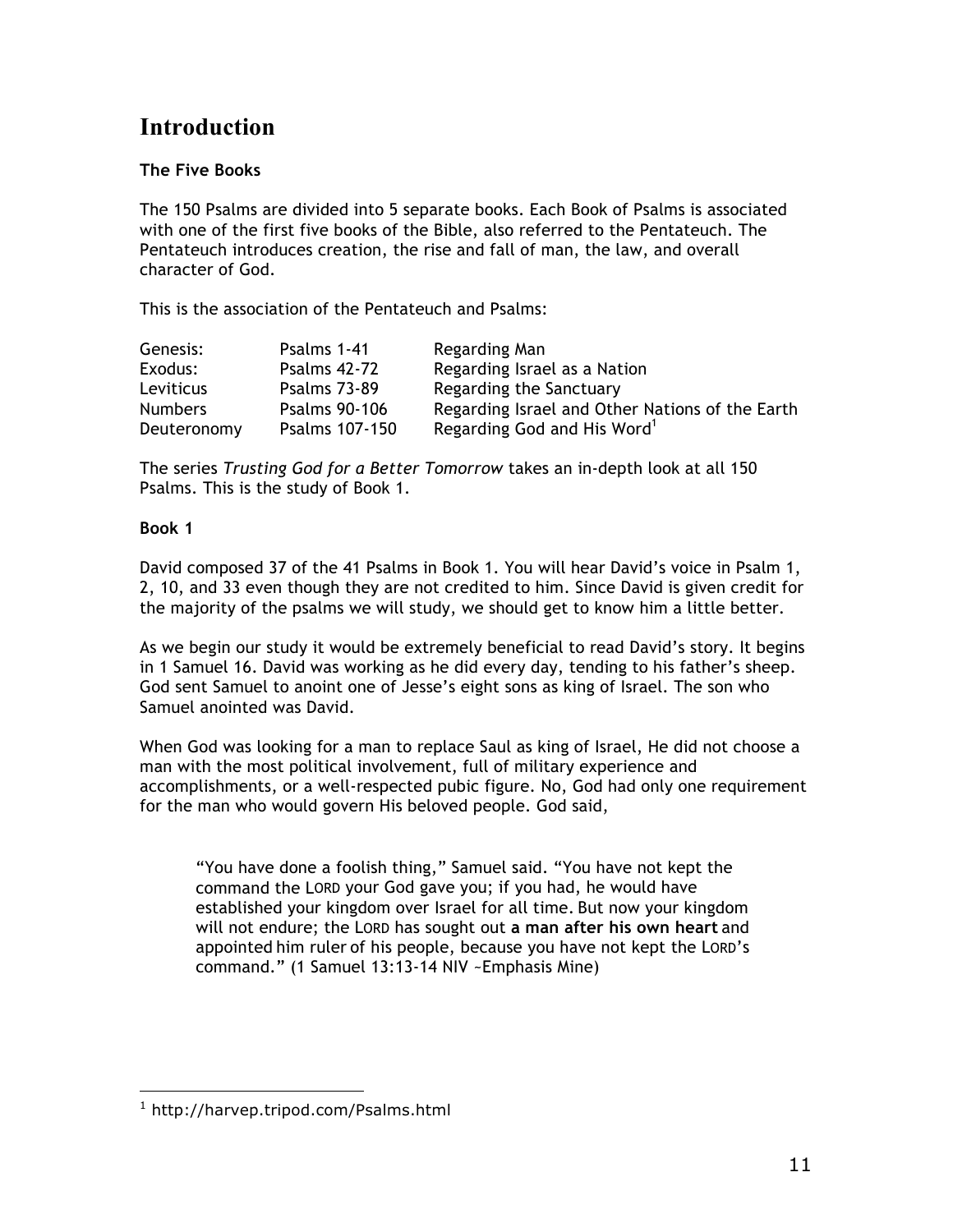# Introduction

**The Five Books**

The 150 Psalms are divided into 5 separate books. Each Book of Psalms is associated with one of the first five books of the Bible, also referred to the Pentateuch. The Pentateuch introduces creation, the rise and fall of man, the law, and overall character of God.

This is the association of the Pentateuch and Psalms:

| | | |
|---|---|---|
| Genesis: | Psalms 1-41 | Regarding Man |
| Exodus: | Psalms 42-72 | Regarding Israel as a Nation |
| Leviticus | Psalms 73-89 | Regarding the Sanctuary |
| Numbers | Psalms 90-106 | Regarding Israel and Other Nations of the Earth |
| Deuteronomy | Psalms 107-150 | Regarding God and His Word[1] |

The series *Trusting God for a Better Tomorrow* takes an in-depth look at all 150 Psalms. This is the study of Book 1.

**Book 1**

David composed 37 of the 41 Psalms in Book 1. You will hear David's voice in Psalm 1, 2, 10, and 33 even though they are not credited to him. Since David is given credit for the majority of the psalms we will study, we should get to know him a little better.

As we begin our study it would be extremely beneficial to read David's story. It begins in 1 Samuel 16. David was working as he did every day, tending to his father's sheep. God sent Samuel to anoint one of Jesse's eight sons as king of Israel. The son who Samuel anointed was David.

When God was looking for a man to replace Saul as king of Israel, He did not choose a man with the most political involvement, full of military experience and accomplishments, or a well-respected pubic figure. No, God had only one requirement for the man who would govern His beloved people. God said,

> "You have done a foolish thing," Samuel said. "You have not kept the command the LORD your God gave you; if you had, he would have established your kingdom over Israel for all time. But now your kingdom will not endure; the LORD has sought out **a man after his own heart** and appointed him ruler of his people, because you have not kept the LORD's command." (1 Samuel 13:13-14 NIV ~Emphasis Mine)

[1] http://harvep.tripod.com/Psalms.html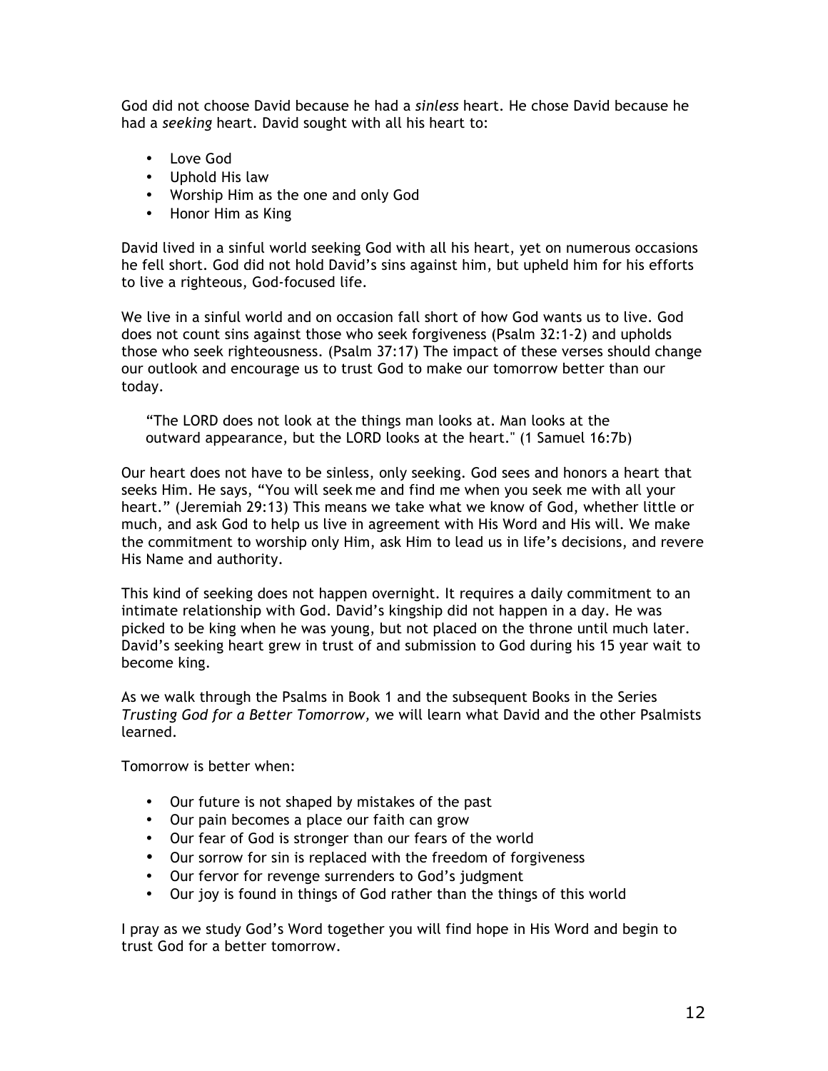God did not choose David because he had a *sinless* heart. He chose David because he had a *seeking* heart. David sought with all his heart to:

- Love God
- Uphold His law
- Worship Him as the one and only God
- Honor Him as King

David lived in a sinful world seeking God with all his heart, yet on numerous occasions he fell short. God did not hold David's sins against him, but upheld him for his efforts to live a righteous, God-focused life.

We live in a sinful world and on occasion fall short of how God wants us to live. God does not count sins against those who seek forgiveness (Psalm 32:1-2) and upholds those who seek righteousness. (Psalm 37:17) The impact of these verses should change our outlook and encourage us to trust God to make our tomorrow better than our today.

> "The LORD does not look at the things man looks at. Man looks at the outward appearance, but the LORD looks at the heart." (1 Samuel 16:7b)

Our heart does not have to be sinless, only seeking. God sees and honors a heart that seeks Him. He says, "You will seek me and find me when you seek me with all your heart." (Jeremiah 29:13) This means we take what we know of God, whether little or much, and ask God to help us live in agreement with His Word and His will. We make the commitment to worship only Him, ask Him to lead us in life's decisions, and revere His Name and authority.

This kind of seeking does not happen overnight. It requires a daily commitment to an intimate relationship with God. David's kingship did not happen in a day. He was picked to be king when he was young, but not placed on the throne until much later. David's seeking heart grew in trust of and submission to God during his 15 year wait to become king.

As we walk through the Psalms in Book 1 and the subsequent Books in the Series *Trusting God for a Better Tomorrow,* we will learn what David and the other Psalmists learned.

Tomorrow is better when:

- Our future is not shaped by mistakes of the past
- Our pain becomes a place our faith can grow
- Our fear of God is stronger than our fears of the world
- Our sorrow for sin is replaced with the freedom of forgiveness
- Our fervor for revenge surrenders to God's judgment
- Our joy is found in things of God rather than the things of this world

I pray as we study God's Word together you will find hope in His Word and begin to trust God for a better tomorrow.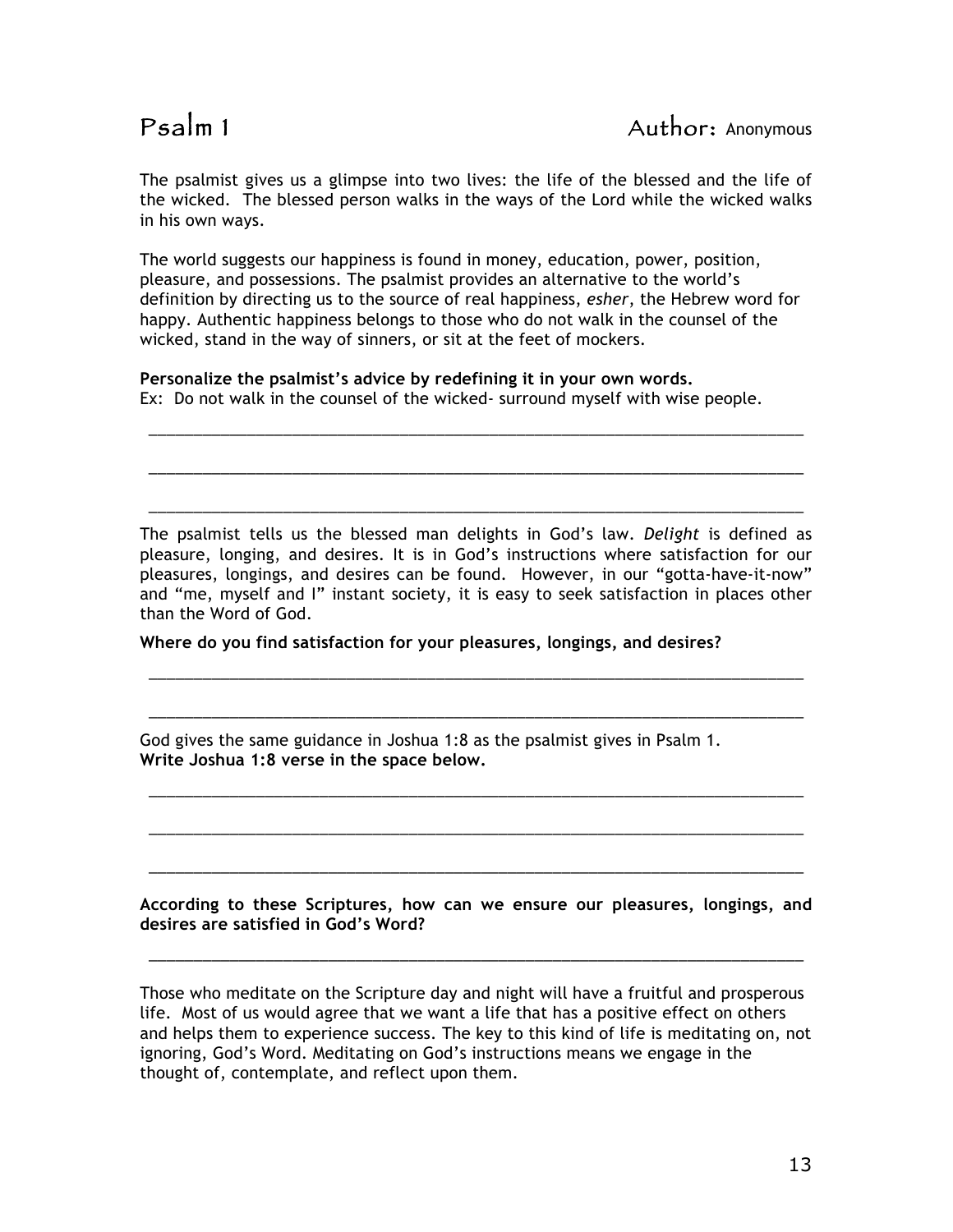# Psalm 1

**Author:** Anonymous

The psalmist gives us a glimpse into two lives: the life of the blessed and the life of the wicked. The blessed person walks in the ways of the Lord while the wicked walks in his own ways.

The world suggests our happiness is found in money, education, power, position, pleasure, and possessions. The psalmist provides an alternative to the world's definition by directing us to the source of real happiness, *esher*, the Hebrew word for happy. Authentic happiness belongs to those who do not walk in the counsel of the wicked, stand in the way of sinners, or sit at the feet of mockers.

**Personalize the psalmist's advice by redefining it in your own words.**
Ex: Do not walk in the counsel of the wicked- surround myself with wise people.

___________________________________________________________________________

___________________________________________________________________________

___________________________________________________________________________

The psalmist tells us the blessed man delights in God's law. *Delight* is defined as pleasure, longing, and desires. It is in God's instructions where satisfaction for our pleasures, longings, and desires can be found. However, in our "gotta-have-it-now" and "me, myself and I" instant society, it is easy to seek satisfaction in places other than the Word of God.

**Where do you find satisfaction for your pleasures, longings, and desires?**

___________________________________________________________________________

___________________________________________________________________________

God gives the same guidance in Joshua 1:8 as the psalmist gives in Psalm 1.
**Write Joshua 1:8 verse in the space below.**

___________________________________________________________________________

___________________________________________________________________________

___________________________________________________________________________

**According to these Scriptures, how can we ensure our pleasures, longings, and desires are satisfied in God's Word?**

___________________________________________________________________________

Those who meditate on the Scripture day and night will have a fruitful and prosperous life. Most of us would agree that we want a life that has a positive effect on others and helps them to experience success. The key to this kind of life is meditating on, not ignoring, God's Word. Meditating on God's instructions means we engage in the thought of, contemplate, and reflect upon them.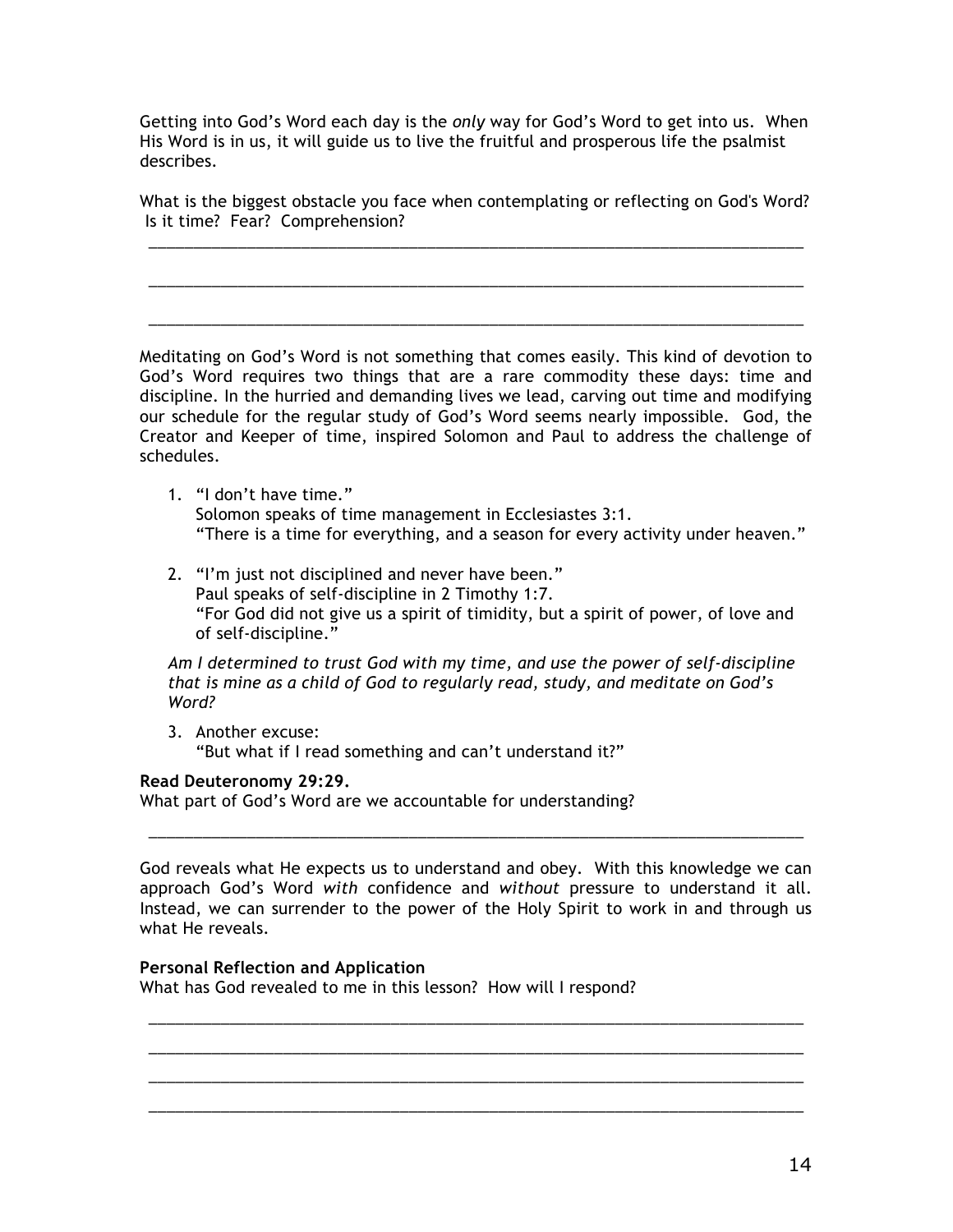Getting into God's Word each day is the *only* way for God's Word to get into us. When His Word is in us, it will guide us to live the fruitful and prosperous life the psalmist describes.

What is the biggest obstacle you face when contemplating or reflecting on God's Word? Is it time? Fear? Comprehension?

______________________________________________________________________________

______________________________________________________________________________

______________________________________________________________________________

Meditating on God's Word is not something that comes easily. This kind of devotion to God's Word requires two things that are a rare commodity these days: time and discipline. In the hurried and demanding lives we lead, carving out time and modifying our schedule for the regular study of God's Word seems nearly impossible. God, the Creator and Keeper of time, inspired Solomon and Paul to address the challenge of schedules.

1. "I don't have time."
   Solomon speaks of time management in Ecclesiastes 3:1.
   "There is a time for everything, and a season for every activity under heaven."

2. "I'm just not disciplined and never have been."
   Paul speaks of self-discipline in 2 Timothy 1:7.
   "For God did not give us a spirit of timidity, but a spirit of power, of love and of self-discipline."

*Am I determined to trust God with my time, and use the power of self-discipline that is mine as a child of God to regularly read, study, and meditate on God's Word?*

3. Another excuse:
   "But what if I read something and can't understand it?"

**Read Deuteronomy 29:29.**
What part of God's Word are we accountable for understanding?

______________________________________________________________________________

God reveals what He expects us to understand and obey. With this knowledge we can approach God's Word *with* confidence and *without* pressure to understand it all. Instead, we can surrender to the power of the Holy Spirit to work in and through us what He reveals.

**Personal Reflection and Application**
What has God revealed to me in this lesson? How will I respond?

______________________________________________________________________________

______________________________________________________________________________

______________________________________________________________________________

______________________________________________________________________________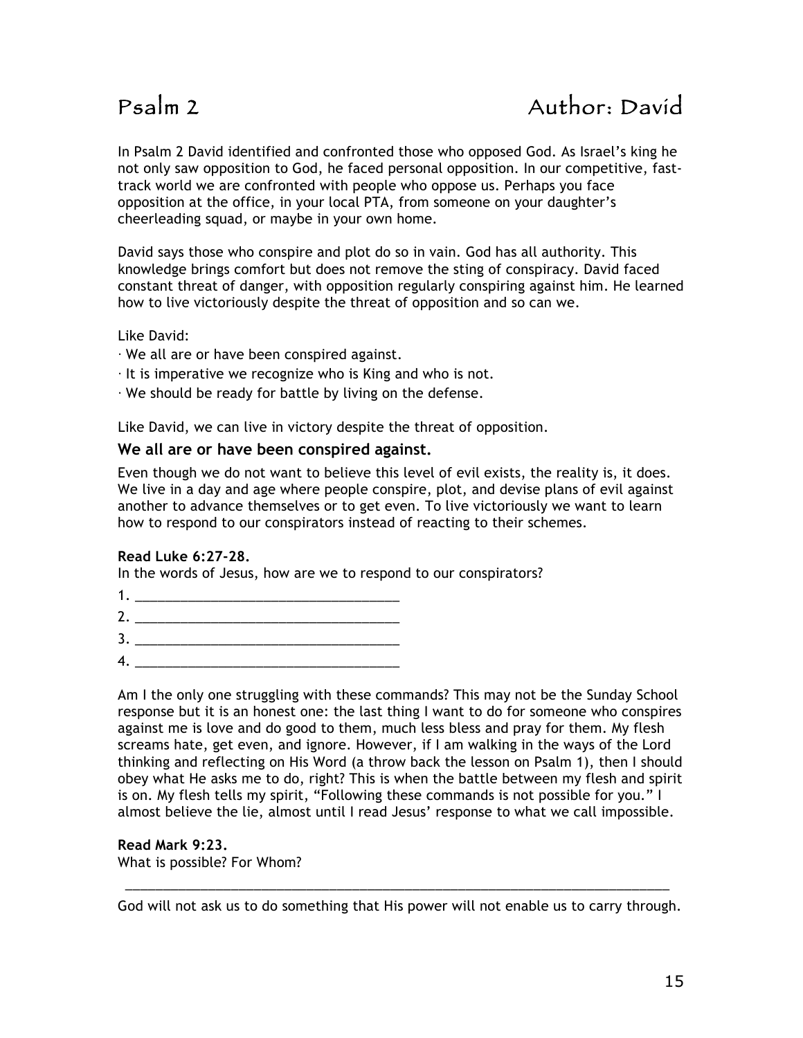# Psalm 2 Author: David

In Psalm 2 David identified and confronted those who opposed God. As Israel's king he not only saw opposition to God, he faced personal opposition. In our competitive, fast-track world we are confronted with people who oppose us. Perhaps you face opposition at the office, in your local PTA, from someone on your daughter's cheerleading squad, or maybe in your own home.

David says those who conspire and plot do so in vain. God has all authority. This knowledge brings comfort but does not remove the sting of conspiracy. David faced constant threat of danger, with opposition regularly conspiring against him. He learned how to live victoriously despite the threat of opposition and so can we.

Like David:

· We all are or have been conspired against.
· It is imperative we recognize who is King and who is not.
· We should be ready for battle by living on the defense.

Like David, we can live in victory despite the threat of opposition.

### We all are or have been conspired against.

Even though we do not want to believe this level of evil exists, the reality is, it does. We live in a day and age where people conspire, plot, and devise plans of evil against another to advance themselves or to get even. To live victoriously we want to learn how to respond to our conspirators instead of reacting to their schemes.

**Read Luke 6:27-28.**
In the words of Jesus, how are we to respond to our conspirators?

1. ____________________________________
2. ____________________________________
3. ____________________________________
4. ____________________________________

Am I the only one struggling with these commands? This may not be the Sunday School response but it is an honest one: the last thing I want to do for someone who conspires against me is love and do good to them, much less bless and pray for them. My flesh screams hate, get even, and ignore. However, if I am walking in the ways of the Lord thinking and reflecting on His Word (a throw back the lesson on Psalm 1), then I should obey what He asks me to do, right? This is when the battle between my flesh and spirit is on. My flesh tells my spirit, "Following these commands is not possible for you." I almost believe the lie, almost until I read Jesus' response to what we call impossible.

**Read Mark 9:23.**
What is possible? For Whom?

______________________________________________________________________________

God will not ask us to do something that His power will not enable us to carry through.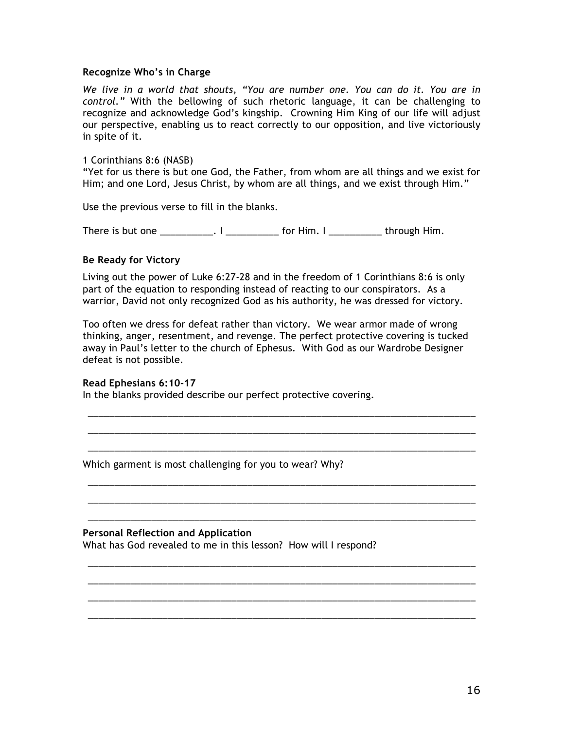**Recognize Who's in Charge**

*We live in a world that shouts, "You are number one. You can do it. You are in control."* With the bellowing of such rhetoric language, it can be challenging to recognize and acknowledge God's kingship. Crowning Him King of our life will adjust our perspective, enabling us to react correctly to our opposition, and live victoriously in spite of it.

1 Corinthians 8:6 (NASB)
"Yet for us there is but one God, the Father, from whom are all things and we exist for Him; and one Lord, Jesus Christ, by whom are all things, and we exist through Him."

Use the previous verse to fill in the blanks.

There is but one __________. I __________ for Him. I __________ through Him.

**Be Ready for Victory**

Living out the power of Luke 6:27-28 and in the freedom of 1 Corinthians 8:6 is only part of the equation to responding instead of reacting to our conspirators. As a warrior, David not only recognized God as his authority, he was dressed for victory.

Too often we dress for defeat rather than victory. We wear armor made of wrong thinking, anger, resentment, and revenge. The perfect protective covering is tucked away in Paul's letter to the church of Ephesus. With God as our Wardrobe Designer defeat is not possible.

**Read Ephesians 6:10-17**
In the blanks provided describe our perfect protective covering.

_______________________________________________________________________________

_______________________________________________________________________________

_______________________________________________________________________________

Which garment is most challenging for you to wear? Why?

_______________________________________________________________________________

_______________________________________________________________________________

_______________________________________________________________________________

**Personal Reflection and Application**
What has God revealed to me in this lesson? How will I respond?

_______________________________________________________________________________

_______________________________________________________________________________

_______________________________________________________________________________

_______________________________________________________________________________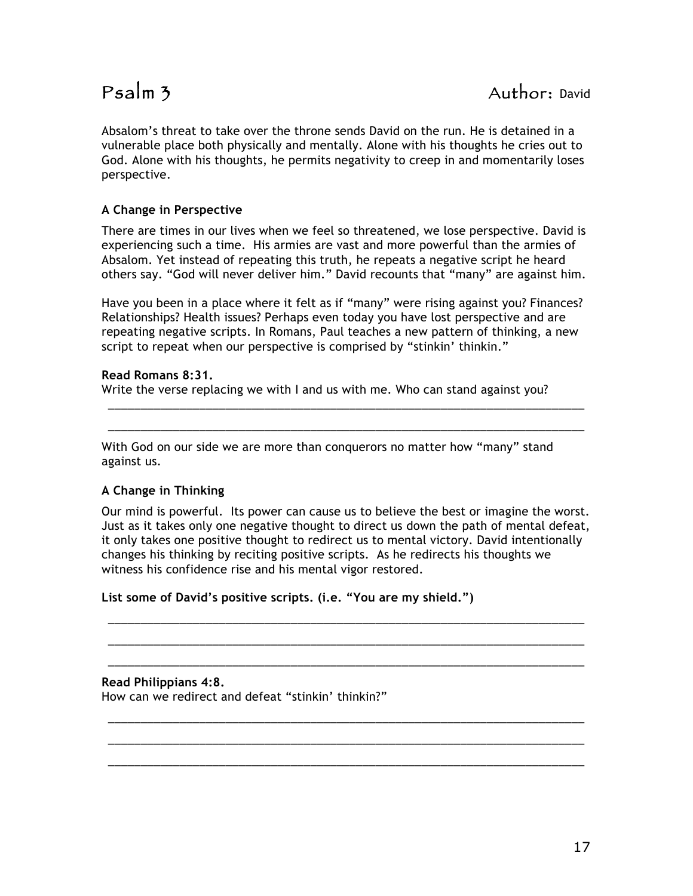# Psalm 3

**Author:** David

Absalom's threat to take over the throne sends David on the run. He is detained in a vulnerable place both physically and mentally. Alone with his thoughts he cries out to God. Alone with his thoughts, he permits negativity to creep in and momentarily loses perspective.

### A Change in Perspective

There are times in our lives when we feel so threatened, we lose perspective. David is experiencing such a time. His armies are vast and more powerful than the armies of Absalom. Yet instead of repeating this truth, he repeats a negative script he heard others say. "God will never deliver him." David recounts that "many" are against him.

Have you been in a place where it felt as if "many" were rising against you? Finances? Relationships? Health issues? Perhaps even today you have lost perspective and are repeating negative scripts. In Romans, Paul teaches a new pattern of thinking, a new script to repeat when our perspective is comprised by "stinkin' thinkin."

**Read Romans 8:31.**
Write the verse replacing we with I and us with me. Who can stand against you?

______________________________________________________________________________

______________________________________________________________________________

With God on our side we are more than conquerors no matter how "many" stand against us.

### A Change in Thinking

Our mind is powerful. Its power can cause us to believe the best or imagine the worst. Just as it takes only one negative thought to direct us down the path of mental defeat, it only takes one positive thought to redirect us to mental victory. David intentionally changes his thinking by reciting positive scripts. As he redirects his thoughts we witness his confidence rise and his mental vigor restored.

**List some of David's positive scripts. (i.e. "You are my shield.")**

______________________________________________________________________________

______________________________________________________________________________

______________________________________________________________________________

**Read Philippians 4:8.**
How can we redirect and defeat "stinkin' thinkin?"

______________________________________________________________________________

______________________________________________________________________________

______________________________________________________________________________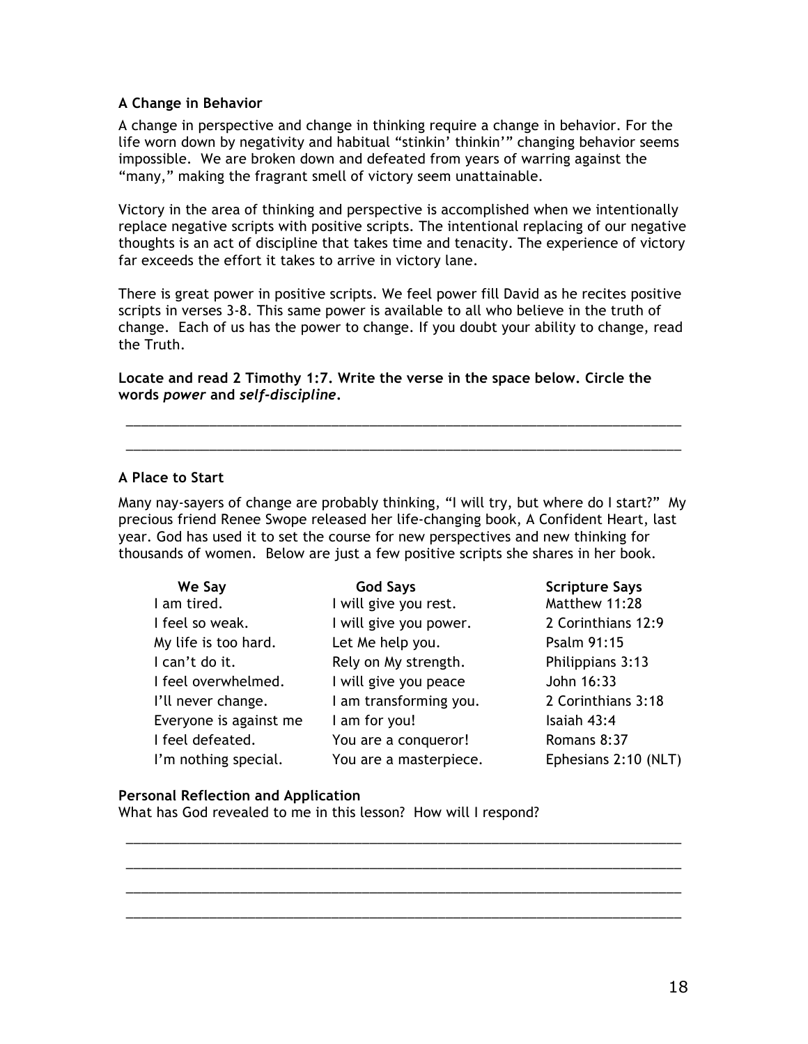### A Change in Behavior

A change in perspective and change in thinking require a change in behavior. For the life worn down by negativity and habitual "stinkin' thinkin'" changing behavior seems impossible. We are broken down and defeated from years of warring against the "many," making the fragrant smell of victory seem unattainable.

Victory in the area of thinking and perspective is accomplished when we intentionally replace negative scripts with positive scripts. The intentional replacing of our negative thoughts is an act of discipline that takes time and tenacity. The experience of victory far exceeds the effort it takes to arrive in victory lane.

There is great power in positive scripts. We feel power fill David as he recites positive scripts in verses 3-8. This same power is available to all who believe in the truth of change. Each of us has the power to change. If you doubt your ability to change, read the Truth.

**Locate and read 2 Timothy 1:7. Write the verse in the space below. Circle the words *power* and *self-discipline*.**

_______________________________________________________________________________

_______________________________________________________________________________

### A Place to Start

Many nay-sayers of change are probably thinking, "I will try, but where do I start?" My precious friend Renee Swope released her life-changing book, A Confident Heart, last year. God has used it to set the course for new perspectives and new thinking for thousands of women. Below are just a few positive scripts she shares in her book.

| We Say | God Says | Scripture Says |
|---|---|---|
| I am tired. | I will give you rest. | Matthew 11:28 |
| I feel so weak. | I will give you power. | 2 Corinthians 12:9 |
| My life is too hard. | Let Me help you. | Psalm 91:15 |
| I can't do it. | Rely on My strength. | Philippians 3:13 |
| I feel overwhelmed. | I will give you peace | John 16:33 |
| I'll never change. | I am transforming you. | 2 Corinthians 3:18 |
| Everyone is against me | I am for you! | Isaiah 43:4 |
| I feel defeated. | You are a conqueror! | Romans 8:37 |
| I'm nothing special. | You are a masterpiece. | Ephesians 2:10 (NLT) |

### Personal Reflection and Application

What has God revealed to me in this lesson? How will I respond?

_______________________________________________________________________________

_______________________________________________________________________________

_______________________________________________________________________________

_______________________________________________________________________________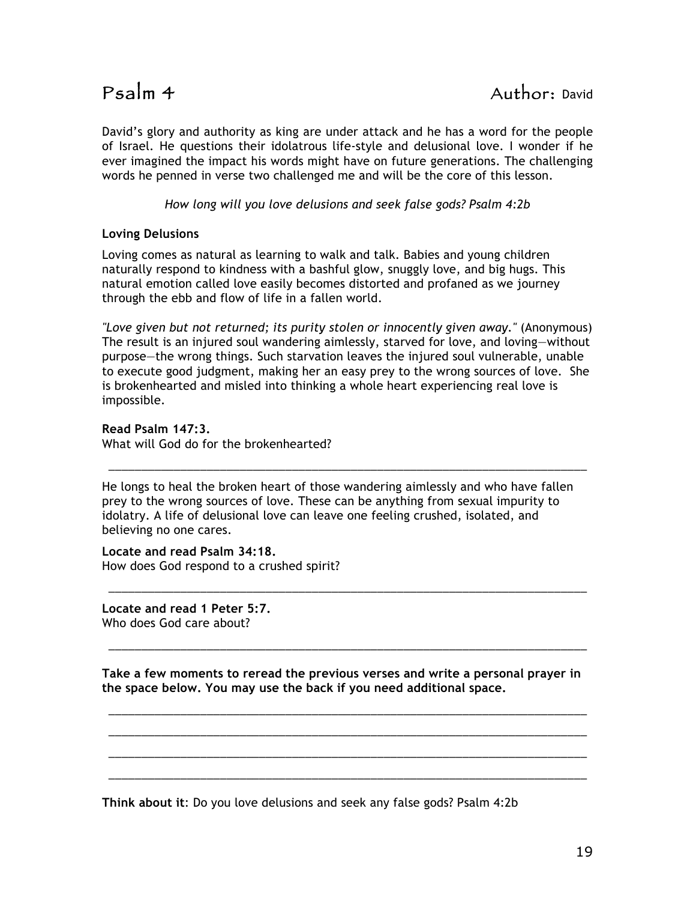# Psalm 4 Author: David

David's glory and authority as king are under attack and he has a word for the people of Israel. He questions their idolatrous life-style and delusional love. I wonder if he ever imagined the impact his words might have on future generations. The challenging words he penned in verse two challenged me and will be the core of this lesson.

*How long will you love delusions and seek false gods? Psalm 4:2b*

**Loving Delusions**

Loving comes as natural as learning to walk and talk. Babies and young children naturally respond to kindness with a bashful glow, snuggly love, and big hugs. This natural emotion called love easily becomes distorted and profaned as we journey through the ebb and flow of life in a fallen world.

*"Love given but not returned; its purity stolen or innocently given away."* (Anonymous) The result is an injured soul wandering aimlessly, starved for love, and loving—without purpose—the wrong things. Such starvation leaves the injured soul vulnerable, unable to execute good judgment, making her an easy prey to the wrong sources of love. She is brokenhearted and misled into thinking a whole heart experiencing real love is impossible.

**Read Psalm 147:3.**
What will God do for the brokenhearted?

______________________________________________________________________________

He longs to heal the broken heart of those wandering aimlessly and who have fallen prey to the wrong sources of love. These can be anything from sexual impurity to idolatry. A life of delusional love can leave one feeling crushed, isolated, and believing no one cares.

**Locate and read Psalm 34:18.**
How does God respond to a crushed spirit?

______________________________________________________________________________

**Locate and read 1 Peter 5:7.**
Who does God care about?

______________________________________________________________________________

**Take a few moments to reread the previous verses and write a personal prayer in the space below. You may use the back if you need additional space.**

______________________________________________________________________________

______________________________________________________________________________

______________________________________________________________________________

______________________________________________________________________________

**Think about it**: Do you love delusions and seek any false gods? Psalm 4:2b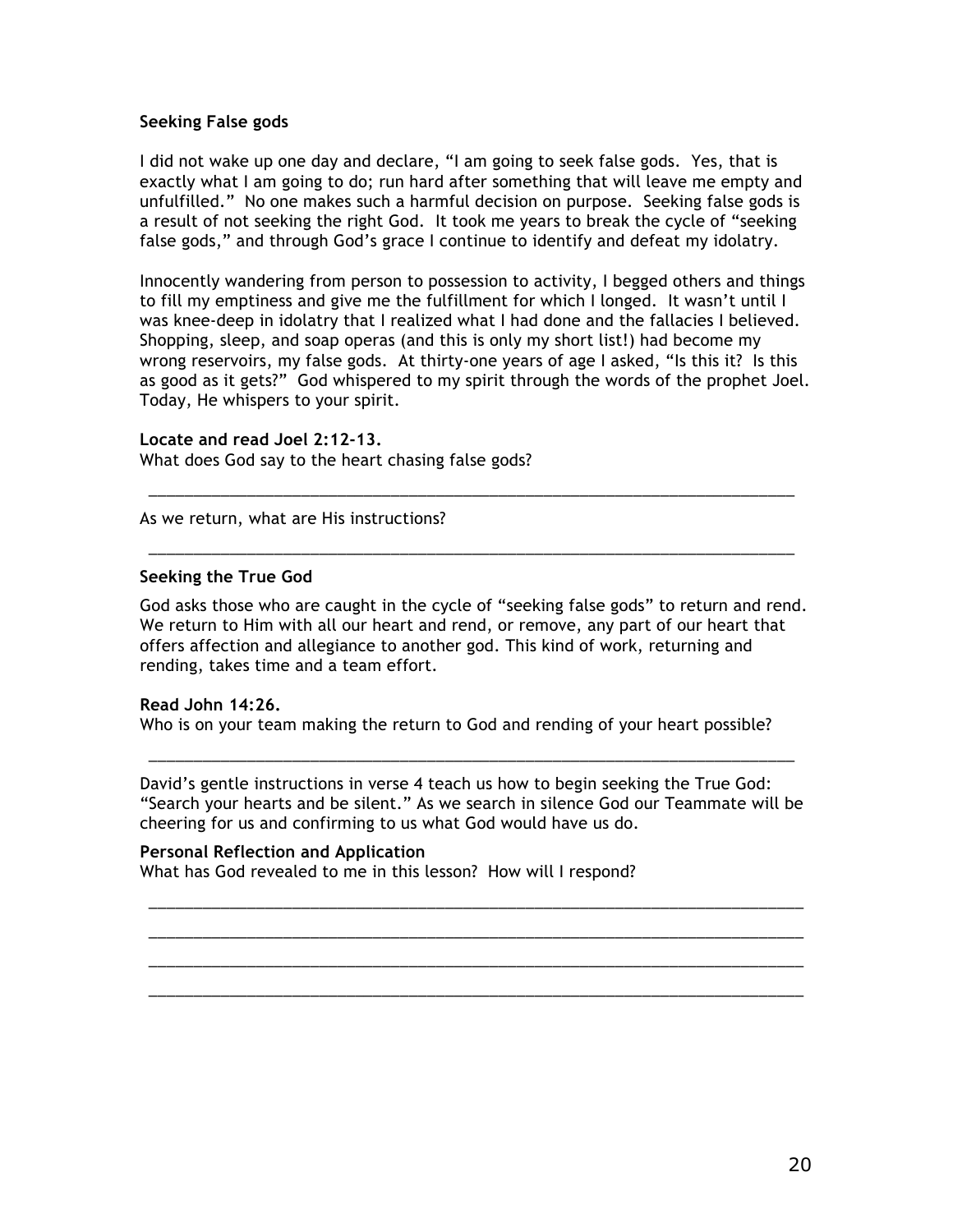**Seeking False gods**

I did not wake up one day and declare, “I am going to seek false gods. Yes, that is exactly what I am going to do; run hard after something that will leave me empty and unfulfilled.” No one makes such a harmful decision on purpose. Seeking false gods is a result of not seeking the right God. It took me years to break the cycle of “seeking false gods,” and through God’s grace I continue to identify and defeat my idolatry.

Innocently wandering from person to possession to activity, I begged others and things to fill my emptiness and give me the fulfillment for which I longed. It wasn’t until I was knee-deep in idolatry that I realized what I had done and the fallacies I believed. Shopping, sleep, and soap operas (and this is only my short list!) had become my wrong reservoirs, my false gods. At thirty-one years of age I asked, “Is this it? Is this as good as it gets?” God whispered to my spirit through the words of the prophet Joel. Today, He whispers to your spirit.

**Locate and read Joel 2:12-13.**
What does God say to the heart chasing false gods?

______________________________________________________________________________

As we return, what are His instructions?

______________________________________________________________________________

**Seeking the True God**

God asks those who are caught in the cycle of “seeking false gods” to return and rend. We return to Him with all our heart and rend, or remove, any part of our heart that offers affection and allegiance to another god. This kind of work, returning and rending, takes time and a team effort.

**Read John 14:26.**
Who is on your team making the return to God and rending of your heart possible?

______________________________________________________________________________

David’s gentle instructions in verse 4 teach us how to begin seeking the True God: “Search your hearts and be silent.” As we search in silence God our Teammate will be cheering for us and confirming to us what God would have us do.

**Personal Reflection and Application**
What has God revealed to me in this lesson? How will I respond?

______________________________________________________________________________

______________________________________________________________________________

______________________________________________________________________________

______________________________________________________________________________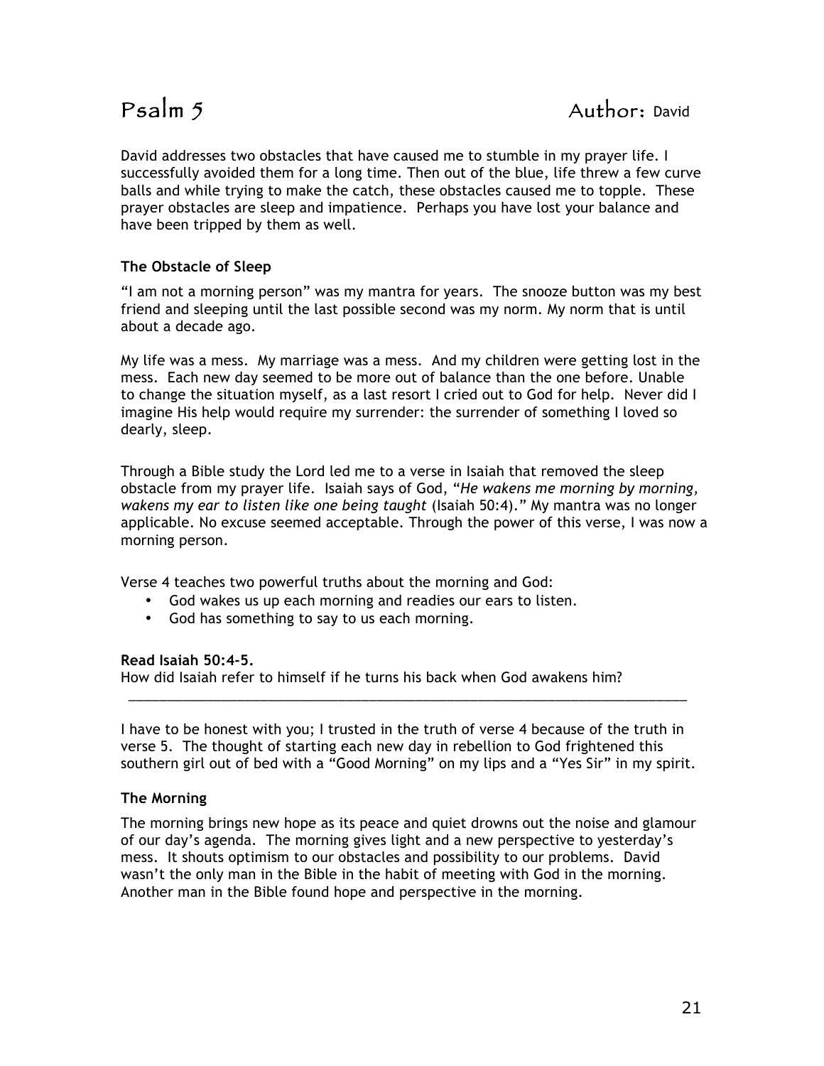# Psalm 5 — Author: David

David addresses two obstacles that have caused me to stumble in my prayer life. I successfully avoided them for a long time. Then out of the blue, life threw a few curve balls and while trying to make the catch, these obstacles caused me to topple. These prayer obstacles are sleep and impatience. Perhaps you have lost your balance and have been tripped by them as well.

### The Obstacle of Sleep

"I am not a morning person" was my mantra for years. The snooze button was my best friend and sleeping until the last possible second was my norm. My norm that is until about a decade ago.

My life was a mess. My marriage was a mess. And my children were getting lost in the mess. Each new day seemed to be more out of balance than the one before. Unable to change the situation myself, as a last resort I cried out to God for help. Never did I imagine His help would require my surrender: the surrender of something I loved so dearly, sleep.

Through a Bible study the Lord led me to a verse in Isaiah that removed the sleep obstacle from my prayer life. Isaiah says of God, "*He wakens me morning by morning, wakens my ear to listen like one being taught* (Isaiah 50:4)." My mantra was no longer applicable. No excuse seemed acceptable. Through the power of this verse, I was now a morning person.

Verse 4 teaches two powerful truths about the morning and God:

- God wakes us up each morning and readies our ears to listen.
- God has something to say to us each morning.

**Read Isaiah 50:4-5.**
How did Isaiah refer to himself if he turns his back when God awakens him?

______________________________________________________________________________

I have to be honest with you; I trusted in the truth of verse 4 because of the truth in verse 5. The thought of starting each new day in rebellion to God frightened this southern girl out of bed with a "Good Morning" on my lips and a "Yes Sir" in my spirit.

### The Morning

The morning brings new hope as its peace and quiet drowns out the noise and glamour of our day's agenda. The morning gives light and a new perspective to yesterday's mess. It shouts optimism to our obstacles and possibility to our problems. David wasn't the only man in the Bible in the habit of meeting with God in the morning. Another man in the Bible found hope and perspective in the morning.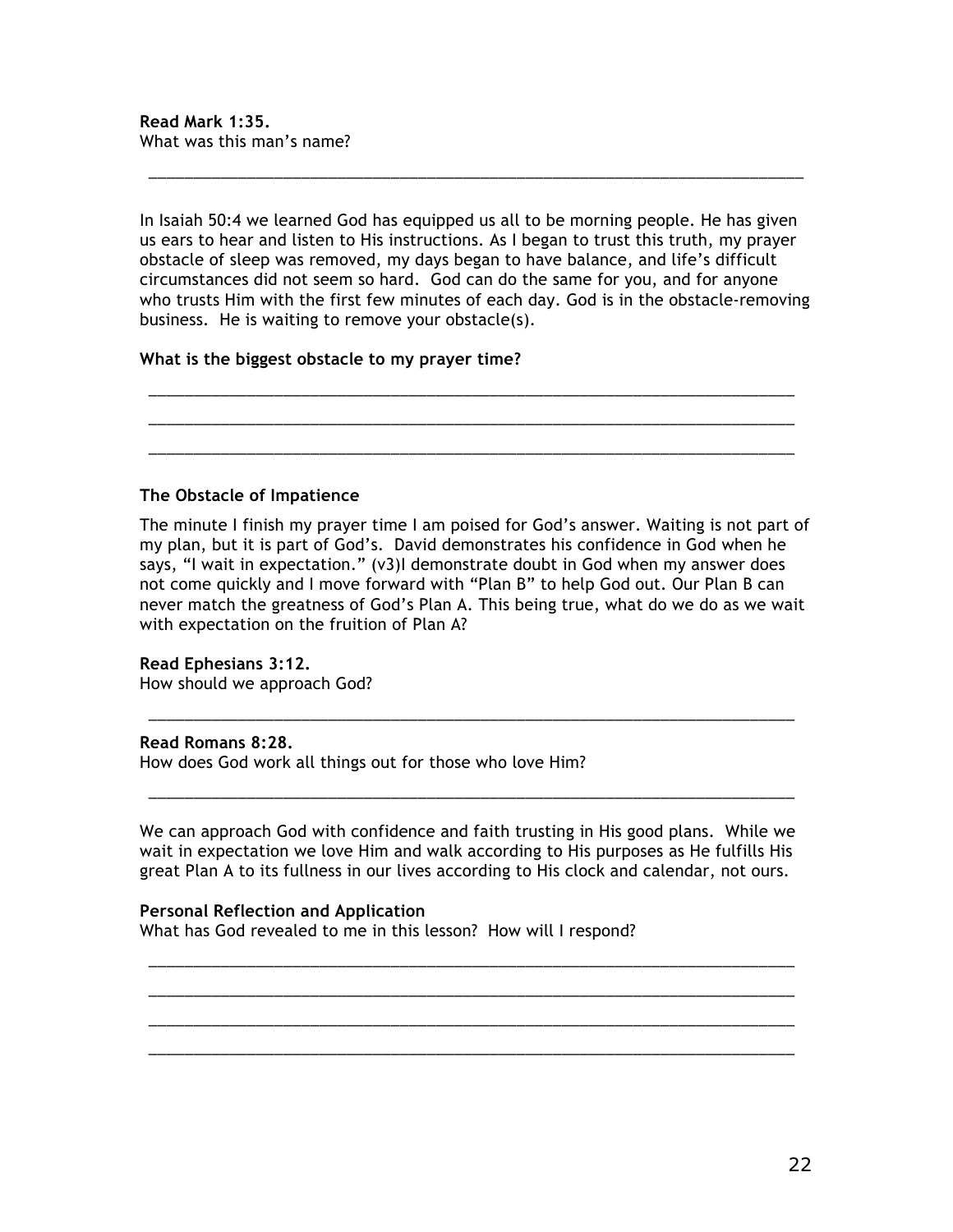**Read Mark 1:35.**
What was this man's name?

\_\_\_\_\_\_\_\_\_\_\_\_\_\_\_\_\_\_\_\_\_\_\_\_\_\_\_\_\_\_\_\_\_\_\_\_\_\_\_\_\_\_\_\_\_\_\_\_\_\_\_\_\_\_\_\_\_\_\_\_\_\_\_\_\_\_\_\_\_\_\_\_\_\_

In Isaiah 50:4 we learned God has equipped us all to be morning people. He has given us ears to hear and listen to His instructions. As I began to trust this truth, my prayer obstacle of sleep was removed, my days began to have balance, and life's difficult circumstances did not seem so hard. God can do the same for you, and for anyone who trusts Him with the first few minutes of each day. God is in the obstacle-removing business. He is waiting to remove your obstacle(s).

**What is the biggest obstacle to my prayer time?**

\_\_\_\_\_\_\_\_\_\_\_\_\_\_\_\_\_\_\_\_\_\_\_\_\_\_\_\_\_\_\_\_\_\_\_\_\_\_\_\_\_\_\_\_\_\_\_\_\_\_\_\_\_\_\_\_\_\_\_\_\_\_\_\_\_\_\_\_\_\_\_\_\_\_

\_\_\_\_\_\_\_\_\_\_\_\_\_\_\_\_\_\_\_\_\_\_\_\_\_\_\_\_\_\_\_\_\_\_\_\_\_\_\_\_\_\_\_\_\_\_\_\_\_\_\_\_\_\_\_\_\_\_\_\_\_\_\_\_\_\_\_\_\_\_\_\_\_\_

\_\_\_\_\_\_\_\_\_\_\_\_\_\_\_\_\_\_\_\_\_\_\_\_\_\_\_\_\_\_\_\_\_\_\_\_\_\_\_\_\_\_\_\_\_\_\_\_\_\_\_\_\_\_\_\_\_\_\_\_\_\_\_\_\_\_\_\_\_\_\_\_\_\_

**The Obstacle of Impatience**

The minute I finish my prayer time I am poised for God's answer. Waiting is not part of my plan, but it is part of God's. David demonstrates his confidence in God when he says, "I wait in expectation." (v3)I demonstrate doubt in God when my answer does not come quickly and I move forward with "Plan B" to help God out. Our Plan B can never match the greatness of God's Plan A. This being true, what do we do as we wait with expectation on the fruition of Plan A?

**Read Ephesians 3:12.**
How should we approach God?

\_\_\_\_\_\_\_\_\_\_\_\_\_\_\_\_\_\_\_\_\_\_\_\_\_\_\_\_\_\_\_\_\_\_\_\_\_\_\_\_\_\_\_\_\_\_\_\_\_\_\_\_\_\_\_\_\_\_\_\_\_\_\_\_\_\_\_\_\_\_\_\_\_\_

**Read Romans 8:28.**
How does God work all things out for those who love Him?

\_\_\_\_\_\_\_\_\_\_\_\_\_\_\_\_\_\_\_\_\_\_\_\_\_\_\_\_\_\_\_\_\_\_\_\_\_\_\_\_\_\_\_\_\_\_\_\_\_\_\_\_\_\_\_\_\_\_\_\_\_\_\_\_\_\_\_\_\_\_\_\_\_\_

We can approach God with confidence and faith trusting in His good plans. While we wait in expectation we love Him and walk according to His purposes as He fulfills His great Plan A to its fullness in our lives according to His clock and calendar, not ours.

**Personal Reflection and Application**
What has God revealed to me in this lesson? How will I respond?

\_\_\_\_\_\_\_\_\_\_\_\_\_\_\_\_\_\_\_\_\_\_\_\_\_\_\_\_\_\_\_\_\_\_\_\_\_\_\_\_\_\_\_\_\_\_\_\_\_\_\_\_\_\_\_\_\_\_\_\_\_\_\_\_\_\_\_\_\_\_\_\_\_\_

\_\_\_\_\_\_\_\_\_\_\_\_\_\_\_\_\_\_\_\_\_\_\_\_\_\_\_\_\_\_\_\_\_\_\_\_\_\_\_\_\_\_\_\_\_\_\_\_\_\_\_\_\_\_\_\_\_\_\_\_\_\_\_\_\_\_\_\_\_\_\_\_\_\_

\_\_\_\_\_\_\_\_\_\_\_\_\_\_\_\_\_\_\_\_\_\_\_\_\_\_\_\_\_\_\_\_\_\_\_\_\_\_\_\_\_\_\_\_\_\_\_\_\_\_\_\_\_\_\_\_\_\_\_\_\_\_\_\_\_\_\_\_\_\_\_\_\_\_

\_\_\_\_\_\_\_\_\_\_\_\_\_\_\_\_\_\_\_\_\_\_\_\_\_\_\_\_\_\_\_\_\_\_\_\_\_\_\_\_\_\_\_\_\_\_\_\_\_\_\_\_\_\_\_\_\_\_\_\_\_\_\_\_\_\_\_\_\_\_\_\_\_\_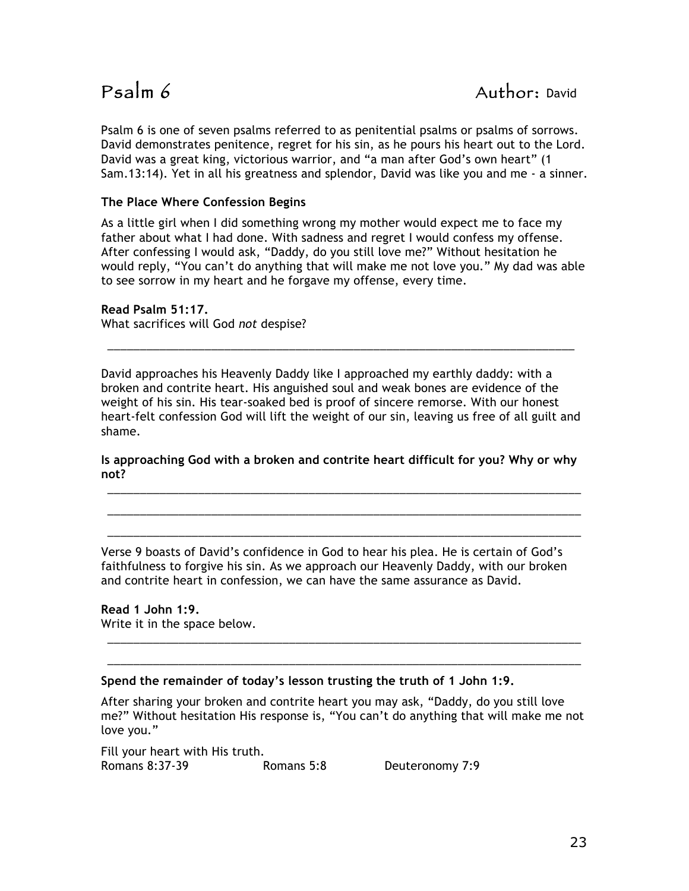# Psalm 6 Author: David

Psalm 6 is one of seven psalms referred to as penitential psalms or psalms of sorrows. David demonstrates penitence, regret for his sin, as he pours his heart out to the Lord. David was a great king, victorious warrior, and "a man after God's own heart" (1 Sam.13:14). Yet in all his greatness and splendor, David was like you and me - a sinner.

**The Place Where Confession Begins**

As a little girl when I did something wrong my mother would expect me to face my father about what I had done. With sadness and regret I would confess my offense. After confessing I would ask, "Daddy, do you still love me?" Without hesitation he would reply, "You can't do anything that will make me not love you." My dad was able to see sorrow in my heart and he forgave my offense, every time.

**Read Psalm 51:17.**
What sacrifices will God *not* despise?

______________________________________________________________________________

David approaches his Heavenly Daddy like I approached my earthly daddy: with a broken and contrite heart. His anguished soul and weak bones are evidence of the weight of his sin. His tear-soaked bed is proof of sincere remorse. With our honest heart-felt confession God will lift the weight of our sin, leaving us free of all guilt and shame.

**Is approaching God with a broken and contrite heart difficult for you? Why or why not?**

______________________________________________________________________________

______________________________________________________________________________

______________________________________________________________________________

Verse 9 boasts of David's confidence in God to hear his plea. He is certain of God's faithfulness to forgive his sin. As we approach our Heavenly Daddy, with our broken and contrite heart in confession, we can have the same assurance as David.

**Read 1 John 1:9.**
Write it in the space below.

______________________________________________________________________________

______________________________________________________________________________

**Spend the remainder of today's lesson trusting the truth of 1 John 1:9.**

After sharing your broken and contrite heart you may ask, "Daddy, do you still love me?" Without hesitation His response is, "You can't do anything that will make me not love you."

Fill your heart with His truth.
Romans 8:37-39 Romans 5:8 Deuteronomy 7:9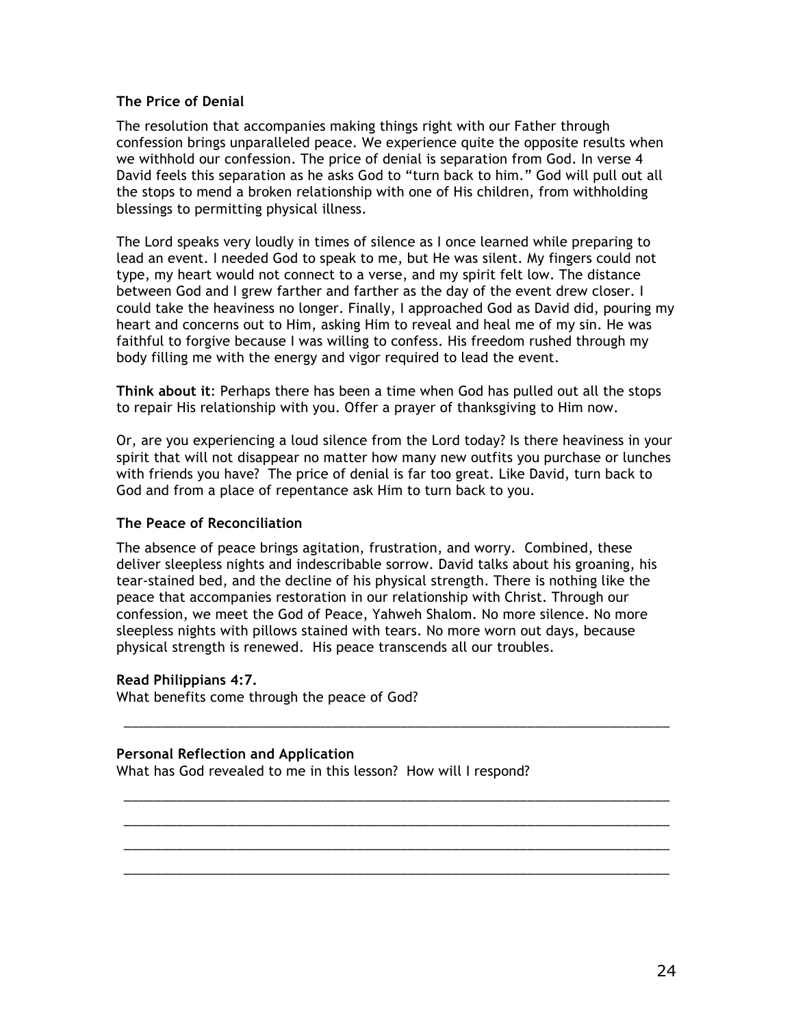**The Price of Denial**

The resolution that accompanies making things right with our Father through confession brings unparalleled peace. We experience quite the opposite results when we withhold our confession. The price of denial is separation from God. In verse 4 David feels this separation as he asks God to "turn back to him." God will pull out all the stops to mend a broken relationship with one of His children, from withholding blessings to permitting physical illness.

The Lord speaks very loudly in times of silence as I once learned while preparing to lead an event. I needed God to speak to me, but He was silent. My fingers could not type, my heart would not connect to a verse, and my spirit felt low. The distance between God and I grew farther and farther as the day of the event drew closer. I could take the heaviness no longer. Finally, I approached God as David did, pouring my heart and concerns out to Him, asking Him to reveal and heal me of my sin. He was faithful to forgive because I was willing to confess. His freedom rushed through my body filling me with the energy and vigor required to lead the event.

**Think about it**: Perhaps there has been a time when God has pulled out all the stops to repair His relationship with you. Offer a prayer of thanksgiving to Him now.

Or, are you experiencing a loud silence from the Lord today? Is there heaviness in your spirit that will not disappear no matter how many new outfits you purchase or lunches with friends you have? The price of denial is far too great. Like David, turn back to God and from a place of repentance ask Him to turn back to you.

**The Peace of Reconciliation**

The absence of peace brings agitation, frustration, and worry. Combined, these deliver sleepless nights and indescribable sorrow. David talks about his groaning, his tear-stained bed, and the decline of his physical strength. There is nothing like the peace that accompanies restoration in our relationship with Christ. Through our confession, we meet the God of Peace, Yahweh Shalom. No more silence. No more sleepless nights with pillows stained with tears. No more worn out days, because physical strength is renewed. His peace transcends all our troubles.

**Read Philippians 4:7.**
What benefits come through the peace of God?

______________________________________________________________________________

**Personal Reflection and Application**
What has God revealed to me in this lesson? How will I respond?

______________________________________________________________________________

______________________________________________________________________________

______________________________________________________________________________

______________________________________________________________________________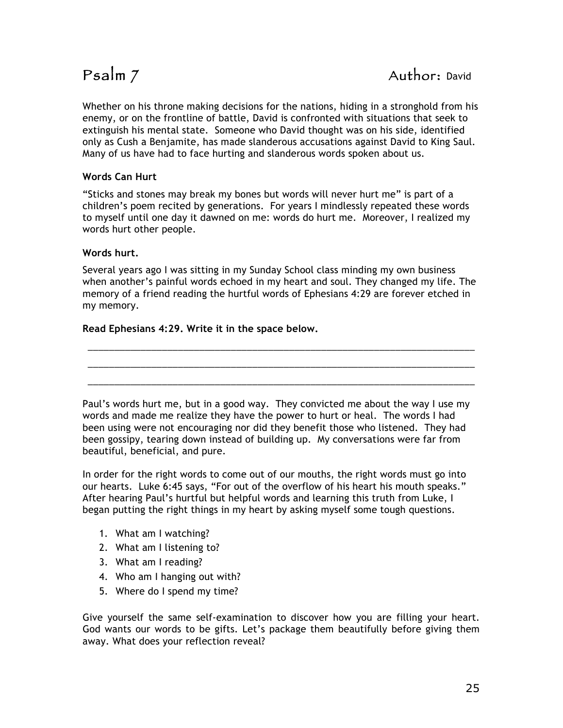# Psalm 7 Author: David

Whether on his throne making decisions for the nations, hiding in a stronghold from his enemy, or on the frontline of battle, David is confronted with situations that seek to extinguish his mental state. Someone who David thought was on his side, identified only as Cush a Benjamite, has made slanderous accusations against David to King Saul. Many of us have had to face hurting and slanderous words spoken about us.

**Words Can Hurt**

"Sticks and stones may break my bones but words will never hurt me" is part of a children's poem recited by generations. For years I mindlessly repeated these words to myself until one day it dawned on me: words do hurt me. Moreover, I realized my words hurt other people.

**Words hurt.**

Several years ago I was sitting in my Sunday School class minding my own business when another's painful words echoed in my heart and soul. They changed my life. The memory of a friend reading the hurtful words of Ephesians 4:29 are forever etched in my memory.

**Read Ephesians 4:29. Write it in the space below.**

______________________________________________________________________________

______________________________________________________________________________

______________________________________________________________________________

Paul's words hurt me, but in a good way. They convicted me about the way I use my words and made me realize they have the power to hurt or heal. The words I had been using were not encouraging nor did they benefit those who listened. They had been gossipy, tearing down instead of building up. My conversations were far from beautiful, beneficial, and pure.

In order for the right words to come out of our mouths, the right words must go into our hearts. Luke 6:45 says, "For out of the overflow of his heart his mouth speaks." After hearing Paul's hurtful but helpful words and learning this truth from Luke, I began putting the right things in my heart by asking myself some tough questions.

1. What am I watching?
2. What am I listening to?
3. What am I reading?
4. Who am I hanging out with?
5. Where do I spend my time?

Give yourself the same self-examination to discover how you are filling your heart. God wants our words to be gifts. Let's package them beautifully before giving them away. What does your reflection reveal?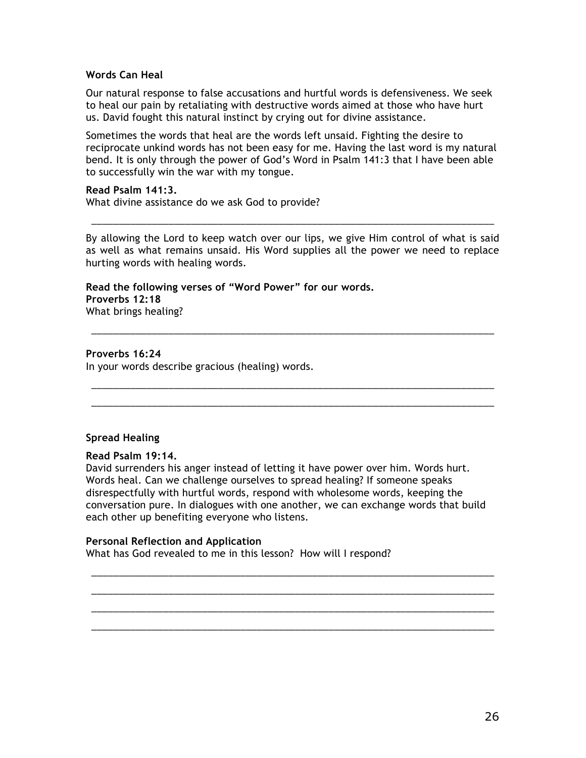**Words Can Heal**

Our natural response to false accusations and hurtful words is defensiveness. We seek to heal our pain by retaliating with destructive words aimed at those who have hurt us. David fought this natural instinct by crying out for divine assistance.

Sometimes the words that heal are the words left unsaid. Fighting the desire to reciprocate unkind words has not been easy for me. Having the last word is my natural bend. It is only through the power of God's Word in Psalm 141:3 that I have been able to successfully win the war with my tongue.

**Read Psalm 141:3.**
What divine assistance do we ask God to provide?

______________________________________________________________________________

By allowing the Lord to keep watch over our lips, we give Him control of what is said as well as what remains unsaid. His Word supplies all the power we need to replace hurting words with healing words.

**Read the following verses of "Word Power" for our words.**
**Proverbs 12:18**
What brings healing?

______________________________________________________________________________

**Proverbs 16:24**
In your words describe gracious (healing) words.

______________________________________________________________________________

______________________________________________________________________________

**Spread Healing**

**Read Psalm 19:14.**
David surrenders his anger instead of letting it have power over him. Words hurt. Words heal. Can we challenge ourselves to spread healing? If someone speaks disrespectfully with hurtful words, respond with wholesome words, keeping the conversation pure. In dialogues with one another, we can exchange words that build each other up benefiting everyone who listens.

**Personal Reflection and Application**
What has God revealed to me in this lesson? How will I respond?

______________________________________________________________________________

______________________________________________________________________________

______________________________________________________________________________

______________________________________________________________________________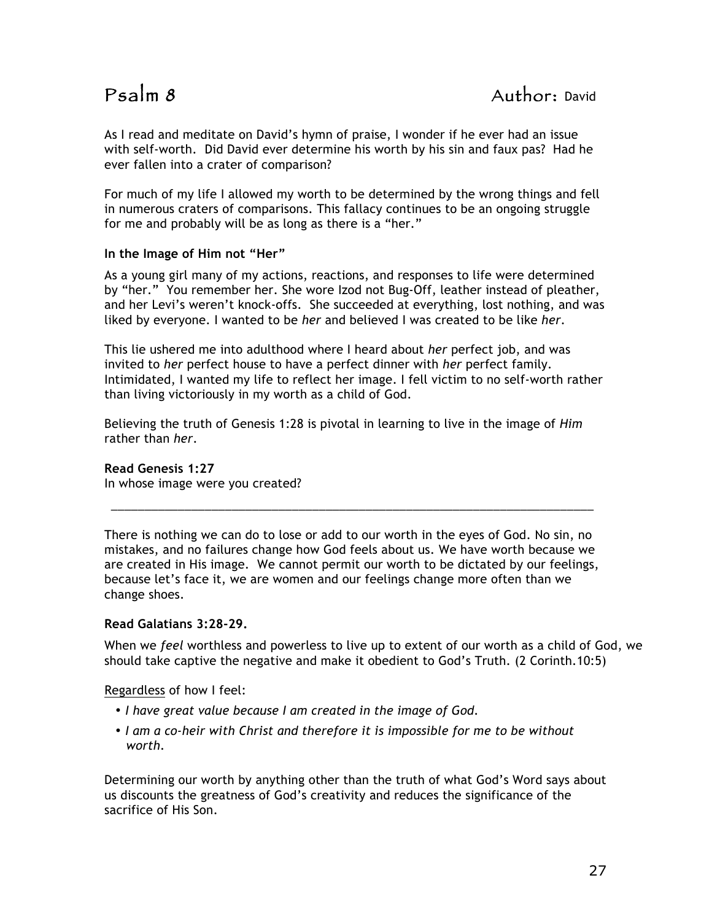# Psalm 8 — Author: David

As I read and meditate on David's hymn of praise, I wonder if he ever had an issue with self-worth. Did David ever determine his worth by his sin and faux pas? Had he ever fallen into a crater of comparison?

For much of my life I allowed my worth to be determined by the wrong things and fell in numerous craters of comparisons. This fallacy continues to be an ongoing struggle for me and probably will be as long as there is a "her."

**In the Image of Him not "Her"**

As a young girl many of my actions, reactions, and responses to life were determined by "her." You remember her. She wore Izod not Bug-Off, leather instead of pleather, and her Levi's weren't knock-offs. She succeeded at everything, lost nothing, and was liked by everyone. I wanted to be *her* and believed I was created to be like *her*.

This lie ushered me into adulthood where I heard about *her* perfect job, and was invited to *her* perfect house to have a perfect dinner with *her* perfect family. Intimidated, I wanted my life to reflect her image. I fell victim to no self-worth rather than living victoriously in my worth as a child of God.

Believing the truth of Genesis 1:28 is pivotal in learning to live in the image of *Him* rather than *her*.

**Read Genesis 1:27**
In whose image were you created?

_______________________________________________________________________________

There is nothing we can do to lose or add to our worth in the eyes of God. No sin, no mistakes, and no failures change how God feels about us. We have worth because we are created in His image. We cannot permit our worth to be dictated by our feelings, because let's face it, we are women and our feelings change more often than we change shoes.

**Read Galatians 3:28-29.**

When we *feel* worthless and powerless to live up to extent of our worth as a child of God, we should take captive the negative and make it obedient to God's Truth. (2 Corinth.10:5)

<u>Regardless</u> of how I feel:

- *I have great value because I am created in the image of God.*
- *I am a co-heir with Christ and therefore it is impossible for me to be without worth.*

Determining our worth by anything other than the truth of what God's Word says about us discounts the greatness of God's creativity and reduces the significance of the sacrifice of His Son.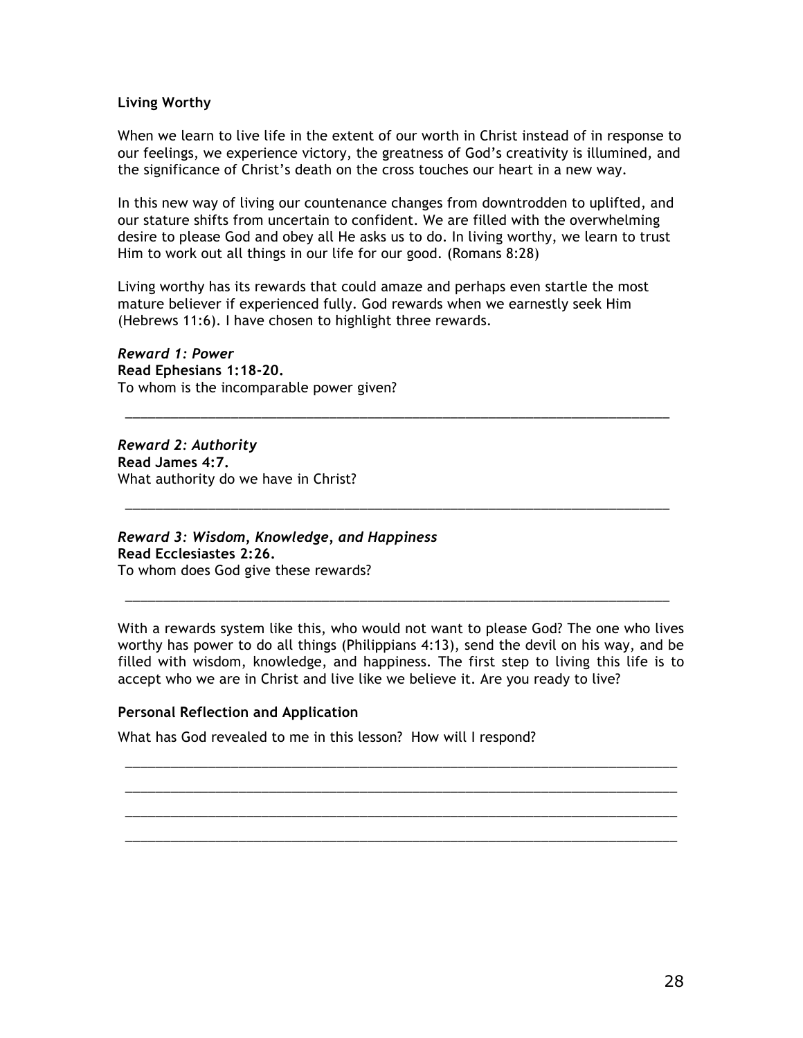**Living Worthy**

When we learn to live life in the extent of our worth in Christ instead of in response to our feelings, we experience victory, the greatness of God's creativity is illumined, and the significance of Christ's death on the cross touches our heart in a new way.

In this new way of living our countenance changes from downtrodden to uplifted, and our stature shifts from uncertain to confident. We are filled with the overwhelming desire to please God and obey all He asks us to do. In living worthy, we learn to trust Him to work out all things in our life for our good. (Romans 8:28)

Living worthy has its rewards that could amaze and perhaps even startle the most mature believer if experienced fully. God rewards when we earnestly seek Him (Hebrews 11:6). I have chosen to highlight three rewards.

***Reward 1: Power***
**Read Ephesians 1:18-20.**
To whom is the incomparable power given?

______________________________________________________________________________

***Reward 2: Authority***
**Read James 4:7.**
What authority do we have in Christ?

______________________________________________________________________________

***Reward 3: Wisdom, Knowledge, and Happiness***
**Read Ecclesiastes 2:26.**
To whom does God give these rewards?

______________________________________________________________________________

With a rewards system like this, who would not want to please God? The one who lives worthy has power to do all things (Philippians 4:13), send the devil on his way, and be filled with wisdom, knowledge, and happiness. The first step to living this life is to accept who we are in Christ and live like we believe it. Are you ready to live?

**Personal Reflection and Application**

What has God revealed to me in this lesson? How will I respond?

______________________________________________________________________________

______________________________________________________________________________

______________________________________________________________________________

______________________________________________________________________________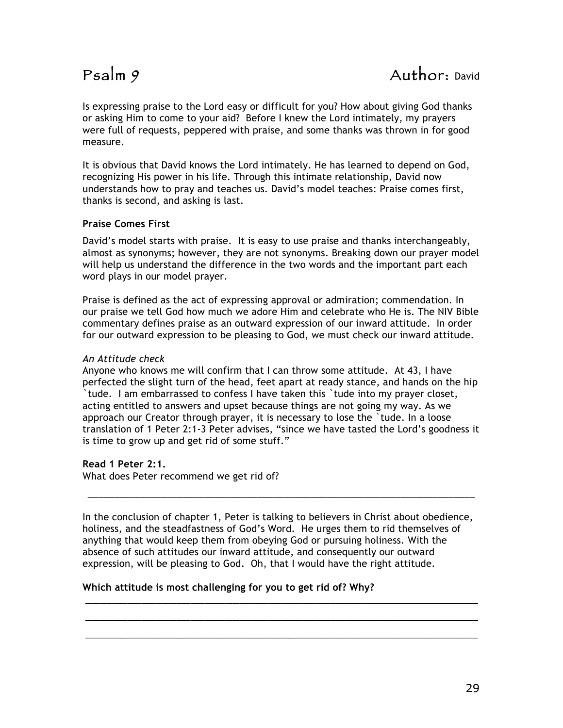# Psalm 9 Author: David

Is expressing praise to the Lord easy or difficult for you? How about giving God thanks or asking Him to come to your aid? Before I knew the Lord intimately, my prayers were full of requests, peppered with praise, and some thanks was thrown in for good measure.

It is obvious that David knows the Lord intimately. He has learned to depend on God, recognizing His power in his life. Through this intimate relationship, David now understands how to pray and teaches us. David's model teaches: Praise comes first, thanks is second, and asking is last.

**Praise Comes First**

David's model starts with praise. It is easy to use praise and thanks interchangeably, almost as synonyms; however, they are not synonyms. Breaking down our prayer model will help us understand the difference in the two words and the important part each word plays in our model prayer.

Praise is defined as the act of expressing approval or admiration; commendation. In our praise we tell God how much we adore Him and celebrate who He is. The NIV Bible commentary defines praise as an outward expression of our inward attitude. In order for our outward expression to be pleasing to God, we must check our inward attitude.

*An Attitude check*

Anyone who knows me will confirm that I can throw some attitude. At 43, I have perfected the slight turn of the head, feet apart at ready stance, and hands on the hip `tude. I am embarrassed to confess I have taken this `tude into my prayer closet, acting entitled to answers and upset because things are not going my way. As we approach our Creator through prayer, it is necessary to lose the `tude. In a loose translation of 1 Peter 2:1-3 Peter advises, "since we have tasted the Lord's goodness it is time to grow up and get rid of some stuff."

**Read 1 Peter 2:1.**

What does Peter recommend we get rid of?

_______________________________________________________________________________

In the conclusion of chapter 1, Peter is talking to believers in Christ about obedience, holiness, and the steadfastness of God's Word. He urges them to rid themselves of anything that would keep them from obeying God or pursuing holiness. With the absence of such attitudes our inward attitude, and consequently our outward expression, will be pleasing to God. Oh, that I would have the right attitude.

**Which attitude is most challenging for you to get rid of? Why?**

_______________________________________________________________________________

_______________________________________________________________________________

_______________________________________________________________________________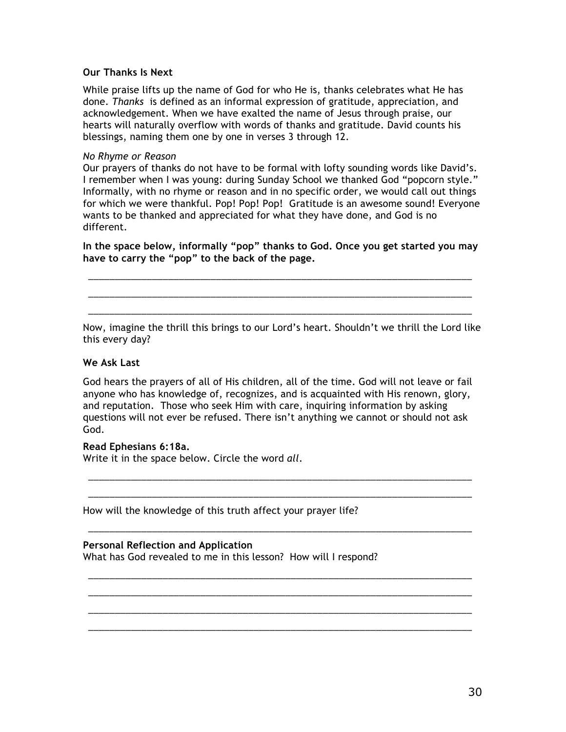**Our Thanks Is Next**

While praise lifts up the name of God for who He is, thanks celebrates what He has done. *Thanks* is defined as an informal expression of gratitude, appreciation, and acknowledgement. When we have exalted the name of Jesus through praise, our hearts will naturally overflow with words of thanks and gratitude. David counts his blessings, naming them one by one in verses 3 through 12.

*No Rhyme or Reason*

Our prayers of thanks do not have to be formal with lofty sounding words like David's. I remember when I was young: during Sunday School we thanked God "popcorn style." Informally, with no rhyme or reason and in no specific order, we would call out things for which we were thankful. Pop! Pop! Pop! Gratitude is an awesome sound! Everyone wants to be thanked and appreciated for what they have done, and God is no different.

**In the space below, informally "pop" thanks to God. Once you get started you may have to carry the "pop" to the back of the page.**

_______________________________________________________________________________

_______________________________________________________________________________

_______________________________________________________________________________

Now, imagine the thrill this brings to our Lord's heart. Shouldn't we thrill the Lord like this every day?

**We Ask Last**

God hears the prayers of all of His children, all of the time. God will not leave or fail anyone who has knowledge of, recognizes, and is acquainted with His renown, glory, and reputation. Those who seek Him with care, inquiring information by asking questions will not ever be refused. There isn't anything we cannot or should not ask God.

**Read Ephesians 6:18a.**
Write it in the space below. Circle the word *all*.

_______________________________________________________________________________

_______________________________________________________________________________

How will the knowledge of this truth affect your prayer life?

_______________________________________________________________________________

**Personal Reflection and Application**
What has God revealed to me in this lesson? How will I respond?

_______________________________________________________________________________

_______________________________________________________________________________

_______________________________________________________________________________

_______________________________________________________________________________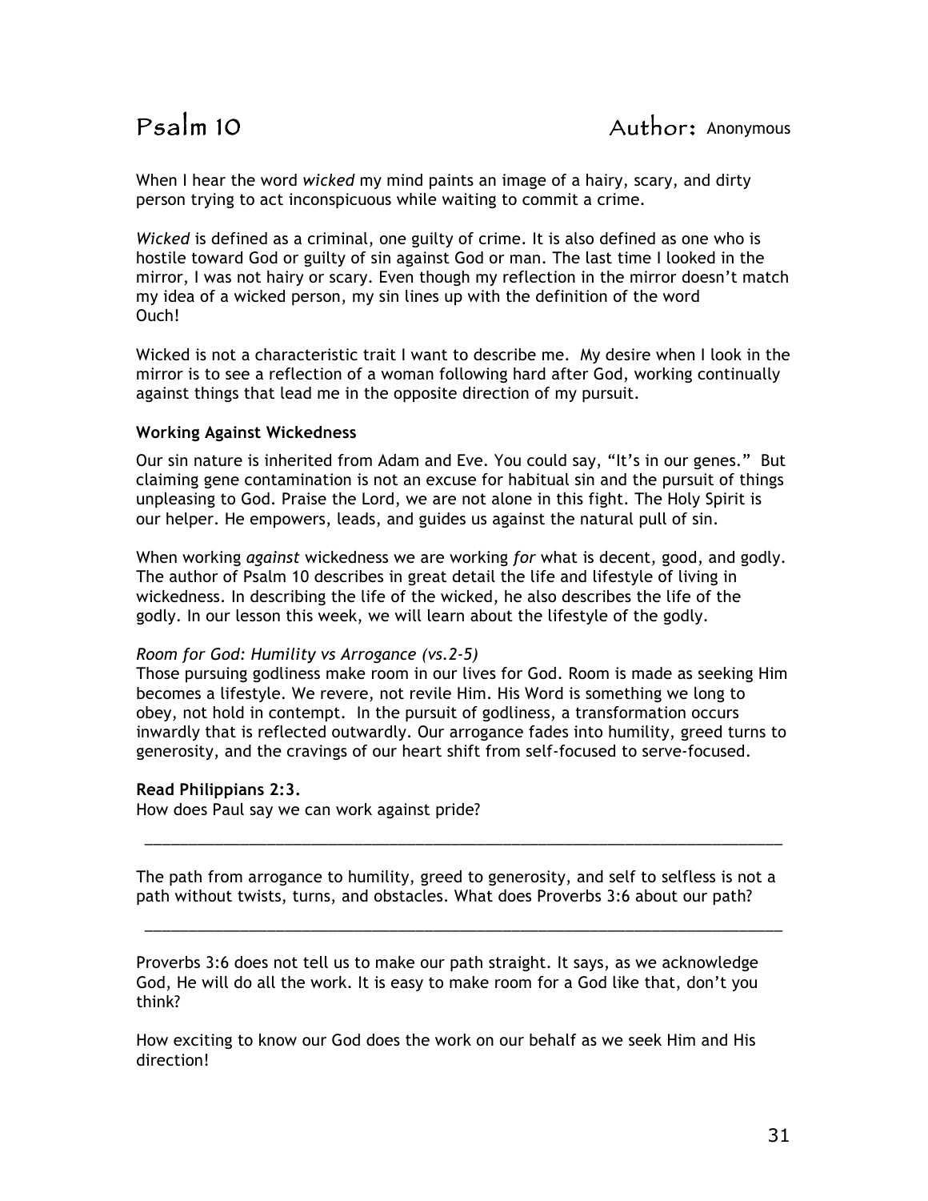# Psalm 10

Author: Anonymous

When I hear the word *wicked* my mind paints an image of a hairy, scary, and dirty person trying to act inconspicuous while waiting to commit a crime.

*Wicked* is defined as a criminal, one guilty of crime. It is also defined as one who is hostile toward God or guilty of sin against God or man. The last time I looked in the mirror, I was not hairy or scary. Even though my reflection in the mirror doesn't match my idea of a wicked person, my sin lines up with the definition of the word Ouch!

Wicked is not a characteristic trait I want to describe me. My desire when I look in the mirror is to see a reflection of a woman following hard after God, working continually against things that lead me in the opposite direction of my pursuit.

**Working Against Wickedness**

Our sin nature is inherited from Adam and Eve. You could say, "It's in our genes." But claiming gene contamination is not an excuse for habitual sin and the pursuit of things unpleasing to God. Praise the Lord, we are not alone in this fight. The Holy Spirit is our helper. He empowers, leads, and guides us against the natural pull of sin.

When working *against* wickedness we are working *for* what is decent, good, and godly. The author of Psalm 10 describes in great detail the life and lifestyle of living in wickedness. In describing the life of the wicked, he also describes the life of the godly. In our lesson this week, we will learn about the lifestyle of the godly.

*Room for God: Humility vs Arrogance (vs.2-5)*
Those pursuing godliness make room in our lives for God. Room is made as seeking Him becomes a lifestyle. We revere, not revile Him. His Word is something we long to obey, not hold in contempt. In the pursuit of godliness, a transformation occurs inwardly that is reflected outwardly. Our arrogance fades into humility, greed turns to generosity, and the cravings of our heart shift from self-focused to serve-focused.

**Read Philippians 2:3.**
How does Paul say we can work against pride?

______________________________________________________________________________

The path from arrogance to humility, greed to generosity, and self to selfless is not a path without twists, turns, and obstacles. What does Proverbs 3:6 about our path?

______________________________________________________________________________

Proverbs 3:6 does not tell us to make our path straight. It says, as we acknowledge God, He will do all the work. It is easy to make room for a God like that, don't you think?

How exciting to know our God does the work on our behalf as we seek Him and His direction!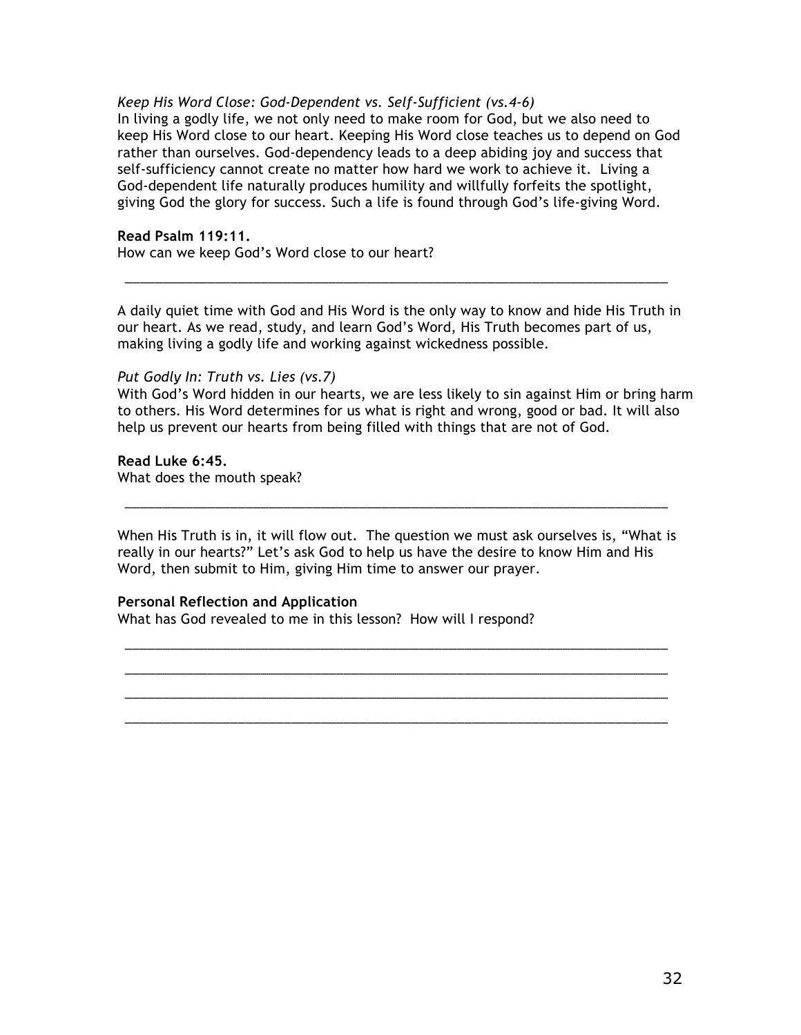*Keep His Word Close: God-Dependent vs. Self-Sufficient (vs.4-6)*

In living a godly life, we not only need to make room for God, but we also need to keep His Word close to our heart. Keeping His Word close teaches us to depend on God rather than ourselves. God-dependency leads to a deep abiding joy and success that self-sufficiency cannot create no matter how hard we work to achieve it. Living a God-dependent life naturally produces humility and willfully forfeits the spotlight, giving God the glory for success. Such a life is found through God's life-giving Word.

**Read Psalm 119:11.**

How can we keep God's Word close to our heart?

_______________________________________________________________________________

A daily quiet time with God and His Word is the only way to know and hide His Truth in our heart. As we read, study, and learn God's Word, His Truth becomes part of us, making living a godly life and working against wickedness possible.

*Put Godly In: Truth vs. Lies (vs.7)*

With God's Word hidden in our hearts, we are less likely to sin against Him or bring harm to others. His Word determines for us what is right and wrong, good or bad. It will also help us prevent our hearts from being filled with things that are not of God.

**Read Luke 6:45.**

What does the mouth speak?

_______________________________________________________________________________

When His Truth is in, it will flow out. The question we must ask ourselves is, "What is really in our hearts?" Let's ask God to help us have the desire to know Him and His Word, then submit to Him, giving Him time to answer our prayer.

**Personal Reflection and Application**

What has God revealed to me in this lesson? How will I respond?

_______________________________________________________________________________

_______________________________________________________________________________

_______________________________________________________________________________

_______________________________________________________________________________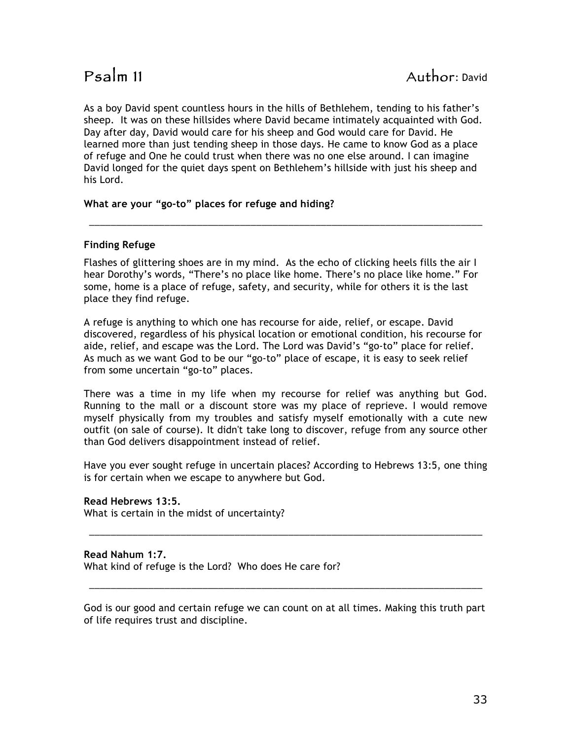# Psalm 11 Author: David

As a boy David spent countless hours in the hills of Bethlehem, tending to his father's sheep. It was on these hillsides where David became intimately acquainted with God. Day after day, David would care for his sheep and God would care for David. He learned more than just tending sheep in those days. He came to know God as a place of refuge and One he could trust when there was no one else around. I can imagine David longed for the quiet days spent on Bethlehem's hillside with just his sheep and his Lord.

**What are your "go-to" places for refuge and hiding?**

_______________________________________________________________________________

**Finding Refuge**

Flashes of glittering shoes are in my mind. As the echo of clicking heels fills the air I hear Dorothy's words, "There's no place like home. There's no place like home." For some, home is a place of refuge, safety, and security, while for others it is the last place they find refuge.

A refuge is anything to which one has recourse for aide, relief, or escape. David discovered, regardless of his physical location or emotional condition, his recourse for aide, relief, and escape was the Lord. The Lord was David's "go-to" place for relief. As much as we want God to be our "go-to" place of escape, it is easy to seek relief from some uncertain "go-to" places.

There was a time in my life when my recourse for relief was anything but God. Running to the mall or a discount store was my place of reprieve. I would remove myself physically from my troubles and satisfy myself emotionally with a cute new outfit (on sale of course). It didn't take long to discover, refuge from any source other than God delivers disappointment instead of relief.

Have you ever sought refuge in uncertain places? According to Hebrews 13:5, one thing is for certain when we escape to anywhere but God.

**Read Hebrews 13:5.**
What is certain in the midst of uncertainty?

_______________________________________________________________________________

**Read Nahum 1:7.**
What kind of refuge is the Lord? Who does He care for?

_______________________________________________________________________________

God is our good and certain refuge we can count on at all times. Making this truth part of life requires trust and discipline.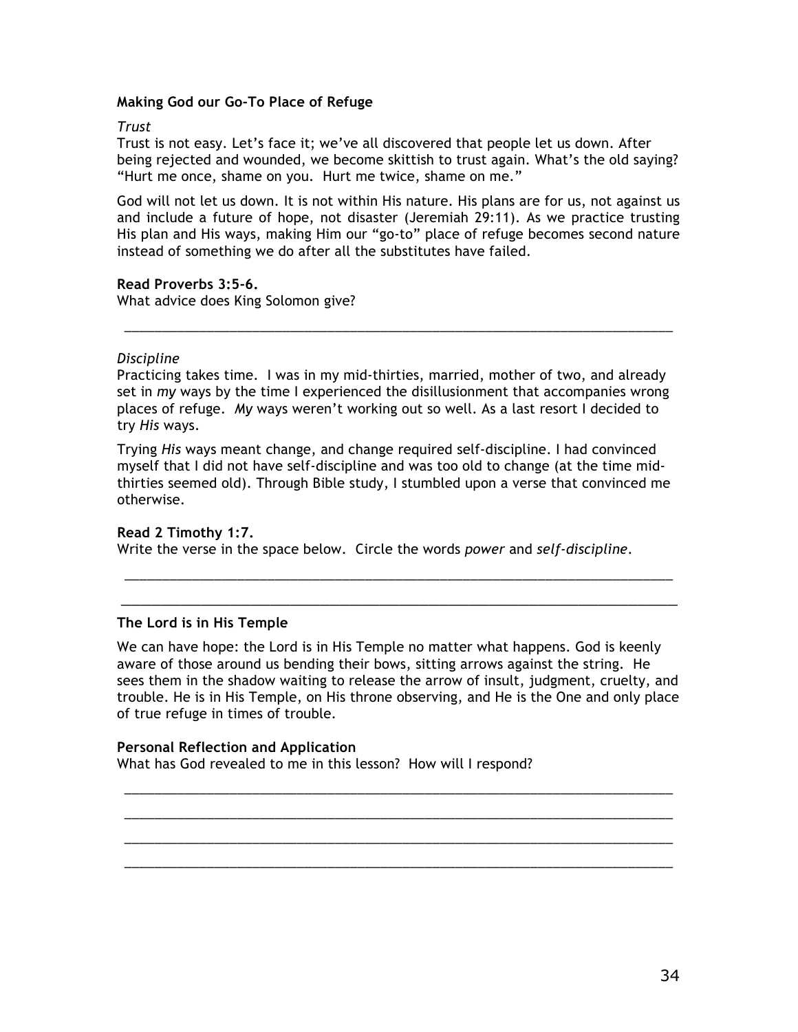**Making God our Go-To Place of Refuge**

*Trust*

Trust is not easy. Let's face it; we've all discovered that people let us down. After being rejected and wounded, we become skittish to trust again. What's the old saying? "Hurt me once, shame on you. Hurt me twice, shame on me."

God will not let us down. It is not within His nature. His plans are for us, not against us and include a future of hope, not disaster (Jeremiah 29:11). As we practice trusting His plan and His ways, making Him our "go-to" place of refuge becomes second nature instead of something we do after all the substitutes have failed.

**Read Proverbs 3:5-6.**

What advice does King Solomon give?

___________________________________________________________________________

*Discipline*

Practicing takes time. I was in my mid-thirties, married, mother of two, and already set in *my* ways by the time I experienced the disillusionment that accompanies wrong places of refuge. *My* ways weren't working out so well. As a last resort I decided to try *His* ways.

Trying *His* ways meant change, and change required self-discipline. I had convinced myself that I did not have self-discipline and was too old to change (at the time mid-thirties seemed old). Through Bible study, I stumbled upon a verse that convinced me otherwise.

**Read 2 Timothy 1:7.**

Write the verse in the space below. Circle the words *power* and *self-discipline*.

___________________________________________________________________________

___________________________________________________________________________

**The Lord is in His Temple**

We can have hope: the Lord is in His Temple no matter what happens. God is keenly aware of those around us bending their bows, sitting arrows against the string. He sees them in the shadow waiting to release the arrow of insult, judgment, cruelty, and trouble. He is in His Temple, on His throne observing, and He is the One and only place of true refuge in times of trouble.

**Personal Reflection and Application**

What has God revealed to me in this lesson? How will I respond?

___________________________________________________________________________

___________________________________________________________________________

___________________________________________________________________________

___________________________________________________________________________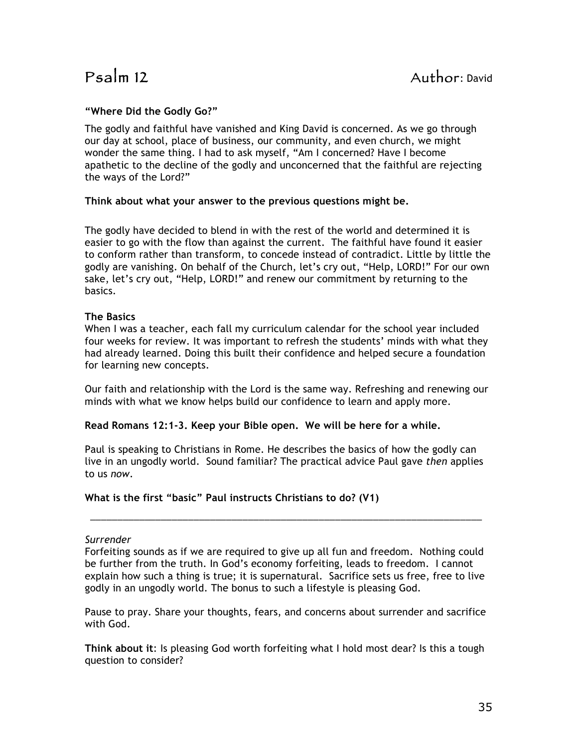# Psalm 12 Author: David

**"Where Did the Godly Go?"**

The godly and faithful have vanished and King David is concerned. As we go through our day at school, place of business, our community, and even church, we might wonder the same thing. I had to ask myself, "Am I concerned? Have I become apathetic to the decline of the godly and unconcerned that the faithful are rejecting the ways of the Lord?"

**Think about what your answer to the previous questions might be.**

The godly have decided to blend in with the rest of the world and determined it is easier to go with the flow than against the current. The faithful have found it easier to conform rather than transform, to concede instead of contradict. Little by little the godly are vanishing. On behalf of the Church, let's cry out, "Help, LORD!" For our own sake, let's cry out, "Help, LORD!" and renew our commitment by returning to the basics.

**The Basics**

When I was a teacher, each fall my curriculum calendar for the school year included four weeks for review. It was important to refresh the students' minds with what they had already learned. Doing this built their confidence and helped secure a foundation for learning new concepts.

Our faith and relationship with the Lord is the same way. Refreshing and renewing our minds with what we know helps build our confidence to learn and apply more.

**Read Romans 12:1-3. Keep your Bible open. We will be here for a while.**

Paul is speaking to Christians in Rome. He describes the basics of how the godly can live in an ungodly world. Sound familiar? The practical advice Paul gave *then* applies to us *now*.

**What is the first "basic" Paul instructs Christians to do? (V1)**

______________________________________________________________________________

*Surrender*

Forfeiting sounds as if we are required to give up all fun and freedom. Nothing could be further from the truth. In God's economy forfeiting, leads to freedom. I cannot explain how such a thing is true; it is supernatural. Sacrifice sets us free, free to live godly in an ungodly world. The bonus to such a lifestyle is pleasing God.

Pause to pray. Share your thoughts, fears, and concerns about surrender and sacrifice with God.

**Think about it**: Is pleasing God worth forfeiting what I hold most dear? Is this a tough question to consider?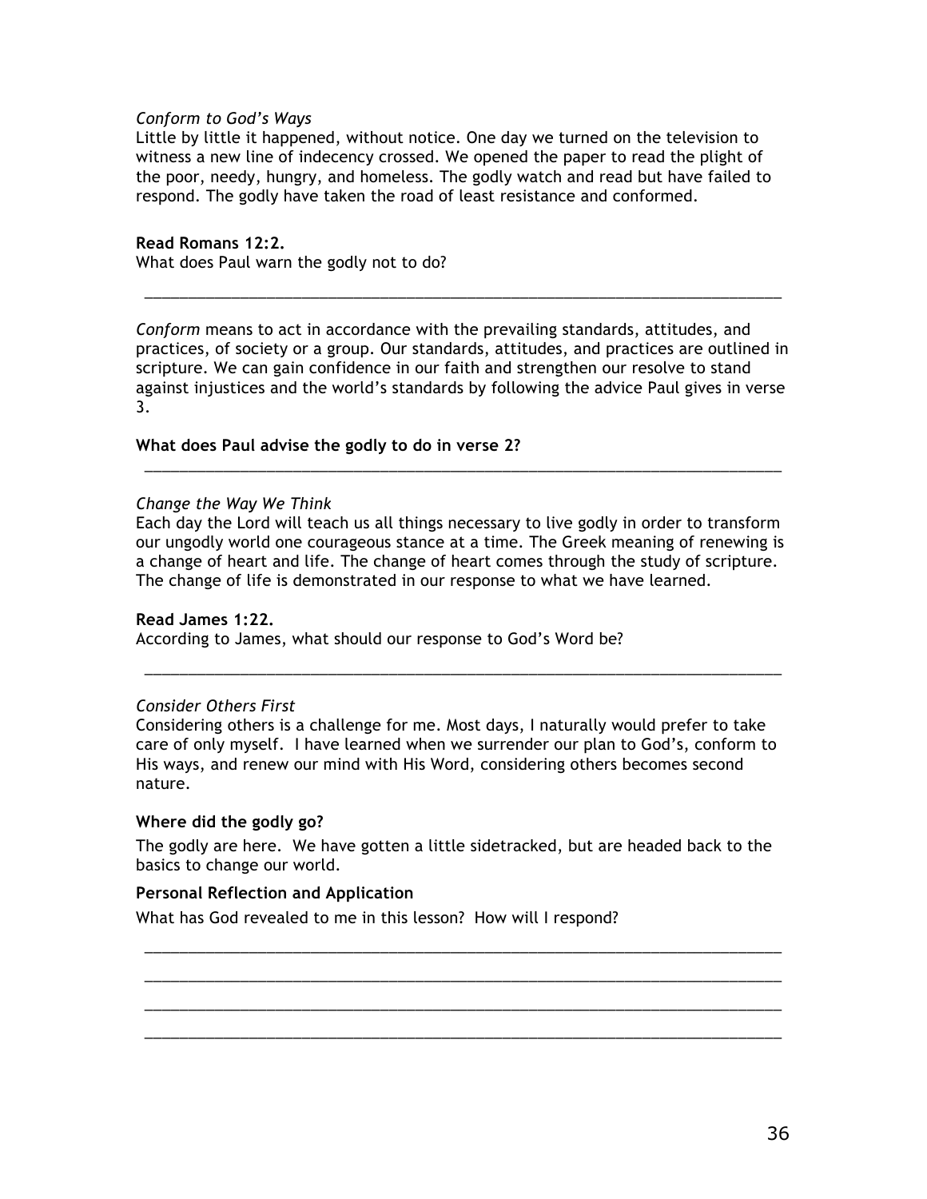*Conform to God's Ways*

Little by little it happened, without notice. One day we turned on the television to witness a new line of indecency crossed. We opened the paper to read the plight of the poor, needy, hungry, and homeless. The godly watch and read but have failed to respond. The godly have taken the road of least resistance and conformed.

**Read Romans 12:2.**

What does Paul warn the godly not to do?

______________________________________________________________________________

*Conform* means to act in accordance with the prevailing standards, attitudes, and practices, of society or a group. Our standards, attitudes, and practices are outlined in scripture. We can gain confidence in our faith and strengthen our resolve to stand against injustices and the world's standards by following the advice Paul gives in verse 3.

**What does Paul advise the godly to do in verse 2?**

______________________________________________________________________________

*Change the Way We Think*

Each day the Lord will teach us all things necessary to live godly in order to transform our ungodly world one courageous stance at a time. The Greek meaning of renewing is a change of heart and life. The change of heart comes through the study of scripture. The change of life is demonstrated in our response to what we have learned.

**Read James 1:22.**

According to James, what should our response to God's Word be?

______________________________________________________________________________

*Consider Others First*

Considering others is a challenge for me. Most days, I naturally would prefer to take care of only myself. I have learned when we surrender our plan to God's, conform to His ways, and renew our mind with His Word, considering others becomes second nature.

**Where did the godly go?**

The godly are here. We have gotten a little sidetracked, but are headed back to the basics to change our world.

**Personal Reflection and Application**

What has God revealed to me in this lesson? How will I respond?

______________________________________________________________________________

______________________________________________________________________________

______________________________________________________________________________

______________________________________________________________________________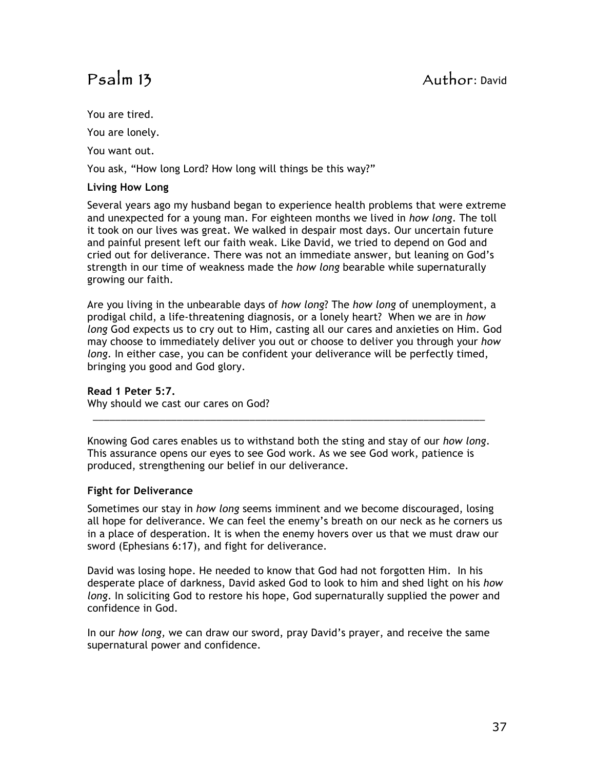# Psalm 13 Author: David

You are tired.

You are lonely.

You want out.

You ask, "How long Lord? How long will things be this way?"

**Living How Long**

Several years ago my husband began to experience health problems that were extreme and unexpected for a young man. For eighteen months we lived in *how long*. The toll it took on our lives was great. We walked in despair most days. Our uncertain future and painful present left our faith weak. Like David, we tried to depend on God and cried out for deliverance. There was not an immediate answer, but leaning on God's strength in our time of weakness made the *how long* bearable while supernaturally growing our faith.

Are you living in the unbearable days of *how long*? The *how long* of unemployment, a prodigal child, a life-threatening diagnosis, or a lonely heart? When we are in *how long* God expects us to cry out to Him, casting all our cares and anxieties on Him. God may choose to immediately deliver you out or choose to deliver you through your *how long*. In either case, you can be confident your deliverance will be perfectly timed, bringing you good and God glory.

**Read 1 Peter 5:7.**
Why should we cast our cares on God?

___________________________________________________________________________

Knowing God cares enables us to withstand both the sting and stay of our *how long*. This assurance opens our eyes to see God work. As we see God work, patience is produced, strengthening our belief in our deliverance.

**Fight for Deliverance**

Sometimes our stay in *how long* seems imminent and we become discouraged, losing all hope for deliverance. We can feel the enemy's breath on our neck as he corners us in a place of desperation. It is when the enemy hovers over us that we must draw our sword (Ephesians 6:17), and fight for deliverance.

David was losing hope. He needed to know that God had not forgotten Him. In his desperate place of darkness, David asked God to look to him and shed light on his *how long*. In soliciting God to restore his hope, God supernaturally supplied the power and confidence in God.

In our *how long,* we can draw our sword, pray David's prayer, and receive the same supernatural power and confidence.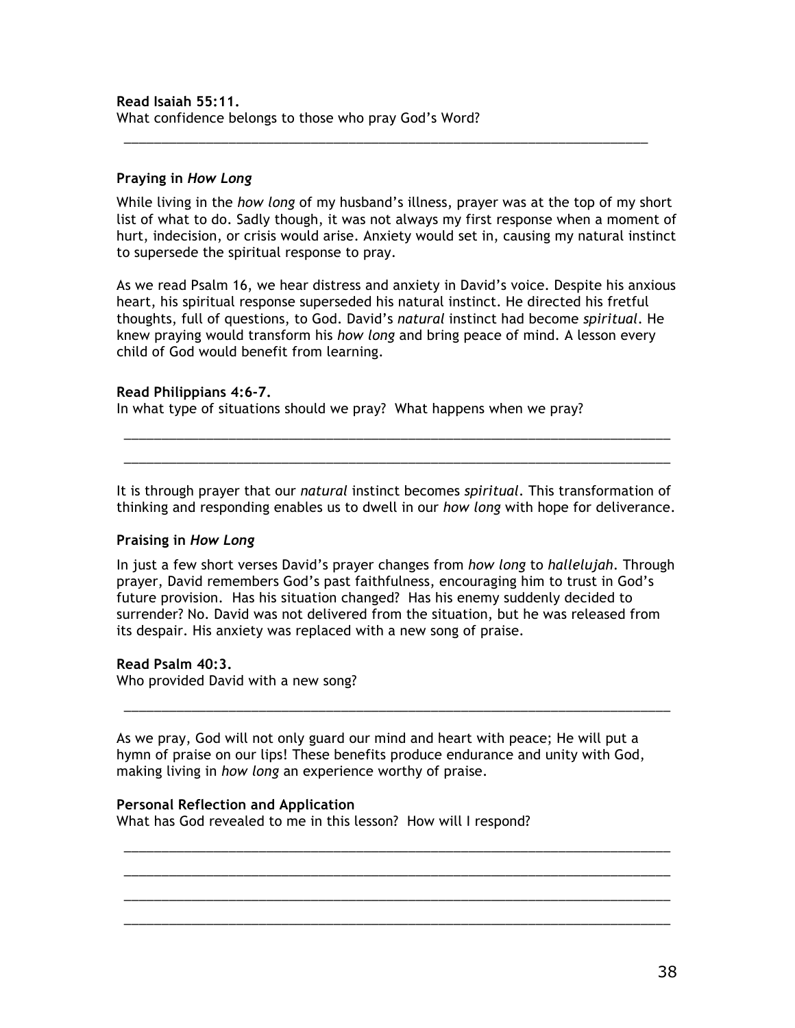**Read Isaiah 55:11.**
What confidence belongs to those who pray God's Word?

______________________________________________________________________________

**Praying in *How Long***

While living in the *how long* of my husband's illness, prayer was at the top of my short list of what to do. Sadly though, it was not always my first response when a moment of hurt, indecision, or crisis would arise. Anxiety would set in, causing my natural instinct to supersede the spiritual response to pray.

As we read Psalm 16, we hear distress and anxiety in David's voice. Despite his anxious heart, his spiritual response superseded his natural instinct. He directed his fretful thoughts, full of questions, to God. David's *natural* instinct had become *spiritual*. He knew praying would transform his *how long* and bring peace of mind. A lesson every child of God would benefit from learning.

**Read Philippians 4:6-7.**
In what type of situations should we pray? What happens when we pray?

______________________________________________________________________________

______________________________________________________________________________

It is through prayer that our *natural* instinct becomes *spiritual*. This transformation of thinking and responding enables us to dwell in our *how long* with hope for deliverance.

**Praising in *How Long***

In just a few short verses David's prayer changes from *how long* to *hallelujah*. Through prayer, David remembers God's past faithfulness, encouraging him to trust in God's future provision. Has his situation changed? Has his enemy suddenly decided to surrender? No. David was not delivered from the situation, but he was released from its despair. His anxiety was replaced with a new song of praise.

**Read Psalm 40:3.**
Who provided David with a new song?

______________________________________________________________________________

As we pray, God will not only guard our mind and heart with peace; He will put a hymn of praise on our lips! These benefits produce endurance and unity with God, making living in *how long* an experience worthy of praise.

**Personal Reflection and Application**
What has God revealed to me in this lesson? How will I respond?

______________________________________________________________________________

______________________________________________________________________________

______________________________________________________________________________

______________________________________________________________________________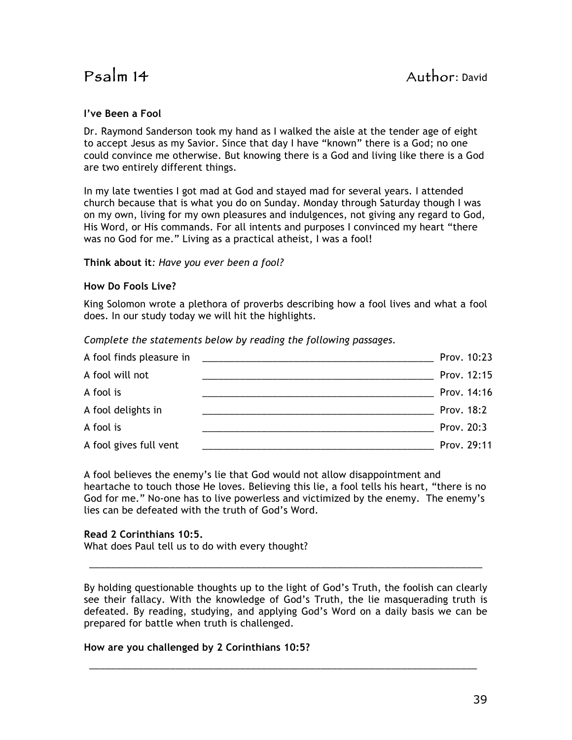# Psalm 14 Author: David

**I've Been a Fool**

Dr. Raymond Sanderson took my hand as I walked the aisle at the tender age of eight to accept Jesus as my Savior. Since that day I have "known" there is a God; no one could convince me otherwise. But knowing there is a God and living like there is a God are two entirely different things.

In my late twenties I got mad at God and stayed mad for several years. I attended church because that is what you do on Sunday. Monday through Saturday though I was on my own, living for my own pleasures and indulgences, not giving any regard to God, His Word, or His commands. For all intents and purposes I convinced my heart "there was no God for me." Living as a practical atheist, I was a fool!

**Think about it**: *Have you ever been a fool?*

**How Do Fools Live?**

King Solomon wrote a plethora of proverbs describing how a fool lives and what a fool does. In our study today we will hit the highlights.

*Complete the statements below by reading the following passages.*

| | | |
|---|---|---|
| A fool finds pleasure in | _____________________________________________ | Prov. 10:23 |
| A fool will not | _____________________________________________ | Prov. 12:15 |
| A fool is | _____________________________________________ | Prov. 14:16 |
| A fool delights in | _____________________________________________ | Prov. 18:2 |
| A fool is | _____________________________________________ | Prov. 20:3 |
| A fool gives full vent | _____________________________________________ | Prov. 29:11 |

A fool believes the enemy's lie that God would not allow disappointment and heartache to touch those He loves. Believing this lie, a fool tells his heart, "there is no God for me." No-one has to live powerless and victimized by the enemy. The enemy's lies can be defeated with the truth of God's Word.

**Read 2 Corinthians 10:5.**
What does Paul tell us to do with every thought?

_____________________________________________________________________________

By holding questionable thoughts up to the light of God's Truth, the foolish can clearly see their fallacy. With the knowledge of God's Truth, the lie masquerading truth is defeated. By reading, studying, and applying God's Word on a daily basis we can be prepared for battle when truth is challenged.

**How are you challenged by 2 Corinthians 10:5?**

_____________________________________________________________________________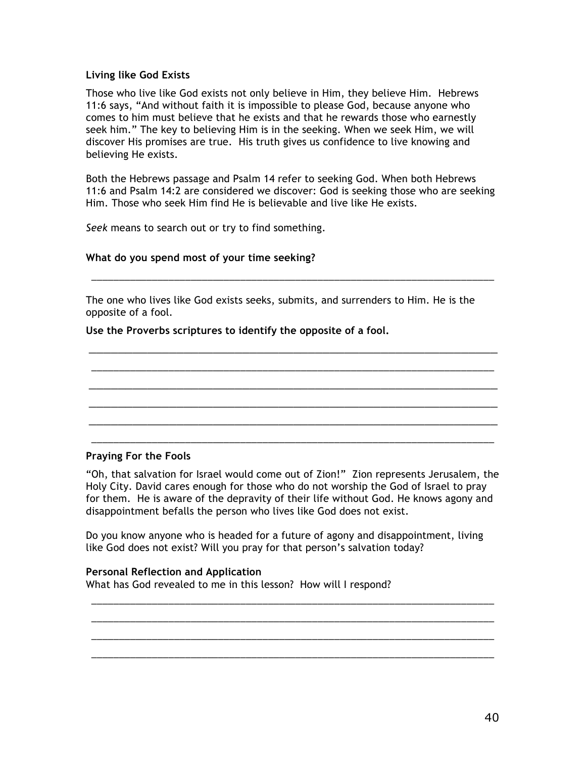**Living like God Exists**

Those who live like God exists not only believe in Him, they believe Him. Hebrews 11:6 says, "And without faith it is impossible to please God, because anyone who comes to him must believe that he exists and that he rewards those who earnestly seek him." The key to believing Him is in the seeking. When we seek Him, we will discover His promises are true. His truth gives us confidence to live knowing and believing He exists.

Both the Hebrews passage and Psalm 14 refer to seeking God. When both Hebrews 11:6 and Psalm 14:2 are considered we discover: God is seeking those who are seeking Him. Those who seek Him find He is believable and live like He exists.

*Seek* means to search out or try to find something.

**What do you spend most of your time seeking?**

_____________________________________________________________________________

The one who lives like God exists seeks, submits, and surrenders to Him. He is the opposite of a fool.

**Use the Proverbs scriptures to identify the opposite of a fool.**

_____________________________________________________________________________

_____________________________________________________________________________

_____________________________________________________________________________

_____________________________________________________________________________

_____________________________________________________________________________

_____________________________________________________________________________

**Praying For the Fools**

"Oh, that salvation for Israel would come out of Zion!" Zion represents Jerusalem, the Holy City. David cares enough for those who do not worship the God of Israel to pray for them. He is aware of the depravity of their life without God. He knows agony and disappointment befalls the person who lives like God does not exist.

Do you know anyone who is headed for a future of agony and disappointment, living like God does not exist? Will you pray for that person's salvation today?

**Personal Reflection and Application**

What has God revealed to me in this lesson? How will I respond?

_____________________________________________________________________________

_____________________________________________________________________________

_____________________________________________________________________________

_____________________________________________________________________________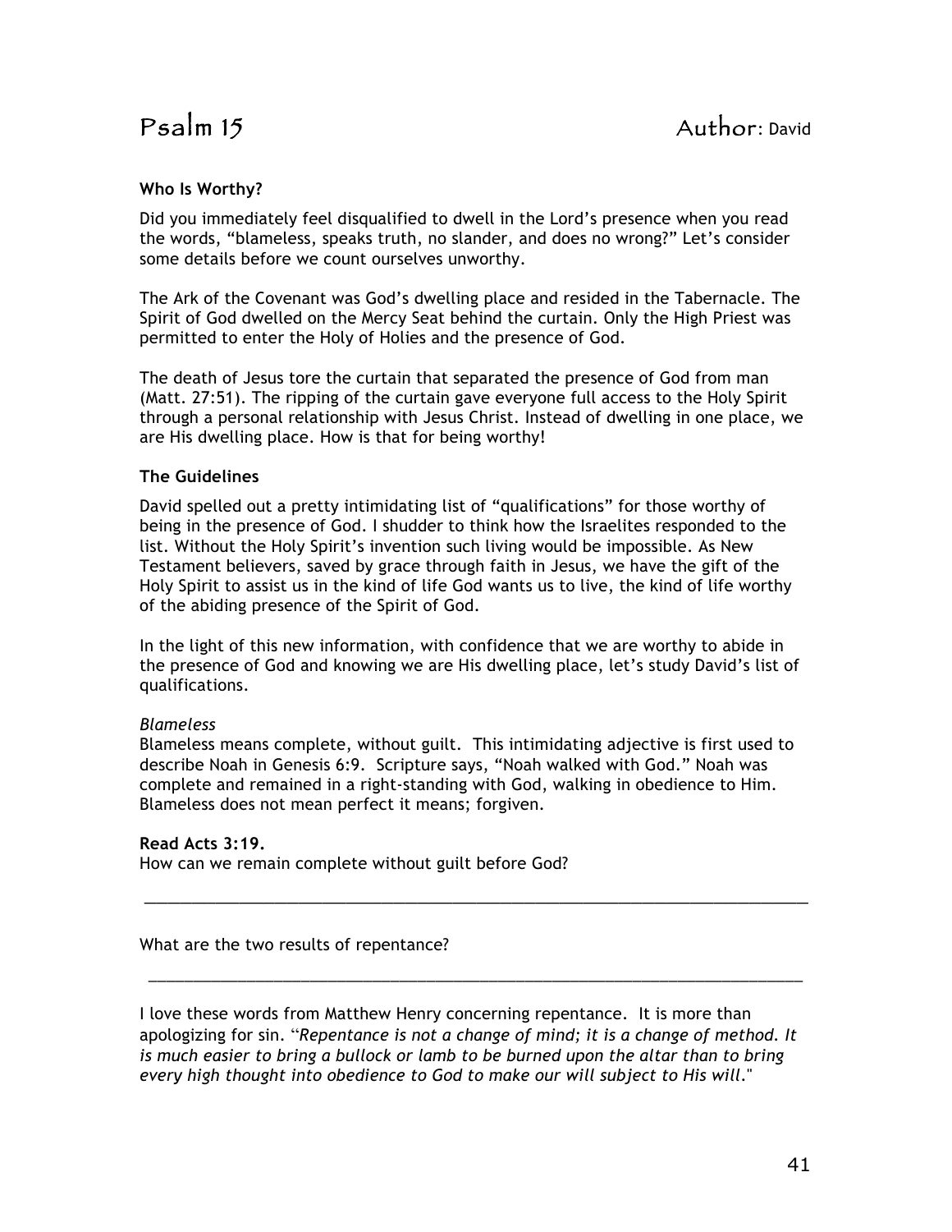# Psalm 15 Author: David

**Who Is Worthy?**

Did you immediately feel disqualified to dwell in the Lord's presence when you read the words, "blameless, speaks truth, no slander, and does no wrong?" Let's consider some details before we count ourselves unworthy.

The Ark of the Covenant was God's dwelling place and resided in the Tabernacle. The Spirit of God dwelled on the Mercy Seat behind the curtain. Only the High Priest was permitted to enter the Holy of Holies and the presence of God.

The death of Jesus tore the curtain that separated the presence of God from man (Matt. 27:51). The ripping of the curtain gave everyone full access to the Holy Spirit through a personal relationship with Jesus Christ. Instead of dwelling in one place, we are His dwelling place. How is that for being worthy!

**The Guidelines**

David spelled out a pretty intimidating list of "qualifications" for those worthy of being in the presence of God. I shudder to think how the Israelites responded to the list. Without the Holy Spirit's invention such living would be impossible. As New Testament believers, saved by grace through faith in Jesus, we have the gift of the Holy Spirit to assist us in the kind of life God wants us to live, the kind of life worthy of the abiding presence of the Spirit of God.

In the light of this new information, with confidence that we are worthy to abide in the presence of God and knowing we are His dwelling place, let's study David's list of qualifications.

*Blameless*
Blameless means complete, without guilt. This intimidating adjective is first used to describe Noah in Genesis 6:9. Scripture says, "Noah walked with God." Noah was complete and remained in a right-standing with God, walking in obedience to Him. Blameless does not mean perfect it means; forgiven.

**Read Acts 3:19.**
How can we remain complete without guilt before God?

_______________________________________________________________________________

What are the two results of repentance?

_______________________________________________________________________________

I love these words from Matthew Henry concerning repentance. It is more than apologizing for sin. "*Repentance is not a change of mind; it is a change of method. It is much easier to bring a bullock or lamb to be burned upon the altar than to bring every high thought into obedience to God to make our will subject to His will.*"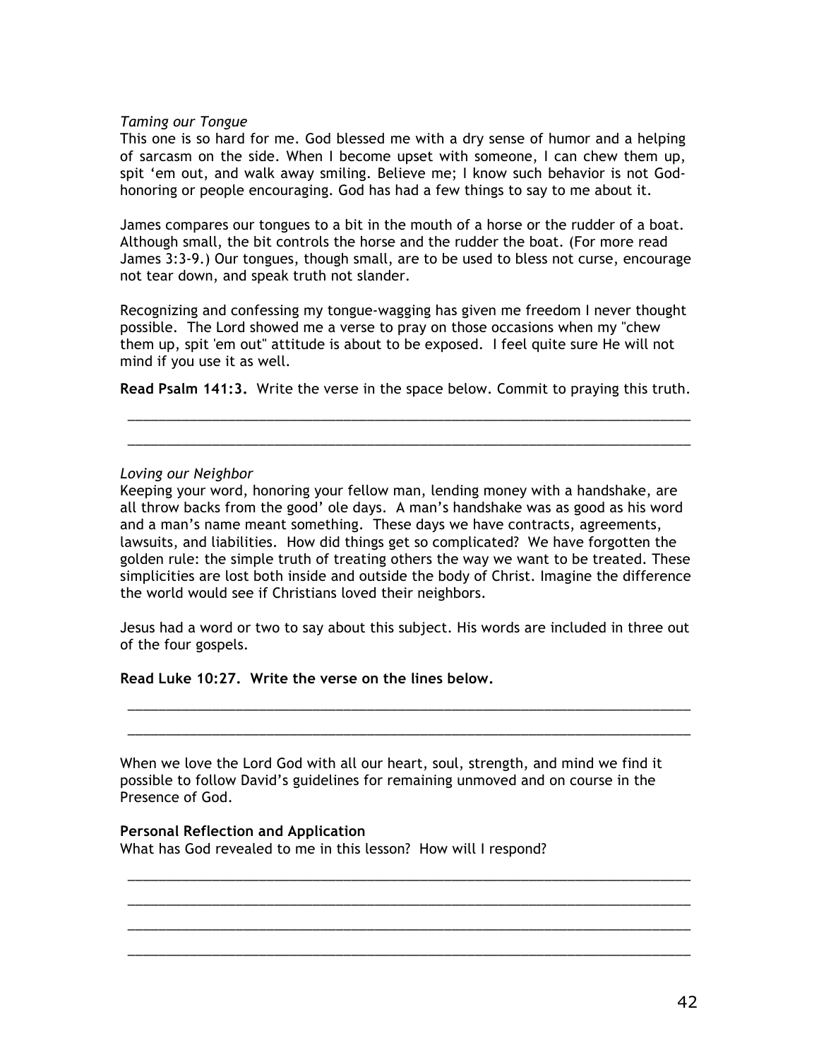*Taming our Tongue*

This one is so hard for me. God blessed me with a dry sense of humor and a helping of sarcasm on the side. When I become upset with someone, I can chew them up, spit 'em out, and walk away smiling. Believe me; I know such behavior is not God-honoring or people encouraging. God has had a few things to say to me about it.

James compares our tongues to a bit in the mouth of a horse or the rudder of a boat. Although small, the bit controls the horse and the rudder the boat. (For more read James 3:3-9.) Our tongues, though small, are to be used to bless not curse, encourage not tear down, and speak truth not slander.

Recognizing and confessing my tongue-wagging has given me freedom I never thought possible. The Lord showed me a verse to pray on those occasions when my "chew them up, spit 'em out" attitude is about to be exposed. I feel quite sure He will not mind if you use it as well.

**Read Psalm 141:3.** Write the verse in the space below. Commit to praying this truth.

\_\_\_\_\_\_\_\_\_\_\_\_\_\_\_\_\_\_\_\_\_\_\_\_\_\_\_\_\_\_\_\_\_\_\_\_\_\_\_\_\_\_\_\_\_\_\_\_\_\_\_\_\_\_\_\_\_\_\_\_\_\_\_\_\_\_\_\_\_\_

\_\_\_\_\_\_\_\_\_\_\_\_\_\_\_\_\_\_\_\_\_\_\_\_\_\_\_\_\_\_\_\_\_\_\_\_\_\_\_\_\_\_\_\_\_\_\_\_\_\_\_\_\_\_\_\_\_\_\_\_\_\_\_\_\_\_\_\_\_\_

*Loving our Neighbor*

Keeping your word, honoring your fellow man, lending money with a handshake, are all throw backs from the good' ole days. A man's handshake was as good as his word and a man's name meant something. These days we have contracts, agreements, lawsuits, and liabilities. How did things get so complicated? We have forgotten the golden rule: the simple truth of treating others the way we want to be treated. These simplicities are lost both inside and outside the body of Christ. Imagine the difference the world would see if Christians loved their neighbors.

Jesus had a word or two to say about this subject. His words are included in three out of the four gospels.

**Read Luke 10:27. Write the verse on the lines below.**

\_\_\_\_\_\_\_\_\_\_\_\_\_\_\_\_\_\_\_\_\_\_\_\_\_\_\_\_\_\_\_\_\_\_\_\_\_\_\_\_\_\_\_\_\_\_\_\_\_\_\_\_\_\_\_\_\_\_\_\_\_\_\_\_\_\_\_\_\_\_

\_\_\_\_\_\_\_\_\_\_\_\_\_\_\_\_\_\_\_\_\_\_\_\_\_\_\_\_\_\_\_\_\_\_\_\_\_\_\_\_\_\_\_\_\_\_\_\_\_\_\_\_\_\_\_\_\_\_\_\_\_\_\_\_\_\_\_\_\_\_

When we love the Lord God with all our heart, soul, strength, and mind we find it possible to follow David's guidelines for remaining unmoved and on course in the Presence of God.

**Personal Reflection and Application**

What has God revealed to me in this lesson? How will I respond?

\_\_\_\_\_\_\_\_\_\_\_\_\_\_\_\_\_\_\_\_\_\_\_\_\_\_\_\_\_\_\_\_\_\_\_\_\_\_\_\_\_\_\_\_\_\_\_\_\_\_\_\_\_\_\_\_\_\_\_\_\_\_\_\_\_\_\_\_\_\_

\_\_\_\_\_\_\_\_\_\_\_\_\_\_\_\_\_\_\_\_\_\_\_\_\_\_\_\_\_\_\_\_\_\_\_\_\_\_\_\_\_\_\_\_\_\_\_\_\_\_\_\_\_\_\_\_\_\_\_\_\_\_\_\_\_\_\_\_\_\_

\_\_\_\_\_\_\_\_\_\_\_\_\_\_\_\_\_\_\_\_\_\_\_\_\_\_\_\_\_\_\_\_\_\_\_\_\_\_\_\_\_\_\_\_\_\_\_\_\_\_\_\_\_\_\_\_\_\_\_\_\_\_\_\_\_\_\_\_\_\_

\_\_\_\_\_\_\_\_\_\_\_\_\_\_\_\_\_\_\_\_\_\_\_\_\_\_\_\_\_\_\_\_\_\_\_\_\_\_\_\_\_\_\_\_\_\_\_\_\_\_\_\_\_\_\_\_\_\_\_\_\_\_\_\_\_\_\_\_\_\_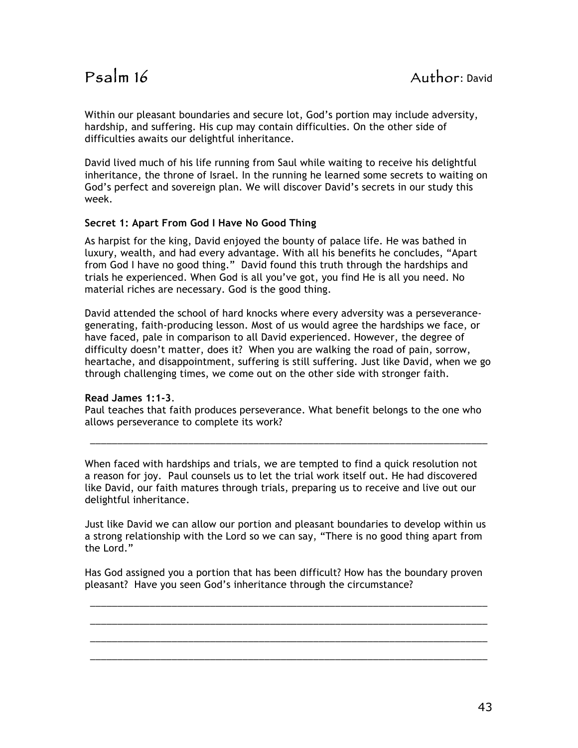# Psalm 16

**Author**: David

Within our pleasant boundaries and secure lot, God's portion may include adversity, hardship, and suffering. His cup may contain difficulties. On the other side of difficulties awaits our delightful inheritance.

David lived much of his life running from Saul while waiting to receive his delightful inheritance, the throne of Israel. In the running he learned some secrets to waiting on God's perfect and sovereign plan. We will discover David's secrets in our study this week.

**Secret 1: Apart From God I Have No Good Thing**

As harpist for the king, David enjoyed the bounty of palace life. He was bathed in luxury, wealth, and had every advantage. With all his benefits he concludes, "Apart from God I have no good thing." David found this truth through the hardships and trials he experienced. When God is all you've got, you find He is all you need. No material riches are necessary. God is the good thing.

David attended the school of hard knocks where every adversity was a perseverance-generating, faith-producing lesson. Most of us would agree the hardships we face, or have faced, pale in comparison to all David experienced. However, the degree of difficulty doesn't matter, does it? When you are walking the road of pain, sorrow, heartache, and disappointment, suffering is still suffering. Just like David, when we go through challenging times, we come out on the other side with stronger faith.

**Read James 1:1-3**.
Paul teaches that faith produces perseverance. What benefit belongs to the one who allows perseverance to complete its work?

_______________________________________________________________________________

When faced with hardships and trials, we are tempted to find a quick resolution not a reason for joy. Paul counsels us to let the trial work itself out. He had discovered like David, our faith matures through trials, preparing us to receive and live out our delightful inheritance.

Just like David we can allow our portion and pleasant boundaries to develop within us a strong relationship with the Lord so we can say, "There is no good thing apart from the Lord."

Has God assigned you a portion that has been difficult? How has the boundary proven pleasant? Have you seen God's inheritance through the circumstance?

_______________________________________________________________________________

_______________________________________________________________________________

_______________________________________________________________________________

_______________________________________________________________________________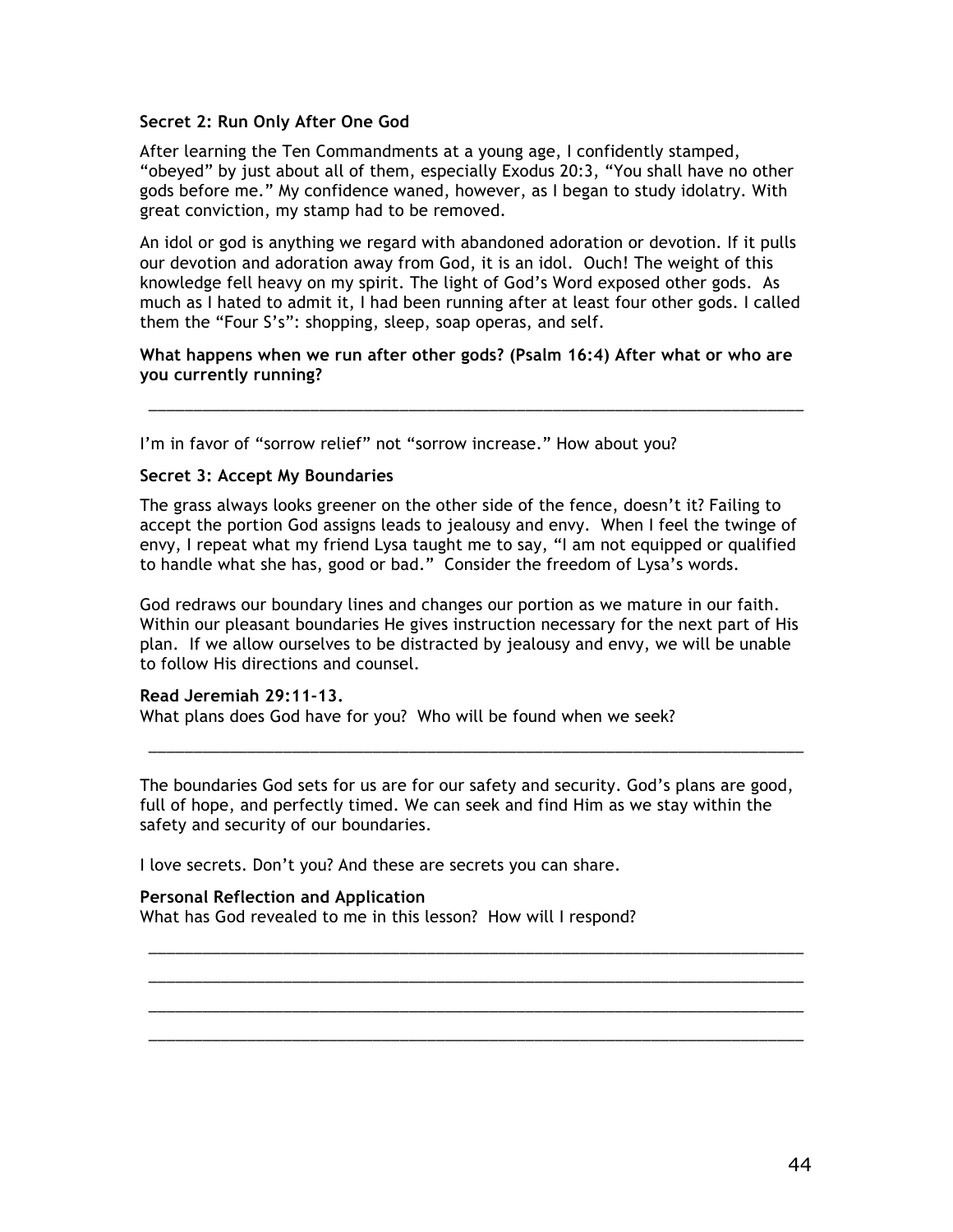**Secret 2: Run Only After One God**

After learning the Ten Commandments at a young age, I confidently stamped, "obeyed" by just about all of them, especially Exodus 20:3, "You shall have no other gods before me." My confidence waned, however, as I began to study idolatry. With great conviction, my stamp had to be removed.

An idol or god is anything we regard with abandoned adoration or devotion. If it pulls our devotion and adoration away from God, it is an idol. Ouch! The weight of this knowledge fell heavy on my spirit. The light of God's Word exposed other gods. As much as I hated to admit it, I had been running after at least four other gods. I called them the "Four S's": shopping, sleep, soap operas, and self.

**What happens when we run after other gods? (Psalm 16:4) After what or who are you currently running?**

_______________________________________________________________________________

I'm in favor of "sorrow relief" not "sorrow increase." How about you?

**Secret 3: Accept My Boundaries**

The grass always looks greener on the other side of the fence, doesn't it? Failing to accept the portion God assigns leads to jealousy and envy. When I feel the twinge of envy, I repeat what my friend Lysa taught me to say, "I am not equipped or qualified to handle what she has, good or bad." Consider the freedom of Lysa's words.

God redraws our boundary lines and changes our portion as we mature in our faith. Within our pleasant boundaries He gives instruction necessary for the next part of His plan. If we allow ourselves to be distracted by jealousy and envy, we will be unable to follow His directions and counsel.

**Read Jeremiah 29:11-13.**
What plans does God have for you? Who will be found when we seek?

_______________________________________________________________________________

The boundaries God sets for us are for our safety and security. God's plans are good, full of hope, and perfectly timed. We can seek and find Him as we stay within the safety and security of our boundaries.

I love secrets. Don't you? And these are secrets you can share.

**Personal Reflection and Application**
What has God revealed to me in this lesson? How will I respond?

_______________________________________________________________________________

_______________________________________________________________________________

_______________________________________________________________________________

_______________________________________________________________________________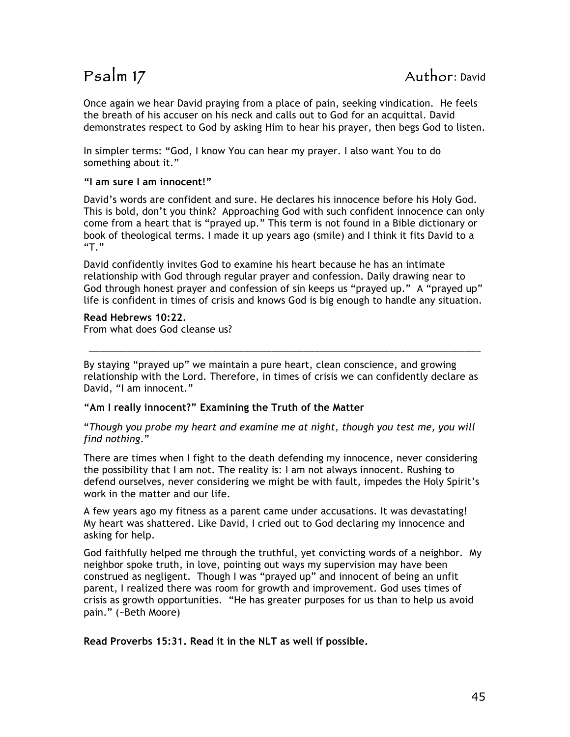# Psalm 17 Author: David

Once again we hear David praying from a place of pain, seeking vindication. He feels the breath of his accuser on his neck and calls out to God for an acquittal. David demonstrates respect to God by asking Him to hear his prayer, then begs God to listen.

In simpler terms: "God, I know You can hear my prayer. I also want You to do something about it."

**"I am sure I am innocent!"**

David's words are confident and sure. He declares his innocence before his Holy God. This is bold, don't you think? Approaching God with such confident innocence can only come from a heart that is "prayed up." This term is not found in a Bible dictionary or book of theological terms. I made it up years ago (smile) and I think it fits David to a "T."

David confidently invites God to examine his heart because he has an intimate relationship with God through regular prayer and confession. Daily drawing near to God through honest prayer and confession of sin keeps us "prayed up." A "prayed up" life is confident in times of crisis and knows God is big enough to handle any situation.

**Read Hebrews 10:22.**
From what does God cleanse us?

______________________________________________________________________________

By staying "prayed up" we maintain a pure heart, clean conscience, and growing relationship with the Lord. Therefore, in times of crisis we can confidently declare as David, "I am innocent."

**"Am I really innocent?" Examining the Truth of the Matter**

"*Though you probe my heart and examine me at night, though you test me, you will find nothing.*"

There are times when I fight to the death defending my innocence, never considering the possibility that I am not. The reality is: I am not always innocent. Rushing to defend ourselves, never considering we might be with fault, impedes the Holy Spirit's work in the matter and our life.

A few years ago my fitness as a parent came under accusations. It was devastating! My heart was shattered. Like David, I cried out to God declaring my innocence and asking for help.

God faithfully helped me through the truthful, yet convicting words of a neighbor. My neighbor spoke truth, in love, pointing out ways my supervision may have been construed as negligent. Though I was "prayed up" and innocent of being an unfit parent, I realized there was room for growth and improvement. God uses times of crisis as growth opportunities. "He has greater purposes for us than to help us avoid pain." (~Beth Moore)

**Read Proverbs 15:31. Read it in the NLT as well if possible.**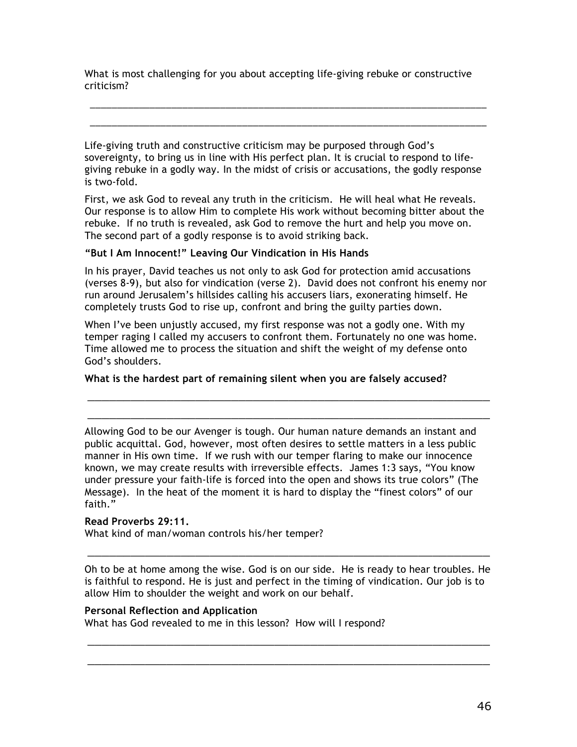What is most challenging for you about accepting life-giving rebuke or constructive criticism?

______________________________________________________________________________

______________________________________________________________________________

Life-giving truth and constructive criticism may be purposed through God's sovereignty, to bring us in line with His perfect plan. It is crucial to respond to life-giving rebuke in a godly way. In the midst of crisis or accusations, the godly response is two-fold.

First, we ask God to reveal any truth in the criticism. He will heal what He reveals. Our response is to allow Him to complete His work without becoming bitter about the rebuke. If no truth is revealed, ask God to remove the hurt and help you move on. The second part of a godly response is to avoid striking back.

**"But I Am Innocent!" Leaving Our Vindication in His Hands**

In his prayer, David teaches us not only to ask God for protection amid accusations (verses 8-9), but also for vindication (verse 2). David does not confront his enemy nor run around Jerusalem's hillsides calling his accusers liars, exonerating himself. He completely trusts God to rise up, confront and bring the guilty parties down.

When I've been unjustly accused, my first response was not a godly one. With my temper raging I called my accusers to confront them. Fortunately no one was home. Time allowed me to process the situation and shift the weight of my defense onto God's shoulders.

**What is the hardest part of remaining silent when you are falsely accused?**

______________________________________________________________________________

______________________________________________________________________________

Allowing God to be our Avenger is tough. Our human nature demands an instant and public acquittal. God, however, most often desires to settle matters in a less public manner in His own time. If we rush with our temper flaring to make our innocence known, we may create results with irreversible effects. James 1:3 says, "You know under pressure your faith-life is forced into the open and shows its true colors" (The Message). In the heat of the moment it is hard to display the "finest colors" of our faith."

**Read Proverbs 29:11.**
What kind of man/woman controls his/her temper?

______________________________________________________________________________

Oh to be at home among the wise. God is on our side. He is ready to hear troubles. He is faithful to respond. He is just and perfect in the timing of vindication. Our job is to allow Him to shoulder the weight and work on our behalf.

**Personal Reflection and Application**
What has God revealed to me in this lesson? How will I respond?

______________________________________________________________________________

______________________________________________________________________________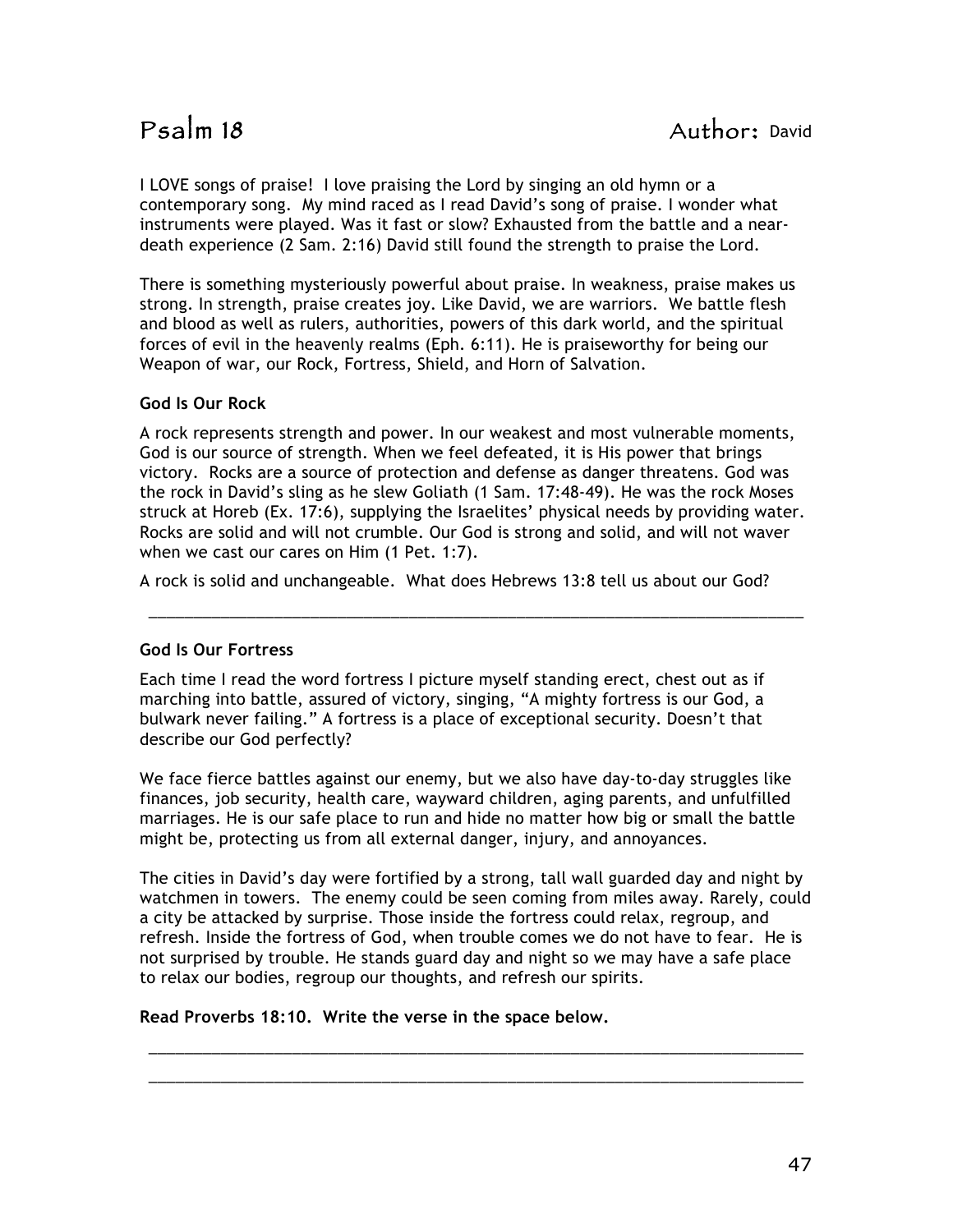# Psalm 18 Author: David

I LOVE songs of praise! I love praising the Lord by singing an old hymn or a contemporary song. My mind raced as I read David's song of praise. I wonder what instruments were played. Was it fast or slow? Exhausted from the battle and a near-death experience (2 Sam. 2:16) David still found the strength to praise the Lord.

There is something mysteriously powerful about praise. In weakness, praise makes us strong. In strength, praise creates joy. Like David, we are warriors. We battle flesh and blood as well as rulers, authorities, powers of this dark world, and the spiritual forces of evil in the heavenly realms (Eph. 6:11). He is praiseworthy for being our Weapon of war, our Rock, Fortress, Shield, and Horn of Salvation.

**God Is Our Rock**

A rock represents strength and power. In our weakest and most vulnerable moments, God is our source of strength. When we feel defeated, it is His power that brings victory. Rocks are a source of protection and defense as danger threatens. God was the rock in David's sling as he slew Goliath (1 Sam. 17:48-49). He was the rock Moses struck at Horeb (Ex. 17:6), supplying the Israelites' physical needs by providing water. Rocks are solid and will not crumble. Our God is strong and solid, and will not waver when we cast our cares on Him (1 Pet. 1:7).

A rock is solid and unchangeable. What does Hebrews 13:8 tell us about our God?

\_\_\_\_\_\_\_\_\_\_\_\_\_\_\_\_\_\_\_\_\_\_\_\_\_\_\_\_\_\_\_\_\_\_\_\_\_\_\_\_\_\_\_\_\_\_\_\_\_\_\_\_\_\_\_\_\_\_\_\_\_\_\_\_\_\_\_\_\_\_\_\_

**God Is Our Fortress**

Each time I read the word fortress I picture myself standing erect, chest out as if marching into battle, assured of victory, singing, "A mighty fortress is our God, a bulwark never failing." A fortress is a place of exceptional security. Doesn't that describe our God perfectly?

We face fierce battles against our enemy, but we also have day-to-day struggles like finances, job security, health care, wayward children, aging parents, and unfulfilled marriages. He is our safe place to run and hide no matter how big or small the battle might be, protecting us from all external danger, injury, and annoyances.

The cities in David's day were fortified by a strong, tall wall guarded day and night by watchmen in towers. The enemy could be seen coming from miles away. Rarely, could a city be attacked by surprise. Those inside the fortress could relax, regroup, and refresh. Inside the fortress of God, when trouble comes we do not have to fear. He is not surprised by trouble. He stands guard day and night so we may have a safe place to relax our bodies, regroup our thoughts, and refresh our spirits.

**Read Proverbs 18:10. Write the verse in the space below.**

\_\_\_\_\_\_\_\_\_\_\_\_\_\_\_\_\_\_\_\_\_\_\_\_\_\_\_\_\_\_\_\_\_\_\_\_\_\_\_\_\_\_\_\_\_\_\_\_\_\_\_\_\_\_\_\_\_\_\_\_\_\_\_\_\_\_\_\_\_\_\_\_

\_\_\_\_\_\_\_\_\_\_\_\_\_\_\_\_\_\_\_\_\_\_\_\_\_\_\_\_\_\_\_\_\_\_\_\_\_\_\_\_\_\_\_\_\_\_\_\_\_\_\_\_\_\_\_\_\_\_\_\_\_\_\_\_\_\_\_\_\_\_\_\_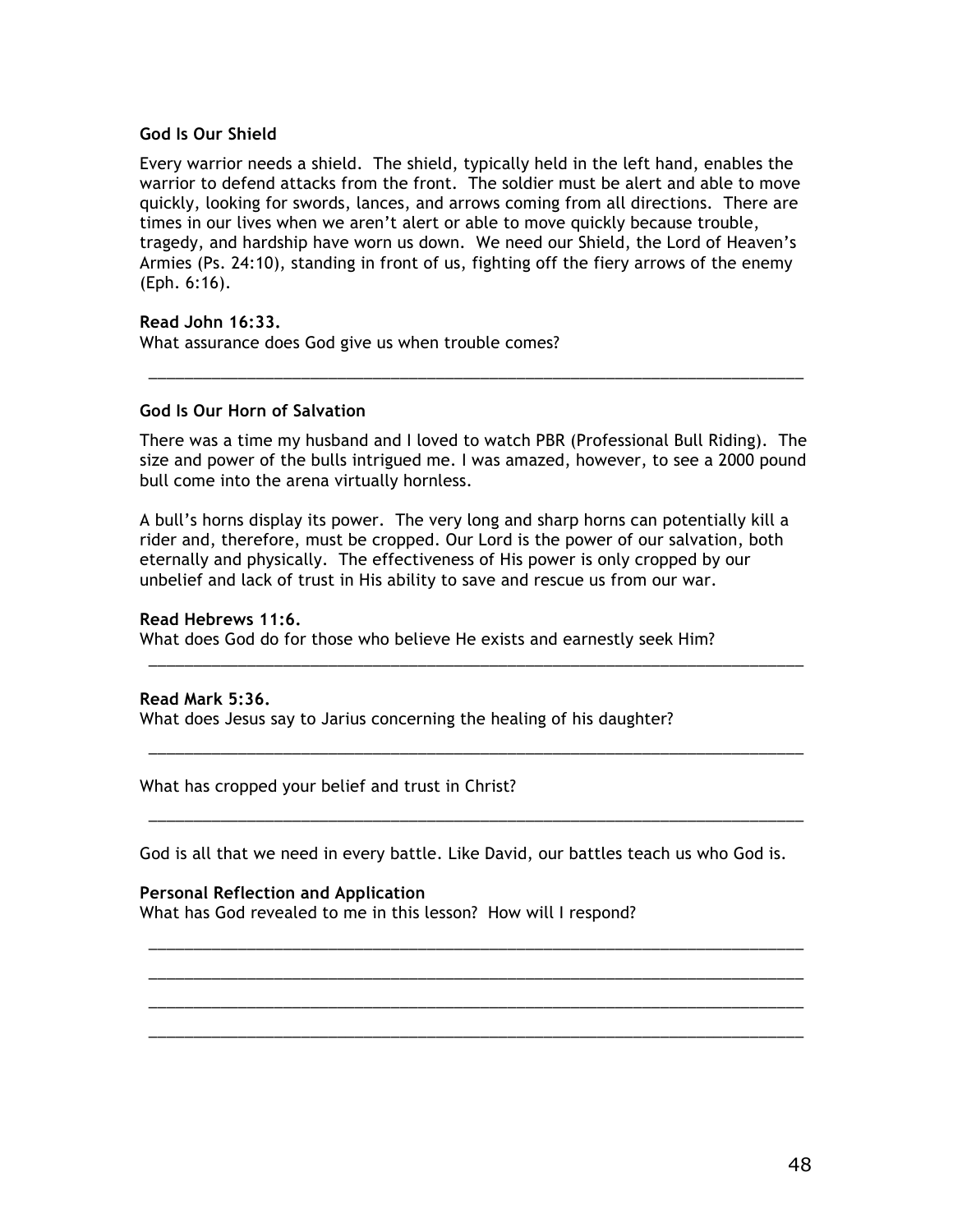**God Is Our Shield**

Every warrior needs a shield. The shield, typically held in the left hand, enables the warrior to defend attacks from the front. The soldier must be alert and able to move quickly, looking for swords, lances, and arrows coming from all directions. There are times in our lives when we aren't alert or able to move quickly because trouble, tragedy, and hardship have worn us down. We need our Shield, the Lord of Heaven's Armies (Ps. 24:10), standing in front of us, fighting off the fiery arrows of the enemy (Eph. 6:16).

**Read John 16:33.**
What assurance does God give us when trouble comes?

\_\_\_\_\_\_\_\_\_\_\_\_\_\_\_\_\_\_\_\_\_\_\_\_\_\_\_\_\_\_\_\_\_\_\_\_\_\_\_\_\_\_\_\_\_\_\_\_\_\_\_\_\_\_\_\_\_\_\_\_\_\_\_\_\_\_\_\_\_\_\_\_\_\_\_\_

**God Is Our Horn of Salvation**

There was a time my husband and I loved to watch PBR (Professional Bull Riding). The size and power of the bulls intrigued me. I was amazed, however, to see a 2000 pound bull come into the arena virtually hornless.

A bull's horns display its power. The very long and sharp horns can potentially kill a rider and, therefore, must be cropped. Our Lord is the power of our salvation, both eternally and physically. The effectiveness of His power is only cropped by our unbelief and lack of trust in His ability to save and rescue us from our war.

**Read Hebrews 11:6.**
What does God do for those who believe He exists and earnestly seek Him?

\_\_\_\_\_\_\_\_\_\_\_\_\_\_\_\_\_\_\_\_\_\_\_\_\_\_\_\_\_\_\_\_\_\_\_\_\_\_\_\_\_\_\_\_\_\_\_\_\_\_\_\_\_\_\_\_\_\_\_\_\_\_\_\_\_\_\_\_\_\_\_\_\_\_\_\_

**Read Mark 5:36.**
What does Jesus say to Jarius concerning the healing of his daughter?

\_\_\_\_\_\_\_\_\_\_\_\_\_\_\_\_\_\_\_\_\_\_\_\_\_\_\_\_\_\_\_\_\_\_\_\_\_\_\_\_\_\_\_\_\_\_\_\_\_\_\_\_\_\_\_\_\_\_\_\_\_\_\_\_\_\_\_\_\_\_\_\_\_\_\_\_

What has cropped your belief and trust in Christ?

\_\_\_\_\_\_\_\_\_\_\_\_\_\_\_\_\_\_\_\_\_\_\_\_\_\_\_\_\_\_\_\_\_\_\_\_\_\_\_\_\_\_\_\_\_\_\_\_\_\_\_\_\_\_\_\_\_\_\_\_\_\_\_\_\_\_\_\_\_\_\_\_\_\_\_\_

God is all that we need in every battle. Like David, our battles teach us who God is.

**Personal Reflection and Application**
What has God revealed to me in this lesson? How will I respond?

\_\_\_\_\_\_\_\_\_\_\_\_\_\_\_\_\_\_\_\_\_\_\_\_\_\_\_\_\_\_\_\_\_\_\_\_\_\_\_\_\_\_\_\_\_\_\_\_\_\_\_\_\_\_\_\_\_\_\_\_\_\_\_\_\_\_\_\_\_\_\_\_\_\_\_\_

\_\_\_\_\_\_\_\_\_\_\_\_\_\_\_\_\_\_\_\_\_\_\_\_\_\_\_\_\_\_\_\_\_\_\_\_\_\_\_\_\_\_\_\_\_\_\_\_\_\_\_\_\_\_\_\_\_\_\_\_\_\_\_\_\_\_\_\_\_\_\_\_\_\_\_\_

\_\_\_\_\_\_\_\_\_\_\_\_\_\_\_\_\_\_\_\_\_\_\_\_\_\_\_\_\_\_\_\_\_\_\_\_\_\_\_\_\_\_\_\_\_\_\_\_\_\_\_\_\_\_\_\_\_\_\_\_\_\_\_\_\_\_\_\_\_\_\_\_\_\_\_\_

\_\_\_\_\_\_\_\_\_\_\_\_\_\_\_\_\_\_\_\_\_\_\_\_\_\_\_\_\_\_\_\_\_\_\_\_\_\_\_\_\_\_\_\_\_\_\_\_\_\_\_\_\_\_\_\_\_\_\_\_\_\_\_\_\_\_\_\_\_\_\_\_\_\_\_\_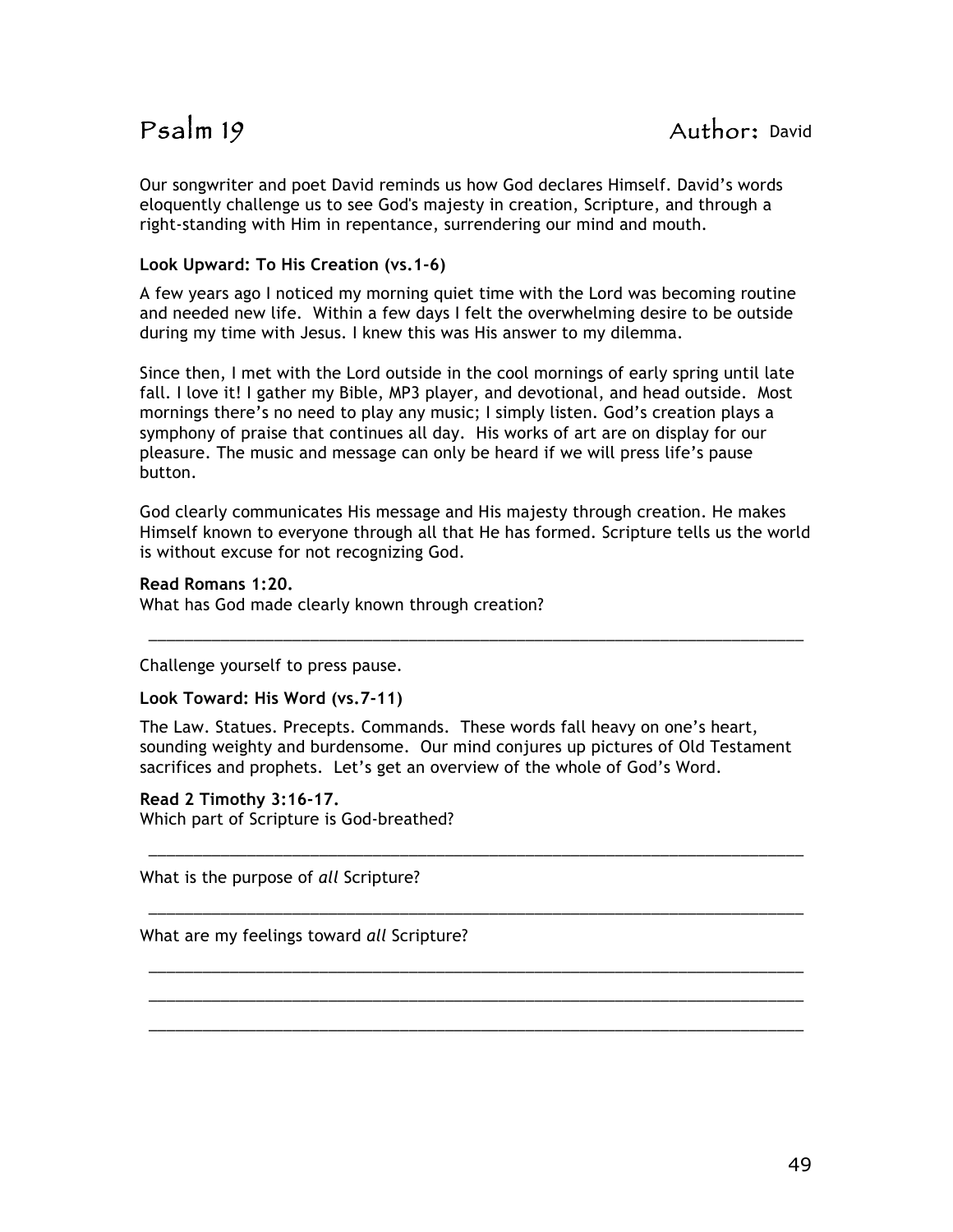# Psalm 19

Author: David

Our songwriter and poet David reminds us how God declares Himself. David's words eloquently challenge us to see God's majesty in creation, Scripture, and through a right-standing with Him in repentance, surrendering our mind and mouth.

**Look Upward: To His Creation (vs.1-6)**

A few years ago I noticed my morning quiet time with the Lord was becoming routine and needed new life. Within a few days I felt the overwhelming desire to be outside during my time with Jesus. I knew this was His answer to my dilemma.

Since then, I met with the Lord outside in the cool mornings of early spring until late fall. I love it! I gather my Bible, MP3 player, and devotional, and head outside. Most mornings there's no need to play any music; I simply listen. God's creation plays a symphony of praise that continues all day. His works of art are on display for our pleasure. The music and message can only be heard if we will press life's pause button.

God clearly communicates His message and His majesty through creation. He makes Himself known to everyone through all that He has formed. Scripture tells us the world is without excuse for not recognizing God.

**Read Romans 1:20.**
What has God made clearly known through creation?

______________________________________________________________________________

Challenge yourself to press pause.

**Look Toward: His Word (vs.7-11)**

The Law. Statues. Precepts. Commands. These words fall heavy on one's heart, sounding weighty and burdensome. Our mind conjures up pictures of Old Testament sacrifices and prophets. Let's get an overview of the whole of God's Word.

**Read 2 Timothy 3:16-17.**
Which part of Scripture is God-breathed?

______________________________________________________________________________

What is the purpose of *all* Scripture?

______________________________________________________________________________

What are my feelings toward *all* Scripture?

______________________________________________________________________________

______________________________________________________________________________

______________________________________________________________________________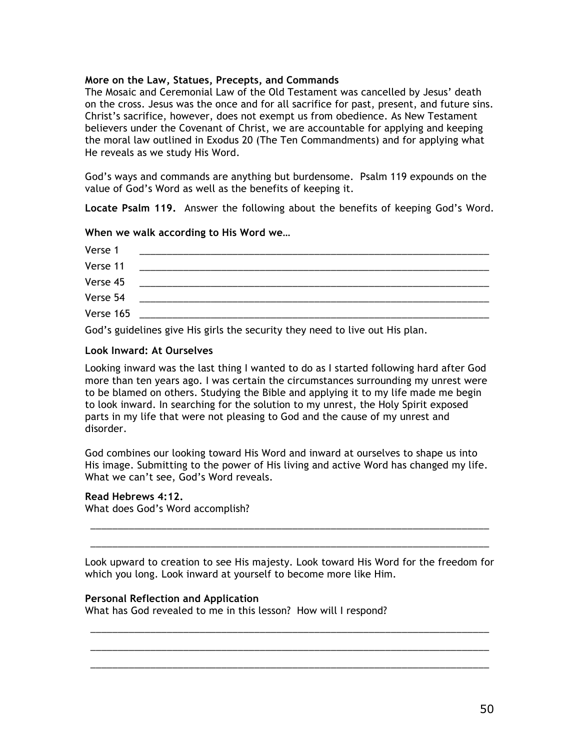**More on the Law, Statues, Precepts, and Commands**

The Mosaic and Ceremonial Law of the Old Testament was cancelled by Jesus' death on the cross. Jesus was the once and for all sacrifice for past, present, and future sins. Christ's sacrifice, however, does not exempt us from obedience. As New Testament believers under the Covenant of Christ, we are accountable for applying and keeping the moral law outlined in Exodus 20 (The Ten Commandments) and for applying what He reveals as we study His Word.

God's ways and commands are anything but burdensome. Psalm 119 expounds on the value of God's Word as well as the benefits of keeping it.

**Locate Psalm 119.** Answer the following about the benefits of keeping God's Word.

**When we walk according to His Word we…**

Verse 1 ____________________________________________________________________

Verse 11 ____________________________________________________________________

Verse 45 ____________________________________________________________________

Verse 54 ____________________________________________________________________

Verse 165 ____________________________________________________________________

God's guidelines give His girls the security they need to live out His plan.

**Look Inward: At Ourselves**

Looking inward was the last thing I wanted to do as I started following hard after God more than ten years ago. I was certain the circumstances surrounding my unrest were to be blamed on others. Studying the Bible and applying it to my life made me begin to look inward. In searching for the solution to my unrest, the Holy Spirit exposed parts in my life that were not pleasing to God and the cause of my unrest and disorder.

God combines our looking toward His Word and inward at ourselves to shape us into His image. Submitting to the power of His living and active Word has changed my life. What we can't see, God's Word reveals.

**Read Hebrews 4:12.**

What does God's Word accomplish?

______________________________________________________________________________

______________________________________________________________________________

Look upward to creation to see His majesty. Look toward His Word for the freedom for which you long. Look inward at yourself to become more like Him.

**Personal Reflection and Application**

What has God revealed to me in this lesson? How will I respond?

______________________________________________________________________________

______________________________________________________________________________

______________________________________________________________________________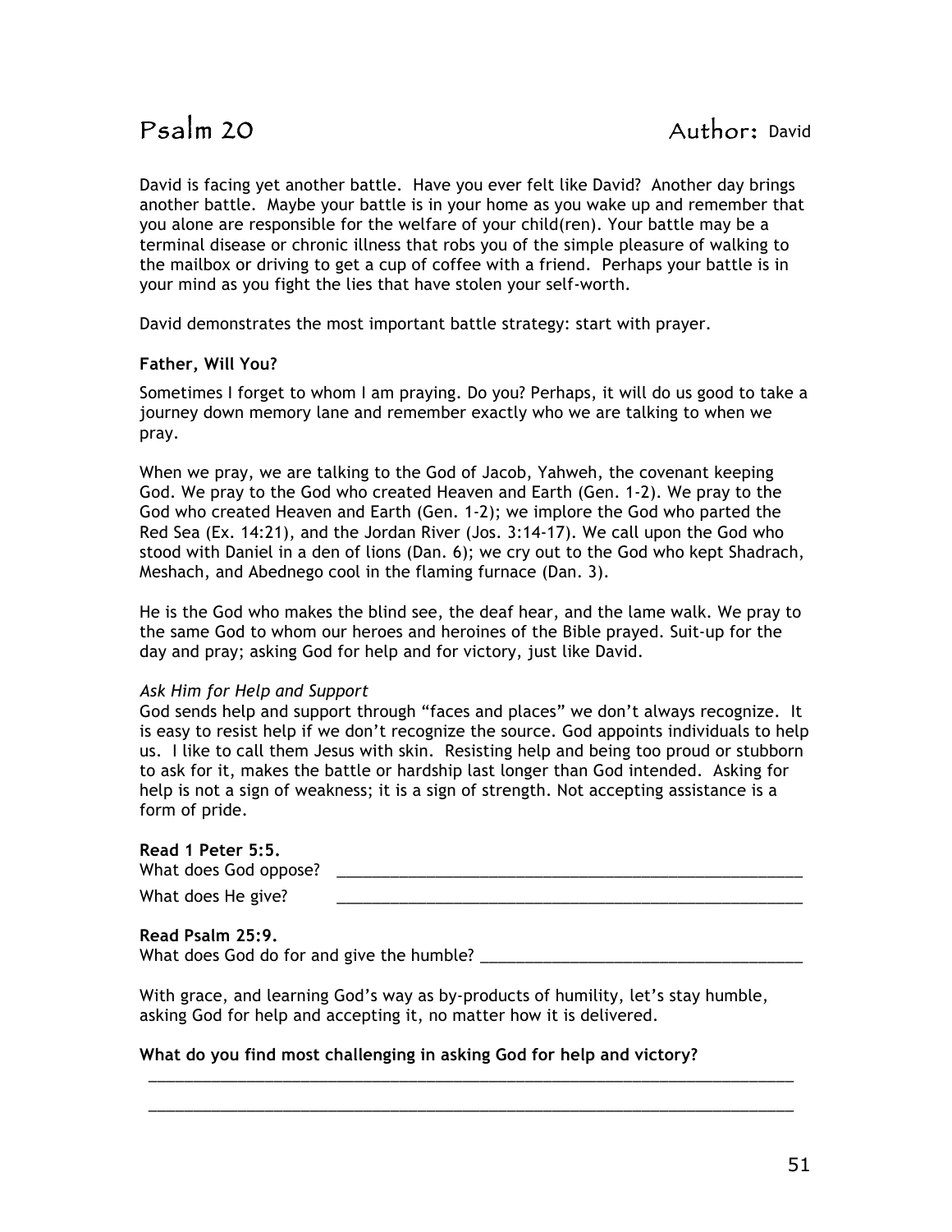# Psalm 20 Author: David

David is facing yet another battle. Have you ever felt like David? Another day brings another battle. Maybe your battle is in your home as you wake up and remember that you alone are responsible for the welfare of your child(ren). Your battle may be a terminal disease or chronic illness that robs you of the simple pleasure of walking to the mailbox or driving to get a cup of coffee with a friend. Perhaps your battle is in your mind as you fight the lies that have stolen your self-worth.

David demonstrates the most important battle strategy: start with prayer.

**Father, Will You?**

Sometimes I forget to whom I am praying. Do you? Perhaps, it will do us good to take a journey down memory lane and remember exactly who we are talking to when we pray.

When we pray, we are talking to the God of Jacob, Yahweh, the covenant keeping God. We pray to the God who created Heaven and Earth (Gen. 1-2). We pray to the God who created Heaven and Earth (Gen. 1-2); we implore the God who parted the Red Sea (Ex. 14:21), and the Jordan River (Jos. 3:14-17). We call upon the God who stood with Daniel in a den of lions (Dan. 6); we cry out to the God who kept Shadrach, Meshach, and Abednego cool in the flaming furnace (Dan. 3).

He is the God who makes the blind see, the deaf hear, and the lame walk. We pray to the same God to whom our heroes and heroines of the Bible prayed. Suit-up for the day and pray; asking God for help and for victory, just like David.

*Ask Him for Help and Support*

God sends help and support through "faces and places" we don't always recognize. It is easy to resist help if we don't recognize the source. God appoints individuals to help us. I like to call them Jesus with skin. Resisting help and being too proud or stubborn to ask for it, makes the battle or hardship last longer than God intended. Asking for help is not a sign of weakness; it is a sign of strength. Not accepting assistance is a form of pride.

**Read 1 Peter 5:5.**

What does God oppose? ______________________________________________________

What does He give? ______________________________________________________

**Read Psalm 25:9.**

What does God do for and give the humble? ____________________________________

With grace, and learning God's way as by-products of humility, let's stay humble, asking God for help and accepting it, no matter how it is delivered.

**What do you find most challenging in asking God for help and victory?**

_____________________________________________________________________________

_____________________________________________________________________________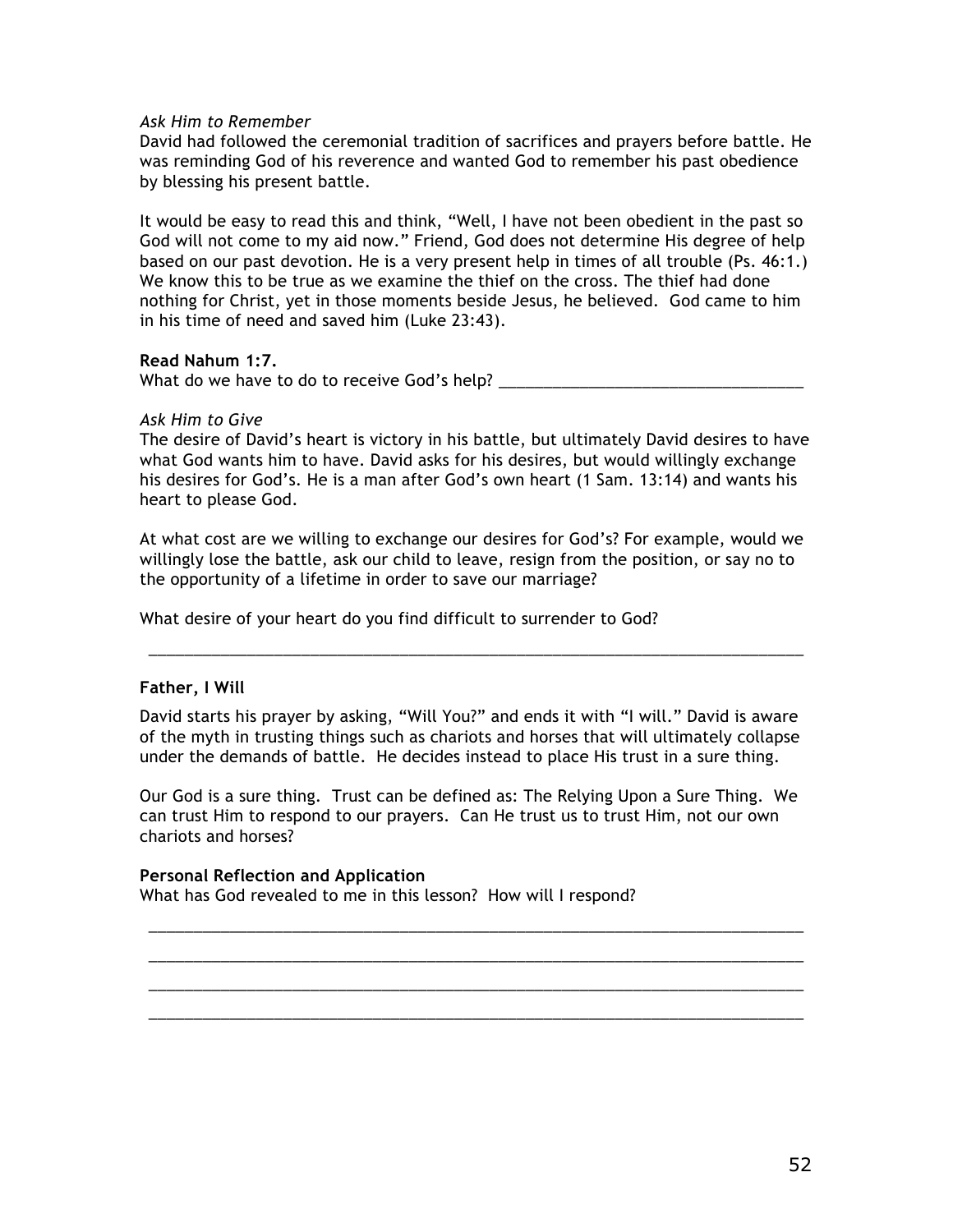*Ask Him to Remember*

David had followed the ceremonial tradition of sacrifices and prayers before battle. He was reminding God of his reverence and wanted God to remember his past obedience by blessing his present battle.

It would be easy to read this and think, "Well, I have not been obedient in the past so God will not come to my aid now." Friend, God does not determine His degree of help based on our past devotion. He is a very present help in times of all trouble (Ps. 46:1.) We know this to be true as we examine the thief on the cross. The thief had done nothing for Christ, yet in those moments beside Jesus, he believed. God came to him in his time of need and saved him (Luke 23:43).

**Read Nahum 1:7.**

What do we have to do to receive God's help? ___________________________________

*Ask Him to Give*

The desire of David's heart is victory in his battle, but ultimately David desires to have what God wants him to have. David asks for his desires, but would willingly exchange his desires for God's. He is a man after God's own heart (1 Sam. 13:14) and wants his heart to please God.

At what cost are we willing to exchange our desires for God's? For example, would we willingly lose the battle, ask our child to leave, resign from the position, or say no to the opportunity of a lifetime in order to save our marriage?

What desire of your heart do you find difficult to surrender to God?

______________________________________________________________________________

**Father, I Will**

David starts his prayer by asking, "Will You?" and ends it with "I will." David is aware of the myth in trusting things such as chariots and horses that will ultimately collapse under the demands of battle. He decides instead to place His trust in a sure thing.

Our God is a sure thing. Trust can be defined as: The Relying Upon a Sure Thing. We can trust Him to respond to our prayers. Can He trust us to trust Him, not our own chariots and horses?

**Personal Reflection and Application**

What has God revealed to me in this lesson? How will I respond?

______________________________________________________________________________

______________________________________________________________________________

______________________________________________________________________________

______________________________________________________________________________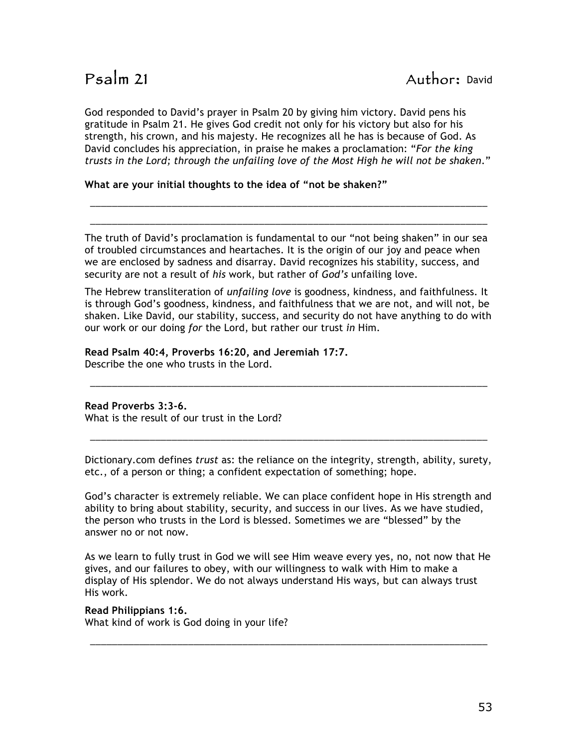# Psalm 21

Author: David

God responded to David's prayer in Psalm 20 by giving him victory. David pens his gratitude in Psalm 21. He gives God credit not only for his victory but also for his strength, his crown, and his majesty. He recognizes all he has is because of God. As David concludes his appreciation, in praise he makes a proclamation: "*For the king trusts in the Lord; through the unfailing love of the Most High he will not be shaken*."

**What are your initial thoughts to the idea of "not be shaken?"**

______________________________________________________________________________

______________________________________________________________________________

The truth of David's proclamation is fundamental to our "not being shaken" in our sea of troubled circumstances and heartaches. It is the origin of our joy and peace when we are enclosed by sadness and disarray. David recognizes his stability, success, and security are not a result of *his* work, but rather of *God's* unfailing love.

The Hebrew transliteration of *unfailing love* is goodness, kindness, and faithfulness. It is through God's goodness, kindness, and faithfulness that we are not, and will not, be shaken. Like David, our stability, success, and security do not have anything to do with our work or our doing *for* the Lord, but rather our trust *in* Him.

**Read Psalm 40:4, Proverbs 16:20, and Jeremiah 17:7.**
Describe the one who trusts in the Lord.

______________________________________________________________________________

**Read Proverbs 3:3-6.**
What is the result of our trust in the Lord?

______________________________________________________________________________

Dictionary.com defines *trust* as: the reliance on the integrity, strength, ability, surety, etc., of a person or thing; a confident expectation of something; hope.

God's character is extremely reliable. We can place confident hope in His strength and ability to bring about stability, security, and success in our lives. As we have studied, the person who trusts in the Lord is blessed. Sometimes we are "blessed" by the answer no or not now.

As we learn to fully trust in God we will see Him weave every yes, no, not now that He gives, and our failures to obey, with our willingness to walk with Him to make a display of His splendor. We do not always understand His ways, but can always trust His work.

**Read Philippians 1:6.**
What kind of work is God doing in your life?

______________________________________________________________________________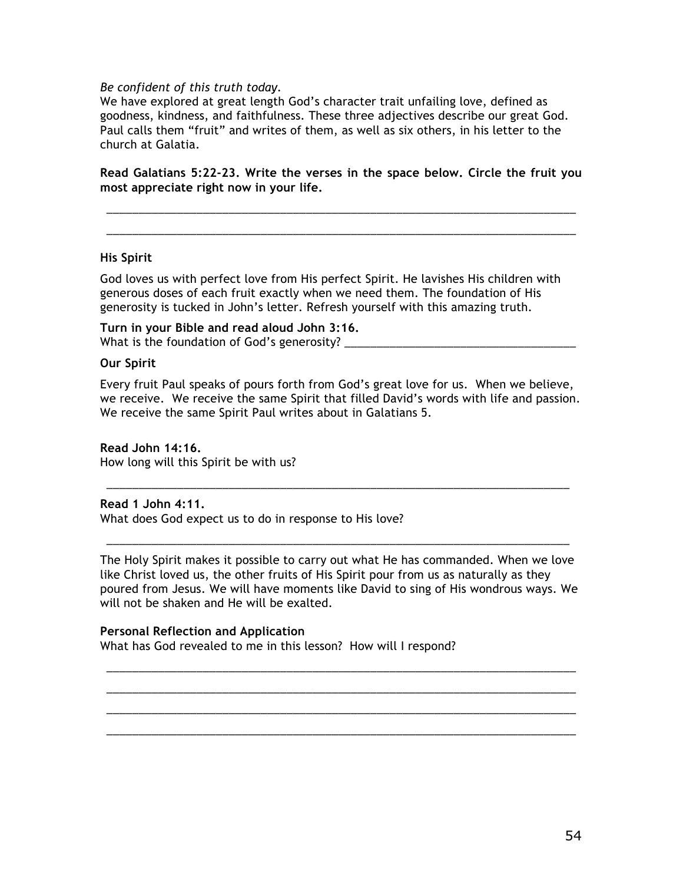*Be confident of this truth today.*
We have explored at great length God's character trait unfailing love, defined as goodness, kindness, and faithfulness. These three adjectives describe our great God. Paul calls them "fruit" and writes of them, as well as six others, in his letter to the church at Galatia.

**Read Galatians 5:22-23. Write the verses in the space below. Circle the fruit you most appreciate right now in your life.**

_______________________________________________________________________________

_______________________________________________________________________________

**His Spirit**

God loves us with perfect love from His perfect Spirit. He lavishes His children with generous doses of each fruit exactly when we need them. The foundation of His generosity is tucked in John's letter. Refresh yourself with this amazing truth.

**Turn in your Bible and read aloud John 3:16.**
What is the foundation of God's generosity? ____________________________________

**Our Spirit**

Every fruit Paul speaks of pours forth from God's great love for us. When we believe, we receive. We receive the same Spirit that filled David's words with life and passion. We receive the same Spirit Paul writes about in Galatians 5.

**Read John 14:16.**
How long will this Spirit be with us?

_______________________________________________________________________________

**Read 1 John 4:11.**
What does God expect us to do in response to His love?

_______________________________________________________________________________

The Holy Spirit makes it possible to carry out what He has commanded. When we love like Christ loved us, the other fruits of His Spirit pour from us as naturally as they poured from Jesus. We will have moments like David to sing of His wondrous ways. We will not be shaken and He will be exalted.

**Personal Reflection and Application**
What has God revealed to me in this lesson? How will I respond?

_______________________________________________________________________________

_______________________________________________________________________________

_______________________________________________________________________________

_______________________________________________________________________________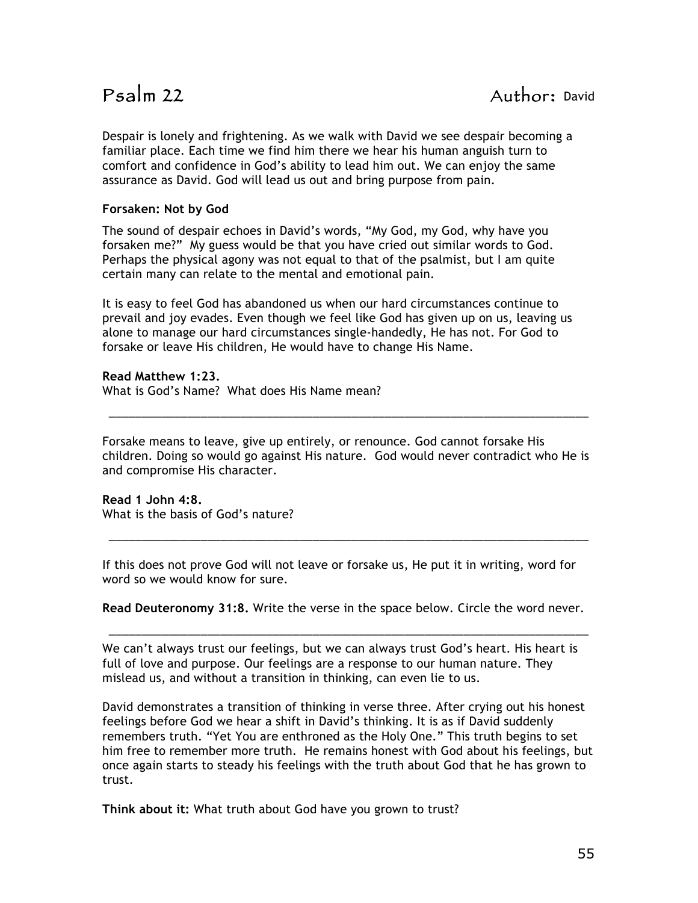# Psalm 22 Author: David

Despair is lonely and frightening. As we walk with David we see despair becoming a familiar place. Each time we find him there we hear his human anguish turn to comfort and confidence in God's ability to lead him out. We can enjoy the same assurance as David. God will lead us out and bring purpose from pain.

**Forsaken: Not by God**

The sound of despair echoes in David's words, "My God, my God, why have you forsaken me?" My guess would be that you have cried out similar words to God. Perhaps the physical agony was not equal to that of the psalmist, but I am quite certain many can relate to the mental and emotional pain.

It is easy to feel God has abandoned us when our hard circumstances continue to prevail and joy evades. Even though we feel like God has given up on us, leaving us alone to manage our hard circumstances single-handedly, He has not. For God to forsake or leave His children, He would have to change His Name.

**Read Matthew 1:23.**
What is God's Name? What does His Name mean?

______________________________________________________________________________

Forsake means to leave, give up entirely, or renounce. God cannot forsake His children. Doing so would go against His nature. God would never contradict who He is and compromise His character.

**Read 1 John 4:8.**
What is the basis of God's nature?

______________________________________________________________________________

If this does not prove God will not leave or forsake us, He put it in writing, word for word so we would know for sure.

**Read Deuteronomy 31:8.** Write the verse in the space below. Circle the word never.

______________________________________________________________________________

We can't always trust our feelings, but we can always trust God's heart. His heart is full of love and purpose. Our feelings are a response to our human nature. They mislead us, and without a transition in thinking, can even lie to us.

David demonstrates a transition of thinking in verse three. After crying out his honest feelings before God we hear a shift in David's thinking. It is as if David suddenly remembers truth. "Yet You are enthroned as the Holy One." This truth begins to set him free to remember more truth. He remains honest with God about his feelings, but once again starts to steady his feelings with the truth about God that he has grown to trust.

**Think about it:** What truth about God have you grown to trust?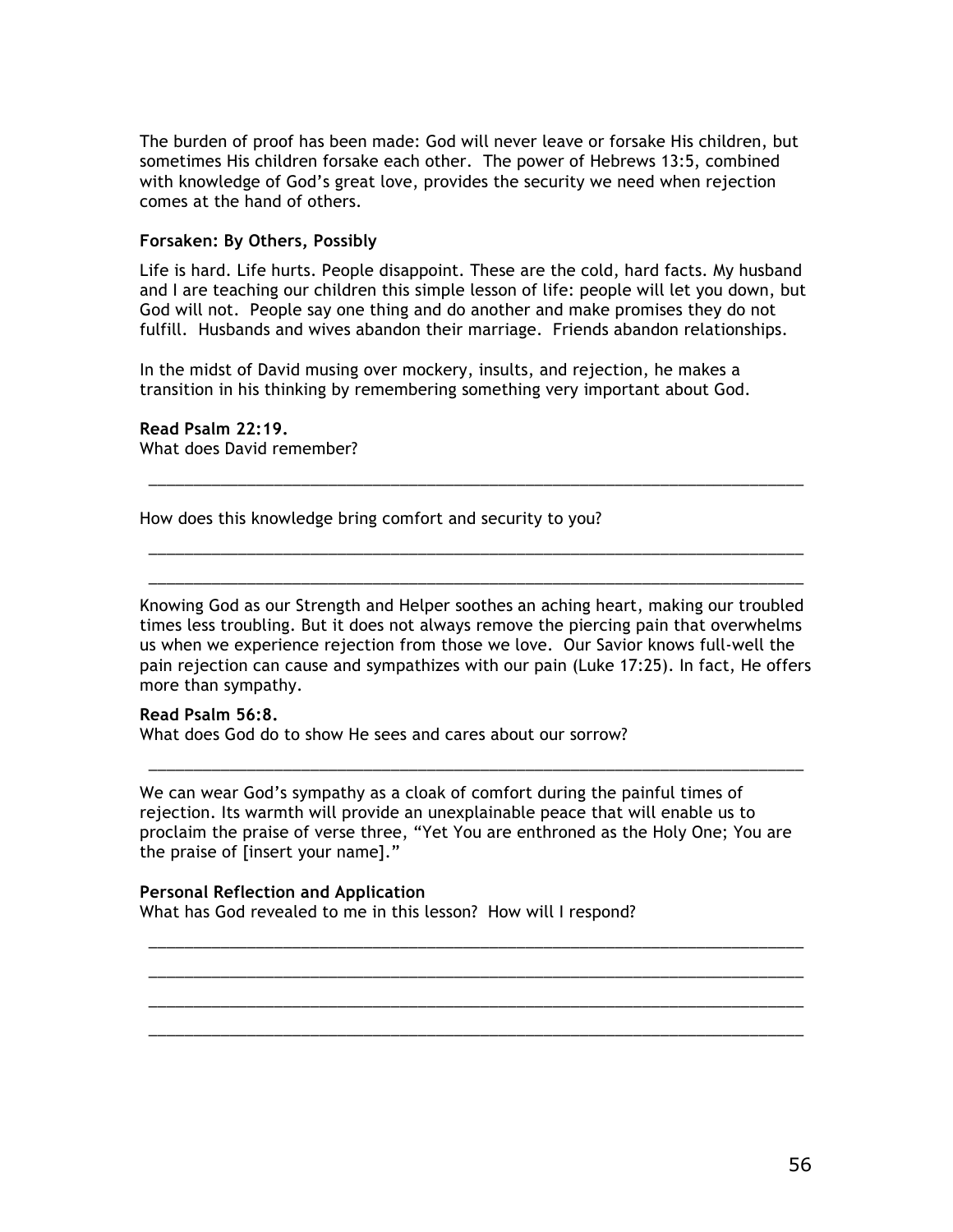The burden of proof has been made: God will never leave or forsake His children, but sometimes His children forsake each other. The power of Hebrews 13:5, combined with knowledge of God's great love, provides the security we need when rejection comes at the hand of others.

**Forsaken: By Others, Possibly**

Life is hard. Life hurts. People disappoint. These are the cold, hard facts. My husband and I are teaching our children this simple lesson of life: people will let you down, but God will not. People say one thing and do another and make promises they do not fulfill. Husbands and wives abandon their marriage. Friends abandon relationships.

In the midst of David musing over mockery, insults, and rejection, he makes a transition in his thinking by remembering something very important about God.

**Read Psalm 22:19.**
What does David remember?

______________________________________________________________________________

How does this knowledge bring comfort and security to you?

______________________________________________________________________________

______________________________________________________________________________

Knowing God as our Strength and Helper soothes an aching heart, making our troubled times less troubling. But it does not always remove the piercing pain that overwhelms us when we experience rejection from those we love. Our Savior knows full-well the pain rejection can cause and sympathizes with our pain (Luke 17:25). In fact, He offers more than sympathy.

**Read Psalm 56:8.**
What does God do to show He sees and cares about our sorrow?

______________________________________________________________________________

We can wear God's sympathy as a cloak of comfort during the painful times of rejection. Its warmth will provide an unexplainable peace that will enable us to proclaim the praise of verse three, "Yet You are enthroned as the Holy One; You are the praise of [insert your name]."

**Personal Reflection and Application**
What has God revealed to me in this lesson? How will I respond?

______________________________________________________________________________

______________________________________________________________________________

______________________________________________________________________________

______________________________________________________________________________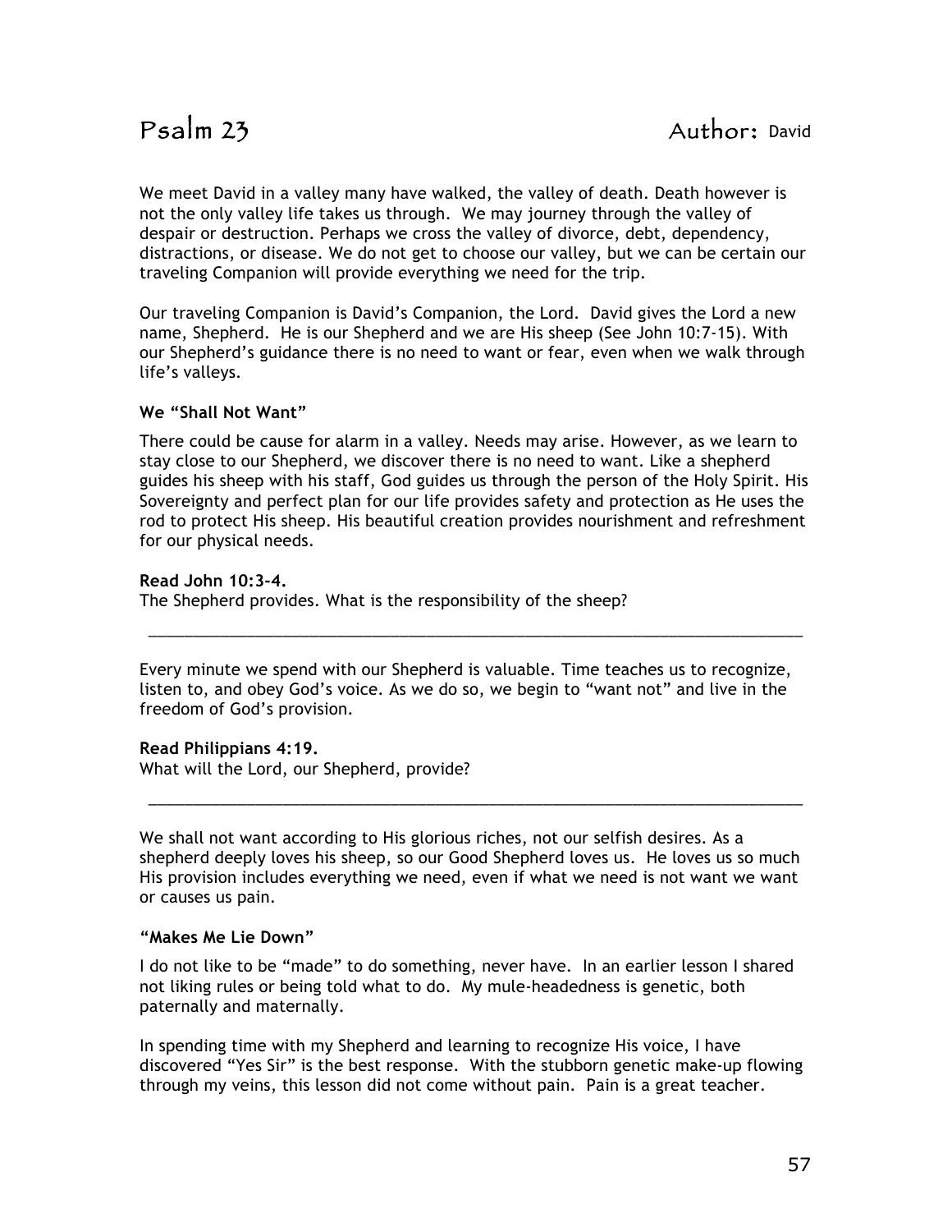# Psalm 23 Author: David

We meet David in a valley many have walked, the valley of death. Death however is not the only valley life takes us through. We may journey through the valley of despair or destruction. Perhaps we cross the valley of divorce, debt, dependency, distractions, or disease. We do not get to choose our valley, but we can be certain our traveling Companion will provide everything we need for the trip.

Our traveling Companion is David's Companion, the Lord. David gives the Lord a new name, Shepherd. He is our Shepherd and we are His sheep (See John 10:7-15). With our Shepherd's guidance there is no need to want or fear, even when we walk through life's valleys.

**We "Shall Not Want"**

There could be cause for alarm in a valley. Needs may arise. However, as we learn to stay close to our Shepherd, we discover there is no need to want. Like a shepherd guides his sheep with his staff, God guides us through the person of the Holy Spirit. His Sovereignty and perfect plan for our life provides safety and protection as He uses the rod to protect His sheep. His beautiful creation provides nourishment and refreshment for our physical needs.

**Read John 10:3-4.**
The Shepherd provides. What is the responsibility of the sheep?

_______________________________________________________________________________

Every minute we spend with our Shepherd is valuable. Time teaches us to recognize, listen to, and obey God's voice. As we do so, we begin to "want not" and live in the freedom of God's provision.

**Read Philippians 4:19.**
What will the Lord, our Shepherd, provide?

_______________________________________________________________________________

We shall not want according to His glorious riches, not our selfish desires. As a shepherd deeply loves his sheep, so our Good Shepherd loves us. He loves us so much His provision includes everything we need, even if what we need is not want we want or causes us pain.

**"Makes Me Lie Down"**

I do not like to be "made" to do something, never have. In an earlier lesson I shared not liking rules or being told what to do. My mule-headedness is genetic, both paternally and maternally.

In spending time with my Shepherd and learning to recognize His voice, I have discovered "Yes Sir" is the best response. With the stubborn genetic make-up flowing through my veins, this lesson did not come without pain. Pain is a great teacher.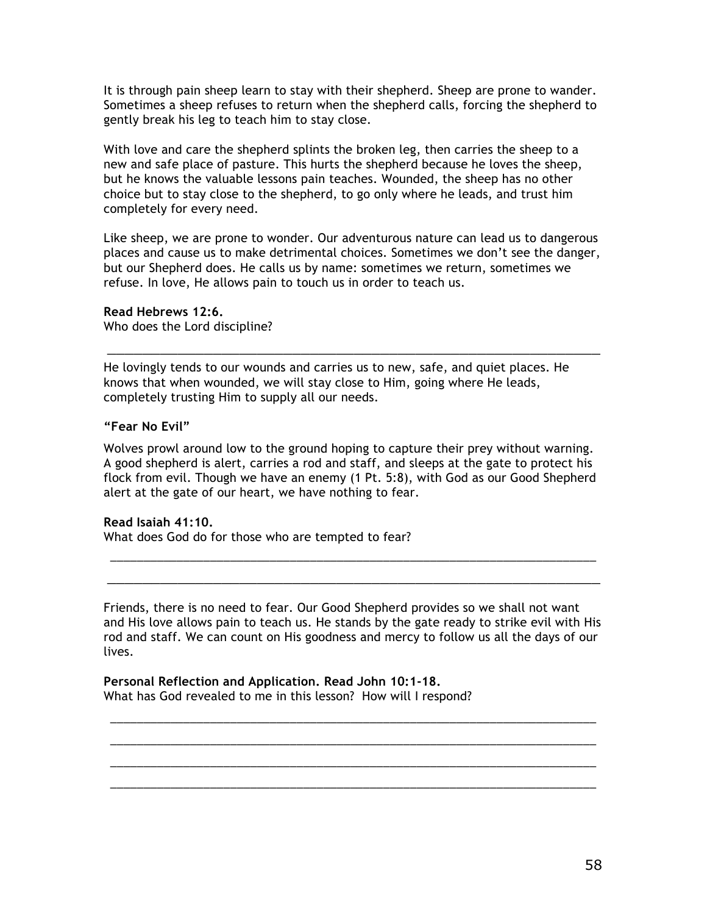It is through pain sheep learn to stay with their shepherd. Sheep are prone to wander. Sometimes a sheep refuses to return when the shepherd calls, forcing the shepherd to gently break his leg to teach him to stay close.

With love and care the shepherd splints the broken leg, then carries the sheep to a new and safe place of pasture. This hurts the shepherd because he loves the sheep, but he knows the valuable lessons pain teaches. Wounded, the sheep has no other choice but to stay close to the shepherd, to go only where he leads, and trust him completely for every need.

Like sheep, we are prone to wonder. Our adventurous nature can lead us to dangerous places and cause us to make detrimental choices. Sometimes we don't see the danger, but our Shepherd does. He calls us by name: sometimes we return, sometimes we refuse. In love, He allows pain to touch us in order to teach us.

**Read Hebrews 12:6.**
Who does the Lord discipline?

_______________________________________________________________________________

He lovingly tends to our wounds and carries us to new, safe, and quiet places. He knows that when wounded, we will stay close to Him, going where He leads, completely trusting Him to supply all our needs.

**"Fear No Evil"**

Wolves prowl around low to the ground hoping to capture their prey without warning. A good shepherd is alert, carries a rod and staff, and sleeps at the gate to protect his flock from evil. Though we have an enemy (1 Pt. 5:8), with God as our Good Shepherd alert at the gate of our heart, we have nothing to fear.

**Read Isaiah 41:10.**
What does God do for those who are tempted to fear?

_______________________________________________________________________________

_______________________________________________________________________________

Friends, there is no need to fear. Our Good Shepherd provides so we shall not want and His love allows pain to teach us. He stands by the gate ready to strike evil with His rod and staff. We can count on His goodness and mercy to follow us all the days of our lives.

**Personal Reflection and Application. Read John 10:1-18.**
What has God revealed to me in this lesson? How will I respond?

_______________________________________________________________________________

_______________________________________________________________________________

_______________________________________________________________________________

_______________________________________________________________________________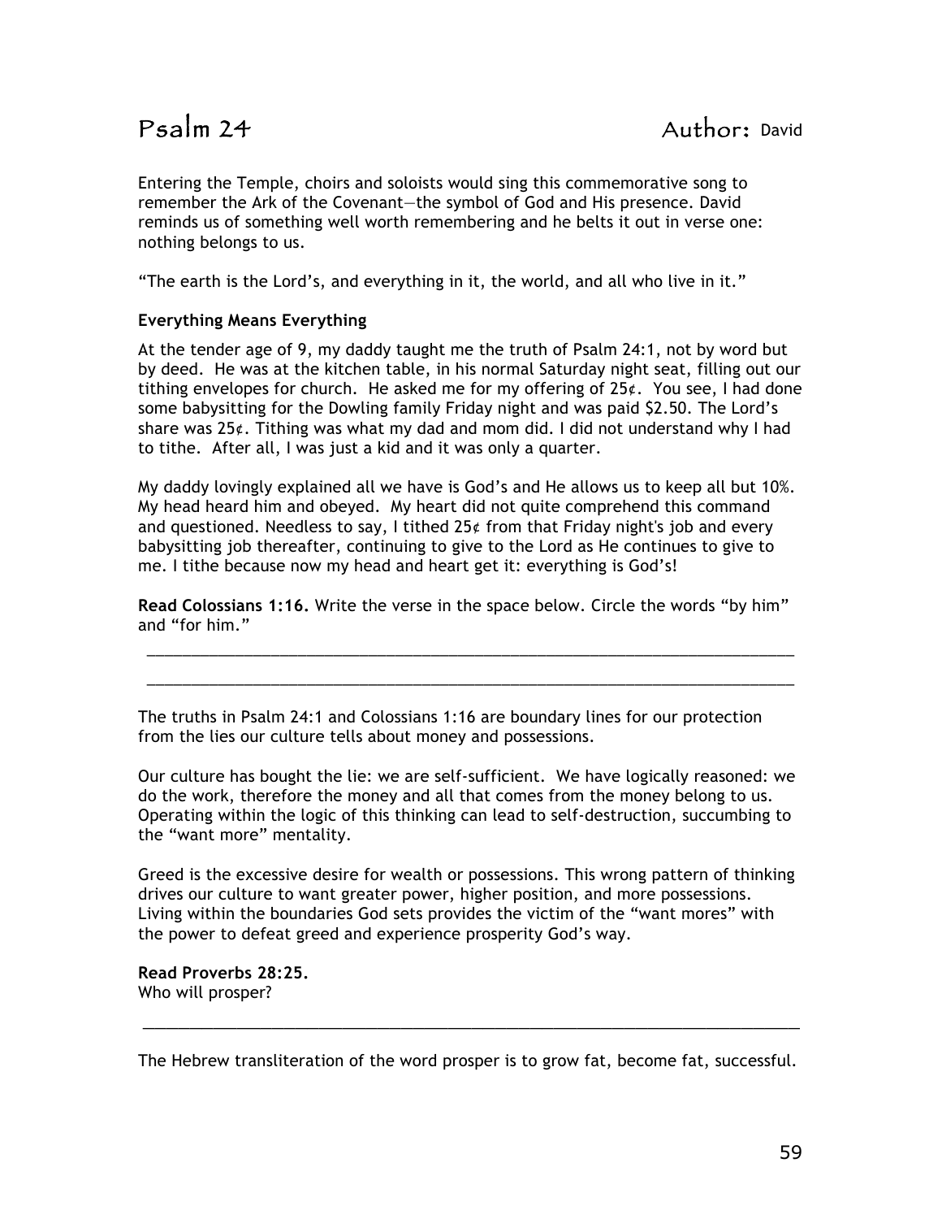# Psalm 24 Author: David

Entering the Temple, choirs and soloists would sing this commemorative song to remember the Ark of the Covenant—the symbol of God and His presence. David reminds us of something well worth remembering and he belts it out in verse one: nothing belongs to us.

"The earth is the Lord's, and everything in it, the world, and all who live in it."

**Everything Means Everything**

At the tender age of 9, my daddy taught me the truth of Psalm 24:1, not by word but by deed. He was at the kitchen table, in his normal Saturday night seat, filling out our tithing envelopes for church. He asked me for my offering of 25¢. You see, I had done some babysitting for the Dowling family Friday night and was paid $2.50. The Lord's share was 25¢. Tithing was what my dad and mom did. I did not understand why I had to tithe. After all, I was just a kid and it was only a quarter.

My daddy lovingly explained all we have is God's and He allows us to keep all but 10%. My head heard him and obeyed. My heart did not quite comprehend this command and questioned. Needless to say, I tithed 25¢ from that Friday night's job and every babysitting job thereafter, continuing to give to the Lord as He continues to give to me. I tithe because now my head and heart get it: everything is God's!

**Read Colossians 1:16.** Write the verse in the space below. Circle the words "by him" and "for him."

\_\_\_\_\_\_\_\_\_\_\_\_\_\_\_\_\_\_\_\_\_\_\_\_\_\_\_\_\_\_\_\_\_\_\_\_\_\_\_\_\_\_\_\_\_\_\_\_\_\_\_\_\_\_\_\_\_\_\_\_\_\_\_\_\_\_\_\_\_\_\_\_\_\_\_\_

\_\_\_\_\_\_\_\_\_\_\_\_\_\_\_\_\_\_\_\_\_\_\_\_\_\_\_\_\_\_\_\_\_\_\_\_\_\_\_\_\_\_\_\_\_\_\_\_\_\_\_\_\_\_\_\_\_\_\_\_\_\_\_\_\_\_\_\_\_\_\_\_\_\_\_\_

The truths in Psalm 24:1 and Colossians 1:16 are boundary lines for our protection from the lies our culture tells about money and possessions.

Our culture has bought the lie: we are self-sufficient. We have logically reasoned: we do the work, therefore the money and all that comes from the money belong to us. Operating within the logic of this thinking can lead to self-destruction, succumbing to the "want more" mentality.

Greed is the excessive desire for wealth or possessions. This wrong pattern of thinking drives our culture to want greater power, higher position, and more possessions. Living within the boundaries God sets provides the victim of the "want mores" with the power to defeat greed and experience prosperity God's way.

**Read Proverbs 28:25.**
Who will prosper?

\_\_\_\_\_\_\_\_\_\_\_\_\_\_\_\_\_\_\_\_\_\_\_\_\_\_\_\_\_\_\_\_\_\_\_\_\_\_\_\_\_\_\_\_\_\_\_\_\_\_\_\_\_\_\_\_\_\_\_\_\_\_\_\_\_\_\_\_\_\_\_\_\_\_\_\_

The Hebrew transliteration of the word prosper is to grow fat, become fat, successful.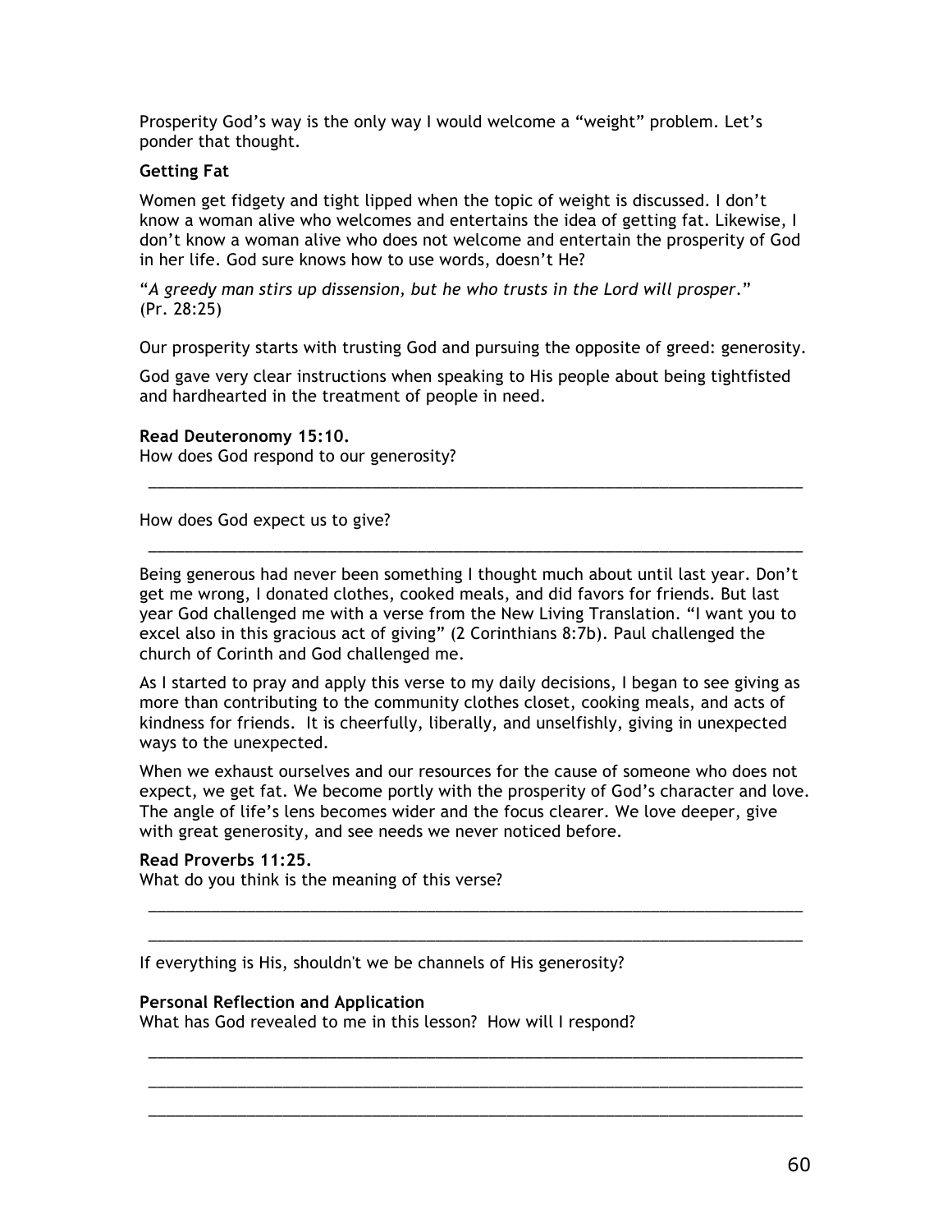Prosperity God's way is the only way I would welcome a "weight" problem. Let's ponder that thought.

**Getting Fat**

Women get fidgety and tight lipped when the topic of weight is discussed. I don't know a woman alive who welcomes and entertains the idea of getting fat. Likewise, I don't know a woman alive who does not welcome and entertain the prosperity of God in her life. God sure knows how to use words, doesn't He?

"*A greedy man stirs up dissension, but he who trusts in the Lord will prosper*." (Pr. 28:25)

Our prosperity starts with trusting God and pursuing the opposite of greed: generosity.

God gave very clear instructions when speaking to His people about being tightfisted and hardhearted in the treatment of people in need.

**Read Deuteronomy 15:10.**
How does God respond to our generosity?

______________________________________________________________________________

How does God expect us to give?

______________________________________________________________________________

Being generous had never been something I thought much about until last year. Don't get me wrong, I donated clothes, cooked meals, and did favors for friends. But last year God challenged me with a verse from the New Living Translation. "I want you to excel also in this gracious act of giving" (2 Corinthians 8:7b). Paul challenged the church of Corinth and God challenged me.

As I started to pray and apply this verse to my daily decisions, I began to see giving as more than contributing to the community clothes closet, cooking meals, and acts of kindness for friends. It is cheerfully, liberally, and unselfishly, giving in unexpected ways to the unexpected.

When we exhaust ourselves and our resources for the cause of someone who does not expect, we get fat. We become portly with the prosperity of God's character and love. The angle of life's lens becomes wider and the focus clearer. We love deeper, give with great generosity, and see needs we never noticed before.

**Read Proverbs 11:25.**
What do you think is the meaning of this verse?

______________________________________________________________________________

______________________________________________________________________________

If everything is His, shouldn't we be channels of His generosity?

**Personal Reflection and Application**
What has God revealed to me in this lesson? How will I respond?

______________________________________________________________________________

______________________________________________________________________________

______________________________________________________________________________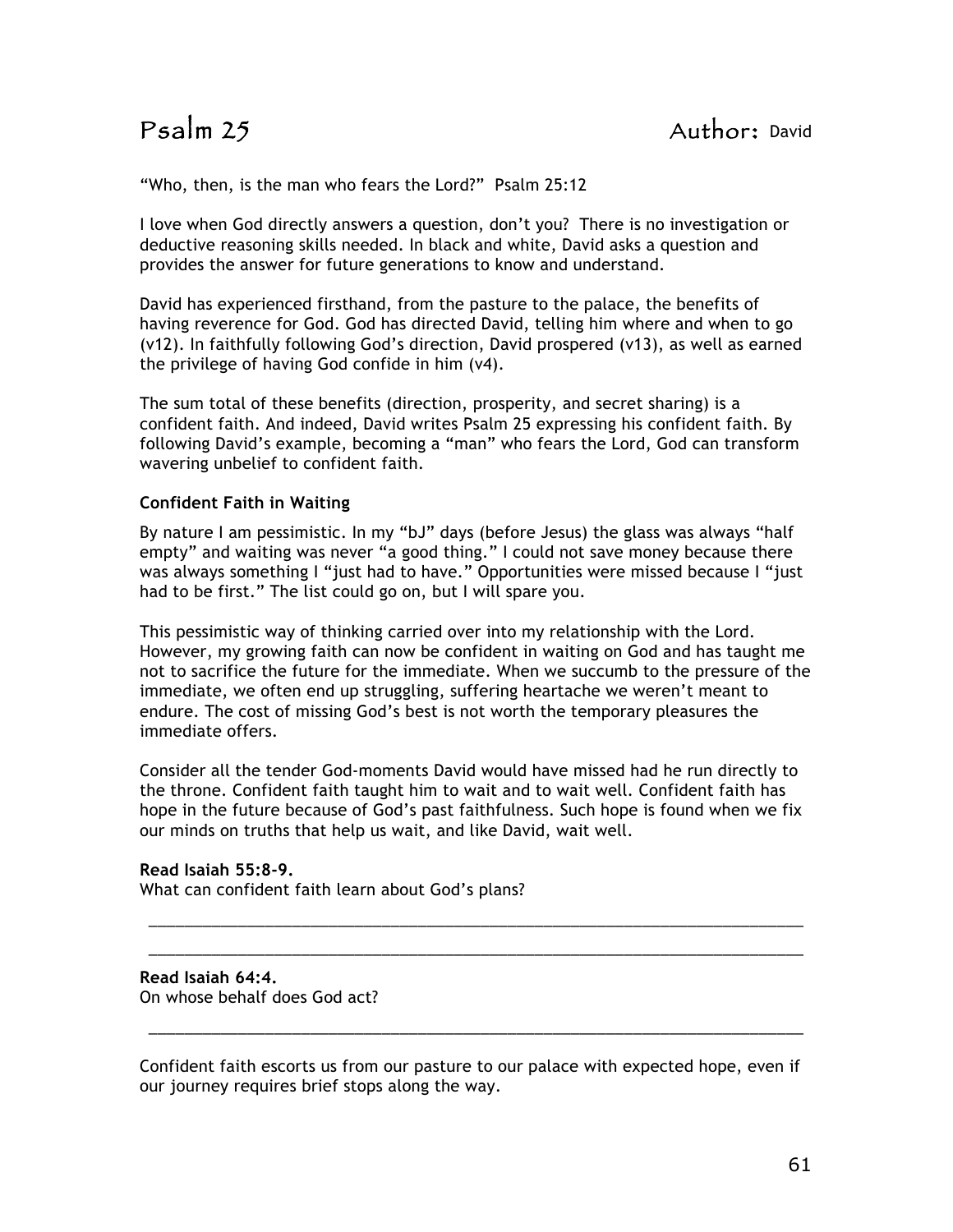# Psalm 25 Author: David

"Who, then, is the man who fears the Lord?" Psalm 25:12

I love when God directly answers a question, don't you? There is no investigation or deductive reasoning skills needed. In black and white, David asks a question and provides the answer for future generations to know and understand.

David has experienced firsthand, from the pasture to the palace, the benefits of having reverence for God. God has directed David, telling him where and when to go (v12). In faithfully following God's direction, David prospered (v13), as well as earned the privilege of having God confide in him (v4).

The sum total of these benefits (direction, prosperity, and secret sharing) is a confident faith. And indeed, David writes Psalm 25 expressing his confident faith. By following David's example, becoming a "man" who fears the Lord, God can transform wavering unbelief to confident faith.

**Confident Faith in Waiting**

By nature I am pessimistic. In my "bJ" days (before Jesus) the glass was always "half empty" and waiting was never "a good thing." I could not save money because there was always something I "just had to have." Opportunities were missed because I "just had to be first." The list could go on, but I will spare you.

This pessimistic way of thinking carried over into my relationship with the Lord. However, my growing faith can now be confident in waiting on God and has taught me not to sacrifice the future for the immediate. When we succumb to the pressure of the immediate, we often end up struggling, suffering heartache we weren't meant to endure. The cost of missing God's best is not worth the temporary pleasures the immediate offers.

Consider all the tender God-moments David would have missed had he run directly to the throne. Confident faith taught him to wait and to wait well. Confident faith has hope in the future because of God's past faithfulness. Such hope is found when we fix our minds on truths that help us wait, and like David, wait well.

**Read Isaiah 55:8-9.**
What can confident faith learn about God's plans?

\_\_\_\_\_\_\_\_\_\_\_\_\_\_\_\_\_\_\_\_\_\_\_\_\_\_\_\_\_\_\_\_\_\_\_\_\_\_\_\_\_\_\_\_\_\_\_\_\_\_\_\_\_\_\_\_\_\_\_\_\_\_\_\_\_\_\_\_\_\_\_\_

\_\_\_\_\_\_\_\_\_\_\_\_\_\_\_\_\_\_\_\_\_\_\_\_\_\_\_\_\_\_\_\_\_\_\_\_\_\_\_\_\_\_\_\_\_\_\_\_\_\_\_\_\_\_\_\_\_\_\_\_\_\_\_\_\_\_\_\_\_\_\_\_

**Read Isaiah 64:4.**
On whose behalf does God act?

\_\_\_\_\_\_\_\_\_\_\_\_\_\_\_\_\_\_\_\_\_\_\_\_\_\_\_\_\_\_\_\_\_\_\_\_\_\_\_\_\_\_\_\_\_\_\_\_\_\_\_\_\_\_\_\_\_\_\_\_\_\_\_\_\_\_\_\_\_\_\_\_

Confident faith escorts us from our pasture to our palace with expected hope, even if our journey requires brief stops along the way.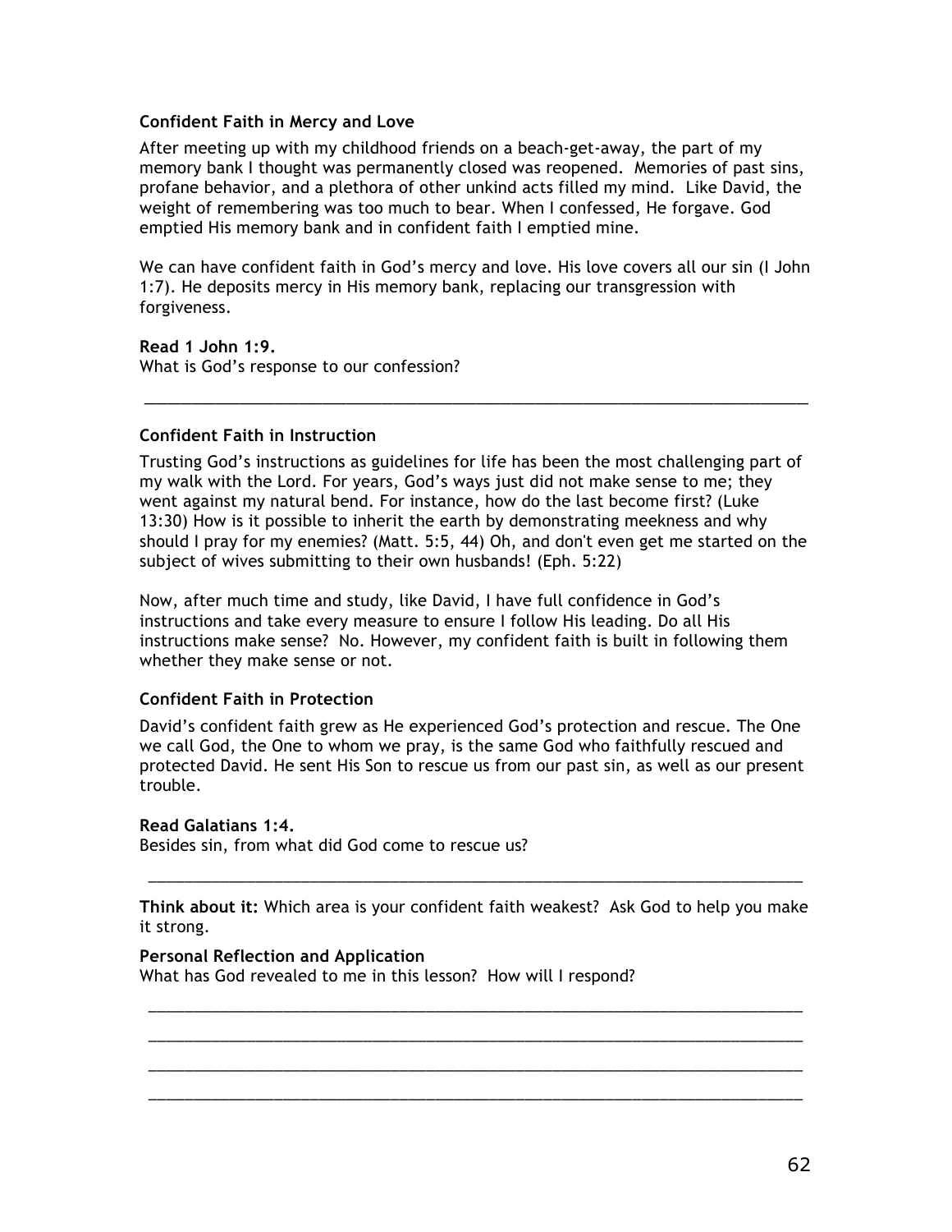**Confident Faith in Mercy and Love**

After meeting up with my childhood friends on a beach-get-away, the part of my memory bank I thought was permanently closed was reopened. Memories of past sins, profane behavior, and a plethora of other unkind acts filled my mind. Like David, the weight of remembering was too much to bear. When I confessed, He forgave. God emptied His memory bank and in confident faith I emptied mine.

We can have confident faith in God's mercy and love. His love covers all our sin (I John 1:7). He deposits mercy in His memory bank, replacing our transgression with forgiveness.

**Read 1 John 1:9.**
What is God's response to our confession?

\_\_\_\_\_\_\_\_\_\_\_\_\_\_\_\_\_\_\_\_\_\_\_\_\_\_\_\_\_\_\_\_\_\_\_\_\_\_\_\_\_\_\_\_\_\_\_\_\_\_\_\_\_\_\_\_\_\_\_\_\_\_\_\_\_\_\_\_\_\_\_\_

**Confident Faith in Instruction**

Trusting God's instructions as guidelines for life has been the most challenging part of my walk with the Lord. For years, God's ways just did not make sense to me; they went against my natural bend. For instance, how do the last become first? (Luke 13:30) How is it possible to inherit the earth by demonstrating meekness and why should I pray for my enemies? (Matt. 5:5, 44) Oh, and don't even get me started on the subject of wives submitting to their own husbands! (Eph. 5:22)

Now, after much time and study, like David, I have full confidence in God's instructions and take every measure to ensure I follow His leading. Do all His instructions make sense? No. However, my confident faith is built in following them whether they make sense or not.

**Confident Faith in Protection**

David's confident faith grew as He experienced God's protection and rescue. The One we call God, the One to whom we pray, is the same God who faithfully rescued and protected David. He sent His Son to rescue us from our past sin, as well as our present trouble.

**Read Galatians 1:4.**
Besides sin, from what did God come to rescue us?

\_\_\_\_\_\_\_\_\_\_\_\_\_\_\_\_\_\_\_\_\_\_\_\_\_\_\_\_\_\_\_\_\_\_\_\_\_\_\_\_\_\_\_\_\_\_\_\_\_\_\_\_\_\_\_\_\_\_\_\_\_\_\_\_\_\_\_\_\_\_\_\_

**Think about it:** Which area is your confident faith weakest? Ask God to help you make it strong.

**Personal Reflection and Application**
What has God revealed to me in this lesson? How will I respond?

\_\_\_\_\_\_\_\_\_\_\_\_\_\_\_\_\_\_\_\_\_\_\_\_\_\_\_\_\_\_\_\_\_\_\_\_\_\_\_\_\_\_\_\_\_\_\_\_\_\_\_\_\_\_\_\_\_\_\_\_\_\_\_\_\_\_\_\_\_\_\_\_

\_\_\_\_\_\_\_\_\_\_\_\_\_\_\_\_\_\_\_\_\_\_\_\_\_\_\_\_\_\_\_\_\_\_\_\_\_\_\_\_\_\_\_\_\_\_\_\_\_\_\_\_\_\_\_\_\_\_\_\_\_\_\_\_\_\_\_\_\_\_\_\_

\_\_\_\_\_\_\_\_\_\_\_\_\_\_\_\_\_\_\_\_\_\_\_\_\_\_\_\_\_\_\_\_\_\_\_\_\_\_\_\_\_\_\_\_\_\_\_\_\_\_\_\_\_\_\_\_\_\_\_\_\_\_\_\_\_\_\_\_\_\_\_\_

\_\_\_\_\_\_\_\_\_\_\_\_\_\_\_\_\_\_\_\_\_\_\_\_\_\_\_\_\_\_\_\_\_\_\_\_\_\_\_\_\_\_\_\_\_\_\_\_\_\_\_\_\_\_\_\_\_\_\_\_\_\_\_\_\_\_\_\_\_\_\_\_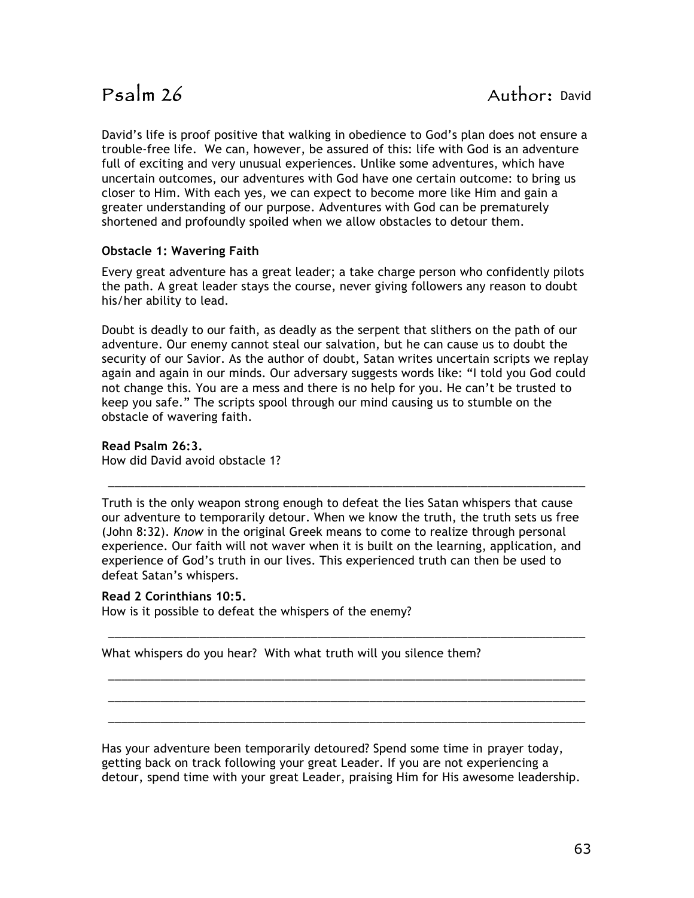# Psalm 26 Author: David

David's life is proof positive that walking in obedience to God's plan does not ensure a trouble-free life. We can, however, be assured of this: life with God is an adventure full of exciting and very unusual experiences. Unlike some adventures, which have uncertain outcomes, our adventures with God have one certain outcome: to bring us closer to Him. With each yes, we can expect to become more like Him and gain a greater understanding of our purpose. Adventures with God can be prematurely shortened and profoundly spoiled when we allow obstacles to detour them.

**Obstacle 1: Wavering Faith**

Every great adventure has a great leader; a take charge person who confidently pilots the path. A great leader stays the course, never giving followers any reason to doubt his/her ability to lead.

Doubt is deadly to our faith, as deadly as the serpent that slithers on the path of our adventure. Our enemy cannot steal our salvation, but he can cause us to doubt the security of our Savior. As the author of doubt, Satan writes uncertain scripts we replay again and again in our minds. Our adversary suggests words like: "I told you God could not change this. You are a mess and there is no help for you. He can't be trusted to keep you safe." The scripts spool through our mind causing us to stumble on the obstacle of wavering faith.

**Read Psalm 26:3.**
How did David avoid obstacle 1?

______________________________________________________________________________

Truth is the only weapon strong enough to defeat the lies Satan whispers that cause our adventure to temporarily detour. When we know the truth, the truth sets us free (John 8:32). *Know* in the original Greek means to come to realize through personal experience. Our faith will not waver when it is built on the learning, application, and experience of God's truth in our lives. This experienced truth can then be used to defeat Satan's whispers.

**Read 2 Corinthians 10:5.**
How is it possible to defeat the whispers of the enemy?

______________________________________________________________________________

What whispers do you hear? With what truth will you silence them?

______________________________________________________________________________

______________________________________________________________________________

______________________________________________________________________________

Has your adventure been temporarily detoured? Spend some time in prayer today, getting back on track following your great Leader. If you are not experiencing a detour, spend time with your great Leader, praising Him for His awesome leadership.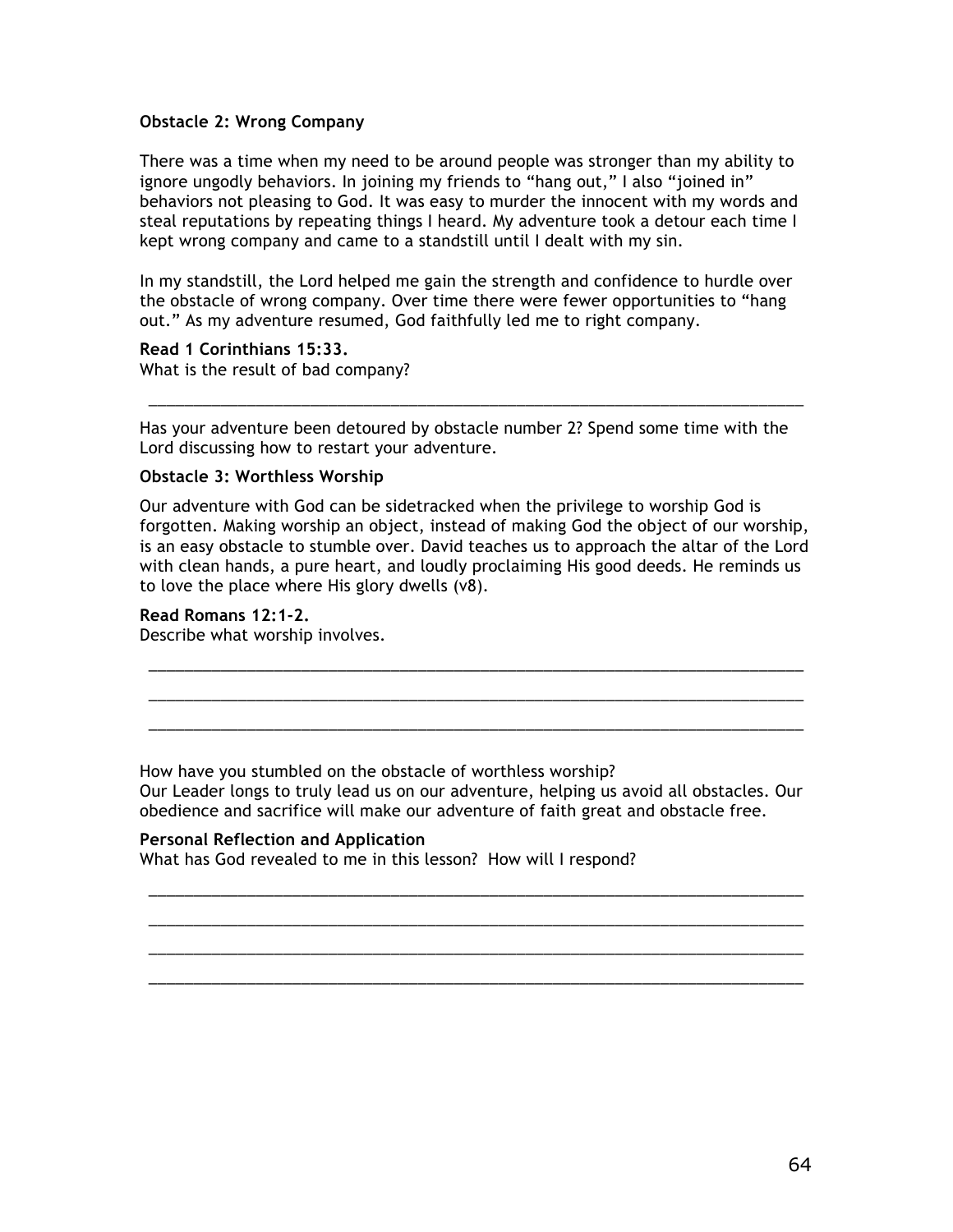**Obstacle 2: Wrong Company**

There was a time when my need to be around people was stronger than my ability to ignore ungodly behaviors. In joining my friends to "hang out," I also "joined in" behaviors not pleasing to God. It was easy to murder the innocent with my words and steal reputations by repeating things I heard. My adventure took a detour each time I kept wrong company and came to a standstill until I dealt with my sin.

In my standstill, the Lord helped me gain the strength and confidence to hurdle over the obstacle of wrong company. Over time there were fewer opportunities to "hang out." As my adventure resumed, God faithfully led me to right company.

**Read 1 Corinthians 15:33.**
What is the result of bad company?

______________________________________________________________________________

Has your adventure been detoured by obstacle number 2? Spend some time with the Lord discussing how to restart your adventure.

**Obstacle 3: Worthless Worship**

Our adventure with God can be sidetracked when the privilege to worship God is forgotten. Making worship an object, instead of making God the object of our worship, is an easy obstacle to stumble over. David teaches us to approach the altar of the Lord with clean hands, a pure heart, and loudly proclaiming His good deeds. He reminds us to love the place where His glory dwells (v8).

**Read Romans 12:1-2.**
Describe what worship involves.

______________________________________________________________________________

______________________________________________________________________________

______________________________________________________________________________

How have you stumbled on the obstacle of worthless worship?
Our Leader longs to truly lead us on our adventure, helping us avoid all obstacles. Our obedience and sacrifice will make our adventure of faith great and obstacle free.

**Personal Reflection and Application**
What has God revealed to me in this lesson? How will I respond?

______________________________________________________________________________

______________________________________________________________________________

______________________________________________________________________________

______________________________________________________________________________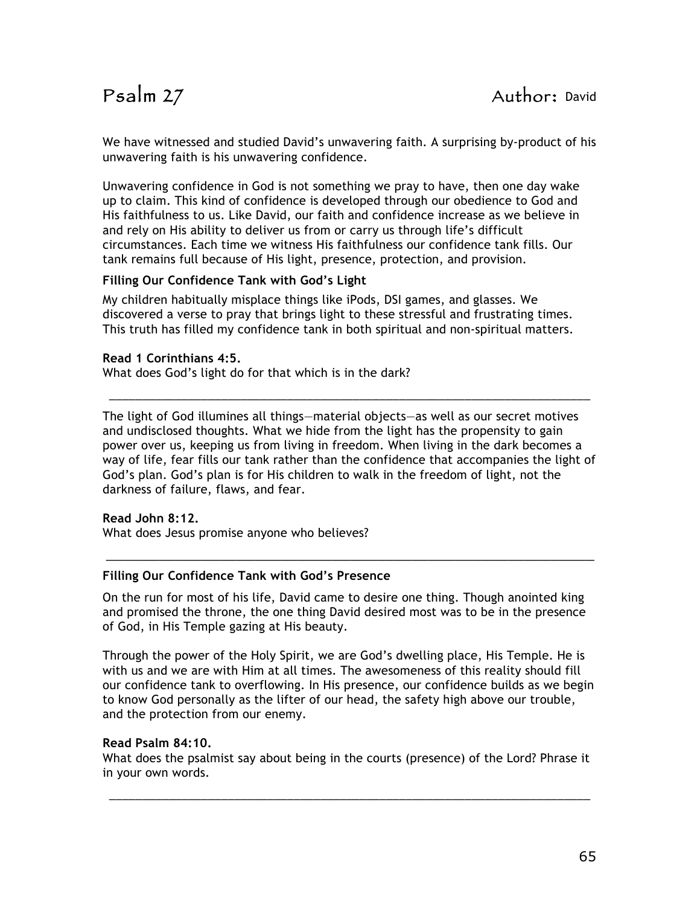# Psalm 27

Author: David

We have witnessed and studied David's unwavering faith. A surprising by-product of his unwavering faith is his unwavering confidence.

Unwavering confidence in God is not something we pray to have, then one day wake up to claim. This kind of confidence is developed through our obedience to God and His faithfulness to us. Like David, our faith and confidence increase as we believe in and rely on His ability to deliver us from or carry us through life's difficult circumstances. Each time we witness His faithfulness our confidence tank fills. Our tank remains full because of His light, presence, protection, and provision.

### Filling Our Confidence Tank with God's Light

My children habitually misplace things like iPods, DSI games, and glasses. We discovered a verse to pray that brings light to these stressful and frustrating times. This truth has filled my confidence tank in both spiritual and non-spiritual matters.

**Read 1 Corinthians 4:5.**
What does God's light do for that which is in the dark?

______________________________________________________________________________

The light of God illumines all things—material objects—as well as our secret motives and undisclosed thoughts. What we hide from the light has the propensity to gain power over us, keeping us from living in freedom. When living in the dark becomes a way of life, fear fills our tank rather than the confidence that accompanies the light of God's plan. God's plan is for His children to walk in the freedom of light, not the darkness of failure, flaws, and fear.

**Read John 8:12.**
What does Jesus promise anyone who believes?

______________________________________________________________________________

### Filling Our Confidence Tank with God's Presence

On the run for most of his life, David came to desire one thing. Though anointed king and promised the throne, the one thing David desired most was to be in the presence of God, in His Temple gazing at His beauty.

Through the power of the Holy Spirit, we are God's dwelling place, His Temple. He is with us and we are with Him at all times. The awesomeness of this reality should fill our confidence tank to overflowing. In His presence, our confidence builds as we begin to know God personally as the lifter of our head, the safety high above our trouble, and the protection from our enemy.

**Read Psalm 84:10.**
What does the psalmist say about being in the courts (presence) of the Lord? Phrase it in your own words.

______________________________________________________________________________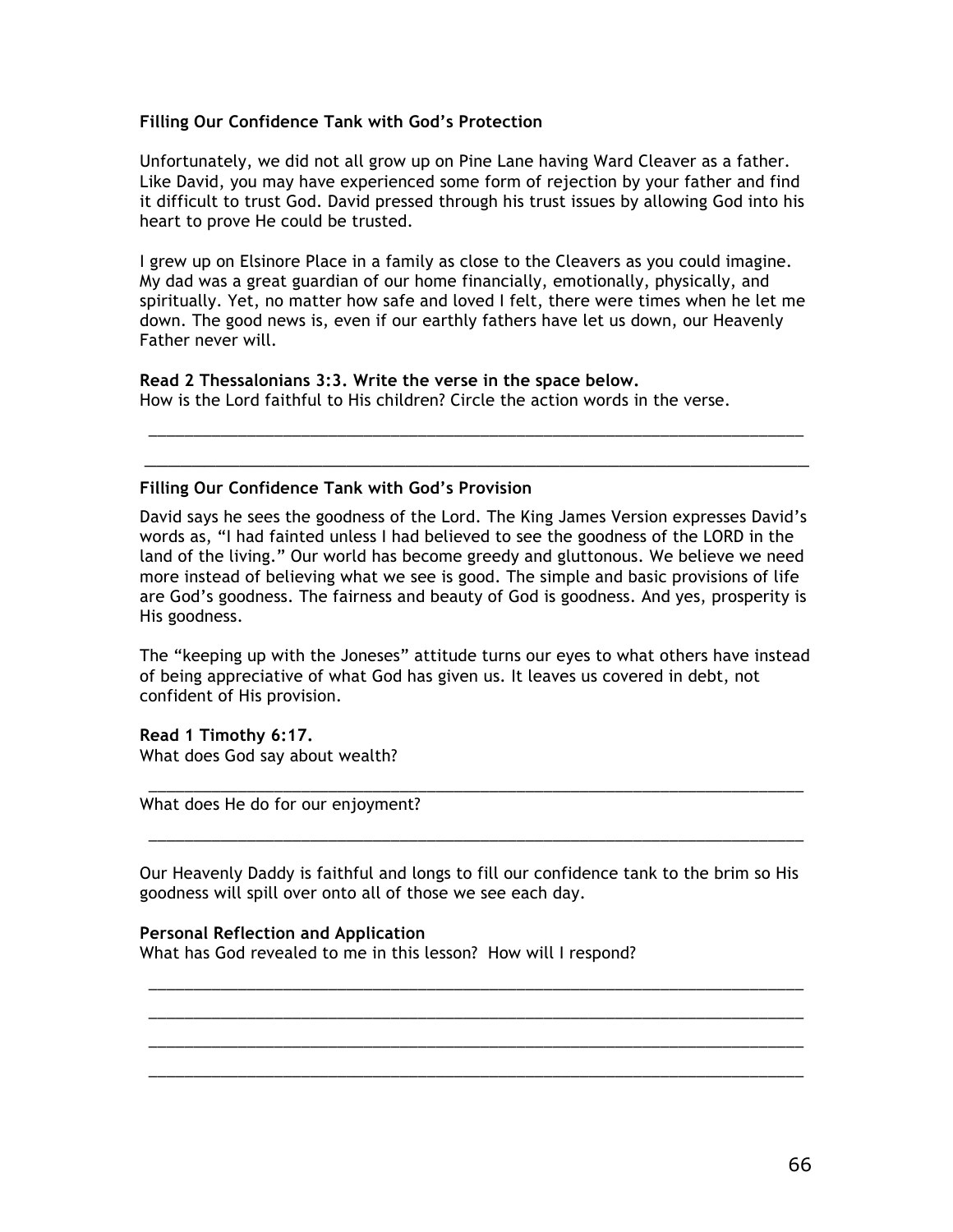**Filling Our Confidence Tank with God's Protection**

Unfortunately, we did not all grow up on Pine Lane having Ward Cleaver as a father. Like David, you may have experienced some form of rejection by your father and find it difficult to trust God. David pressed through his trust issues by allowing God into his heart to prove He could be trusted.

I grew up on Elsinore Place in a family as close to the Cleavers as you could imagine. My dad was a great guardian of our home financially, emotionally, physically, and spiritually. Yet, no matter how safe and loved I felt, there were times when he let me down. The good news is, even if our earthly fathers have let us down, our Heavenly Father never will.

**Read 2 Thessalonians 3:3. Write the verse in the space below.**
How is the Lord faithful to His children? Circle the action words in the verse.

_______________________________________________________________________________

_______________________________________________________________________________

**Filling Our Confidence Tank with God's Provision**

David says he sees the goodness of the Lord. The King James Version expresses David's words as, "I had fainted unless I had believed to see the goodness of the LORD in the land of the living." Our world has become greedy and gluttonous. We believe we need more instead of believing what we see is good. The simple and basic provisions of life are God's goodness. The fairness and beauty of God is goodness. And yes, prosperity is His goodness.

The "keeping up with the Joneses" attitude turns our eyes to what others have instead of being appreciative of what God has given us. It leaves us covered in debt, not confident of His provision.

**Read 1 Timothy 6:17.**
What does God say about wealth?

_______________________________________________________________________________

What does He do for our enjoyment?

_______________________________________________________________________________

Our Heavenly Daddy is faithful and longs to fill our confidence tank to the brim so His goodness will spill over onto all of those we see each day.

**Personal Reflection and Application**
What has God revealed to me in this lesson? How will I respond?

_______________________________________________________________________________

_______________________________________________________________________________

_______________________________________________________________________________

_______________________________________________________________________________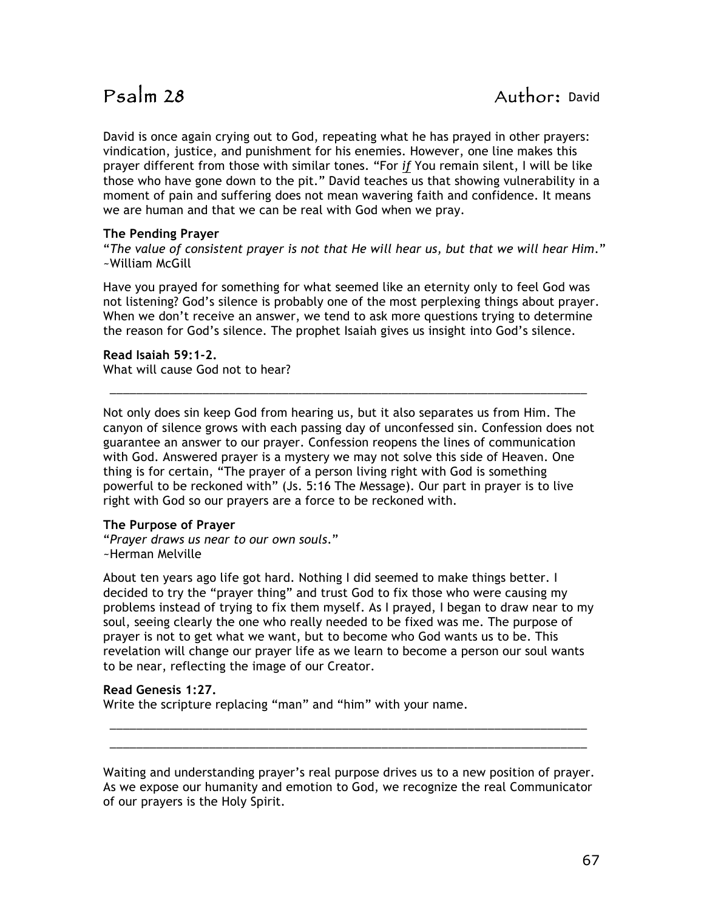# Psalm 28 Author: David

David is once again crying out to God, repeating what he has prayed in other prayers: vindication, justice, and punishment for his enemies. However, one line makes this prayer different from those with similar tones. "For *if* You remain silent, I will be like those who have gone down to the pit." David teaches us that showing vulnerability in a moment of pain and suffering does not mean wavering faith and confidence. It means we are human and that we can be real with God when we pray.

**The Pending Prayer**

"*The value of consistent prayer is not that He will hear us, but that we will hear Him*."
~William McGill

Have you prayed for something for what seemed like an eternity only to feel God was not listening? God's silence is probably one of the most perplexing things about prayer. When we don't receive an answer, we tend to ask more questions trying to determine the reason for God's silence. The prophet Isaiah gives us insight into God's silence.

**Read Isaiah 59:1-2.**
What will cause God not to hear?

______________________________________________________________________________

Not only does sin keep God from hearing us, but it also separates us from Him. The canyon of silence grows with each passing day of unconfessed sin. Confession does not guarantee an answer to our prayer. Confession reopens the lines of communication with God. Answered prayer is a mystery we may not solve this side of Heaven. One thing is for certain, "The prayer of a person living right with God is something powerful to be reckoned with" (Js. 5:16 The Message). Our part in prayer is to live right with God so our prayers are a force to be reckoned with.

**The Purpose of Prayer**

"*Prayer draws us near to our own souls*."
~Herman Melville

About ten years ago life got hard. Nothing I did seemed to make things better. I decided to try the "prayer thing" and trust God to fix those who were causing my problems instead of trying to fix them myself. As I prayed, I began to draw near to my soul, seeing clearly the one who really needed to be fixed was me. The purpose of prayer is not to get what we want, but to become who God wants us to be. This revelation will change our prayer life as we learn to become a person our soul wants to be near, reflecting the image of our Creator.

**Read Genesis 1:27.**
Write the scripture replacing "man" and "him" with your name.

______________________________________________________________________________

______________________________________________________________________________

Waiting and understanding prayer's real purpose drives us to a new position of prayer. As we expose our humanity and emotion to God, we recognize the real Communicator of our prayers is the Holy Spirit.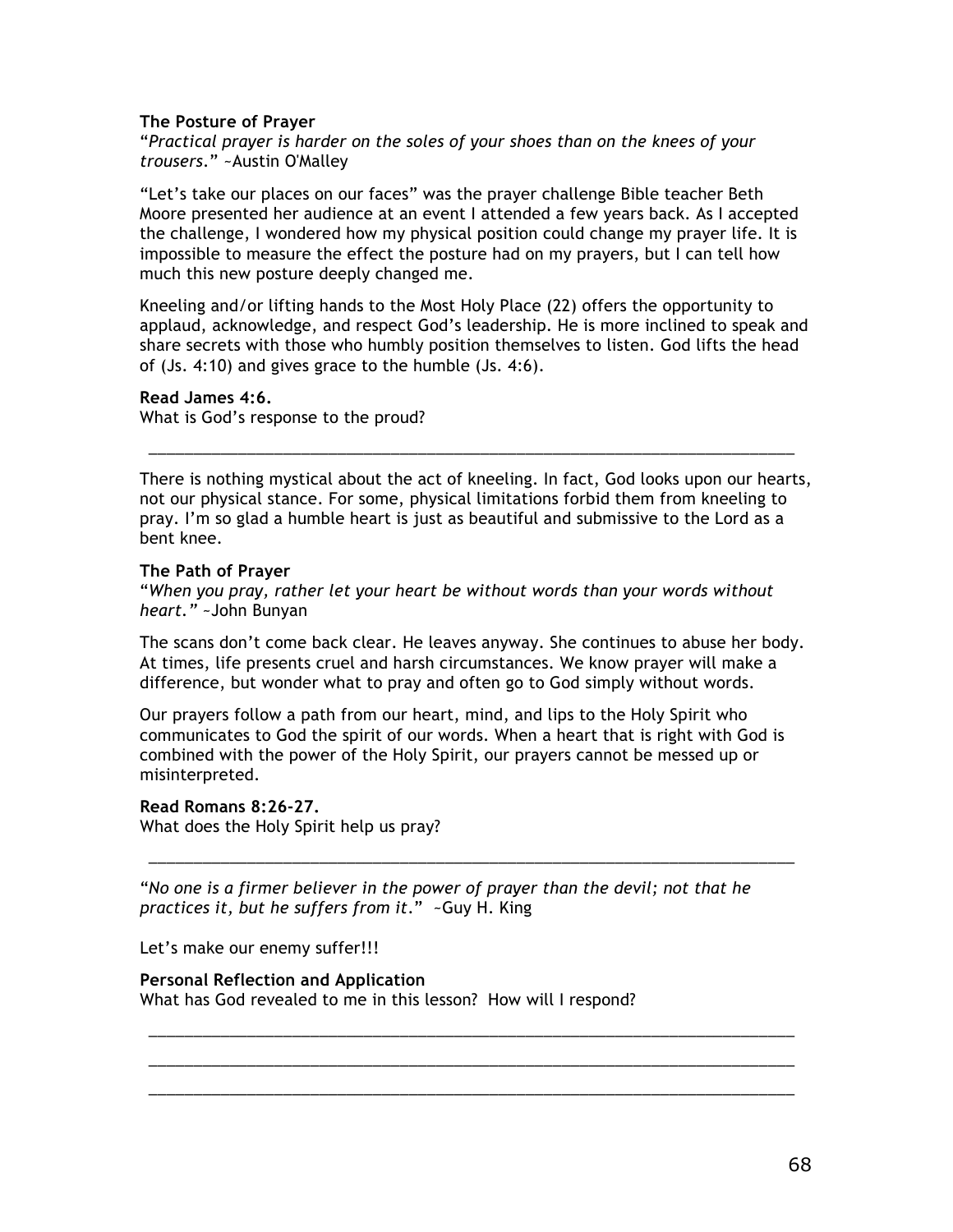**The Posture of Prayer**

"*Practical prayer is harder on the soles of your shoes than on the knees of your trousers.*" ~Austin O'Malley

"Let's take our places on our faces" was the prayer challenge Bible teacher Beth Moore presented her audience at an event I attended a few years back. As I accepted the challenge, I wondered how my physical position could change my prayer life. It is impossible to measure the effect the posture had on my prayers, but I can tell how much this new posture deeply changed me.

Kneeling and/or lifting hands to the Most Holy Place (22) offers the opportunity to applaud, acknowledge, and respect God's leadership. He is more inclined to speak and share secrets with those who humbly position themselves to listen. God lifts the head of (Js. 4:10) and gives grace to the humble (Js. 4:6).

**Read James 4:6.**
What is God's response to the proud?

______________________________________________________________________________

There is nothing mystical about the act of kneeling. In fact, God looks upon our hearts, not our physical stance. For some, physical limitations forbid them from kneeling to pray. I'm so glad a humble heart is just as beautiful and submissive to the Lord as a bent knee.

**The Path of Prayer**

"*When you pray, rather let your heart be without words than your words without heart.*" ~John Bunyan

The scans don't come back clear. He leaves anyway. She continues to abuse her body. At times, life presents cruel and harsh circumstances. We know prayer will make a difference, but wonder what to pray and often go to God simply without words.

Our prayers follow a path from our heart, mind, and lips to the Holy Spirit who communicates to God the spirit of our words. When a heart that is right with God is combined with the power of the Holy Spirit, our prayers cannot be messed up or misinterpreted.

**Read Romans 8:26-27.**
What does the Holy Spirit help us pray?

______________________________________________________________________________

"*No one is a firmer believer in the power of prayer than the devil; not that he practices it, but he suffers from it.*" ~Guy H. King

Let's make our enemy suffer!!!

**Personal Reflection and Application**
What has God revealed to me in this lesson? How will I respond?

______________________________________________________________________________

______________________________________________________________________________

______________________________________________________________________________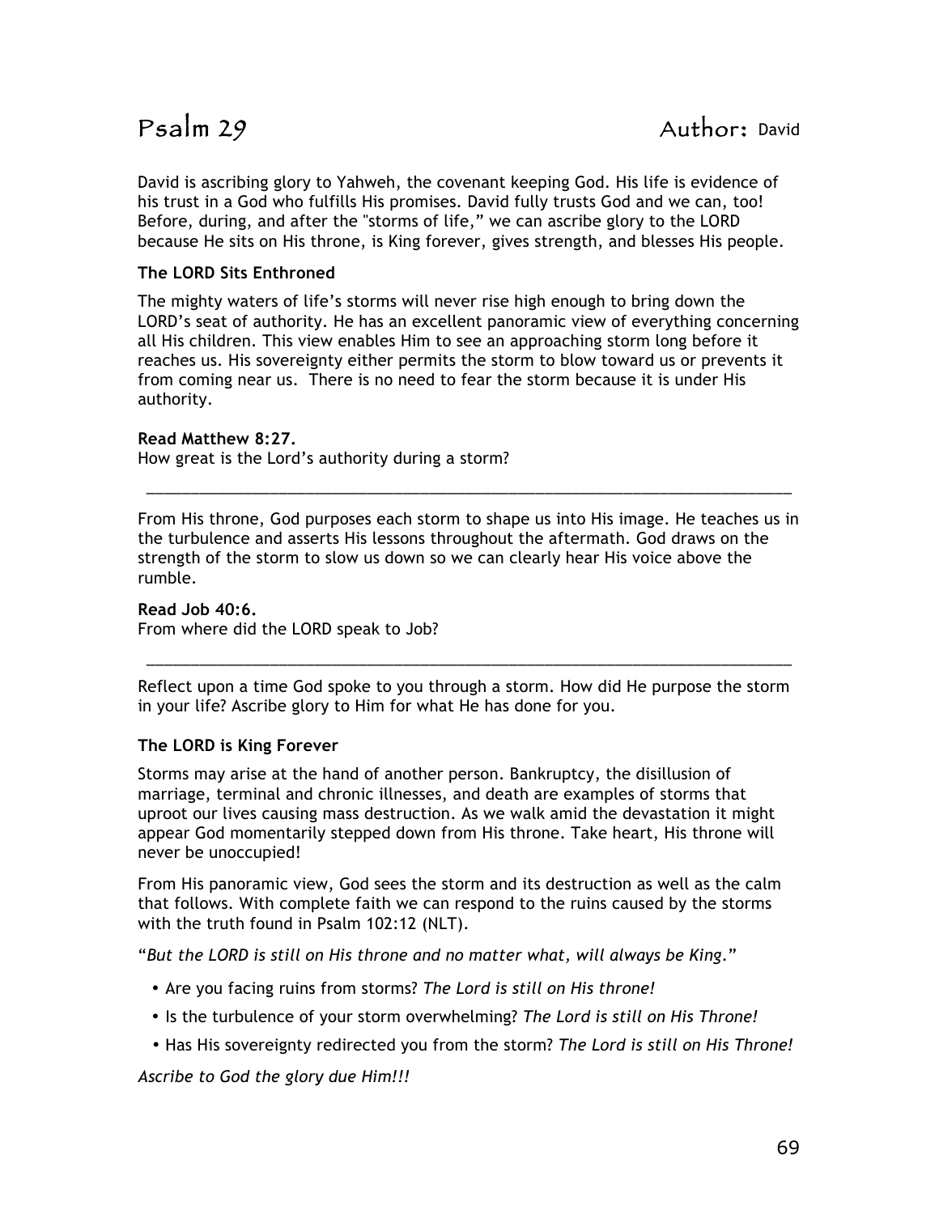# Psalm 29 Author: David

David is ascribing glory to Yahweh, the covenant keeping God. His life is evidence of his trust in a God who fulfills His promises. David fully trusts God and we can, too! Before, during, and after the "storms of life," we can ascribe glory to the LORD because He sits on His throne, is King forever, gives strength, and blesses His people.

**The LORD Sits Enthroned**

The mighty waters of life's storms will never rise high enough to bring down the LORD's seat of authority. He has an excellent panoramic view of everything concerning all His children. This view enables Him to see an approaching storm long before it reaches us. His sovereignty either permits the storm to blow toward us or prevents it from coming near us. There is no need to fear the storm because it is under His authority.

**Read Matthew 8:27.**
How great is the Lord's authority during a storm?

_______________________________________________________________________________

From His throne, God purposes each storm to shape us into His image. He teaches us in the turbulence and asserts His lessons throughout the aftermath. God draws on the strength of the storm to slow us down so we can clearly hear His voice above the rumble.

**Read Job 40:6.**
From where did the LORD speak to Job?

_______________________________________________________________________________

Reflect upon a time God spoke to you through a storm. How did He purpose the storm in your life? Ascribe glory to Him for what He has done for you.

**The LORD is King Forever**

Storms may arise at the hand of another person. Bankruptcy, the disillusion of marriage, terminal and chronic illnesses, and death are examples of storms that uproot our lives causing mass destruction. As we walk amid the devastation it might appear God momentarily stepped down from His throne. Take heart, His throne will never be unoccupied!

From His panoramic view, God sees the storm and its destruction as well as the calm that follows. With complete faith we can respond to the ruins caused by the storms with the truth found in Psalm 102:12 (NLT).

"*But the LORD is still on His throne and no matter what, will always be King.*"

- Are you facing ruins from storms? *The Lord is still on His throne!*
- Is the turbulence of your storm overwhelming? *The Lord is still on His Throne!*
- Has His sovereignty redirected you from the storm? *The Lord is still on His Throne!*

*Ascribe to God the glory due Him!!!*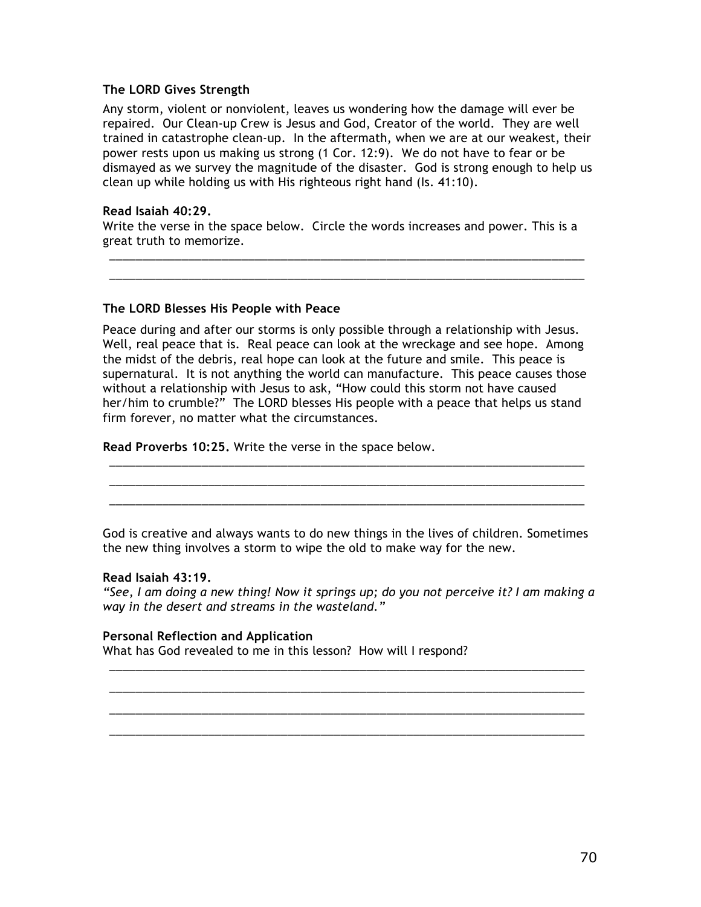**The LORD Gives Strength**

Any storm, violent or nonviolent, leaves us wondering how the damage will ever be repaired. Our Clean-up Crew is Jesus and God, Creator of the world. They are well trained in catastrophe clean-up. In the aftermath, when we are at our weakest, their power rests upon us making us strong (1 Cor. 12:9). We do not have to fear or be dismayed as we survey the magnitude of the disaster. God is strong enough to help us clean up while holding us with His righteous right hand (Is. 41:10).

**Read Isaiah 40:29.**
Write the verse in the space below. Circle the words increases and power. This is a great truth to memorize.

______________________________________________________________________________

______________________________________________________________________________

**The LORD Blesses His People with Peace**

Peace during and after our storms is only possible through a relationship with Jesus. Well, real peace that is. Real peace can look at the wreckage and see hope. Among the midst of the debris, real hope can look at the future and smile. This peace is supernatural. It is not anything the world can manufacture. This peace causes those without a relationship with Jesus to ask, "How could this storm not have caused her/him to crumble?" The LORD blesses His people with a peace that helps us stand firm forever, no matter what the circumstances.

**Read Proverbs 10:25.** Write the verse in the space below.

______________________________________________________________________________

______________________________________________________________________________

______________________________________________________________________________

God is creative and always wants to do new things in the lives of children. Sometimes the new thing involves a storm to wipe the old to make way for the new.

**Read Isaiah 43:19.**
*"See, I am doing a new thing! Now it springs up; do you not perceive it? I am making a way in the desert and streams in the wasteland."*

**Personal Reflection and Application**
What has God revealed to me in this lesson? How will I respond?

______________________________________________________________________________

______________________________________________________________________________

______________________________________________________________________________

______________________________________________________________________________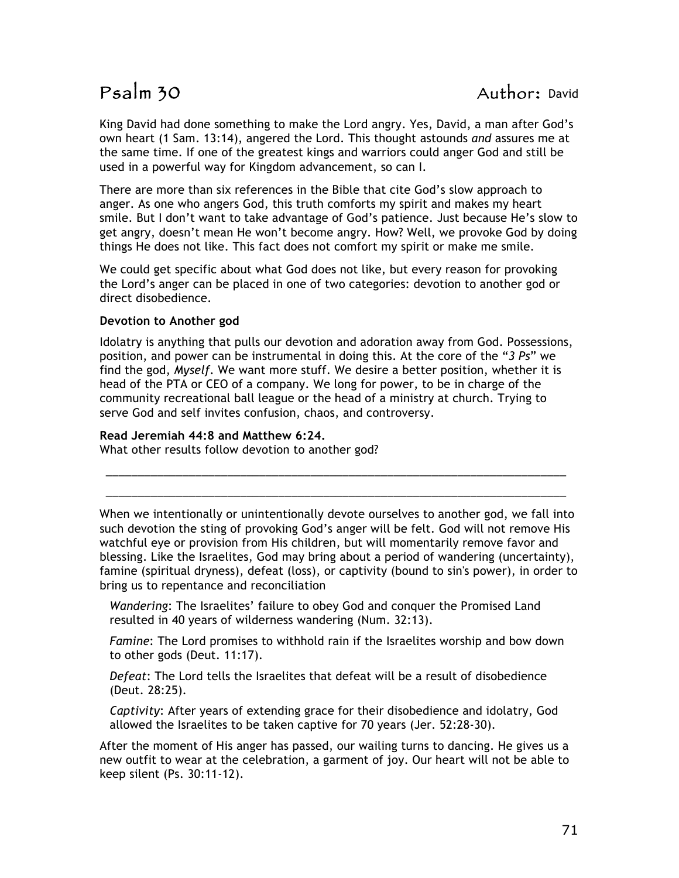# Psalm 30 Author: David

King David had done something to make the Lord angry. Yes, David, a man after God's own heart (1 Sam. 13:14), angered the Lord. This thought astounds *and* assures me at the same time. If one of the greatest kings and warriors could anger God and still be used in a powerful way for Kingdom advancement, so can I.

There are more than six references in the Bible that cite God's slow approach to anger. As one who angers God, this truth comforts my spirit and makes my heart smile. But I don't want to take advantage of God's patience. Just because He's slow to get angry, doesn't mean He won't become angry. How? Well, we provoke God by doing things He does not like. This fact does not comfort my spirit or make me smile.

We could get specific about what God does not like, but every reason for provoking the Lord's anger can be placed in one of two categories: devotion to another god or direct disobedience.

**Devotion to Another god**

Idolatry is anything that pulls our devotion and adoration away from God. Possessions, position, and power can be instrumental in doing this. At the core of the "*3 Ps*" we find the god, *Myself*. We want more stuff. We desire a better position, whether it is head of the PTA or CEO of a company. We long for power, to be in charge of the community recreational ball league or the head of a ministry at church. Trying to serve God and self invites confusion, chaos, and controversy.

**Read Jeremiah 44:8 and Matthew 6:24.**
What other results follow devotion to another god?

_______________________________________________________________________________

_______________________________________________________________________________

When we intentionally or unintentionally devote ourselves to another god, we fall into such devotion the sting of provoking God's anger will be felt. God will not remove His watchful eye or provision from His children, but will momentarily remove favor and blessing. Like the Israelites, God may bring about a period of wandering (uncertainty), famine (spiritual dryness), defeat (loss), or captivity (bound to sin's power), in order to bring us to repentance and reconciliation

*Wandering*: The Israelites' failure to obey God and conquer the Promised Land resulted in 40 years of wilderness wandering (Num. 32:13).

*Famine*: The Lord promises to withhold rain if the Israelites worship and bow down to other gods (Deut. 11:17).

*Defeat*: The Lord tells the Israelites that defeat will be a result of disobedience (Deut. 28:25).

*Captivity*: After years of extending grace for their disobedience and idolatry, God allowed the Israelites to be taken captive for 70 years (Jer. 52:28-30).

After the moment of His anger has passed, our wailing turns to dancing. He gives us a new outfit to wear at the celebration, a garment of joy. Our heart will not be able to keep silent (Ps. 30:11-12).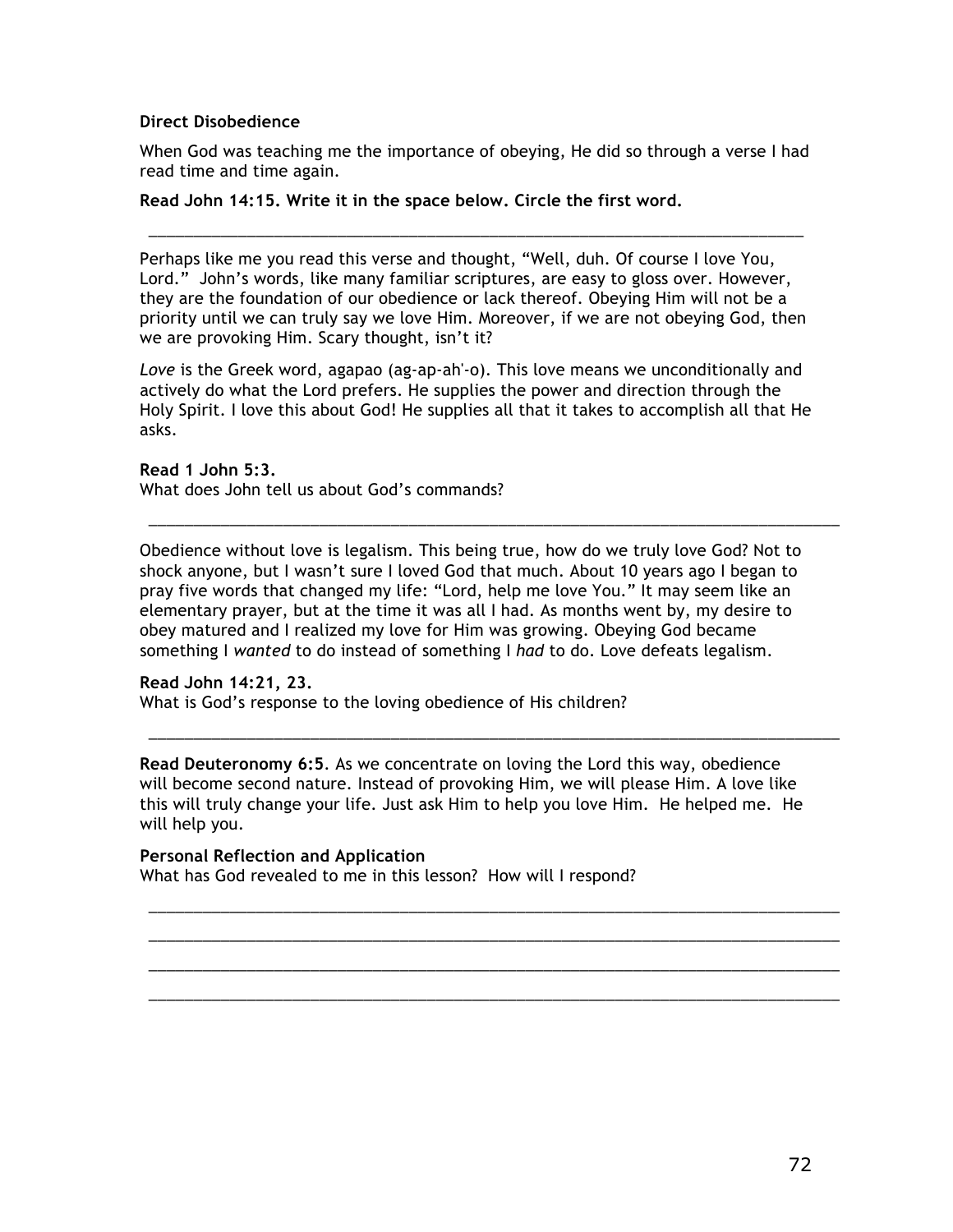**Direct Disobedience**

When God was teaching me the importance of obeying, He did so through a verse I had read time and time again.

**Read John 14:15. Write it in the space below. Circle the first word.**

_______________________________________________________________________________

Perhaps like me you read this verse and thought, "Well, duh. Of course I love You, Lord." John's words, like many familiar scriptures, are easy to gloss over. However, they are the foundation of our obedience or lack thereof. Obeying Him will not be a priority until we can truly say we love Him. Moreover, if we are not obeying God, then we are provoking Him. Scary thought, isn't it?

*Love* is the Greek word, agapao (ag-ap-ah'-o). This love means we unconditionally and actively do what the Lord prefers. He supplies the power and direction through the Holy Spirit. I love this about God! He supplies all that it takes to accomplish all that He asks.

**Read 1 John 5:3.**
What does John tell us about God's commands?

_______________________________________________________________________________

Obedience without love is legalism. This being true, how do we truly love God? Not to shock anyone, but I wasn't sure I loved God that much. About 10 years ago I began to pray five words that changed my life: "Lord, help me love You." It may seem like an elementary prayer, but at the time it was all I had. As months went by, my desire to obey matured and I realized my love for Him was growing. Obeying God became something I *wanted* to do instead of something I *had* to do. Love defeats legalism.

**Read John 14:21, 23.**
What is God's response to the loving obedience of His children?

_______________________________________________________________________________

**Read Deuteronomy 6:5**. As we concentrate on loving the Lord this way, obedience will become second nature. Instead of provoking Him, we will please Him. A love like this will truly change your life. Just ask Him to help you love Him. He helped me. He will help you.

**Personal Reflection and Application**
What has God revealed to me in this lesson? How will I respond?

_______________________________________________________________________________

_______________________________________________________________________________

_______________________________________________________________________________

_______________________________________________________________________________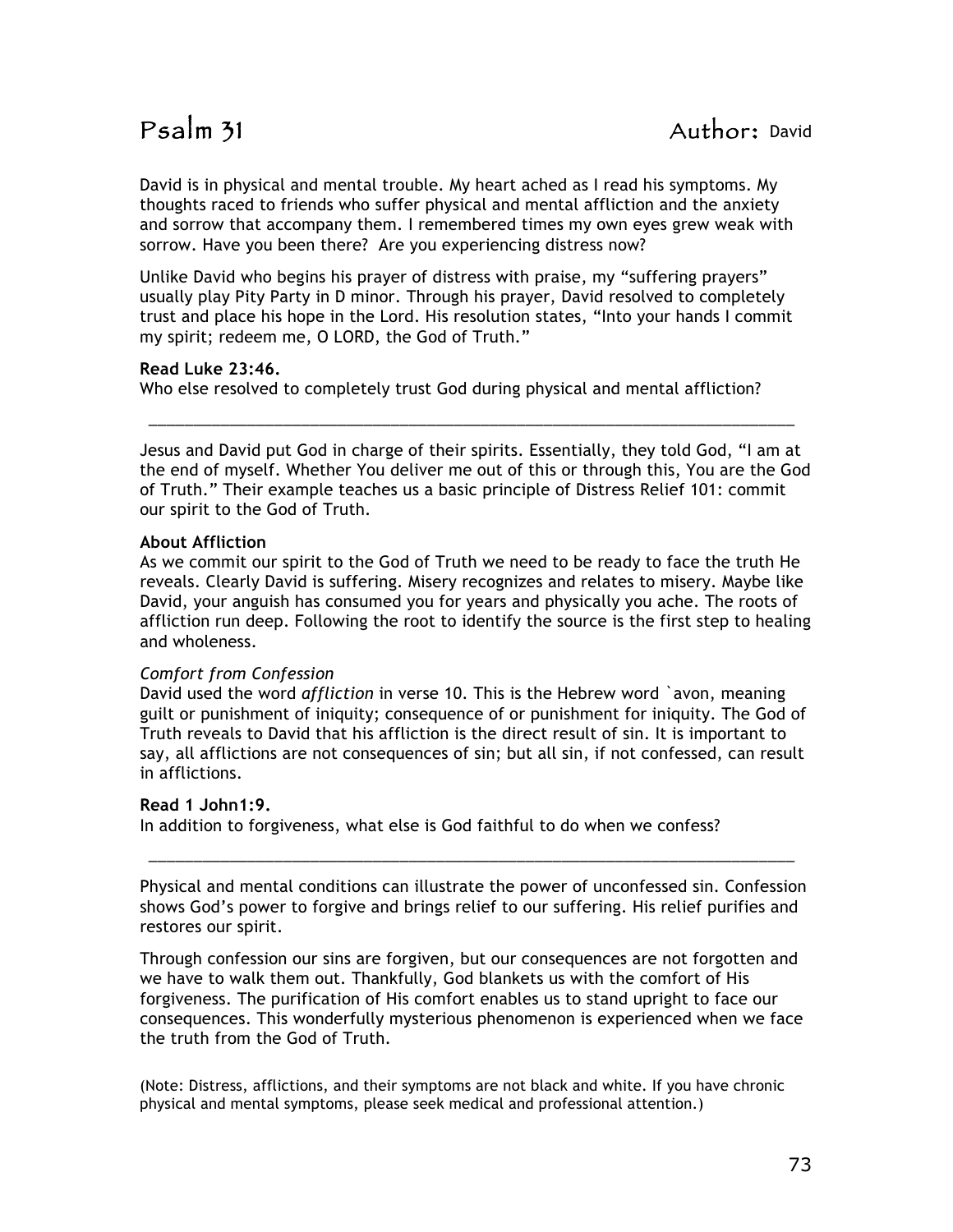# Psalm 31 — Author: David

David is in physical and mental trouble. My heart ached as I read his symptoms. My thoughts raced to friends who suffer physical and mental affliction and the anxiety and sorrow that accompany them. I remembered times my own eyes grew weak with sorrow. Have you been there? Are you experiencing distress now?

Unlike David who begins his prayer of distress with praise, my "suffering prayers" usually play Pity Party in D minor. Through his prayer, David resolved to completely trust and place his hope in the Lord. His resolution states, "Into your hands I commit my spirit; redeem me, O LORD, the God of Truth."

**Read Luke 23:46.**
Who else resolved to completely trust God during physical and mental affliction?

\_\_\_\_\_\_\_\_\_\_\_\_\_\_\_\_\_\_\_\_\_\_\_\_\_\_\_\_\_\_\_\_\_\_\_\_\_\_\_\_\_\_\_\_\_\_\_\_\_\_\_\_\_\_\_\_\_\_\_\_\_\_\_\_\_\_\_\_\_\_\_\_

Jesus and David put God in charge of their spirits. Essentially, they told God, "I am at the end of myself. Whether You deliver me out of this or through this, You are the God of Truth." Their example teaches us a basic principle of Distress Relief 101: commit our spirit to the God of Truth.

**About Affliction**
As we commit our spirit to the God of Truth we need to be ready to face the truth He reveals. Clearly David is suffering. Misery recognizes and relates to misery. Maybe like David, your anguish has consumed you for years and physically you ache. The roots of affliction run deep. Following the root to identify the source is the first step to healing and wholeness.

*Comfort from Confession*
David used the word *affliction* in verse 10. This is the Hebrew word `avon, meaning guilt or punishment of iniquity; consequence of or punishment for iniquity. The God of Truth reveals to David that his affliction is the direct result of sin. It is important to say, all afflictions are not consequences of sin; but all sin, if not confessed, can result in afflictions.

**Read 1 John1:9.**
In addition to forgiveness, what else is God faithful to do when we confess?

\_\_\_\_\_\_\_\_\_\_\_\_\_\_\_\_\_\_\_\_\_\_\_\_\_\_\_\_\_\_\_\_\_\_\_\_\_\_\_\_\_\_\_\_\_\_\_\_\_\_\_\_\_\_\_\_\_\_\_\_\_\_\_\_\_\_\_\_\_\_\_\_

Physical and mental conditions can illustrate the power of unconfessed sin. Confession shows God's power to forgive and brings relief to our suffering. His relief purifies and restores our spirit.

Through confession our sins are forgiven, but our consequences are not forgotten and we have to walk them out. Thankfully, God blankets us with the comfort of His forgiveness. The purification of His comfort enables us to stand upright to face our consequences. This wonderfully mysterious phenomenon is experienced when we face the truth from the God of Truth.

(Note: Distress, afflictions, and their symptoms are not black and white. If you have chronic physical and mental symptoms, please seek medical and professional attention.)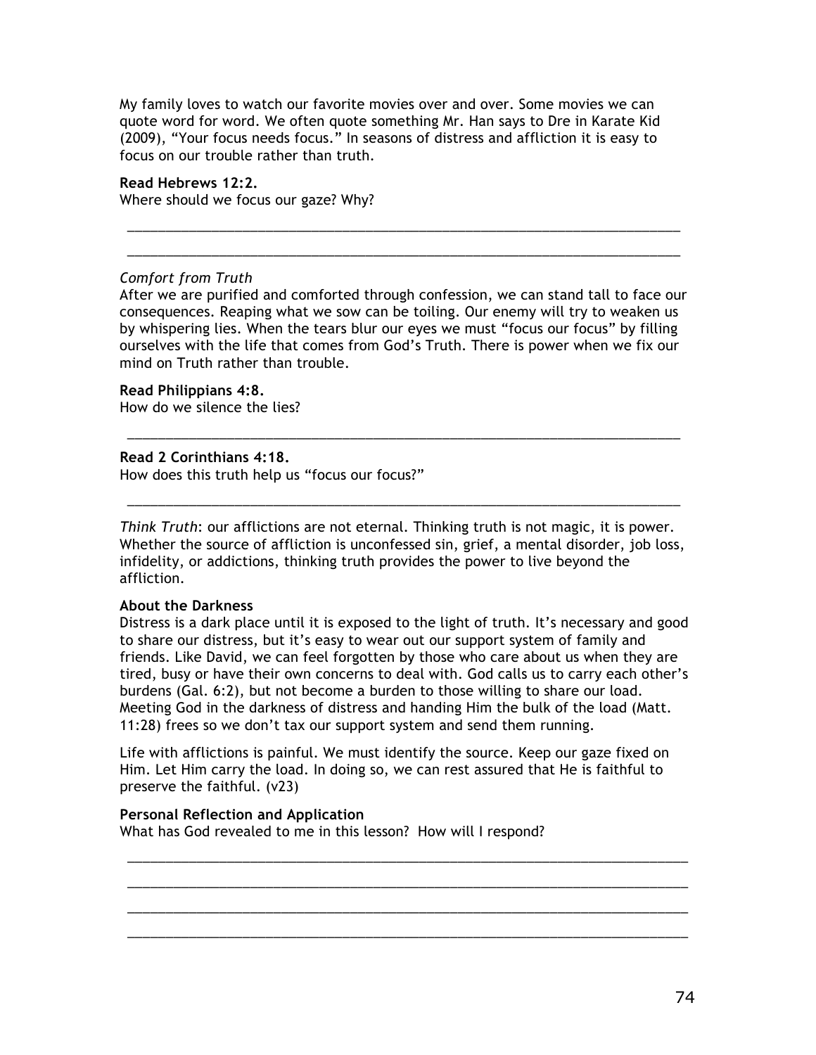My family loves to watch our favorite movies over and over. Some movies we can quote word for word. We often quote something Mr. Han says to Dre in Karate Kid (2009), “Your focus needs focus.” In seasons of distress and affliction it is easy to focus on our trouble rather than truth.

**Read Hebrews 12:2.**
Where should we focus our gaze? Why?

_____________________________________________________________________________

_____________________________________________________________________________

*Comfort from Truth*
After we are purified and comforted through confession, we can stand tall to face our consequences. Reaping what we sow can be toiling. Our enemy will try to weaken us by whispering lies. When the tears blur our eyes we must “focus our focus” by filling ourselves with the life that comes from God’s Truth. There is power when we fix our mind on Truth rather than trouble.

**Read Philippians 4:8.**
How do we silence the lies?

_____________________________________________________________________________

**Read 2 Corinthians 4:18.**
How does this truth help us “focus our focus?”

_____________________________________________________________________________

*Think Truth*: our afflictions are not eternal. Thinking truth is not magic, it is power. Whether the source of affliction is unconfessed sin, grief, a mental disorder, job loss, infidelity, or addictions, thinking truth provides the power to live beyond the affliction.

**About the Darkness**
Distress is a dark place until it is exposed to the light of truth. It’s necessary and good to share our distress, but it’s easy to wear out our support system of family and friends. Like David, we can feel forgotten by those who care about us when they are tired, busy or have their own concerns to deal with. God calls us to carry each other’s burdens (Gal. 6:2), but not become a burden to those willing to share our load. Meeting God in the darkness of distress and handing Him the bulk of the load (Matt. 11:28) frees so we don’t tax our support system and send them running.

Life with afflictions is painful. We must identify the source. Keep our gaze fixed on Him. Let Him carry the load. In doing so, we can rest assured that He is faithful to preserve the faithful. (v23)

**Personal Reflection and Application**
What has God revealed to me in this lesson? How will I respond?

_____________________________________________________________________________

_____________________________________________________________________________

_____________________________________________________________________________

_____________________________________________________________________________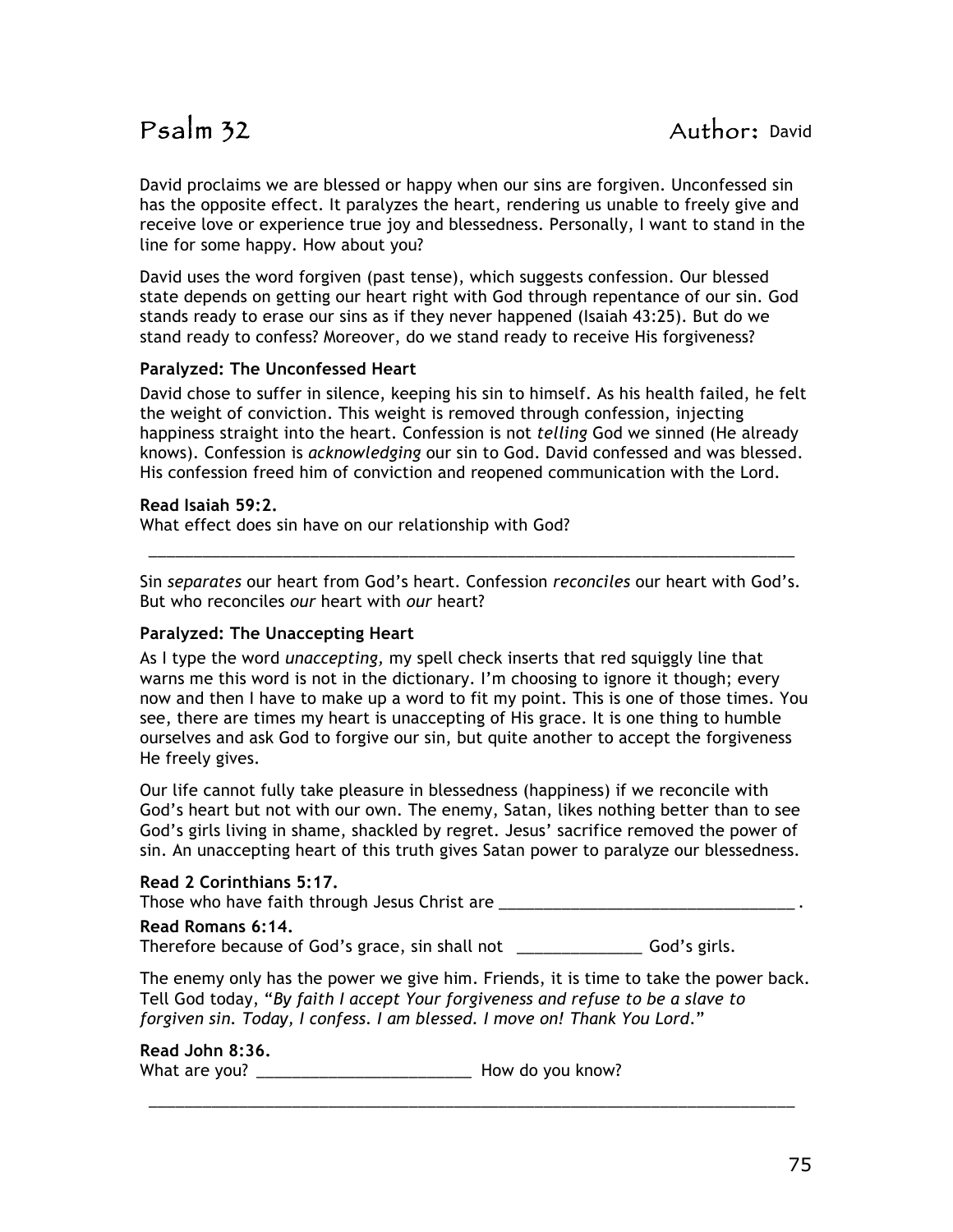# Psalm 32 Author: David

David proclaims we are blessed or happy when our sins are forgiven. Unconfessed sin has the opposite effect. It paralyzes the heart, rendering us unable to freely give and receive love or experience true joy and blessedness. Personally, I want to stand in the line for some happy. How about you?

David uses the word forgiven (past tense), which suggests confession. Our blessed state depends on getting our heart right with God through repentance of our sin. God stands ready to erase our sins as if they never happened (Isaiah 43:25). But do we stand ready to confess? Moreover, do we stand ready to receive His forgiveness?

**Paralyzed: The Unconfessed Heart**

David chose to suffer in silence, keeping his sin to himself. As his health failed, he felt the weight of conviction. This weight is removed through confession, injecting happiness straight into the heart. Confession is not *telling* God we sinned (He already knows). Confession is *acknowledging* our sin to God. David confessed and was blessed. His confession freed him of conviction and reopened communication with the Lord.

**Read Isaiah 59:2.**
What effect does sin have on our relationship with God?

_______________________________________________________________________________

Sin *separates* our heart from God's heart. Confession *reconciles* our heart with God's. But who reconciles *our* heart with *our* heart?

**Paralyzed: The Unaccepting Heart**

As I type the word *unaccepting,* my spell check inserts that red squiggly line that warns me this word is not in the dictionary. I'm choosing to ignore it though; every now and then I have to make up a word to fit my point. This is one of those times. You see, there are times my heart is unaccepting of His grace. It is one thing to humble ourselves and ask God to forgive our sin, but quite another to accept the forgiveness He freely gives.

Our life cannot fully take pleasure in blessedness (happiness) if we reconcile with God's heart but not with our own. The enemy, Satan, likes nothing better than to see God's girls living in shame, shackled by regret. Jesus' sacrifice removed the power of sin. An unaccepting heart of this truth gives Satan power to paralyze our blessedness.

**Read 2 Corinthians 5:17.**
Those who have faith through Jesus Christ are __________________________________ .

**Read Romans 6:14.**
Therefore because of God's grace, sin shall not ______________ God's girls.

The enemy only has the power we give him. Friends, it is time to take the power back. Tell God today, "*By faith I accept Your forgiveness and refuse to be a slave to forgiven sin. Today, I confess. I am blessed. I move on! Thank You Lord*."

**Read John 8:36.**
What are you? _________________________ How do you know?

_______________________________________________________________________________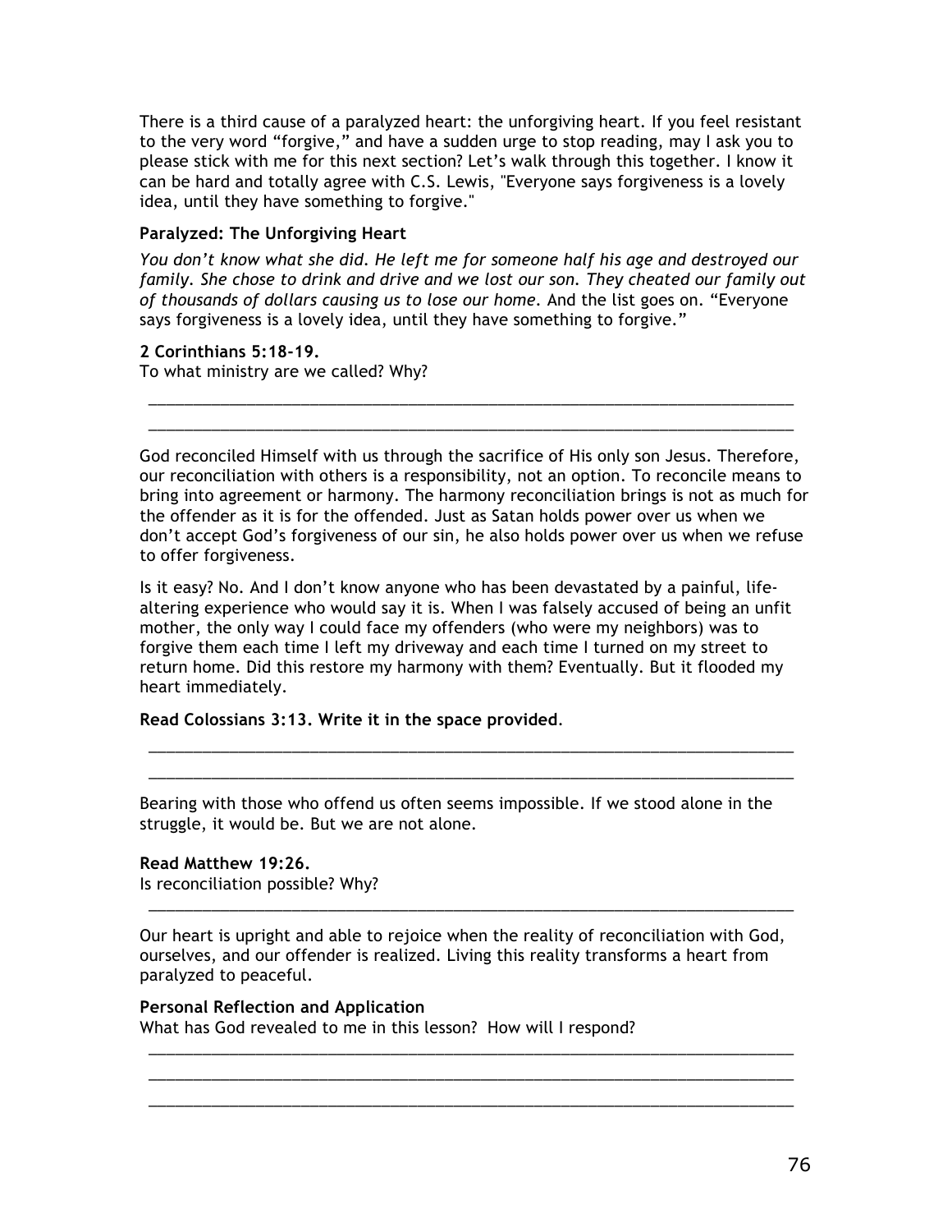There is a third cause of a paralyzed heart: the unforgiving heart. If you feel resistant to the very word "forgive," and have a sudden urge to stop reading, may I ask you to please stick with me for this next section? Let's walk through this together. I know it can be hard and totally agree with C.S. Lewis, "Everyone says forgiveness is a lovely idea, until they have something to forgive."

**Paralyzed: The Unforgiving Heart**

*You don't know what she did. He left me for someone half his age and destroyed our family. She chose to drink and drive and we lost our son. They cheated our family out of thousands of dollars causing us to lose our home*. And the list goes on. "Everyone says forgiveness is a lovely idea, until they have something to forgive."

**2 Corinthians 5:18-19.**
To what ministry are we called? Why?

\_\_\_\_\_\_\_\_\_\_\_\_\_\_\_\_\_\_\_\_\_\_\_\_\_\_\_\_\_\_\_\_\_\_\_\_\_\_\_\_\_\_\_\_\_\_\_\_\_\_\_\_\_\_\_\_\_\_\_\_\_\_\_\_\_\_\_\_\_\_\_\_

\_\_\_\_\_\_\_\_\_\_\_\_\_\_\_\_\_\_\_\_\_\_\_\_\_\_\_\_\_\_\_\_\_\_\_\_\_\_\_\_\_\_\_\_\_\_\_\_\_\_\_\_\_\_\_\_\_\_\_\_\_\_\_\_\_\_\_\_\_\_\_\_

God reconciled Himself with us through the sacrifice of His only son Jesus. Therefore, our reconciliation with others is a responsibility, not an option. To reconcile means to bring into agreement or harmony. The harmony reconciliation brings is not as much for the offender as it is for the offended. Just as Satan holds power over us when we don't accept God's forgiveness of our sin, he also holds power over us when we refuse to offer forgiveness.

Is it easy? No. And I don't know anyone who has been devastated by a painful, life-altering experience who would say it is. When I was falsely accused of being an unfit mother, the only way I could face my offenders (who were my neighbors) was to forgive them each time I left my driveway and each time I turned on my street to return home. Did this restore my harmony with them? Eventually. But it flooded my heart immediately.

**Read Colossians 3:13. Write it in the space provided**.

\_\_\_\_\_\_\_\_\_\_\_\_\_\_\_\_\_\_\_\_\_\_\_\_\_\_\_\_\_\_\_\_\_\_\_\_\_\_\_\_\_\_\_\_\_\_\_\_\_\_\_\_\_\_\_\_\_\_\_\_\_\_\_\_\_\_\_\_\_\_\_\_

\_\_\_\_\_\_\_\_\_\_\_\_\_\_\_\_\_\_\_\_\_\_\_\_\_\_\_\_\_\_\_\_\_\_\_\_\_\_\_\_\_\_\_\_\_\_\_\_\_\_\_\_\_\_\_\_\_\_\_\_\_\_\_\_\_\_\_\_\_\_\_\_

Bearing with those who offend us often seems impossible. If we stood alone in the struggle, it would be. But we are not alone.

**Read Matthew 19:26.**
Is reconciliation possible? Why?

\_\_\_\_\_\_\_\_\_\_\_\_\_\_\_\_\_\_\_\_\_\_\_\_\_\_\_\_\_\_\_\_\_\_\_\_\_\_\_\_\_\_\_\_\_\_\_\_\_\_\_\_\_\_\_\_\_\_\_\_\_\_\_\_\_\_\_\_\_\_\_\_

Our heart is upright and able to rejoice when the reality of reconciliation with God, ourselves, and our offender is realized. Living this reality transforms a heart from paralyzed to peaceful.

**Personal Reflection and Application**
What has God revealed to me in this lesson? How will I respond?

\_\_\_\_\_\_\_\_\_\_\_\_\_\_\_\_\_\_\_\_\_\_\_\_\_\_\_\_\_\_\_\_\_\_\_\_\_\_\_\_\_\_\_\_\_\_\_\_\_\_\_\_\_\_\_\_\_\_\_\_\_\_\_\_\_\_\_\_\_\_\_\_

\_\_\_\_\_\_\_\_\_\_\_\_\_\_\_\_\_\_\_\_\_\_\_\_\_\_\_\_\_\_\_\_\_\_\_\_\_\_\_\_\_\_\_\_\_\_\_\_\_\_\_\_\_\_\_\_\_\_\_\_\_\_\_\_\_\_\_\_\_\_\_\_

\_\_\_\_\_\_\_\_\_\_\_\_\_\_\_\_\_\_\_\_\_\_\_\_\_\_\_\_\_\_\_\_\_\_\_\_\_\_\_\_\_\_\_\_\_\_\_\_\_\_\_\_\_\_\_\_\_\_\_\_\_\_\_\_\_\_\_\_\_\_\_\_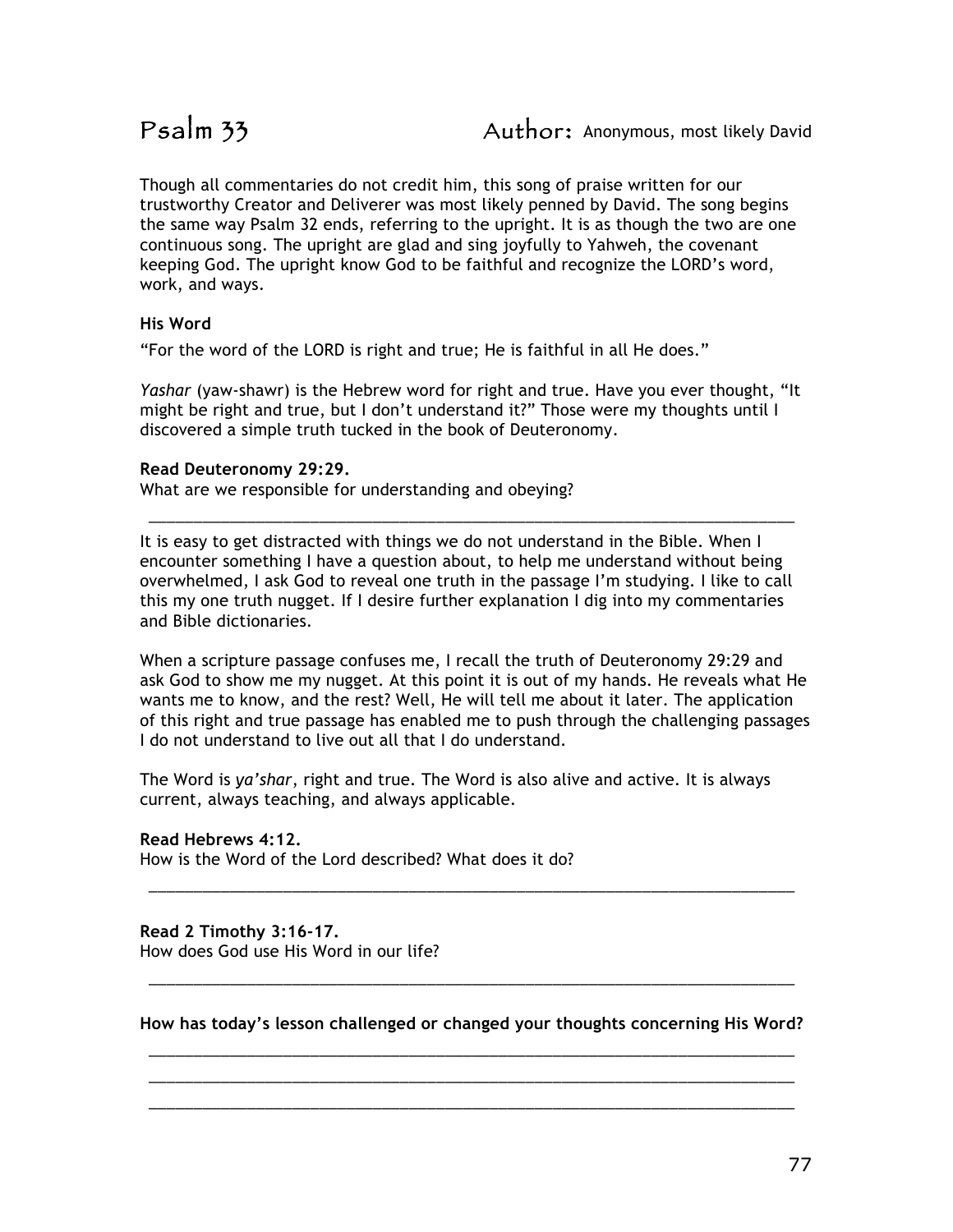# Psalm 33

**Author:** Anonymous, most likely David

Though all commentaries do not credit him, this song of praise written for our trustworthy Creator and Deliverer was most likely penned by David. The song begins the same way Psalm 32 ends, referring to the upright. It is as though the two are one continuous song. The upright are glad and sing joyfully to Yahweh, the covenant keeping God. The upright know God to be faithful and recognize the LORD's word, work, and ways.

**His Word**

"For the word of the LORD is right and true; He is faithful in all He does."

*Yashar* (yaw-shawr) is the Hebrew word for right and true. Have you ever thought, "It might be right and true, but I don't understand it?" Those were my thoughts until I discovered a simple truth tucked in the book of Deuteronomy.

**Read Deuteronomy 29:29.**
What are we responsible for understanding and obeying?

______________________________________________________________________________

It is easy to get distracted with things we do not understand in the Bible. When I encounter something I have a question about, to help me understand without being overwhelmed, I ask God to reveal one truth in the passage I'm studying. I like to call this my one truth nugget. If I desire further explanation I dig into my commentaries and Bible dictionaries.

When a scripture passage confuses me, I recall the truth of Deuteronomy 29:29 and ask God to show me my nugget. At this point it is out of my hands. He reveals what He wants me to know, and the rest? Well, He will tell me about it later. The application of this right and true passage has enabled me to push through the challenging passages I do not understand to live out all that I do understand.

The Word is *ya'shar*, right and true. The Word is also alive and active. It is always current, always teaching, and always applicable.

**Read Hebrews 4:12.**
How is the Word of the Lord described? What does it do?

______________________________________________________________________________

**Read 2 Timothy 3:16-17.**
How does God use His Word in our life?

______________________________________________________________________________

**How has today's lesson challenged or changed your thoughts concerning His Word?**

______________________________________________________________________________
______________________________________________________________________________
______________________________________________________________________________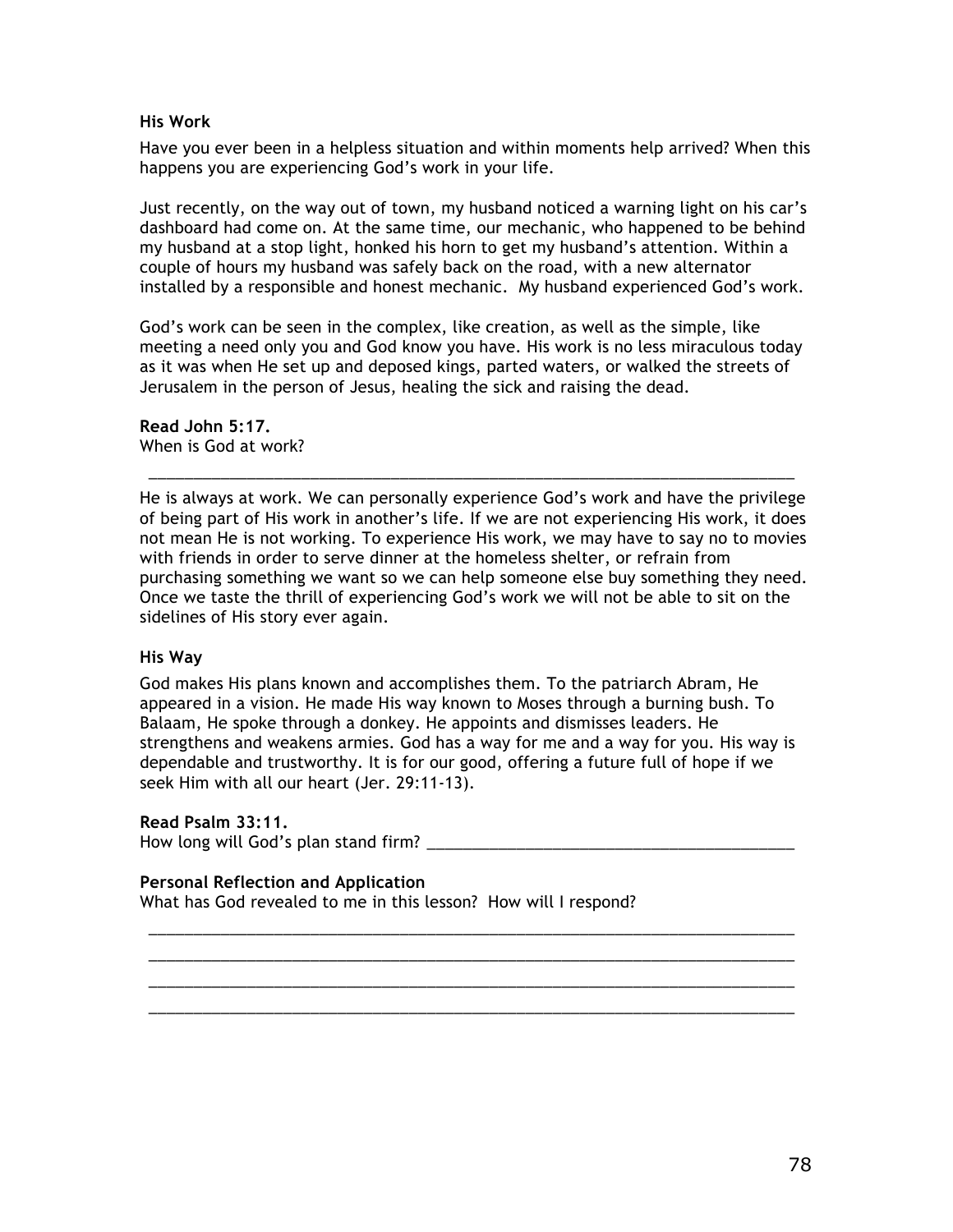**His Work**

Have you ever been in a helpless situation and within moments help arrived? When this happens you are experiencing God's work in your life.

Just recently, on the way out of town, my husband noticed a warning light on his car's dashboard had come on. At the same time, our mechanic, who happened to be behind my husband at a stop light, honked his horn to get my husband's attention. Within a couple of hours my husband was safely back on the road, with a new alternator installed by a responsible and honest mechanic. My husband experienced God's work.

God's work can be seen in the complex, like creation, as well as the simple, like meeting a need only you and God know you have. His work is no less miraculous today as it was when He set up and deposed kings, parted waters, or walked the streets of Jerusalem in the person of Jesus, healing the sick and raising the dead.

**Read John 5:17.**
When is God at work?

_____________________________________________________________________________

He is always at work. We can personally experience God's work and have the privilege of being part of His work in another's life. If we are not experiencing His work, it does not mean He is not working. To experience His work, we may have to say no to movies with friends in order to serve dinner at the homeless shelter, or refrain from purchasing something we want so we can help someone else buy something they need. Once we taste the thrill of experiencing God's work we will not be able to sit on the sidelines of His story ever again.

**His Way**

God makes His plans known and accomplishes them. To the patriarch Abram, He appeared in a vision. He made His way known to Moses through a burning bush. To Balaam, He spoke through a donkey. He appoints and dismisses leaders. He strengthens and weakens armies. God has a way for me and a way for you. His way is dependable and trustworthy. It is for our good, offering a future full of hope if we seek Him with all our heart (Jer. 29:11-13).

**Read Psalm 33:11.**
How long will God's plan stand firm? ________________________________________

**Personal Reflection and Application**
What has God revealed to me in this lesson? How will I respond?

_____________________________________________________________________________
_____________________________________________________________________________
_____________________________________________________________________________
_____________________________________________________________________________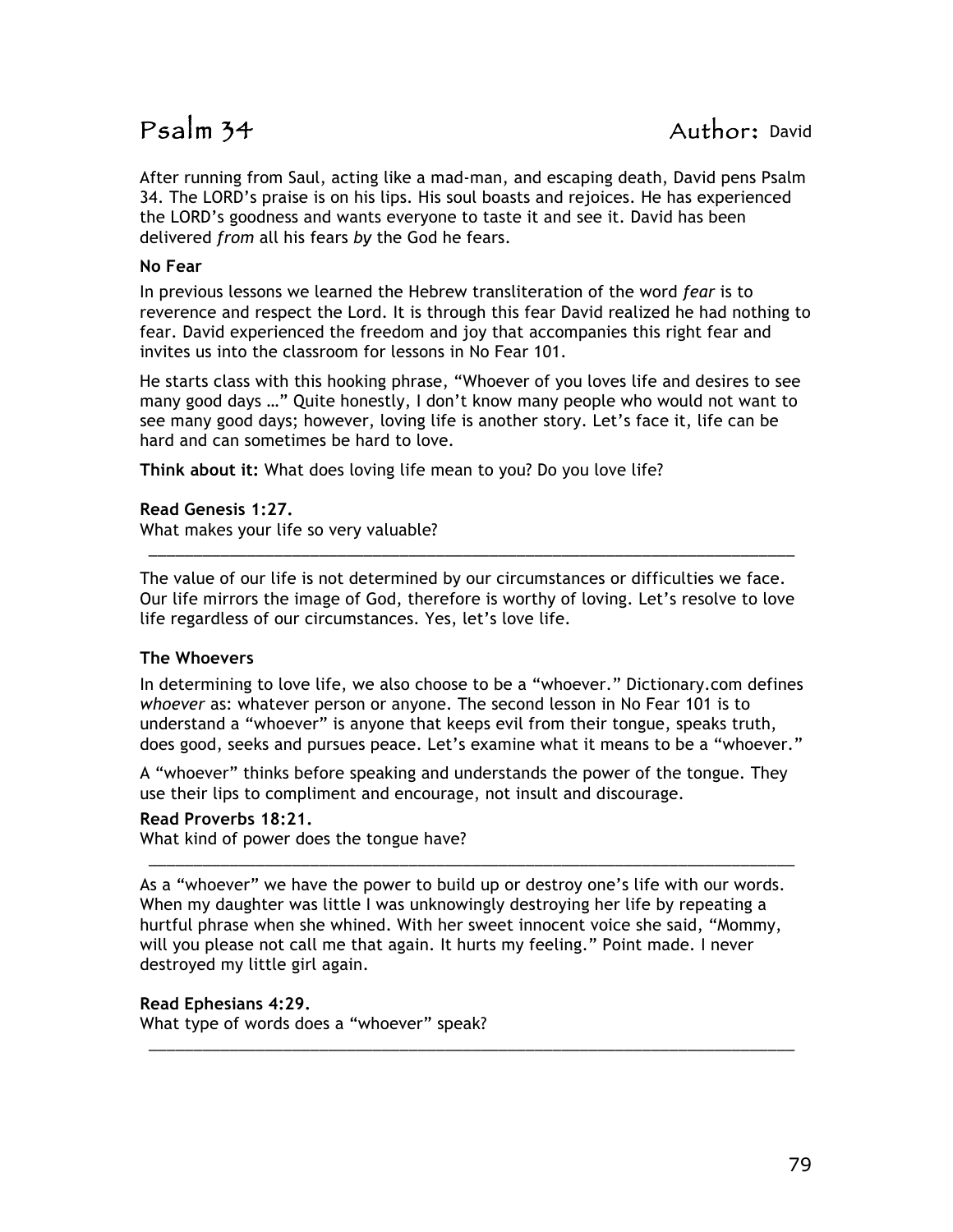# Psalm 34 Author: David

After running from Saul, acting like a mad-man, and escaping death, David pens Psalm 34. The LORD's praise is on his lips. His soul boasts and rejoices. He has experienced the LORD's goodness and wants everyone to taste it and see it. David has been delivered *from* all his fears *by* the God he fears.

**No Fear**

In previous lessons we learned the Hebrew transliteration of the word *fear* is to reverence and respect the Lord. It is through this fear David realized he had nothing to fear. David experienced the freedom and joy that accompanies this right fear and invites us into the classroom for lessons in No Fear 101.

He starts class with this hooking phrase, "Whoever of you loves life and desires to see many good days …" Quite honestly, I don't know many people who would not want to see many good days; however, loving life is another story. Let's face it, life can be hard and can sometimes be hard to love.

**Think about it:** What does loving life mean to you? Do you love life?

**Read Genesis 1:27.**
What makes your life so very valuable?

\_\_\_\_\_\_\_\_\_\_\_\_\_\_\_\_\_\_\_\_\_\_\_\_\_\_\_\_\_\_\_\_\_\_\_\_\_\_\_\_\_\_\_\_\_\_\_\_\_\_\_\_\_\_\_\_\_\_\_\_\_\_\_\_\_\_\_\_\_\_\_\_

The value of our life is not determined by our circumstances or difficulties we face. Our life mirrors the image of God, therefore is worthy of loving. Let's resolve to love life regardless of our circumstances. Yes, let's love life.

**The Whoevers**

In determining to love life, we also choose to be a "whoever." Dictionary.com defines *whoever* as: whatever person or anyone. The second lesson in No Fear 101 is to understand a "whoever" is anyone that keeps evil from their tongue, speaks truth, does good, seeks and pursues peace. Let's examine what it means to be a "whoever."

A "whoever" thinks before speaking and understands the power of the tongue. They use their lips to compliment and encourage, not insult and discourage.

**Read Proverbs 18:21.**
What kind of power does the tongue have?

\_\_\_\_\_\_\_\_\_\_\_\_\_\_\_\_\_\_\_\_\_\_\_\_\_\_\_\_\_\_\_\_\_\_\_\_\_\_\_\_\_\_\_\_\_\_\_\_\_\_\_\_\_\_\_\_\_\_\_\_\_\_\_\_\_\_\_\_\_\_\_\_

As a "whoever" we have the power to build up or destroy one's life with our words. When my daughter was little I was unknowingly destroying her life by repeating a hurtful phrase when she whined. With her sweet innocent voice she said, "Mommy, will you please not call me that again. It hurts my feeling." Point made. I never destroyed my little girl again.

**Read Ephesians 4:29.**
What type of words does a "whoever" speak?

\_\_\_\_\_\_\_\_\_\_\_\_\_\_\_\_\_\_\_\_\_\_\_\_\_\_\_\_\_\_\_\_\_\_\_\_\_\_\_\_\_\_\_\_\_\_\_\_\_\_\_\_\_\_\_\_\_\_\_\_\_\_\_\_\_\_\_\_\_\_\_\_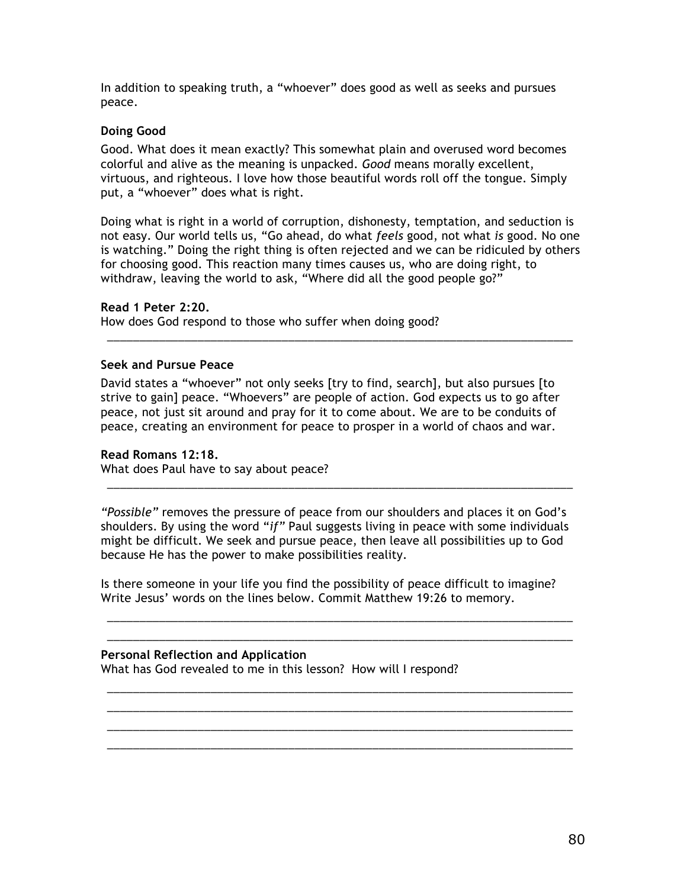In addition to speaking truth, a "whoever" does good as well as seeks and pursues peace.

### Doing Good

Good. What does it mean exactly? This somewhat plain and overused word becomes colorful and alive as the meaning is unpacked. *Good* means morally excellent, virtuous, and righteous. I love how those beautiful words roll off the tongue. Simply put, a "whoever" does what is right.

Doing what is right in a world of corruption, dishonesty, temptation, and seduction is not easy. Our world tells us, "Go ahead, do what *feels* good, not what *is* good. No one is watching." Doing the right thing is often rejected and we can be ridiculed by others for choosing good. This reaction many times causes us, who are doing right, to withdraw, leaving the world to ask, "Where did all the good people go?"

**Read 1 Peter 2:20.**
How does God respond to those who suffer when doing good?

_______________________________________________________________________________

### Seek and Pursue Peace

David states a "whoever" not only seeks [try to find, search], but also pursues [to strive to gain] peace. "Whoevers" are people of action. God expects us to go after peace, not just sit around and pray for it to come about. We are to be conduits of peace, creating an environment for peace to prosper in a world of chaos and war.

**Read Romans 12:18.**
What does Paul have to say about peace?

_______________________________________________________________________________

*"Possible"* removes the pressure of peace from our shoulders and places it on God's shoulders. By using the word "*if"* Paul suggests living in peace with some individuals might be difficult. We seek and pursue peace, then leave all possibilities up to God because He has the power to make possibilities reality.

Is there someone in your life you find the possibility of peace difficult to imagine? Write Jesus' words on the lines below. Commit Matthew 19:26 to memory.

_______________________________________________________________________________

_______________________________________________________________________________

**Personal Reflection and Application**
What has God revealed to me in this lesson? How will I respond?

_______________________________________________________________________________

_______________________________________________________________________________

_______________________________________________________________________________

_______________________________________________________________________________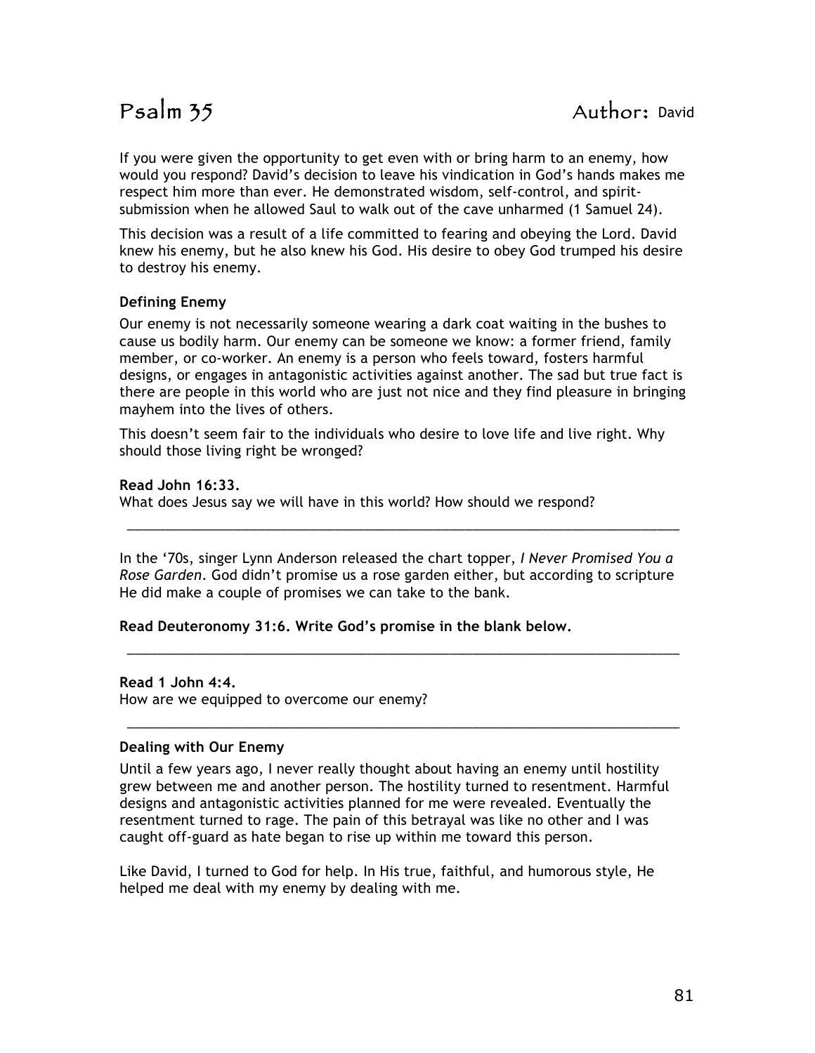# Psalm 35

Author: David

If you were given the opportunity to get even with or bring harm to an enemy, how would you respond? David's decision to leave his vindication in God's hands makes me respect him more than ever. He demonstrated wisdom, self-control, and spirit-submission when he allowed Saul to walk out of the cave unharmed (1 Samuel 24).

This decision was a result of a life committed to fearing and obeying the Lord. David knew his enemy, but he also knew his God. His desire to obey God trumped his desire to destroy his enemy.

### Defining Enemy

Our enemy is not necessarily someone wearing a dark coat waiting in the bushes to cause us bodily harm. Our enemy can be someone we know: a former friend, family member, or co-worker. An enemy is a person who feels toward, fosters harmful designs, or engages in antagonistic activities against another. The sad but true fact is there are people in this world who are just not nice and they find pleasure in bringing mayhem into the lives of others.

This doesn't seem fair to the individuals who desire to love life and live right. Why should those living right be wronged?

**Read John 16:33.**
What does Jesus say we will have in this world? How should we respond?

______________________________________________________________________________

In the '70s, singer Lynn Anderson released the chart topper, *I Never Promised You a Rose Garden*. God didn't promise us a rose garden either, but according to scripture He did make a couple of promises we can take to the bank.

**Read Deuteronomy 31:6. Write God's promise in the blank below.**

______________________________________________________________________________

**Read 1 John 4:4.**
How are we equipped to overcome our enemy?

______________________________________________________________________________

### Dealing with Our Enemy

Until a few years ago, I never really thought about having an enemy until hostility grew between me and another person. The hostility turned to resentment. Harmful designs and antagonistic activities planned for me were revealed. Eventually the resentment turned to rage. The pain of this betrayal was like no other and I was caught off-guard as hate began to rise up within me toward this person.

Like David, I turned to God for help. In His true, faithful, and humorous style, He helped me deal with my enemy by dealing with me.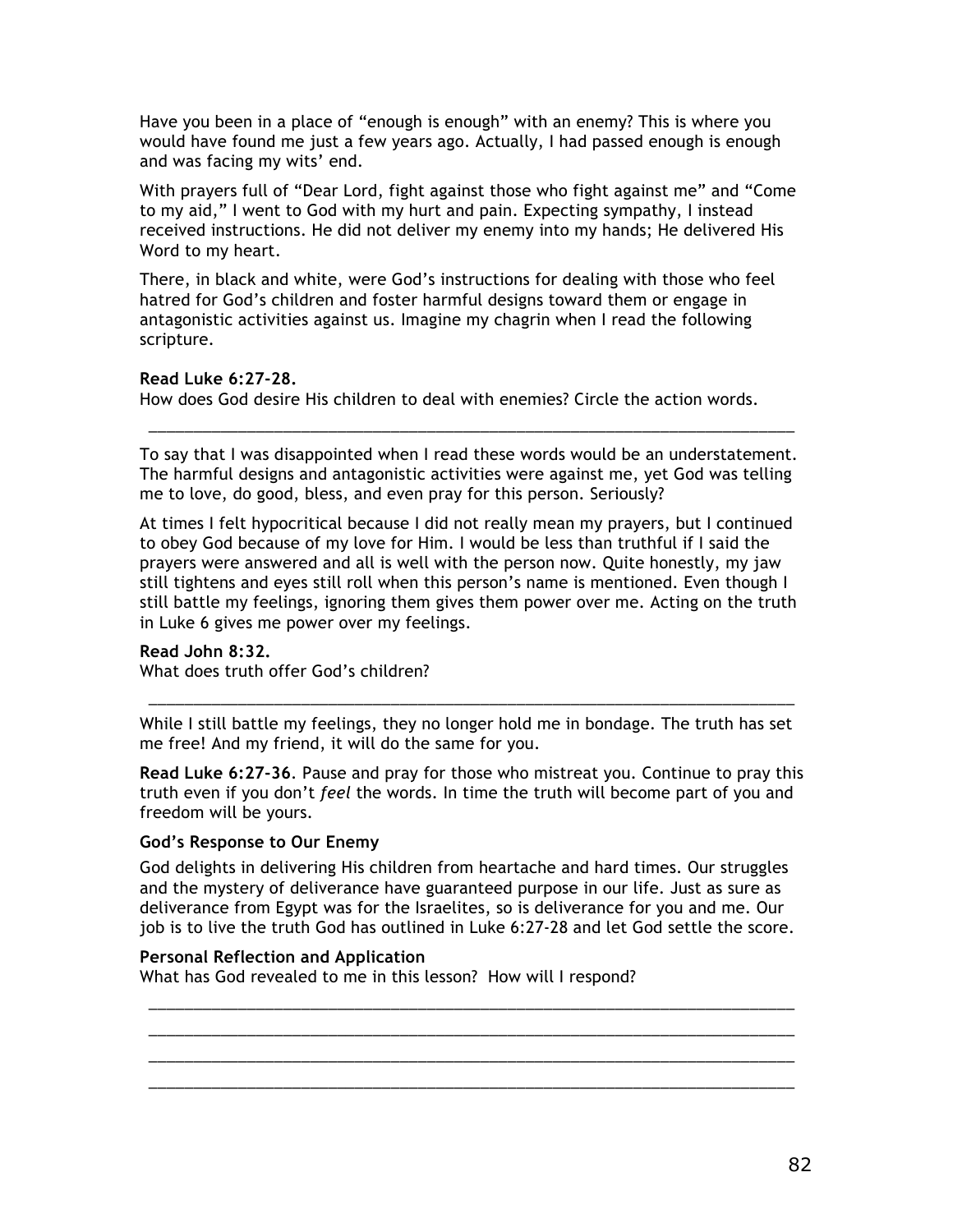Have you been in a place of "enough is enough" with an enemy? This is where you would have found me just a few years ago. Actually, I had passed enough is enough and was facing my wits' end.

With prayers full of "Dear Lord, fight against those who fight against me" and "Come to my aid," I went to God with my hurt and pain. Expecting sympathy, I instead received instructions. He did not deliver my enemy into my hands; He delivered His Word to my heart.

There, in black and white, were God's instructions for dealing with those who feel hatred for God's children and foster harmful designs toward them or engage in antagonistic activities against us. Imagine my chagrin when I read the following scripture.

**Read Luke 6:27-28.**
How does God desire His children to deal with enemies? Circle the action words.

___________________________________________________________________________

To say that I was disappointed when I read these words would be an understatement. The harmful designs and antagonistic activities were against me, yet God was telling me to love, do good, bless, and even pray for this person. Seriously?

At times I felt hypocritical because I did not really mean my prayers, but I continued to obey God because of my love for Him. I would be less than truthful if I said the prayers were answered and all is well with the person now. Quite honestly, my jaw still tightens and eyes still roll when this person's name is mentioned. Even though I still battle my feelings, ignoring them gives them power over me. Acting on the truth in Luke 6 gives me power over my feelings.

**Read John 8:32.**
What does truth offer God's children?

___________________________________________________________________________

While I still battle my feelings, they no longer hold me in bondage. The truth has set me free! And my friend, it will do the same for you.

**Read Luke 6:27-36**. Pause and pray for those who mistreat you. Continue to pray this truth even if you don't *feel* the words. In time the truth will become part of you and freedom will be yours.

### God's Response to Our Enemy

God delights in delivering His children from heartache and hard times. Our struggles and the mystery of deliverance have guaranteed purpose in our life. Just as sure as deliverance from Egypt was for the Israelites, so is deliverance for you and me. Our job is to live the truth God has outlined in Luke 6:27-28 and let God settle the score.

### Personal Reflection and Application

What has God revealed to me in this lesson? How will I respond?

___________________________________________________________________________

___________________________________________________________________________

___________________________________________________________________________

___________________________________________________________________________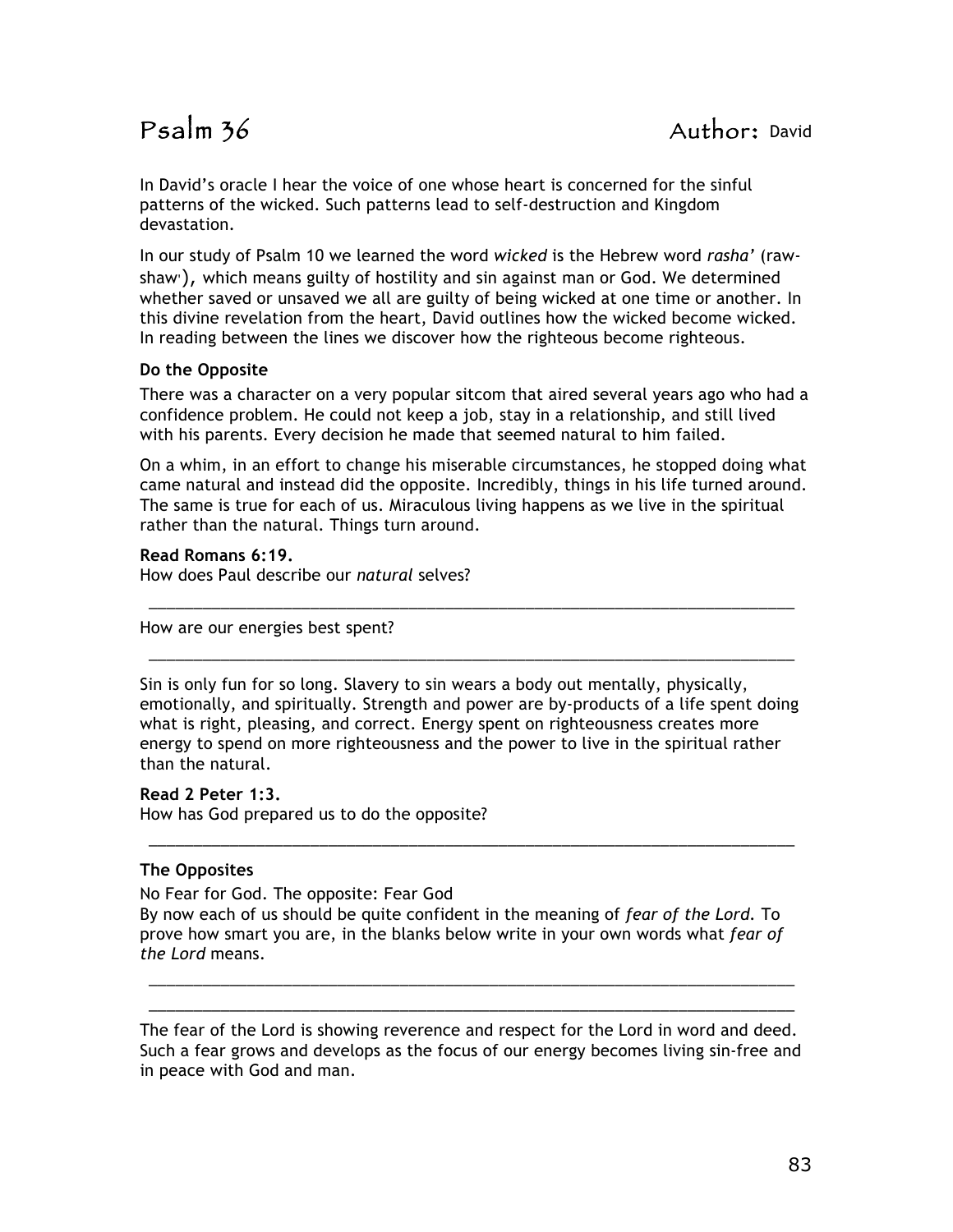# Psalm 36 Author: David

In David's oracle I hear the voice of one whose heart is concerned for the sinful patterns of the wicked. Such patterns lead to self-destruction and Kingdom devastation.

In our study of Psalm 10 we learned the word *wicked* is the Hebrew word *rasha'* (raw-shaw'), which means guilty of hostility and sin against man or God. We determined whether saved or unsaved we all are guilty of being wicked at one time or another. In this divine revelation from the heart, David outlines how the wicked become wicked. In reading between the lines we discover how the righteous become righteous.

**Do the Opposite**

There was a character on a very popular sitcom that aired several years ago who had a confidence problem. He could not keep a job, stay in a relationship, and still lived with his parents. Every decision he made that seemed natural to him failed.

On a whim, in an effort to change his miserable circumstances, he stopped doing what came natural and instead did the opposite. Incredibly, things in his life turned around. The same is true for each of us. Miraculous living happens as we live in the spiritual rather than the natural. Things turn around.

**Read Romans 6:19.**
How does Paul describe our *natural* selves?

____________________________________________________________________________

How are our energies best spent?

____________________________________________________________________________

Sin is only fun for so long. Slavery to sin wears a body out mentally, physically, emotionally, and spiritually. Strength and power are by-products of a life spent doing what is right, pleasing, and correct. Energy spent on righteousness creates more energy to spend on more righteousness and the power to live in the spiritual rather than the natural.

**Read 2 Peter 1:3.**
How has God prepared us to do the opposite?

____________________________________________________________________________

**The Opposites**

No Fear for God. The opposite: Fear God
By now each of us should be quite confident in the meaning of *fear of the Lord*. To prove how smart you are, in the blanks below write in your own words what *fear of the Lord* means.

____________________________________________________________________________

____________________________________________________________________________

The fear of the Lord is showing reverence and respect for the Lord in word and deed. Such a fear grows and develops as the focus of our energy becomes living sin-free and in peace with God and man.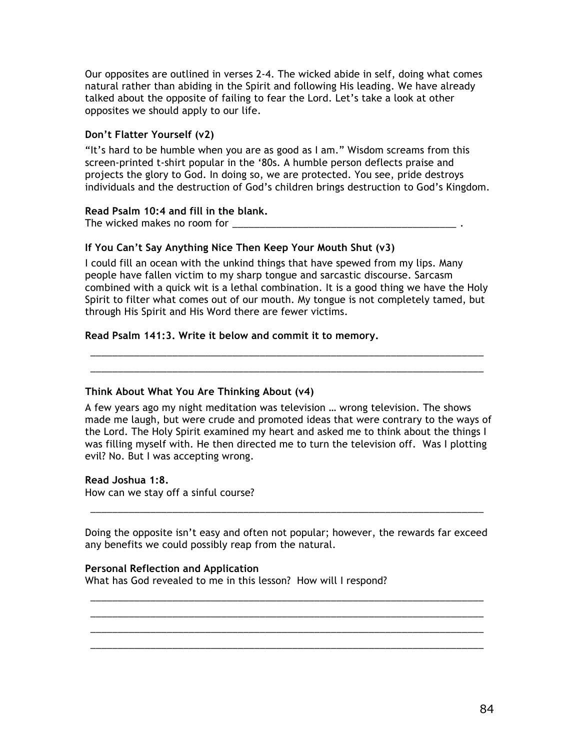Our opposites are outlined in verses 2-4. The wicked abide in self, doing what comes natural rather than abiding in the Spirit and following His leading. We have already talked about the opposite of failing to fear the Lord. Let's take a look at other opposites we should apply to our life.

### Don't Flatter Yourself (v2)

"It's hard to be humble when you are as good as I am." Wisdom screams from this screen-printed t-shirt popular in the '80s. A humble person deflects praise and projects the glory to God. In doing so, we are protected. You see, pride destroys individuals and the destruction of God's children brings destruction to God's Kingdom.

**Read Psalm 10:4 and fill in the blank.**
The wicked makes no room for ___________________________________________ .

### If You Can't Say Anything Nice Then Keep Your Mouth Shut (v3)

I could fill an ocean with the unkind things that have spewed from my lips. Many people have fallen victim to my sharp tongue and sarcastic discourse. Sarcasm combined with a quick wit is a lethal combination. It is a good thing we have the Holy Spirit to filter what comes out of our mouth. My tongue is not completely tamed, but through His Spirit and His Word there are fewer victims.

**Read Psalm 141:3. Write it below and commit it to memory.**

_____________________________________________________________________________

_____________________________________________________________________________

### Think About What You Are Thinking About (v4)

A few years ago my night meditation was television … wrong television. The shows made me laugh, but were crude and promoted ideas that were contrary to the ways of the Lord. The Holy Spirit examined my heart and asked me to think about the things I was filling myself with. He then directed me to turn the television off. Was I plotting evil? No. But I was accepting wrong.

**Read Joshua 1:8.**
How can we stay off a sinful course?

_____________________________________________________________________________

Doing the opposite isn't easy and often not popular; however, the rewards far exceed any benefits we could possibly reap from the natural.

**Personal Reflection and Application**
What has God revealed to me in this lesson? How will I respond?

_____________________________________________________________________________

_____________________________________________________________________________

_____________________________________________________________________________

_____________________________________________________________________________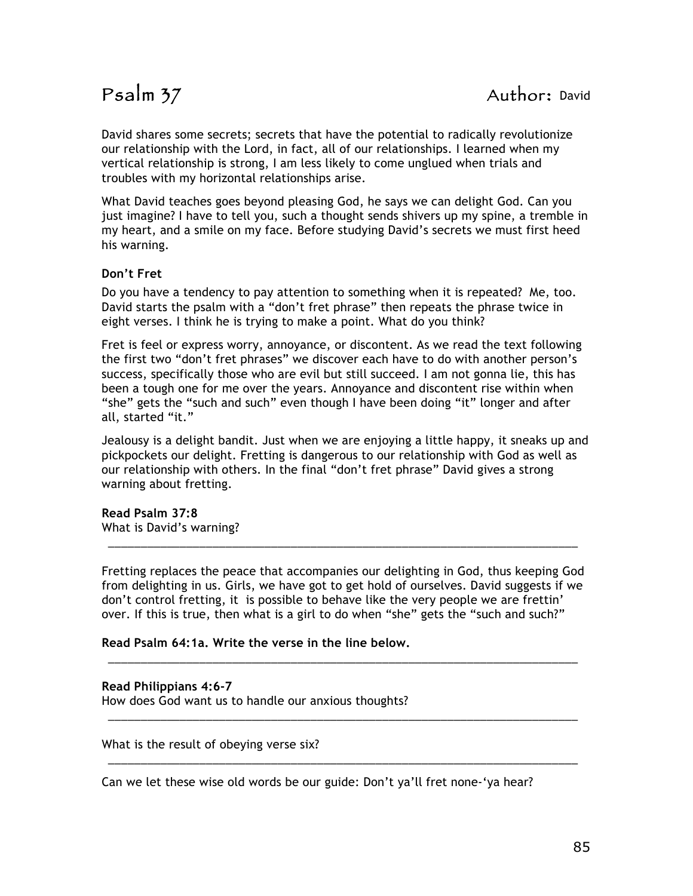# Psalm 37

Author: David

David shares some secrets; secrets that have the potential to radically revolutionize our relationship with the Lord, in fact, all of our relationships. I learned when my vertical relationship is strong, I am less likely to come unglued when trials and troubles with my horizontal relationships arise.

What David teaches goes beyond pleasing God, he says we can delight God. Can you just imagine? I have to tell you, such a thought sends shivers up my spine, a tremble in my heart, and a smile on my face. Before studying David's secrets we must first heed his warning.

**Don't Fret**

Do you have a tendency to pay attention to something when it is repeated? Me, too. David starts the psalm with a "don't fret phrase" then repeats the phrase twice in eight verses. I think he is trying to make a point. What do you think?

Fret is feel or express worry, annoyance, or discontent. As we read the text following the first two "don't fret phrases" we discover each have to do with another person's success, specifically those who are evil but still succeed. I am not gonna lie, this has been a tough one for me over the years. Annoyance and discontent rise within when "she" gets the "such and such" even though I have been doing "it" longer and after all, started "it."

Jealousy is a delight bandit. Just when we are enjoying a little happy, it sneaks up and pickpockets our delight. Fretting is dangerous to our relationship with God as well as our relationship with others. In the final "don't fret phrase" David gives a strong warning about fretting.

**Read Psalm 37:8**
What is David's warning?

_______________________________________________________________________________

Fretting replaces the peace that accompanies our delighting in God, thus keeping God from delighting in us. Girls, we have got to get hold of ourselves. David suggests if we don't control fretting, it is possible to behave like the very people we are frettin' over. If this is true, then what is a girl to do when "she" gets the "such and such?"

**Read Psalm 64:1a. Write the verse in the line below.**

_______________________________________________________________________________

**Read Philippians 4:6-7**
How does God want us to handle our anxious thoughts?

_______________________________________________________________________________

What is the result of obeying verse six?

_______________________________________________________________________________

Can we let these wise old words be our guide: Don't ya'll fret none-'ya hear?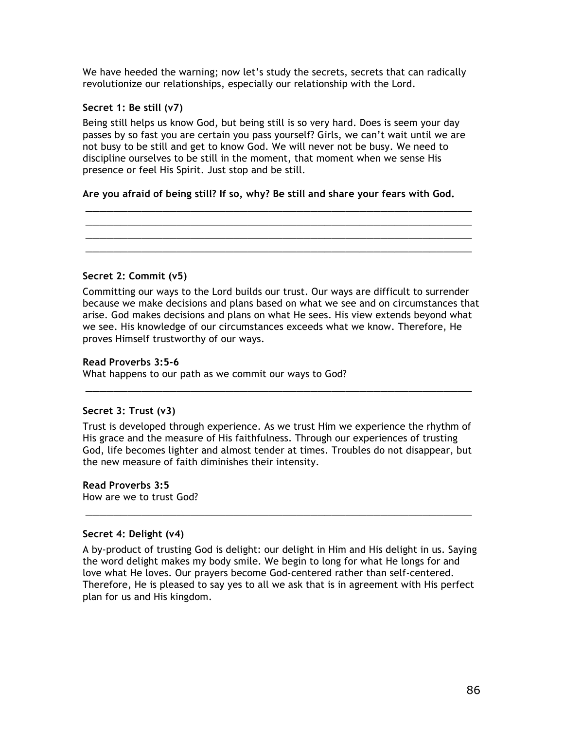We have heeded the warning; now let's study the secrets, secrets that can radically revolutionize our relationships, especially our relationship with the Lord.

**Secret 1: Be still (v7)**

Being still helps us know God, but being still is so very hard. Does is seem your day passes by so fast you are certain you pass yourself? Girls, we can't wait until we are not busy to be still and get to know God. We will never not be busy. We need to discipline ourselves to be still in the moment, that moment when we sense His presence or feel His Spirit. Just stop and be still.

**Are you afraid of being still? If so, why? Be still and share your fears with God.**

\_\_\_\_\_\_\_\_\_\_\_\_\_\_\_\_\_\_\_\_\_\_\_\_\_\_\_\_\_\_\_\_\_\_\_\_\_\_\_\_\_\_\_\_\_\_\_\_\_\_\_\_\_\_\_\_\_\_\_\_\_\_\_\_\_\_\_\_\_\_\_\_
\_\_\_\_\_\_\_\_\_\_\_\_\_\_\_\_\_\_\_\_\_\_\_\_\_\_\_\_\_\_\_\_\_\_\_\_\_\_\_\_\_\_\_\_\_\_\_\_\_\_\_\_\_\_\_\_\_\_\_\_\_\_\_\_\_\_\_\_\_\_\_\_
\_\_\_\_\_\_\_\_\_\_\_\_\_\_\_\_\_\_\_\_\_\_\_\_\_\_\_\_\_\_\_\_\_\_\_\_\_\_\_\_\_\_\_\_\_\_\_\_\_\_\_\_\_\_\_\_\_\_\_\_\_\_\_\_\_\_\_\_\_\_\_\_
\_\_\_\_\_\_\_\_\_\_\_\_\_\_\_\_\_\_\_\_\_\_\_\_\_\_\_\_\_\_\_\_\_\_\_\_\_\_\_\_\_\_\_\_\_\_\_\_\_\_\_\_\_\_\_\_\_\_\_\_\_\_\_\_\_\_\_\_\_\_\_\_

**Secret 2: Commit (v5)**

Committing our ways to the Lord builds our trust. Our ways are difficult to surrender because we make decisions and plans based on what we see and on circumstances that arise. God makes decisions and plans on what He sees. His view extends beyond what we see. His knowledge of our circumstances exceeds what we know. Therefore, He proves Himself trustworthy of our ways.

**Read Proverbs 3:5-6**
What happens to our path as we commit our ways to God?

\_\_\_\_\_\_\_\_\_\_\_\_\_\_\_\_\_\_\_\_\_\_\_\_\_\_\_\_\_\_\_\_\_\_\_\_\_\_\_\_\_\_\_\_\_\_\_\_\_\_\_\_\_\_\_\_\_\_\_\_\_\_\_\_\_\_\_\_\_\_\_\_

**Secret 3: Trust (v3)**

Trust is developed through experience. As we trust Him we experience the rhythm of His grace and the measure of His faithfulness. Through our experiences of trusting God, life becomes lighter and almost tender at times. Troubles do not disappear, but the new measure of faith diminishes their intensity.

**Read Proverbs 3:5**
How are we to trust God?

\_\_\_\_\_\_\_\_\_\_\_\_\_\_\_\_\_\_\_\_\_\_\_\_\_\_\_\_\_\_\_\_\_\_\_\_\_\_\_\_\_\_\_\_\_\_\_\_\_\_\_\_\_\_\_\_\_\_\_\_\_\_\_\_\_\_\_\_\_\_\_\_

**Secret 4: Delight (v4)**

A by-product of trusting God is delight: our delight in Him and His delight in us. Saying the word delight makes my body smile. We begin to long for what He longs for and love what He loves. Our prayers become God-centered rather than self-centered. Therefore, He is pleased to say yes to all we ask that is in agreement with His perfect plan for us and His kingdom.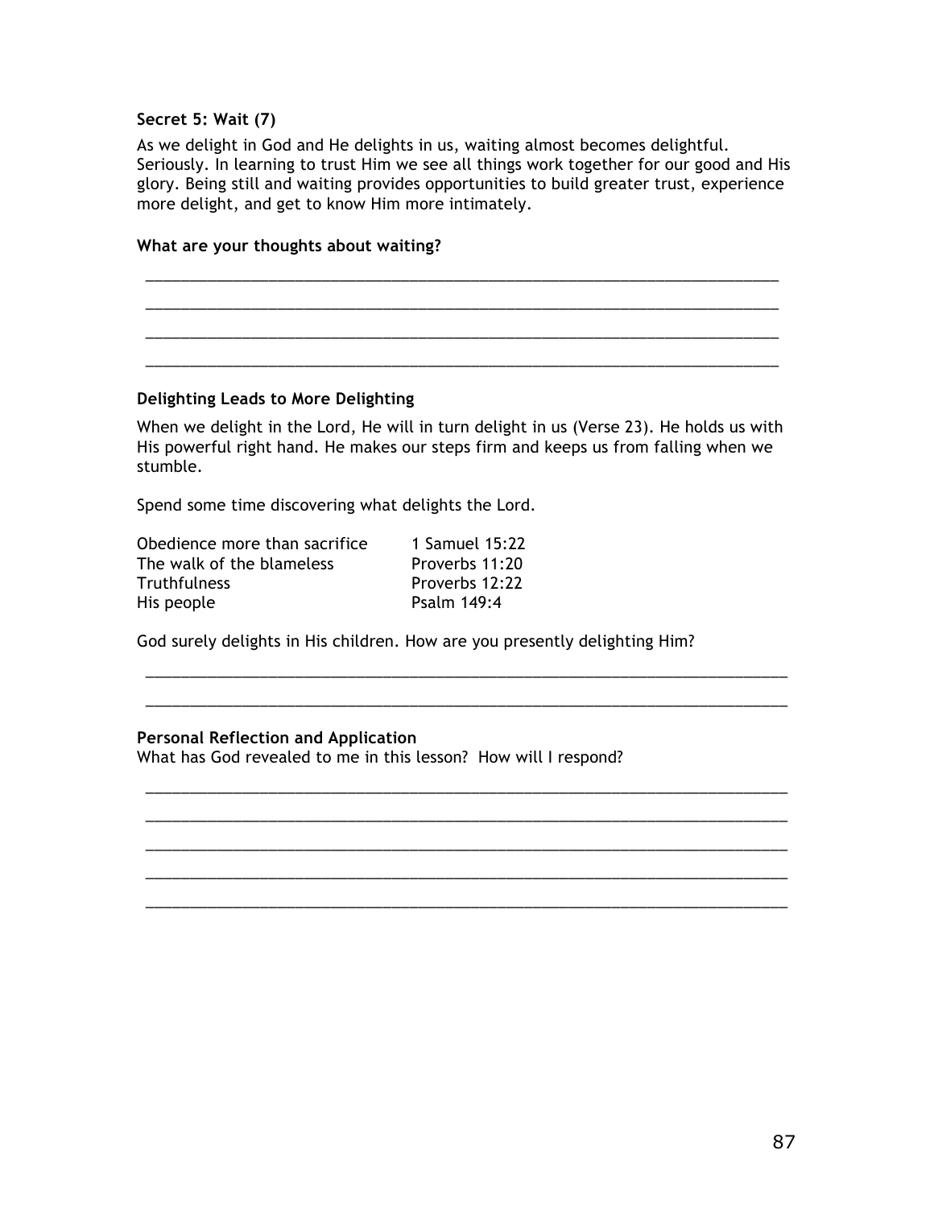**Secret 5: Wait (7)**

As we delight in God and He delights in us, waiting almost becomes delightful. Seriously. In learning to trust Him we see all things work together for our good and His glory. Being still and waiting provides opportunities to build greater trust, experience more delight, and get to know Him more intimately.

**What are your thoughts about waiting?**

\_\_\_\_\_\_\_\_\_\_\_\_\_\_\_\_\_\_\_\_\_\_\_\_\_\_\_\_\_\_\_\_\_\_\_\_\_\_\_\_\_\_\_\_\_\_\_\_\_\_\_\_\_\_\_\_\_\_\_\_\_\_\_\_\_\_\_\_\_\_\_\_

\_\_\_\_\_\_\_\_\_\_\_\_\_\_\_\_\_\_\_\_\_\_\_\_\_\_\_\_\_\_\_\_\_\_\_\_\_\_\_\_\_\_\_\_\_\_\_\_\_\_\_\_\_\_\_\_\_\_\_\_\_\_\_\_\_\_\_\_\_\_\_\_

\_\_\_\_\_\_\_\_\_\_\_\_\_\_\_\_\_\_\_\_\_\_\_\_\_\_\_\_\_\_\_\_\_\_\_\_\_\_\_\_\_\_\_\_\_\_\_\_\_\_\_\_\_\_\_\_\_\_\_\_\_\_\_\_\_\_\_\_\_\_\_\_

\_\_\_\_\_\_\_\_\_\_\_\_\_\_\_\_\_\_\_\_\_\_\_\_\_\_\_\_\_\_\_\_\_\_\_\_\_\_\_\_\_\_\_\_\_\_\_\_\_\_\_\_\_\_\_\_\_\_\_\_\_\_\_\_\_\_\_\_\_\_\_\_

**Delighting Leads to More Delighting**

When we delight in the Lord, He will in turn delight in us (Verse 23). He holds us with His powerful right hand. He makes our steps firm and keeps us from falling when we stumble.

Spend some time discovering what delights the Lord.

| | |
|---|---|
| Obedience more than sacrifice | 1 Samuel 15:22 |
| The walk of the blameless | Proverbs 11:20 |
| Truthfulness | Proverbs 12:22 |
| His people | Psalm 149:4 |

God surely delights in His children. How are you presently delighting Him?

\_\_\_\_\_\_\_\_\_\_\_\_\_\_\_\_\_\_\_\_\_\_\_\_\_\_\_\_\_\_\_\_\_\_\_\_\_\_\_\_\_\_\_\_\_\_\_\_\_\_\_\_\_\_\_\_\_\_\_\_\_\_\_\_\_\_\_\_\_\_\_\_

\_\_\_\_\_\_\_\_\_\_\_\_\_\_\_\_\_\_\_\_\_\_\_\_\_\_\_\_\_\_\_\_\_\_\_\_\_\_\_\_\_\_\_\_\_\_\_\_\_\_\_\_\_\_\_\_\_\_\_\_\_\_\_\_\_\_\_\_\_\_\_\_

**Personal Reflection and Application**

What has God revealed to me in this lesson? How will I respond?

\_\_\_\_\_\_\_\_\_\_\_\_\_\_\_\_\_\_\_\_\_\_\_\_\_\_\_\_\_\_\_\_\_\_\_\_\_\_\_\_\_\_\_\_\_\_\_\_\_\_\_\_\_\_\_\_\_\_\_\_\_\_\_\_\_\_\_\_\_\_\_\_

\_\_\_\_\_\_\_\_\_\_\_\_\_\_\_\_\_\_\_\_\_\_\_\_\_\_\_\_\_\_\_\_\_\_\_\_\_\_\_\_\_\_\_\_\_\_\_\_\_\_\_\_\_\_\_\_\_\_\_\_\_\_\_\_\_\_\_\_\_\_\_\_

\_\_\_\_\_\_\_\_\_\_\_\_\_\_\_\_\_\_\_\_\_\_\_\_\_\_\_\_\_\_\_\_\_\_\_\_\_\_\_\_\_\_\_\_\_\_\_\_\_\_\_\_\_\_\_\_\_\_\_\_\_\_\_\_\_\_\_\_\_\_\_\_

\_\_\_\_\_\_\_\_\_\_\_\_\_\_\_\_\_\_\_\_\_\_\_\_\_\_\_\_\_\_\_\_\_\_\_\_\_\_\_\_\_\_\_\_\_\_\_\_\_\_\_\_\_\_\_\_\_\_\_\_\_\_\_\_\_\_\_\_\_\_\_\_

\_\_\_\_\_\_\_\_\_\_\_\_\_\_\_\_\_\_\_\_\_\_\_\_\_\_\_\_\_\_\_\_\_\_\_\_\_\_\_\_\_\_\_\_\_\_\_\_\_\_\_\_\_\_\_\_\_\_\_\_\_\_\_\_\_\_\_\_\_\_\_\_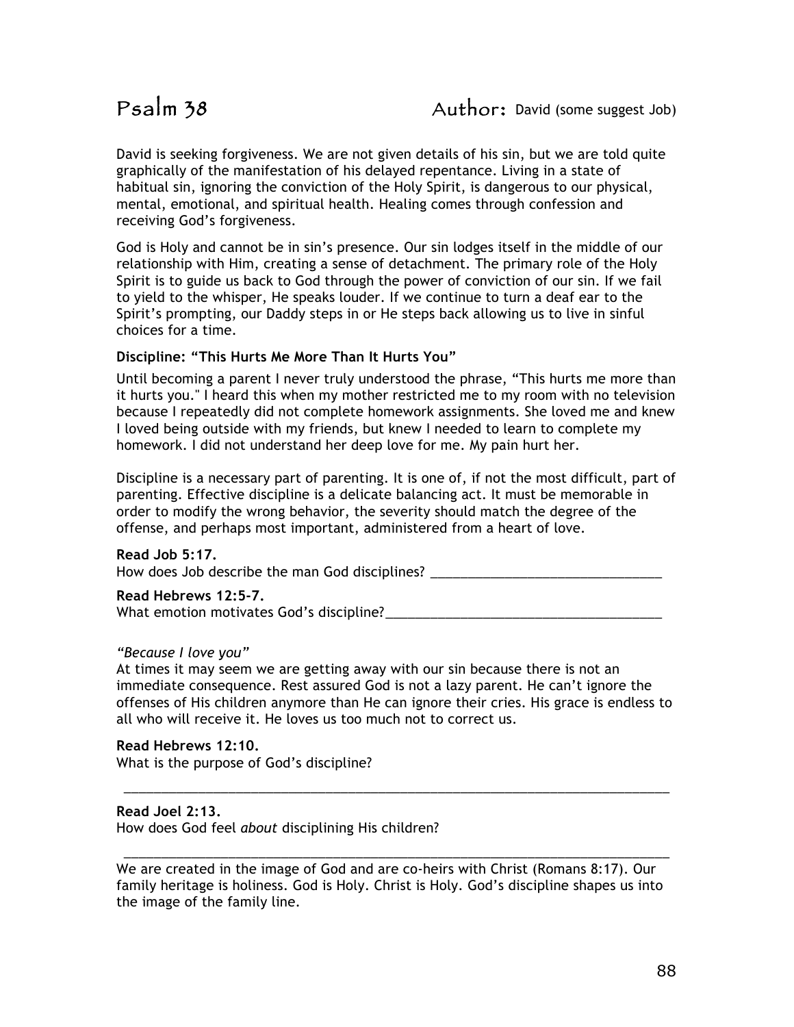# Psalm 38 Author: David (some suggest Job)

David is seeking forgiveness. We are not given details of his sin, but we are told quite graphically of the manifestation of his delayed repentance. Living in a state of habitual sin, ignoring the conviction of the Holy Spirit, is dangerous to our physical, mental, emotional, and spiritual health. Healing comes through confession and receiving God's forgiveness.

God is Holy and cannot be in sin's presence. Our sin lodges itself in the middle of our relationship with Him, creating a sense of detachment. The primary role of the Holy Spirit is to guide us back to God through the power of conviction of our sin. If we fail to yield to the whisper, He speaks louder. If we continue to turn a deaf ear to the Spirit's prompting, our Daddy steps in or He steps back allowing us to live in sinful choices for a time.

**Discipline: "This Hurts Me More Than It Hurts You"**

Until becoming a parent I never truly understood the phrase, "This hurts me more than it hurts you." I heard this when my mother restricted me to my room with no television because I repeatedly did not complete homework assignments. She loved me and knew I loved being outside with my friends, but knew I needed to learn to complete my homework. I did not understand her deep love for me. My pain hurt her.

Discipline is a necessary part of parenting. It is one of, if not the most difficult, part of parenting. Effective discipline is a delicate balancing act. It must be memorable in order to modify the wrong behavior, the severity should match the degree of the offense, and perhaps most important, administered from a heart of love.

**Read Job 5:17.**
How does Job describe the man God disciplines? ________________________________

**Read Hebrews 12:5-7.**
What emotion motivates God's discipline?______________________________________

*"Because I love you"*
At times it may seem we are getting away with our sin because there is not an immediate consequence. Rest assured God is not a lazy parent. He can't ignore the offenses of His children anymore than He can ignore their cries. His grace is endless to all who will receive it. He loves us too much not to correct us.

**Read Hebrews 12:10.**
What is the purpose of God's discipline?

________________________________________________________________________________

**Read Joel 2:13.**
How does God feel *about* disciplining His children?

________________________________________________________________________________

We are created in the image of God and are co-heirs with Christ (Romans 8:17). Our family heritage is holiness. God is Holy. Christ is Holy. God's discipline shapes us into the image of the family line.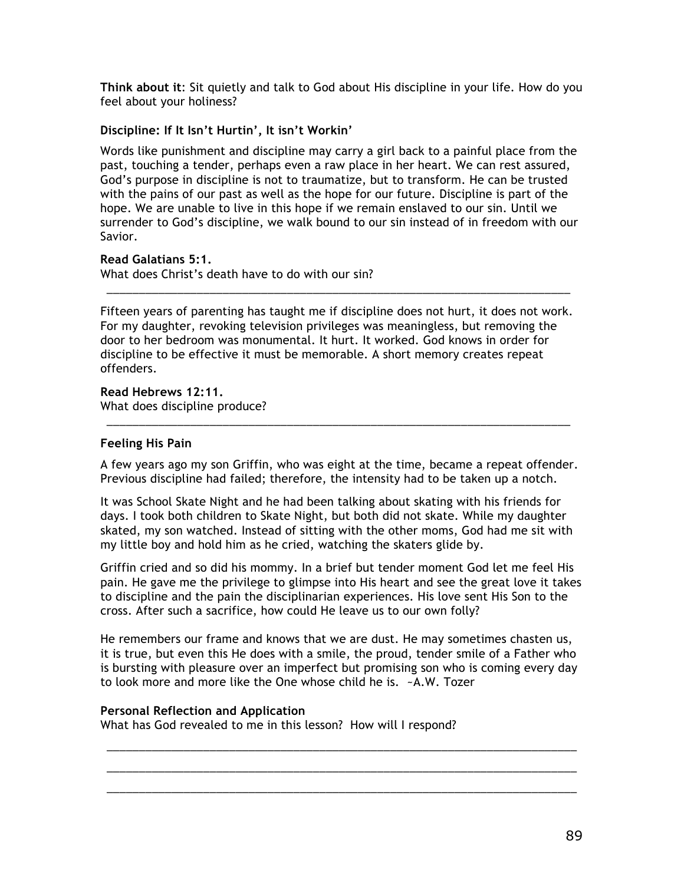**Think about it**: Sit quietly and talk to God about His discipline in your life. How do you feel about your holiness?

### Discipline: If It Isn't Hurtin', It isn't Workin'

Words like punishment and discipline may carry a girl back to a painful place from the past, touching a tender, perhaps even a raw place in her heart. We can rest assured, God's purpose in discipline is not to traumatize, but to transform. He can be trusted with the pains of our past as well as the hope for our future. Discipline is part of the hope. We are unable to live in this hope if we remain enslaved to our sin. Until we surrender to God's discipline, we walk bound to our sin instead of in freedom with our Savior.

**Read Galatians 5:1.**
What does Christ's death have to do with our sin?

_______________________________________________________________________________

Fifteen years of parenting has taught me if discipline does not hurt, it does not work. For my daughter, revoking television privileges was meaningless, but removing the door to her bedroom was monumental. It hurt. It worked. God knows in order for discipline to be effective it must be memorable. A short memory creates repeat offenders.

**Read Hebrews 12:11.**
What does discipline produce?

_______________________________________________________________________________

### Feeling His Pain

A few years ago my son Griffin, who was eight at the time, became a repeat offender. Previous discipline had failed; therefore, the intensity had to be taken up a notch.

It was School Skate Night and he had been talking about skating with his friends for days. I took both children to Skate Night, but both did not skate. While my daughter skated, my son watched. Instead of sitting with the other moms, God had me sit with my little boy and hold him as he cried, watching the skaters glide by.

Griffin cried and so did his mommy. In a brief but tender moment God let me feel His pain. He gave me the privilege to glimpse into His heart and see the great love it takes to discipline and the pain the disciplinarian experiences. His love sent His Son to the cross. After such a sacrifice, how could He leave us to our own folly?

He remembers our frame and knows that we are dust. He may sometimes chasten us, it is true, but even this He does with a smile, the proud, tender smile of a Father who is bursting with pleasure over an imperfect but promising son who is coming every day to look more and more like the One whose child he is. ~A.W. Tozer

**Personal Reflection and Application**
What has God revealed to me in this lesson? How will I respond?

_______________________________________________________________________________

_______________________________________________________________________________

_______________________________________________________________________________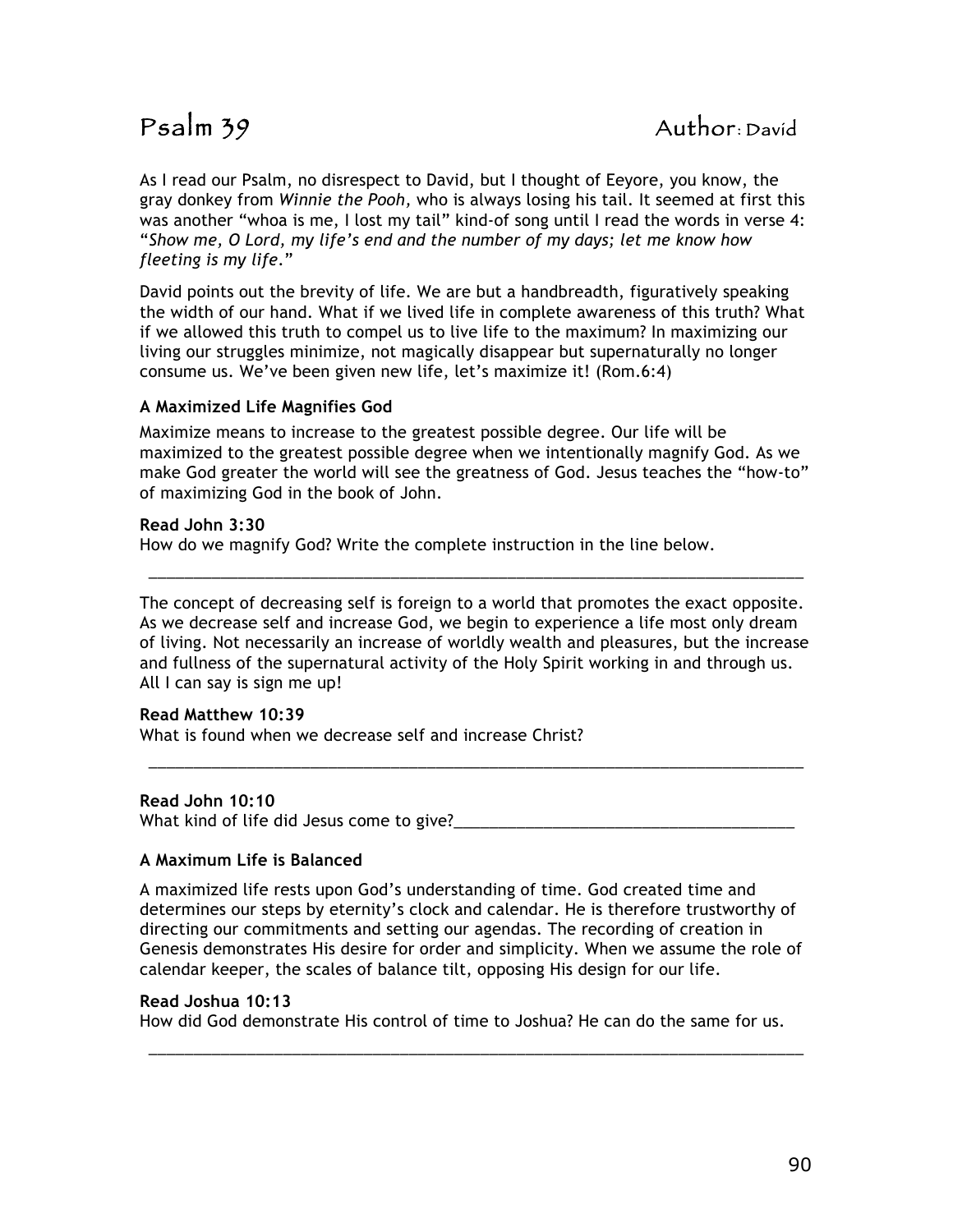# Psalm 39 Author: David

As I read our Psalm, no disrespect to David, but I thought of Eeyore, you know, the gray donkey from *Winnie the Pooh*, who is always losing his tail. It seemed at first this was another "whoa is me, I lost my tail" kind-of song until I read the words in verse 4: "*Show me, O Lord, my life's end and the number of my days; let me know how fleeting is my life*."

David points out the brevity of life. We are but a handbreadth, figuratively speaking the width of our hand. What if we lived life in complete awareness of this truth? What if we allowed this truth to compel us to live life to the maximum? In maximizing our living our struggles minimize, not magically disappear but supernaturally no longer consume us. We've been given new life, let's maximize it! (Rom.6:4)

**A Maximized Life Magnifies God**

Maximize means to increase to the greatest possible degree. Our life will be maximized to the greatest possible degree when we intentionally magnify God. As we make God greater the world will see the greatness of God. Jesus teaches the "how-to" of maximizing God in the book of John.

**Read John 3:30**
How do we magnify God? Write the complete instruction in the line below.

______________________________________________________________________________

The concept of decreasing self is foreign to a world that promotes the exact opposite. As we decrease self and increase God, we begin to experience a life most only dream of living. Not necessarily an increase of worldly wealth and pleasures, but the increase and fullness of the supernatural activity of the Holy Spirit working in and through us. All I can say is sign me up!

**Read Matthew 10:39**
What is found when we decrease self and increase Christ?

______________________________________________________________________________

**Read John 10:10**
What kind of life did Jesus come to give?______________________________________

**A Maximum Life is Balanced**

A maximized life rests upon God's understanding of time. God created time and determines our steps by eternity's clock and calendar. He is therefore trustworthy of directing our commitments and setting our agendas. The recording of creation in Genesis demonstrates His desire for order and simplicity. When we assume the role of calendar keeper, the scales of balance tilt, opposing His design for our life.

**Read Joshua 10:13**
How did God demonstrate His control of time to Joshua? He can do the same for us.

______________________________________________________________________________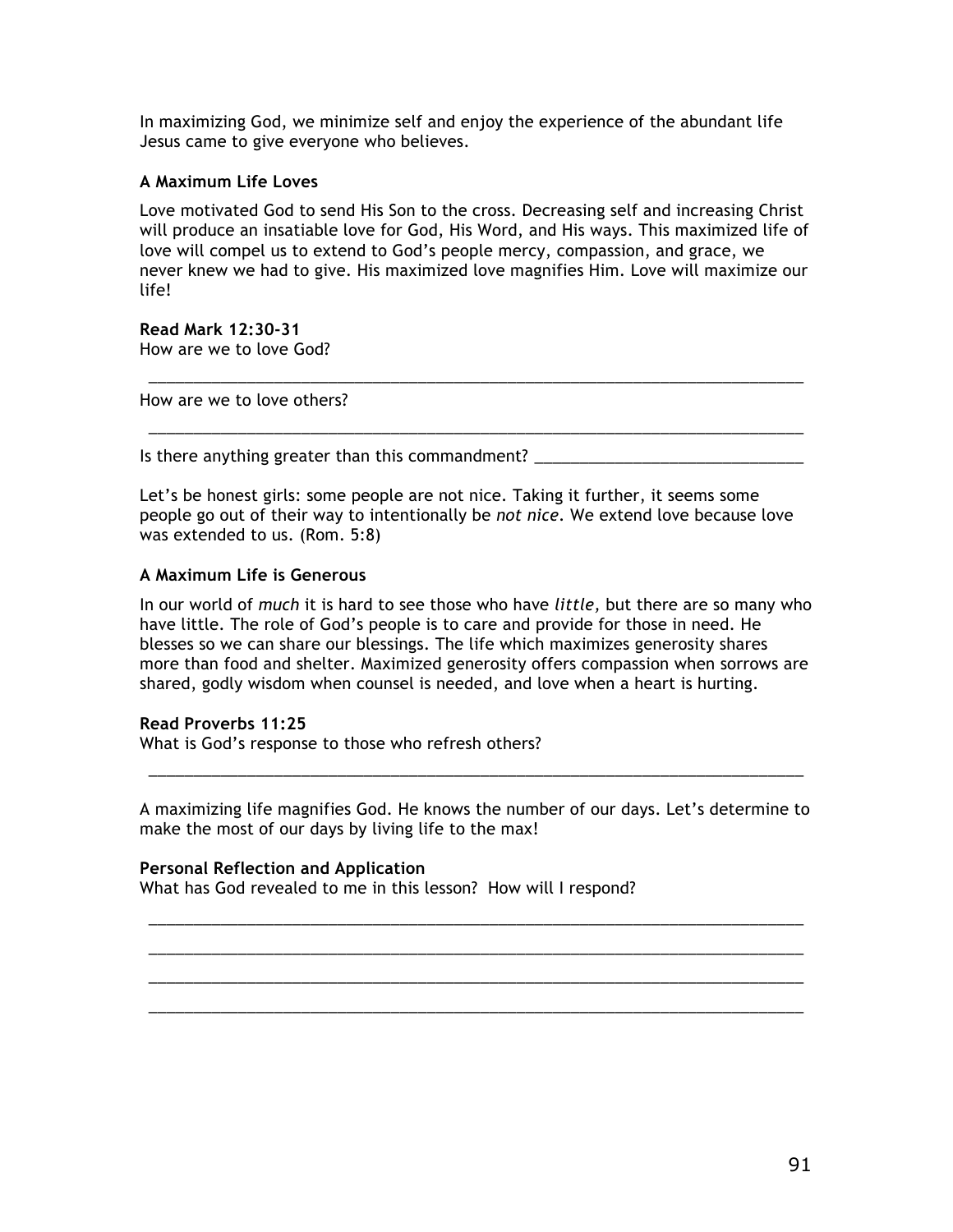In maximizing God, we minimize self and enjoy the experience of the abundant life Jesus came to give everyone who believes.

### A Maximum Life Loves

Love motivated God to send His Son to the cross. Decreasing self and increasing Christ will produce an insatiable love for God, His Word, and His ways. This maximized life of love will compel us to extend to God's people mercy, compassion, and grace, we never knew we had to give. His maximized love magnifies Him. Love will maximize our life!

**Read Mark 12:30-31**
How are we to love God?

_______________________________________________________________________________

How are we to love others?

_______________________________________________________________________________

Is there anything greater than this commandment? ______________________________

Let's be honest girls: some people are not nice. Taking it further, it seems some people go out of their way to intentionally be *not nice*. We extend love because love was extended to us. (Rom. 5:8)

### A Maximum Life is Generous

In our world of *much* it is hard to see those who have *little,* but there are so many who have little. The role of God's people is to care and provide for those in need. He blesses so we can share our blessings. The life which maximizes generosity shares more than food and shelter. Maximized generosity offers compassion when sorrows are shared, godly wisdom when counsel is needed, and love when a heart is hurting.

**Read Proverbs 11:25**
What is God's response to those who refresh others?

_______________________________________________________________________________

A maximizing life magnifies God. He knows the number of our days. Let's determine to make the most of our days by living life to the max!

**Personal Reflection and Application**
What has God revealed to me in this lesson? How will I respond?

_______________________________________________________________________________

_______________________________________________________________________________

_______________________________________________________________________________

_______________________________________________________________________________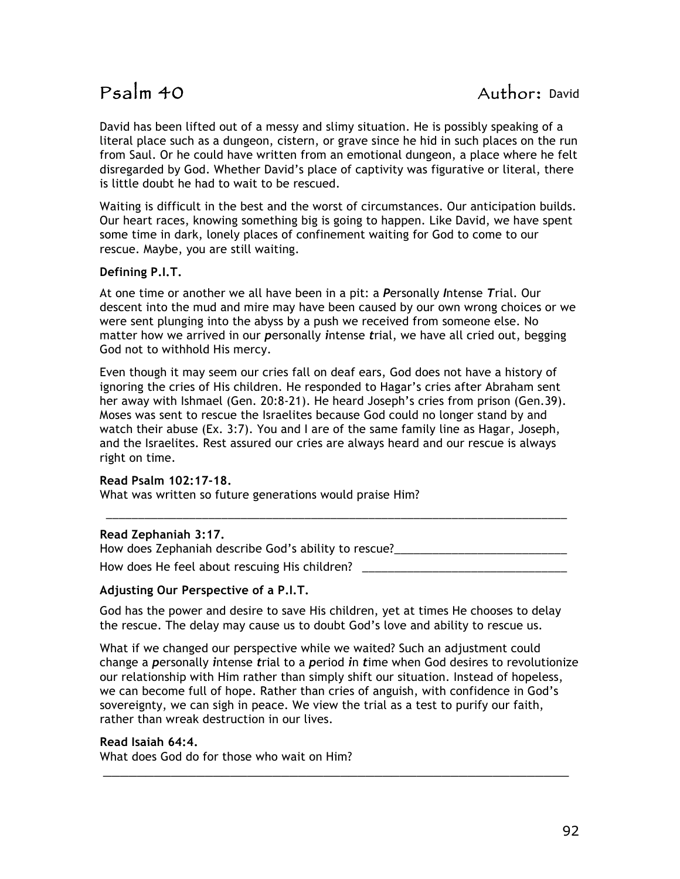# Psalm 40 Author: David

David has been lifted out of a messy and slimy situation. He is possibly speaking of a literal place such as a dungeon, cistern, or grave since he hid in such places on the run from Saul. Or he could have written from an emotional dungeon, a place where he felt disregarded by God. Whether David's place of captivity was figurative or literal, there is little doubt he had to wait to be rescued.

Waiting is difficult in the best and the worst of circumstances. Our anticipation builds. Our heart races, knowing something big is going to happen. Like David, we have spent some time in dark, lonely places of confinement waiting for God to come to our rescue. Maybe, you are still waiting.

**Defining P.I.T.**

At one time or another we all have been in a pit: a ***P**ersonally **I**ntense **T**rial*. Our descent into the mud and mire may have been caused by our own wrong choices or we were sent plunging into the abyss by a push we received from someone else. No matter how we arrived in our ***p**ersonally **i**ntense **t**rial*, we have all cried out, begging God not to withhold His mercy.

Even though it may seem our cries fall on deaf ears, God does not have a history of ignoring the cries of His children. He responded to Hagar's cries after Abraham sent her away with Ishmael (Gen. 20:8-21). He heard Joseph's cries from prison (Gen.39). Moses was sent to rescue the Israelites because God could no longer stand by and watch their abuse (Ex. 3:7). You and I are of the same family line as Hagar, Joseph, and the Israelites. Rest assured our cries are always heard and our rescue is always right on time.

**Read Psalm 102:17-18.**
What was written so future generations would praise Him?

______________________________________________________________________________

**Read Zephaniah 3:17.**
How does Zephaniah describe God's ability to rescue?___________________________

How does He feel about rescuing His children? ________________________________

**Adjusting Our Perspective of a P.I.T.**

God has the power and desire to save His children, yet at times He chooses to delay the rescue. The delay may cause us to doubt God's love and ability to rescue us.

What if we changed our perspective while we waited? Such an adjustment could change a ***p**ersonally **i**ntense **t**rial* to a ***p**eriod **i**n **t**ime* when God desires to revolutionize our relationship with Him rather than simply shift our situation. Instead of hopeless, we can become full of hope. Rather than cries of anguish, with confidence in God's sovereignty, we can sigh in peace. We view the trial as a test to purify our faith, rather than wreak destruction in our lives.

**Read Isaiah 64:4.**
What does God do for those who wait on Him?

______________________________________________________________________________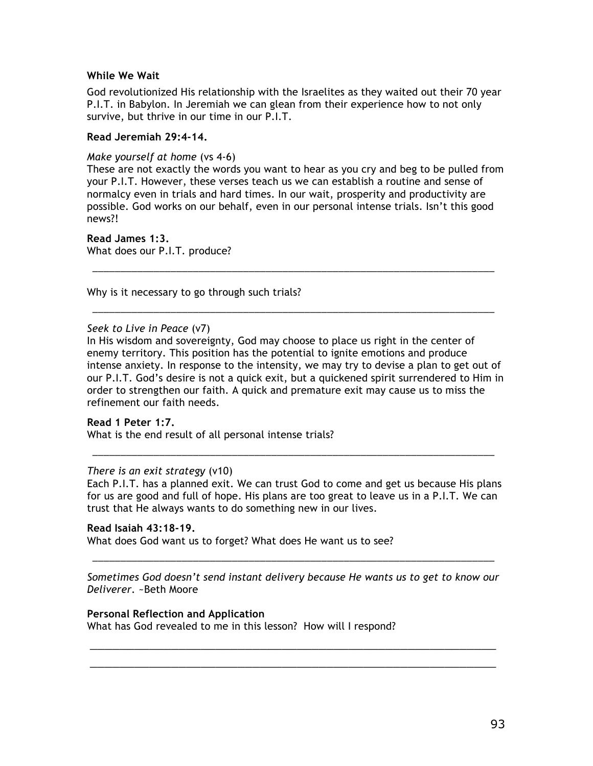**While We Wait**

God revolutionized His relationship with the Israelites as they waited out their 70 year P.I.T. in Babylon. In Jeremiah we can glean from their experience how to not only survive, but thrive in our time in our P.I.T.

**Read Jeremiah 29:4-14.**

*Make yourself at home* (vs 4-6)
These are not exactly the words you want to hear as you cry and beg to be pulled from your P.I.T. However, these verses teach us we can establish a routine and sense of normalcy even in trials and hard times. In our wait, prosperity and productivity are possible. God works on our behalf, even in our personal intense trials. Isn't this good news?!

**Read James 1:3.**
What does our P.I.T. produce?

______________________________________________________________________________

Why is it necessary to go through such trials?

______________________________________________________________________________

*Seek to Live in Peace* (v7)
In His wisdom and sovereignty, God may choose to place us right in the center of enemy territory. This position has the potential to ignite emotions and produce intense anxiety. In response to the intensity, we may try to devise a plan to get out of our P.I.T. God's desire is not a quick exit, but a quickened spirit surrendered to Him in order to strengthen our faith. A quick and premature exit may cause us to miss the refinement our faith needs.

**Read 1 Peter 1:7.**
What is the end result of all personal intense trials?

______________________________________________________________________________

*There is an exit strategy* (v10)
Each P.I.T. has a planned exit. We can trust God to come and get us because His plans for us are good and full of hope. His plans are too great to leave us in a P.I.T. We can trust that He always wants to do something new in our lives.

**Read Isaiah 43:18-19.**
What does God want us to forget? What does He want us to see?

______________________________________________________________________________

*Sometimes God doesn't send instant delivery because He wants us to get to know our Deliverer.* ~Beth Moore

**Personal Reflection and Application**
What has God revealed to me in this lesson? How will I respond?

______________________________________________________________________________

______________________________________________________________________________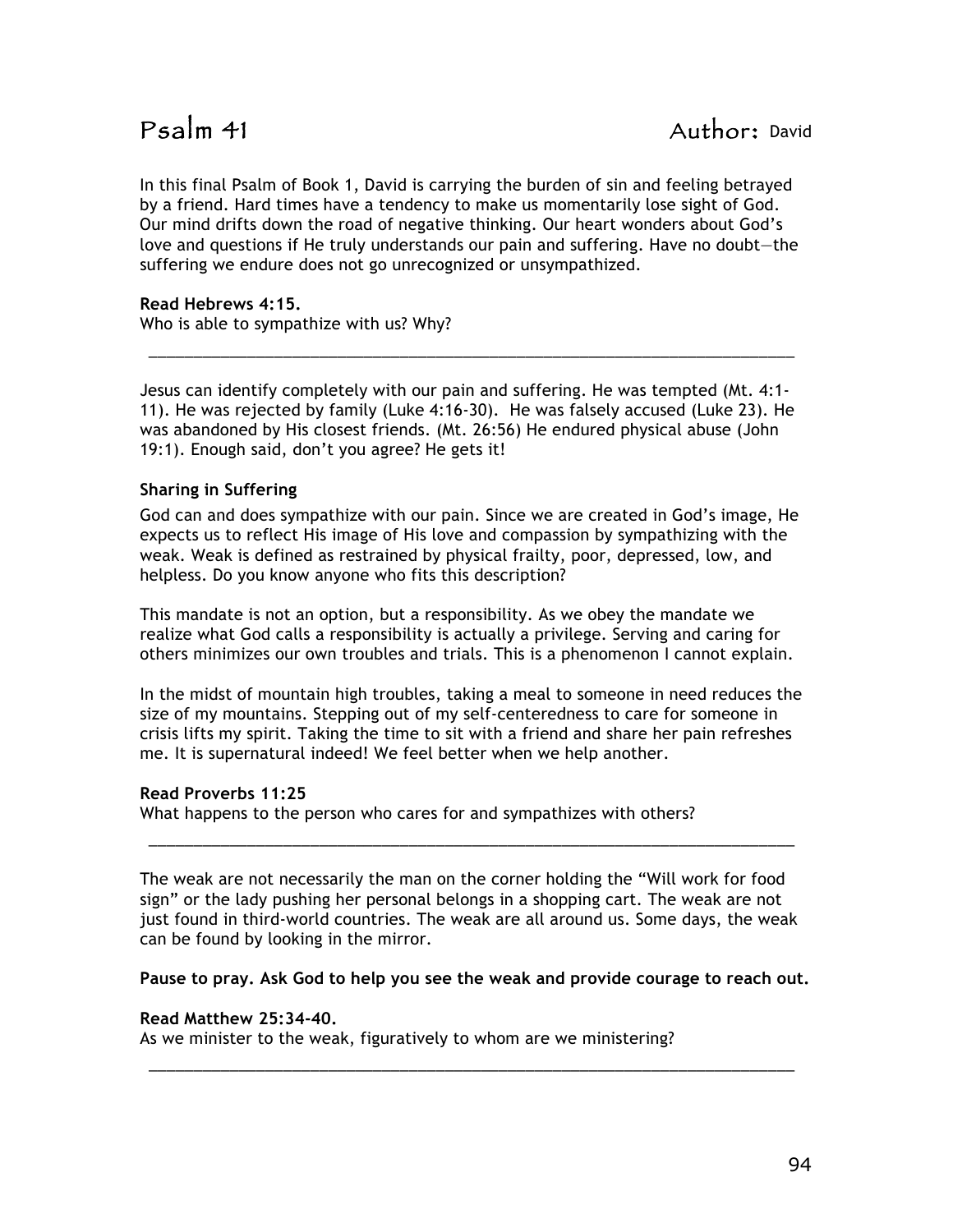# Psalm 41 Author: David

In this final Psalm of Book 1, David is carrying the burden of sin and feeling betrayed by a friend. Hard times have a tendency to make us momentarily lose sight of God. Our mind drifts down the road of negative thinking. Our heart wonders about God's love and questions if He truly understands our pain and suffering. Have no doubt—the suffering we endure does not go unrecognized or unsympathized.

**Read Hebrews 4:15.**
Who is able to sympathize with us? Why?

_____________________________________________________________________________

Jesus can identify completely with our pain and suffering. He was tempted (Mt. 4:1-11). He was rejected by family (Luke 4:16-30). He was falsely accused (Luke 23). He was abandoned by His closest friends. (Mt. 26:56) He endured physical abuse (John 19:1). Enough said, don't you agree? He gets it!

### Sharing in Suffering

God can and does sympathize with our pain. Since we are created in God's image, He expects us to reflect His image of His love and compassion by sympathizing with the weak. Weak is defined as restrained by physical frailty, poor, depressed, low, and helpless. Do you know anyone who fits this description?

This mandate is not an option, but a responsibility. As we obey the mandate we realize what God calls a responsibility is actually a privilege. Serving and caring for others minimizes our own troubles and trials. This is a phenomenon I cannot explain.

In the midst of mountain high troubles, taking a meal to someone in need reduces the size of my mountains. Stepping out of my self-centeredness to care for someone in crisis lifts my spirit. Taking the time to sit with a friend and share her pain refreshes me. It is supernatural indeed! We feel better when we help another.

**Read Proverbs 11:25**
What happens to the person who cares for and sympathizes with others?

_____________________________________________________________________________

The weak are not necessarily the man on the corner holding the "Will work for food sign" or the lady pushing her personal belongs in a shopping cart. The weak are not just found in third-world countries. The weak are all around us. Some days, the weak can be found by looking in the mirror.

**Pause to pray. Ask God to help you see the weak and provide courage to reach out.**

**Read Matthew 25:34-40.**
As we minister to the weak, figuratively to whom are we ministering?

_____________________________________________________________________________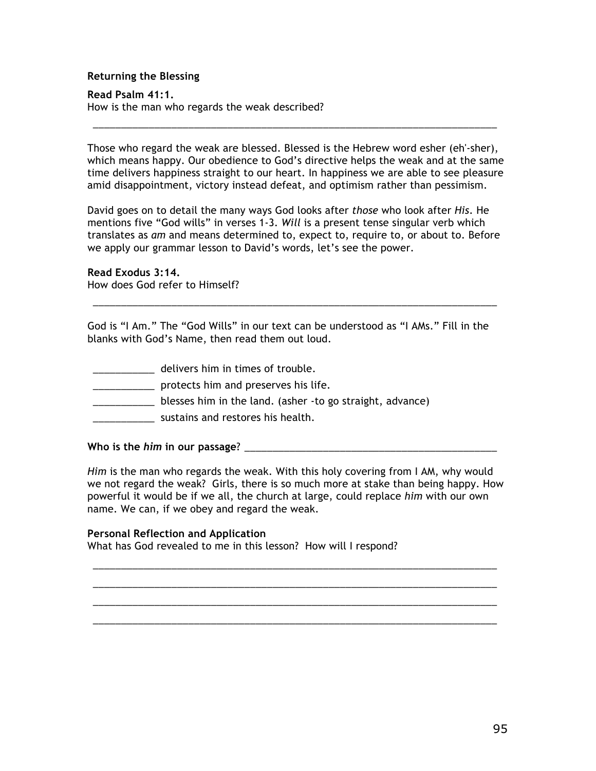**Returning the Blessing**

**Read Psalm 41:1.**
How is the man who regards the weak described?

_____________________________________________________________________________

Those who regard the weak are blessed. Blessed is the Hebrew word esher (eh'-sher), which means happy. Our obedience to God's directive helps the weak and at the same time delivers happiness straight to our heart. In happiness we are able to see pleasure amid disappointment, victory instead defeat, and optimism rather than pessimism.

David goes on to detail the many ways God looks after *those* who look after *His*. He mentions five "God wills" in verses 1-3. *Will* is a present tense singular verb which translates as *am* and means determined to, expect to, require to, or about to. Before we apply our grammar lesson to David's words, let's see the power.

**Read Exodus 3:14.**
How does God refer to Himself?

_____________________________________________________________________________

God is "I Am." The "God Wills" in our text can be understood as "I AMs." Fill in the blanks with God's Name, then read them out loud.

___________ delivers him in times of trouble.
___________ protects him and preserves his life.
___________ blesses him in the land. (asher -to go straight, advance)
___________ sustains and restores his health.

**Who is the *him* in our passage**? _______________________________________________

*Him* is the man who regards the weak. With this holy covering from I AM, why would we not regard the weak? Girls, there is so much more at stake than being happy. How powerful it would be if we all, the church at large, could replace *him* with our own name. We can, if we obey and regard the weak.

**Personal Reflection and Application**
What has God revealed to me in this lesson? How will I respond?

_____________________________________________________________________________
_____________________________________________________________________________
_____________________________________________________________________________
_____________________________________________________________________________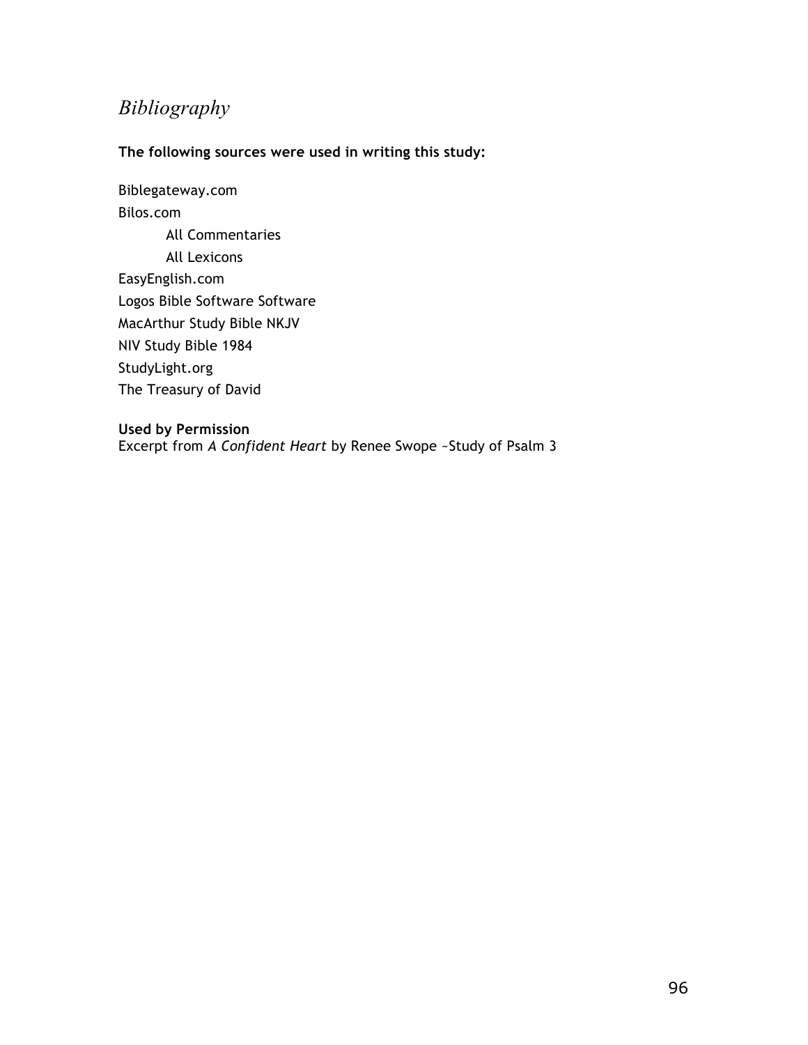# *Bibliography*

**The following sources were used in writing this study:**

Biblegateway.com
Bilos.com
  All Commentaries
  All Lexicons
EasyEnglish.com
Logos Bible Software Software
MacArthur Study Bible NKJV
NIV Study Bible 1984
StudyLight.org
The Treasury of David

**Used by Permission**
Excerpt from *A Confident Heart* by Renee Swope ~Study of Psalm 3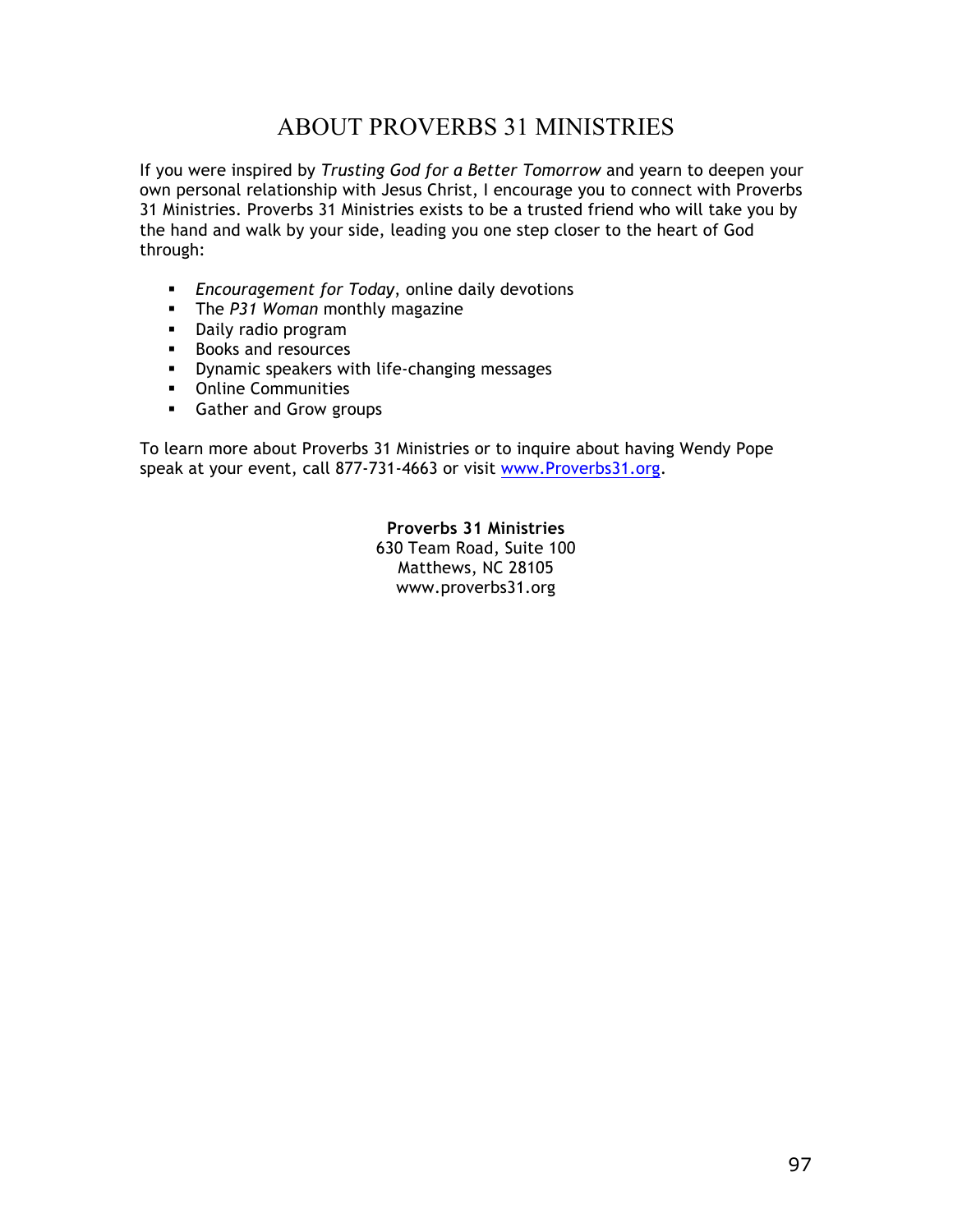# ABOUT PROVERBS 31 MINISTRIES

If you were inspired by *Trusting God for a Better Tomorrow* and yearn to deepen your own personal relationship with Jesus Christ, I encourage you to connect with Proverbs 31 Ministries. Proverbs 31 Ministries exists to be a trusted friend who will take you by the hand and walk by your side, leading you one step closer to the heart of God through:

- *Encouragement for Today*, online daily devotions
- The *P31 Woman* monthly magazine
- Daily radio program
- Books and resources
- Dynamic speakers with life-changing messages
- Online Communities
- Gather and Grow groups

To learn more about Proverbs 31 Ministries or to inquire about having Wendy Pope speak at your event, call 877-731-4663 or visit [www.Proverbs31.org](http://www.Proverbs31.org).

**Proverbs 31 Ministries**
630 Team Road, Suite 100
Matthews, NC 28105
www.proverbs31.org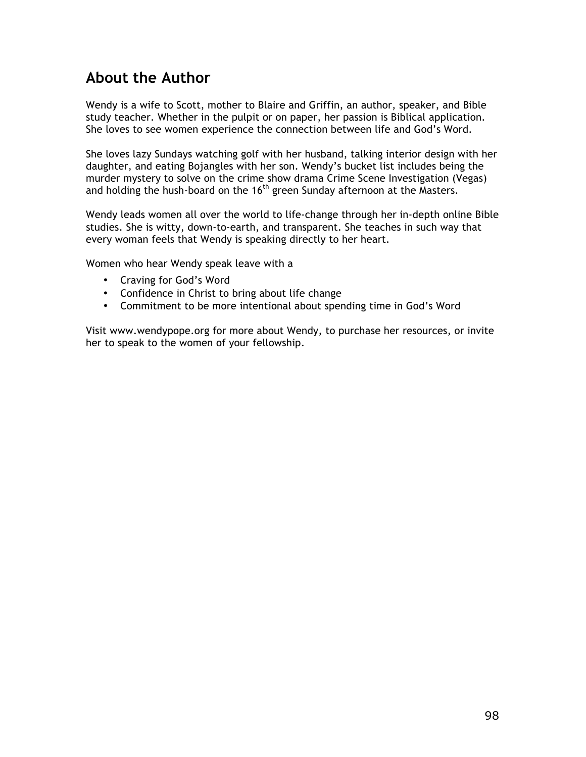## About the Author

Wendy is a wife to Scott, mother to Blaire and Griffin, an author, speaker, and Bible study teacher. Whether in the pulpit or on paper, her passion is Biblical application. She loves to see women experience the connection between life and God's Word.

She loves lazy Sundays watching golf with her husband, talking interior design with her daughter, and eating Bojangles with her son. Wendy's bucket list includes being the murder mystery to solve on the crime show drama Crime Scene Investigation (Vegas) and holding the hush-board on the 16th green Sunday afternoon at the Masters.

Wendy leads women all over the world to life-change through her in-depth online Bible studies. She is witty, down-to-earth, and transparent. She teaches in such way that every woman feels that Wendy is speaking directly to her heart.

Women who hear Wendy speak leave with a

- Craving for God's Word
- Confidence in Christ to bring about life change
- Commitment to be more intentional about spending time in God's Word

Visit www.wendypope.org for more about Wendy, to purchase her resources, or invite her to speak to the women of your fellowship.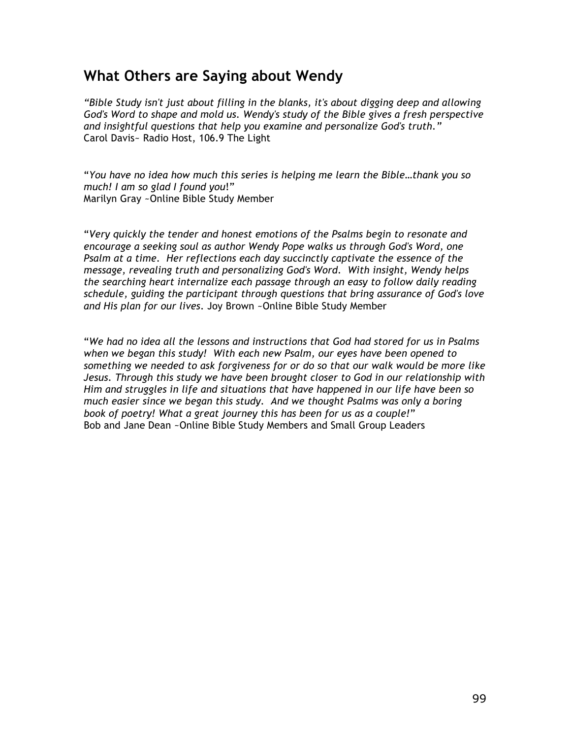## What Others are Saying about Wendy

*"Bible Study isn't just about filling in the blanks, it's about digging deep and allowing God's Word to shape and mold us. Wendy's study of the Bible gives a fresh perspective and insightful questions that help you examine and personalize God's truth."*
Carol Davis~ Radio Host, 106.9 The Light

"*You have no idea how much this series is helping me learn the Bible…thank you so much! I am so glad I found you*!"
Marilyn Gray ~Online Bible Study Member

"*Very quickly the tender and honest emotions of the Psalms begin to resonate and encourage a seeking soul as author Wendy Pope walks us through God's Word, one Psalm at a time. Her reflections each day succinctly captivate the essence of the message, revealing truth and personalizing God's Word. With insight, Wendy helps the searching heart internalize each passage through an easy to follow daily reading schedule, guiding the participant through questions that bring assurance of God's love and His plan for our lives*. Joy Brown ~Online Bible Study Member

"*We had no idea all the lessons and instructions that God had stored for us in Psalms when we began this study! With each new Psalm, our eyes have been opened to something we needed to ask forgiveness for or do so that our walk would be more like Jesus. Through this study we have been brought closer to God in our relationship with Him and struggles in life and situations that have happened in our life have been so much easier since we began this study. And we thought Psalms was only a boring book of poetry! What a great journey this has been for us as a couple!*"
Bob and Jane Dean ~Online Bible Study Members and Small Group Leaders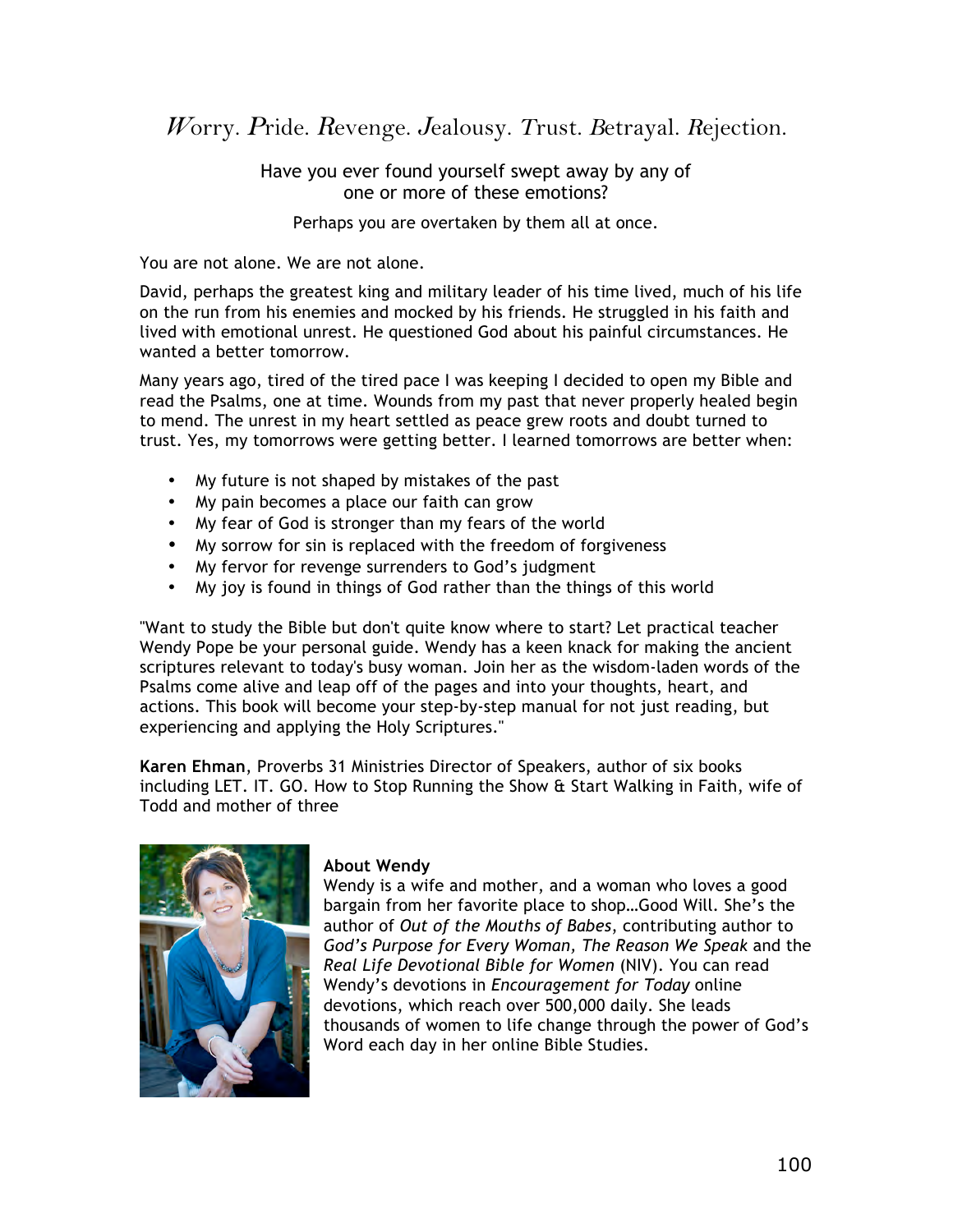*W*orry. *P*ride. *R*evenge. *J*ealousy. *T*rust. *B*etrayal. *R*ejection.

Have you ever found yourself swept away by any of one or more of these emotions?

Perhaps you are overtaken by them all at once.

You are not alone. We are not alone.

David, perhaps the greatest king and military leader of his time lived, much of his life on the run from his enemies and mocked by his friends. He struggled in his faith and lived with emotional unrest. He questioned God about his painful circumstances. He wanted a better tomorrow.

Many years ago, tired of the tired pace I was keeping I decided to open my Bible and read the Psalms, one at time. Wounds from my past that never properly healed begin to mend. The unrest in my heart settled as peace grew roots and doubt turned to trust. Yes, my tomorrows were getting better. I learned tomorrows are better when:

- My future is not shaped by mistakes of the past
- My pain becomes a place our faith can grow
- My fear of God is stronger than my fears of the world
- My sorrow for sin is replaced with the freedom of forgiveness
- My fervor for revenge surrenders to God's judgment
- My joy is found in things of God rather than the things of this world

"Want to study the Bible but don't quite know where to start? Let practical teacher Wendy Pope be your personal guide. Wendy has a keen knack for making the ancient scriptures relevant to today's busy woman. Join her as the wisdom-laden words of the Psalms come alive and leap off of the pages and into your thoughts, heart, and actions. This book will become your step-by-step manual for not just reading, but experiencing and applying the Holy Scriptures."

**Karen Ehman**, Proverbs 31 Ministries Director of Speakers, author of six books including LET. IT. GO. How to Stop Running the Show & Start Walking in Faith, wife of Todd and mother of three

**About Wendy**
Wendy is a wife and mother, and a woman who loves a good bargain from her favorite place to shop…Good Will. She's the author of *Out of the Mouths of Babes*, contributing author to *God's Purpose for Every Woman, The Reason We Speak* and the *Real Life Devotional Bible for Women* (NIV). You can read Wendy's devotions in *Encouragement for Today* online devotions, which reach over 500,000 daily. She leads thousands of women to life change through the power of God's Word each day in her online Bible Studies.